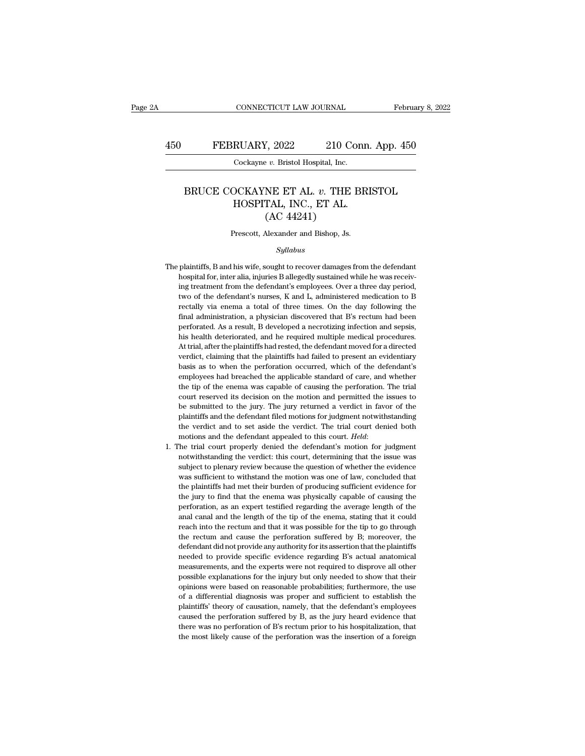# BRUCE COCKAYNE ET AL. *v.* THE BRISTOL HOSPITAL, INC., ET AL.

(AC 44241)

Prescott, Alexander and Bishop, Js.

*Syllabus*

The plaintiffs, B and his wife, sought to recover damages from the defendant hospital for, inter alia, injuries B allegedly sustained while he was receiving treatment from the defendant's employees. Over a three day period, two of the defendant's nurses, K and L, administered medication to B rectally via enema a total of three times. On the day following the final administration, a physician discovered that B's rectum had been perforated. As a result, B developed a necrotizing infection and sepsis, his health deteriorated, and he required multiple medical procedures. At trial, after the plaintiffs had rested, the defendant moved for a directed verdict, claiming that the plaintiffs had failed to present an evidentiary basis as to when the perforation occurred, which of the defendant's employees had breached the applicable standard of care, and whether the tip of the enema was capable of causing the perforation. The trial court reserved its decision on the motion and permitted the issues to be submitted to the jury. The jury returned a verdict in favor of the plaintiffs and the defendant filed motions for judgment notwithstanding the verdict and to set aside the verdict. The trial court denied both motions and the defendant appealed to this court. *Held*:

1. The trial court properly denied the defendant's motion for judgment notwithstanding the verdict: this court, determining that the issue was subject to plenary review because the question of whether the evidence was sufficient to withstand the motion was one of law, concluded that the plaintiffs had met their burden of producing sufficient evidence for the jury to find that the enema was physically capable of causing the perforation, as an expert testified regarding the average length of the anal canal and the length of the tip of the enema, stating that it could reach into the rectum and that it was possible for the tip to go through the rectum and cause the perforation suffered by B; moreover, the defendant did not provide any authority for its assertion that the plaintiffs needed to provide specific evidence regarding B's actual anatomical measurements, and the experts were not required to disprove all other possible explanations for the injury but only needed to show that their opinions were based on reasonable probabilities; furthermore, the use of a differential diagnosis was proper and sufficient to establish the plaintiffs' theory of causation, namely, that the defendant's employees caused the perforation suffered by B, as the jury heard evidence that there was no perforation of B's rectum prior to his hospitalization, that the most likely cause of the perforation was the insertion of a foreign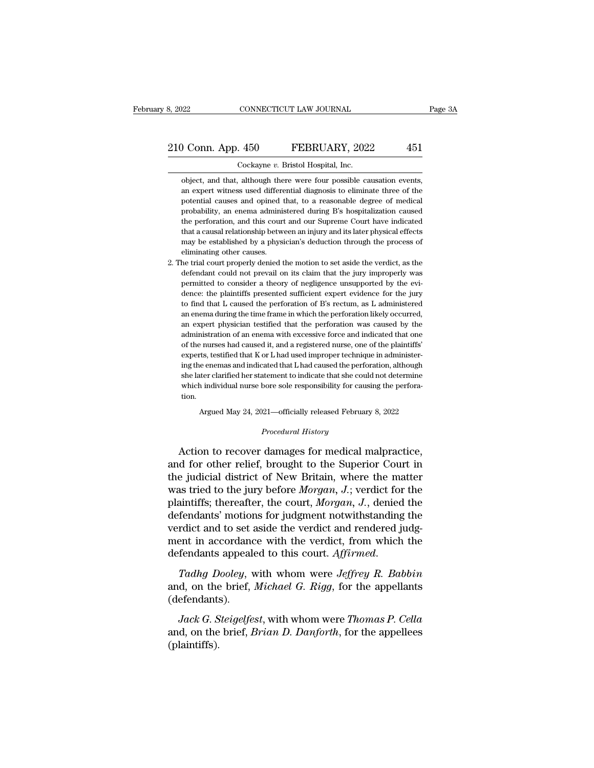object, and that, although there were four possible causation events, an expert witness used differential diagnosis to eliminate three of the potential causes and opined that, to a reasonable degree of medical probability, an enema administered during B's hospitalization caused the perforation, and this court and our Supreme Court have indicated that a causal relationship between an injury and its later physical effects may be established by a physician's deduction through the process of eliminating other causes.

2. The trial court properly denied the motion to set aside the verdict, as the defendant could not prevail on its claim that the jury improperly was permitted to consider a theory of negligence unsupported by the evidence: the plaintiffs presented sufficient expert evidence for the jury to find that L caused the perforation of B's rectum, as L administered an enema during the time frame in which the perforation likely occurred, an expert physician testified that the perforation was caused by the administration of an enema with excessive force and indicated that one of the nurses had caused it, and a registered nurse, one of the plaintiffs' experts, testified that K or L had used improper technique in administering the enemas and indicated that L had caused the perforation, although she later clarified her statement to indicate that she could not determine which individual nurse bore sole responsibility for causing the perforation.

Argued May 24, 2021—officially released February 8, 2022

*Procedural History*

Action to recover damages for medical malpractice, and for other relief, brought to the Superior Court in the judicial district of New Britain, where the matter was tried to the jury before *Morgan, J.*; verdict for the plaintiffs; thereafter, the court, *Morgan, J.*, denied the defendants' motions for judgment notwithstanding the verdict and to set aside the verdict and rendered judgment in accordance with the verdict, from which the defendants appealed to this court. *Affirmed.*

*Tadhg Dooley*, with whom were *Jeffrey R. Babbin* and, on the brief, *Michael G. Rigg*, for the appellants (defendants).

*Jack G. Steigelfest*, with whom were *Thomas P. Cella* and, on the brief, *Brian D. Danforth*, for the appellees (plaintiffs).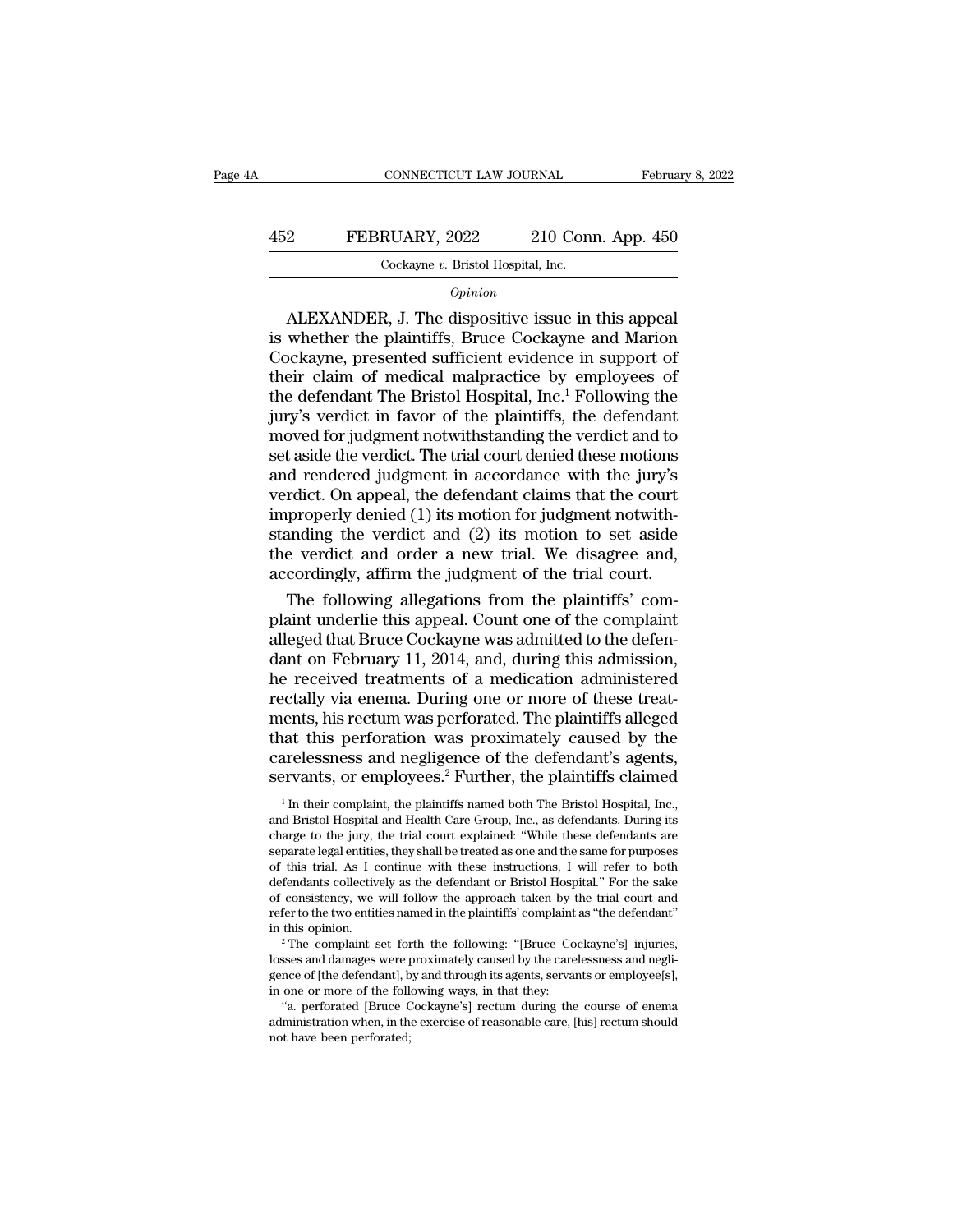*Opinion*

ALEXANDER, J. The dispositive issue in this appeal is whether the plaintiffs, Bruce Cockayne and Marion Cockayne, presented sufficient evidence in support of their claim of medical malpractice by employees of the defendant The Bristol Hospital, Inc.[1] Following the jury's verdict in favor of the plaintiffs, the defendant moved for judgment notwithstanding the verdict and to set aside the verdict. The trial court denied these motions and rendered judgment in accordance with the jury's verdict. On appeal, the defendant claims that the court improperly denied (1) its motion for judgment notwithstanding the verdict and (2) its motion to set aside the verdict and order a new trial. We disagree and, accordingly, affirm the judgment of the trial court.

The following allegations from the plaintiffs' complaint underlie this appeal. Count one of the complaint alleged that Bruce Cockayne was admitted to the defendant on February 11, 2014, and, during this admission, he received treatments of a medication administered rectally via enema. During one or more of these treatments, his rectum was perforated. The plaintiffs alleged that this perforation was proximately caused by the carelessness and negligence of the defendant's agents, servants, or employees.[2] Further, the plaintiffs claimed

[1] In their complaint, the plaintiffs named both The Bristol Hospital, Inc., and Bristol Hospital and Health Care Group, Inc., as defendants. During its charge to the jury, the trial court explained: "While these defendants are separate legal entities, they shall be treated as one and the same for purposes of this trial. As I continue with these instructions, I will refer to both defendants collectively as the defendant or Bristol Hospital." For the sake of consistency, we will follow the approach taken by the trial court and refer to the two entities named in the plaintiffs' complaint as "the defendant" in this opinion.

[2] The complaint set forth the following: "[Bruce Cockayne's] injuries, losses and damages were proximately caused by the carelessness and negligence of [the defendant], by and through its agents, servants or employee[s], in one or more of the following ways, in that they:

"a. perforated [Bruce Cockayne's] rectum during the course of enema administration when, in the exercise of reasonable care, [his] rectum should not have been perforated;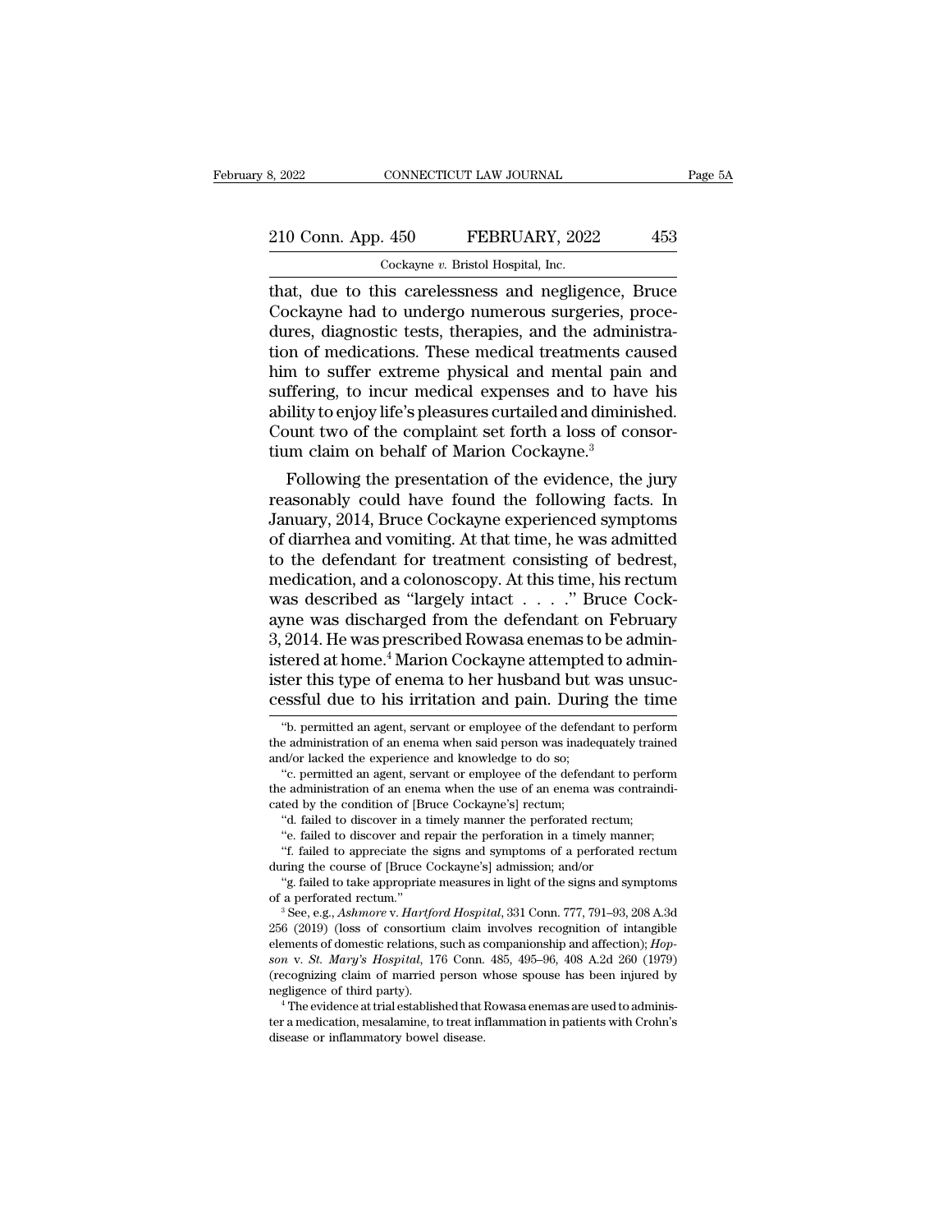that, due to this carelessness and negligence, Bruce Cockayne had to undergo numerous surgeries, procedures, diagnostic tests, therapies, and the administration of medications. These medical treatments caused him to suffer extreme physical and mental pain and suffering, to incur medical expenses and to have his ability to enjoy life's pleasures curtailed and diminished. Count two of the complaint set forth a loss of consortium claim on behalf of Marion Cockayne.[3]

Following the presentation of the evidence, the jury reasonably could have found the following facts. In January, 2014, Bruce Cockayne experienced symptoms of diarrhea and vomiting. At that time, he was admitted to the defendant for treatment consisting of bedrest, medication, and a colonoscopy. At this time, his rectum was described as "largely intact . . . ." Bruce Cockayne was discharged from the defendant on February 3, 2014. He was prescribed Rowasa enemas to be administered at home.[4] Marion Cockayne attempted to administer this type of enema to her husband but was unsuccessful due to his irritation and pain. During the time

"b. permitted an agent, servant or employee of the defendant to perform the administration of an enema when said person was inadequately trained and/or lacked the experience and knowledge to do so;

"c. permitted an agent, servant or employee of the defendant to perform the administration of an enema when the use of an enema was contraindicated by the condition of [Bruce Cockayne's] rectum;

"d. failed to discover in a timely manner the perforated rectum;

"e. failed to discover and repair the perforation in a timely manner;

"f. failed to appreciate the signs and symptoms of a perforated rectum during the course of [Bruce Cockayne's] admission; and/or

"g. failed to take appropriate measures in light of the signs and symptoms of a perforated rectum."

[3] See, e.g., *Ashmore* v. *Hartford Hospital*, 331 Conn. 777, 791–93, 208 A.3d 256 (2019) (loss of consortium claim involves recognition of intangible elements of domestic relations, such as companionship and affection); *Hopson* v. *St. Mary's Hospital*, 176 Conn. 485, 495–96, 408 A.2d 260 (1979) (recognizing claim of married person whose spouse has been injured by negligence of third party).

[4] The evidence at trial established that Rowasa enemas are used to administer a medication, mesalamine, to treat inflammation in patients with Crohn's disease or inflammatory bowel disease.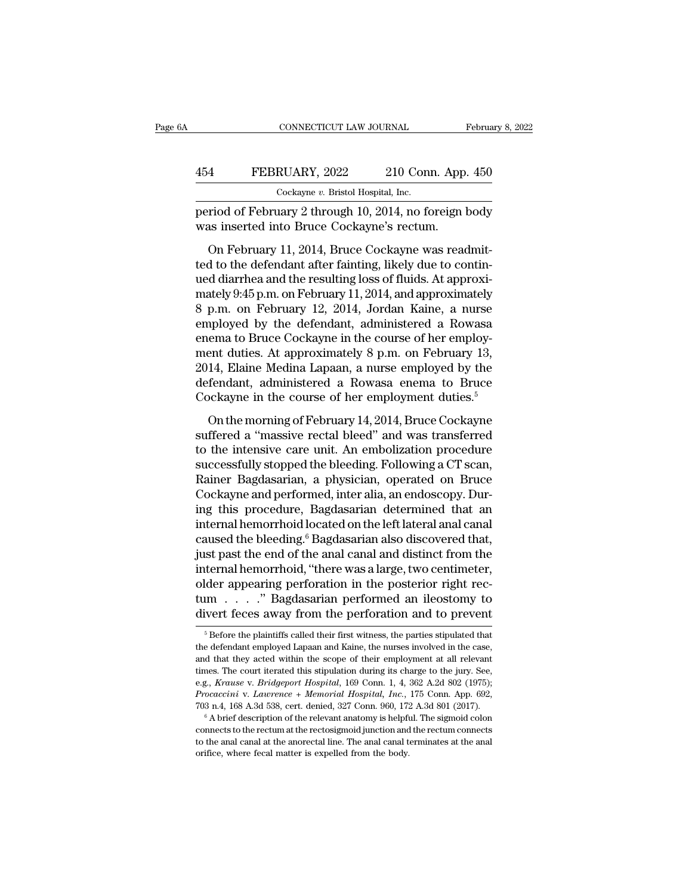period of February 2 through 10, 2014, no foreign body was inserted into Bruce Cockayne's rectum.

On February 11, 2014, Bruce Cockayne was readmitted to the defendant after fainting, likely due to continued diarrhea and the resulting loss of fluids. At approximately 9:45 p.m. on February 11, 2014, and approximately 8 p.m. on February 12, 2014, Jordan Kaine, a nurse employed by the defendant, administered a Rowasa enema to Bruce Cockayne in the course of her employment duties. At approximately 8 p.m. on February 13, 2014, Elaine Medina Lapaan, a nurse employed by the defendant, administered a Rowasa enema to Bruce Cockayne in the course of her employment duties.[5]

On the morning of February 14, 2014, Bruce Cockayne suffered a "massive rectal bleed" and was transferred to the intensive care unit. An embolization procedure successfully stopped the bleeding. Following a CT scan, Rainer Bagdasarian, a physician, operated on Bruce Cockayne and performed, inter alia, an endoscopy. During this procedure, Bagdasarian determined that an internal hemorrhoid located on the left lateral anal canal caused the bleeding.[6] Bagdasarian also discovered that, just past the end of the anal canal and distinct from the internal hemorrhoid, "there was a large, two centimeter, older appearing perforation in the posterior right rectum . . . ." Bagdasarian performed an ileostomy to divert feces away from the perforation and to prevent

[5] Before the plaintiffs called their first witness, the parties stipulated that the defendant employed Lapaan and Kaine, the nurses involved in the case, and that they acted within the scope of their employment at all relevant times. The court iterated this stipulation during its charge to the jury. See, e.g., *Krause* v. *Bridgeport Hospital*, 169 Conn. 1, 4, 362 A.2d 802 (1975); *Procaccini* v. *Lawrence + Memorial Hospital, Inc.*, 175 Conn. App. 692, 703 n.4, 168 A.3d 538, cert. denied, 327 Conn. 960, 172 A.3d 801 (2017).

[6] A brief description of the relevant anatomy is helpful. The sigmoid colon connects to the rectum at the rectosigmoid junction and the rectum connects to the anal canal at the anorectal line. The anal canal terminates at the anal orifice, where fecal matter is expelled from the body.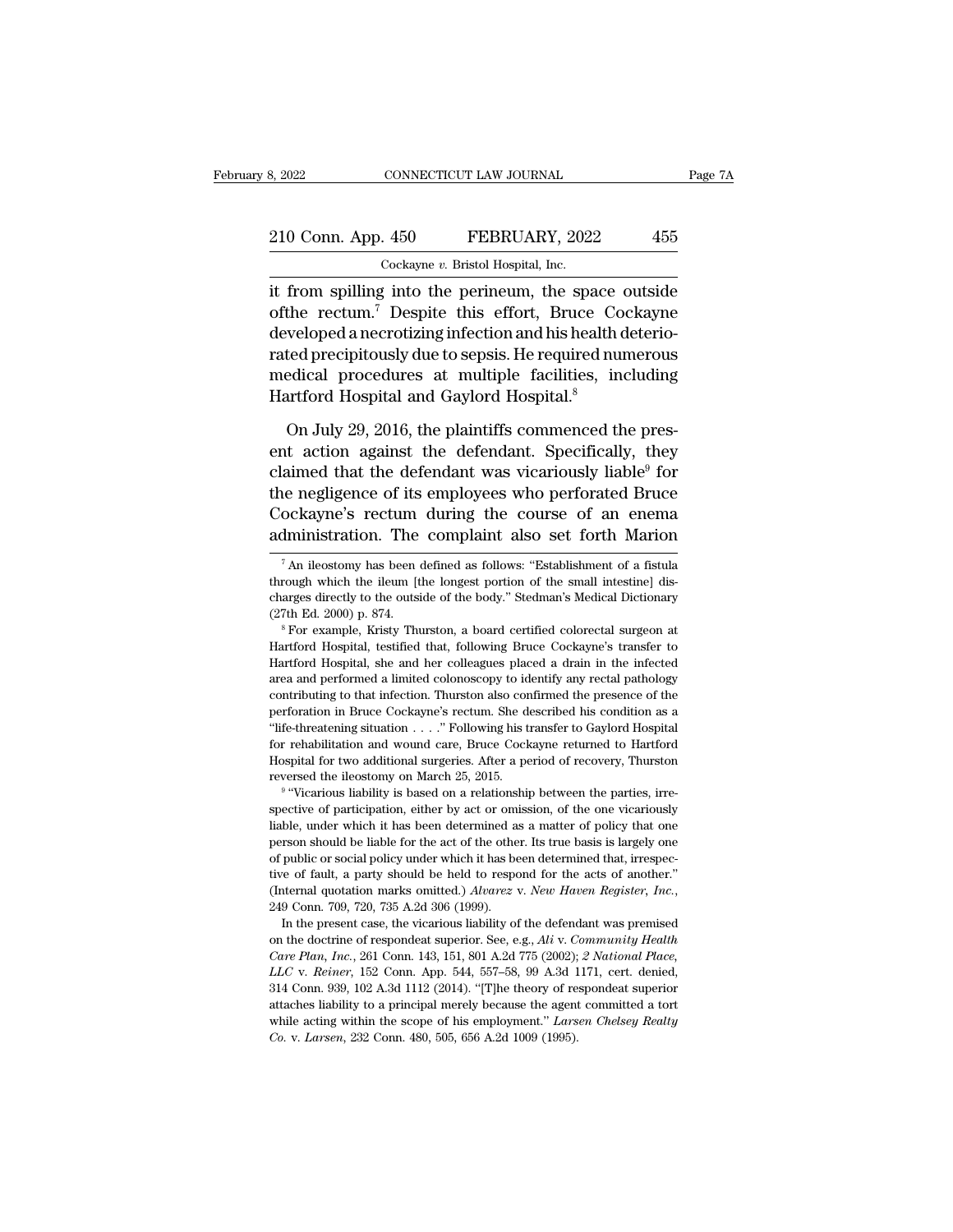it from spilling into the perineum, the space outside ofthe rectum.[7] Despite this effort, Bruce Cockayne developed a necrotizing infection and his health deteriorated precipitously due to sepsis. He required numerous medical procedures at multiple facilities, including Hartford Hospital and Gaylord Hospital.[8]

On July 29, 2016, the plaintiffs commenced the present action against the defendant. Specifically, they claimed that the defendant was vicariously liable[9] for the negligence of its employees who perforated Bruce Cockayne's rectum during the course of an enema administration. The complaint also set forth Marion

---

[7] An ileostomy has been defined as follows: "Establishment of a fistula through which the ileum [the longest portion of the small intestine] discharges directly to the outside of the body." Stedman's Medical Dictionary (27th Ed. 2000) p. 874.

[8] For example, Kristy Thurston, a board certified colorectal surgeon at Hartford Hospital, testified that, following Bruce Cockayne's transfer to Hartford Hospital, she and her colleagues placed a drain in the infected area and performed a limited colonoscopy to identify any rectal pathology contributing to that infection. Thurston also confirmed the presence of the perforation in Bruce Cockayne's rectum. She described his condition as a "life-threatening situation . . . ." Following his transfer to Gaylord Hospital for rehabilitation and wound care, Bruce Cockayne returned to Hartford Hospital for two additional surgeries. After a period of recovery, Thurston reversed the ileostomy on March 25, 2015.

[9] "Vicarious liability is based on a relationship between the parties, irrespective of participation, either by act or omission, of the one vicariously liable, under which it has been determined as a matter of policy that one person should be liable for the act of the other. Its true basis is largely one of public or social policy under which it has been determined that, irrespective of fault, a party should be held to respond for the acts of another." (Internal quotation marks omitted.) *Alvarez* v. *New Haven Register, Inc.*, 249 Conn. 709, 720, 735 A.2d 306 (1999).

In the present case, the vicarious liability of the defendant was premised on the doctrine of respondeat superior. See, e.g., *Ali* v. *Community Health Care Plan, Inc.*, 261 Conn. 143, 151, 801 A.2d 775 (2002); *2 National Place, LLC* v. *Reiner*, 152 Conn. App. 544, 557–58, 99 A.3d 1171, cert. denied, 314 Conn. 939, 102 A.3d 1112 (2014). "[T]he theory of respondeat superior attaches liability to a principal merely because the agent committed a tort while acting within the scope of his employment." *Larsen Chelsey Realty Co.* v. *Larsen*, 232 Conn. 480, 505, 656 A.2d 1009 (1995).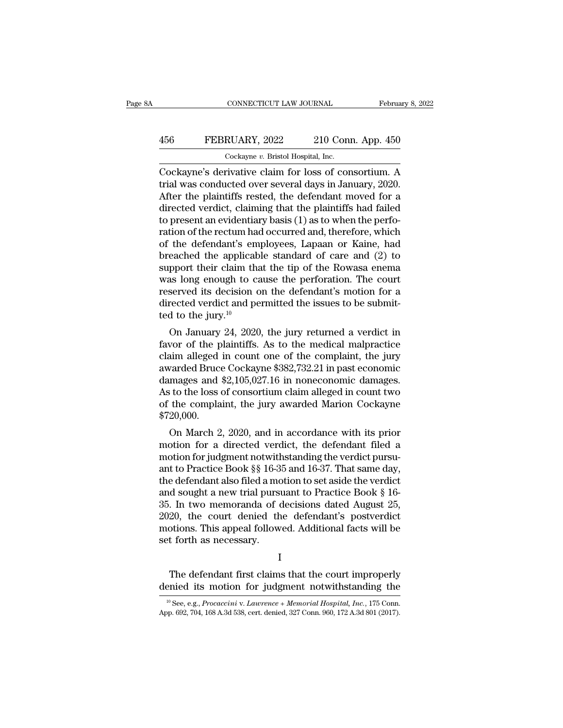Cockayne's derivative claim for loss of consortium. A trial was conducted over several days in January, 2020. After the plaintiffs rested, the defendant moved for a directed verdict, claiming that the plaintiffs had failed to present an evidentiary basis (1) as to when the perforation of the rectum had occurred and, therefore, which of the defendant's employees, Lapaan or Kaine, had breached the applicable standard of care and (2) to support their claim that the tip of the Rowasa enema was long enough to cause the perforation. The court reserved its decision on the defendant's motion for a directed verdict and permitted the issues to be submitted to the jury.[10]

On January 24, 2020, the jury returned a verdict in favor of the plaintiffs. As to the medical malpractice claim alleged in count one of the complaint, the jury awarded Bruce Cockayne $382,732.21 in past economic damages and $2,105,027.16 in noneconomic damages. As to the loss of consortium claim alleged in count two of the complaint, the jury awarded Marion Cockayne $720,000.

On March 2, 2020, and in accordance with its prior motion for a directed verdict, the defendant filed a motion for judgment notwithstanding the verdict pursuant to Practice Book §§ 16-35 and 16-37. That same day, the defendant also filed a motion to set aside the verdict and sought a new trial pursuant to Practice Book § 16-35. In two memoranda of decisions dated August 25, 2020, the court denied the defendant's postverdict motions. This appeal followed. Additional facts will be set forth as necessary.

## I

The defendant first claims that the court improperly denied its motion for judgment notwithstanding the

[10] See, e.g., *Procaccini* v. *Lawrence + Memorial Hospital, Inc.*, 175 Conn. App. 692, 704, 168 A.3d 538, cert. denied, 327 Conn. 960, 172 A.3d 801 (2017).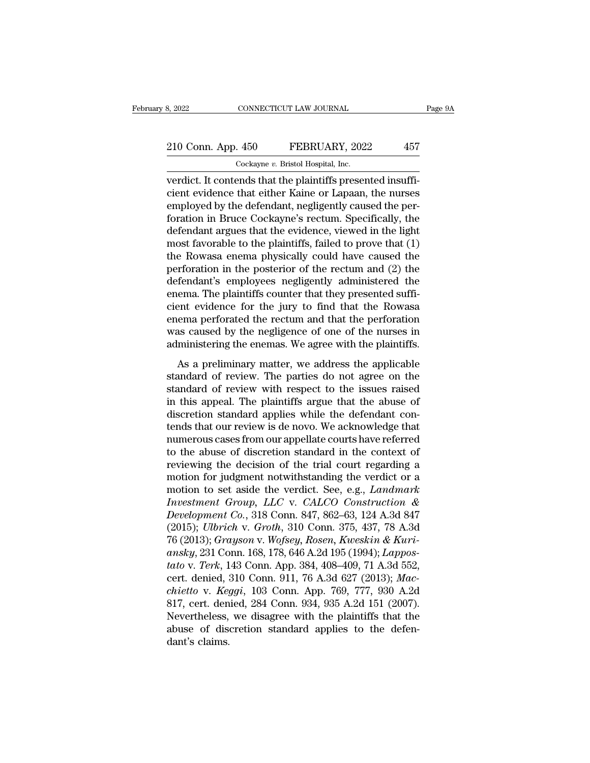verdict. It contends that the plaintiffs presented insufficient evidence that either Kaine or Lapaan, the nurses employed by the defendant, negligently caused the perforation in Bruce Cockayne's rectum. Specifically, the defendant argues that the evidence, viewed in the light most favorable to the plaintiffs, failed to prove that (1) the Rowasa enema physically could have caused the perforation in the posterior of the rectum and (2) the defendant's employees negligently administered the enema. The plaintiffs counter that they presented sufficient evidence for the jury to find that the Rowasa enema perforated the rectum and that the perforation was caused by the negligence of one of the nurses in administering the enemas. We agree with the plaintiffs.

As a preliminary matter, we address the applicable standard of review. The parties do not agree on the standard of review with respect to the issues raised in this appeal. The plaintiffs argue that the abuse of discretion standard applies while the defendant contends that our review is de novo. We acknowledge that numerous cases from our appellate courts have referred to the abuse of discretion standard in the context of reviewing the decision of the trial court regarding a motion for judgment notwithstanding the verdict or a motion to set aside the verdict. See, e.g., *Landmark Investment Group, LLC* v. *CALCO Construction & Development Co.*, 318 Conn. 847, 862–63, 124 A.3d 847 (2015); *Ulbrich* v. *Groth*, 310 Conn. 375, 437, 78 A.3d 76 (2013); *Grayson* v. *Wofsey, Rosen, Kweskin & Kuriansky*, 231 Conn. 168, 178, 646 A.2d 195 (1994); *Lappostato* v. *Terk*, 143 Conn. App. 384, 408–409, 71 A.3d 552, cert. denied, 310 Conn. 911, 76 A.3d 627 (2013); *Macchietto* v. *Keggi*, 103 Conn. App. 769, 777, 930 A.2d 817, cert. denied, 284 Conn. 934, 935 A.2d 151 (2007). Nevertheless, we disagree with the plaintiffs that the abuse of discretion standard applies to the defendant's claims.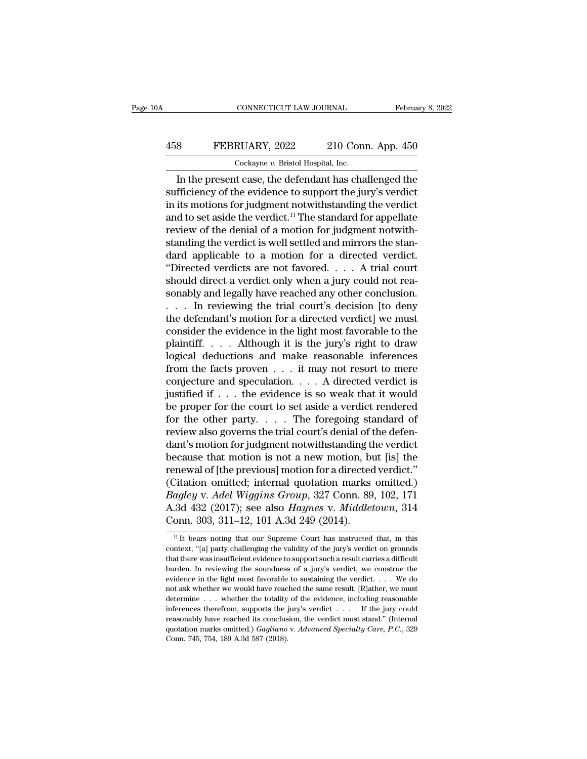In the present case, the defendant has challenged the sufficiency of the evidence to support the jury's verdict in its motions for judgment notwithstanding the verdict and to set aside the verdict.[11] The standard for appellate review of the denial of a motion for judgment notwithstanding the verdict is well settled and mirrors the standard applicable to a motion for a directed verdict. "Directed verdicts are not favored. . . . A trial court should direct a verdict only when a jury could not reasonably and legally have reached any other conclusion. . . . In reviewing the trial court's decision [to deny the defendant's motion for a directed verdict] we must consider the evidence in the light most favorable to the plaintiff. . . . Although it is the jury's right to draw logical deductions and make reasonable inferences from the facts proven . . . it may not resort to mere conjecture and speculation. . . . A directed verdict is justified if . . . the evidence is so weak that it would be proper for the court to set aside a verdict rendered for the other party. . . . The foregoing standard of review also governs the trial court's denial of the defendant's motion for judgment notwithstanding the verdict because that motion is not a new motion, but [is] the renewal of [the previous] motion for a directed verdict." (Citation omitted; internal quotation marks omitted.) *Bagley* v. *Adel Wiggins Group*, 327 Conn. 89, 102, 171 A.3d 432 (2017); see also *Haynes* v. *Middletown*, 314 Conn. 303, 311–12, 101 A.3d 249 (2014).

[11] It bears noting that our Supreme Court has instructed that, in this context, "[a] party challenging the validity of the jury's verdict on grounds that there was insufficient evidence to support such a result carries a difficult burden. In reviewing the soundness of a jury's verdict, we construe the evidence in the light most favorable to sustaining the verdict. . . . We do not ask whether we would have reached the same result. [R]ather, we must determine . . . whether the totality of the evidence, including reasonable inferences therefrom, supports the jury's verdict . . . . If the jury could reasonably have reached its conclusion, the verdict must stand." (Internal quotation marks omitted.) *Gagliano* v. *Advanced Specialty Care, P.C.*, 329 Conn. 745, 754, 189 A.3d 587 (2018).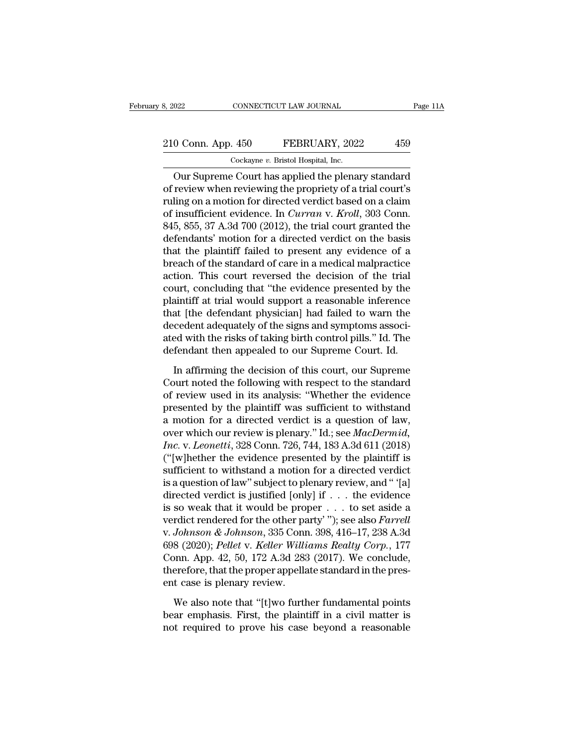Our Supreme Court has applied the plenary standard of review when reviewing the propriety of a trial court's ruling on a motion for directed verdict based on a claim of insufficient evidence. In *Curran* v. *Kroll*, 303 Conn. 845, 855, 37 A.3d 700 (2012), the trial court granted the defendants' motion for a directed verdict on the basis that the plaintiff failed to present any evidence of a breach of the standard of care in a medical malpractice action. This court reversed the decision of the trial court, concluding that "the evidence presented by the plaintiff at trial would support a reasonable inference that [the defendant physician] had failed to warn the decedent adequately of the signs and symptoms associated with the risks of taking birth control pills." Id. The defendant then appealed to our Supreme Court. Id.

In affirming the decision of this court, our Supreme Court noted the following with respect to the standard of review used in its analysis: "Whether the evidence presented by the plaintiff was sufficient to withstand a motion for a directed verdict is a question of law, over which our review is plenary." Id.; see *MacDermid, Inc.* v. *Leonetti*, 328 Conn. 726, 744, 183 A.3d 611 (2018) ("[w]hether the evidence presented by the plaintiff is sufficient to withstand a motion for a directed verdict is a question of law" subject to plenary review, and " '[a] directed verdict is justified [only] if . . . the evidence is so weak that it would be proper . . . to set aside a verdict rendered for the other party' "); see also *Farrell* v. *Johnson & Johnson*, 335 Conn. 398, 416–17, 238 A.3d 698 (2020); *Pellet* v. *Keller Williams Realty Corp.*, 177 Conn. App. 42, 50, 172 A.3d 283 (2017). We conclude, therefore, that the proper appellate standard in the present case is plenary review.

We also note that "[t]wo further fundamental points bear emphasis. First, the plaintiff in a civil matter is not required to prove his case beyond a reasonable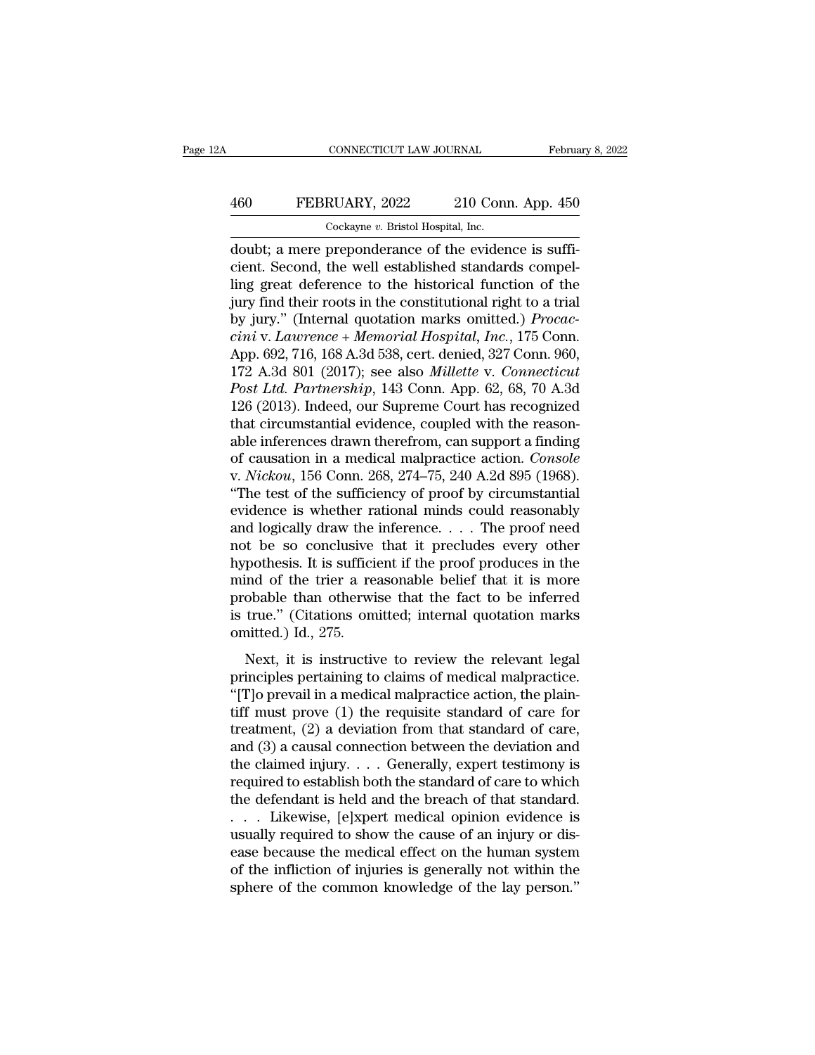doubt; a mere preponderance of the evidence is sufficient. Second, the well established standards compelling great deference to the historical function of the jury find their roots in the constitutional right to a trial by jury." (Internal quotation marks omitted.) *Procaccini* v. *Lawrence + Memorial Hospital, Inc.*, 175 Conn. App. 692, 716, 168 A.3d 538, cert. denied, 327 Conn. 960, 172 A.3d 801 (2017); see also *Millette* v. *Connecticut Post Ltd. Partnership*, 143 Conn. App. 62, 68, 70 A.3d 126 (2013). Indeed, our Supreme Court has recognized that circumstantial evidence, coupled with the reasonable inferences drawn therefrom, can support a finding of causation in a medical malpractice action. *Console* v. *Nickou*, 156 Conn. 268, 274–75, 240 A.2d 895 (1968). "The test of the sufficiency of proof by circumstantial evidence is whether rational minds could reasonably and logically draw the inference. . . . The proof need not be so conclusive that it precludes every other hypothesis. It is sufficient if the proof produces in the mind of the trier a reasonable belief that it is more probable than otherwise that the fact to be inferred is true." (Citations omitted; internal quotation marks omitted.) Id., 275.

Next, it is instructive to review the relevant legal principles pertaining to claims of medical malpractice. "[T]o prevail in a medical malpractice action, the plaintiff must prove (1) the requisite standard of care for treatment, (2) a deviation from that standard of care, and (3) a causal connection between the deviation and the claimed injury. . . . Generally, expert testimony is required to establish both the standard of care to which the defendant is held and the breach of that standard. . . . Likewise, [e]xpert medical opinion evidence is usually required to show the cause of an injury or disease because the medical effect on the human system of the infliction of injuries is generally not within the sphere of the common knowledge of the lay person."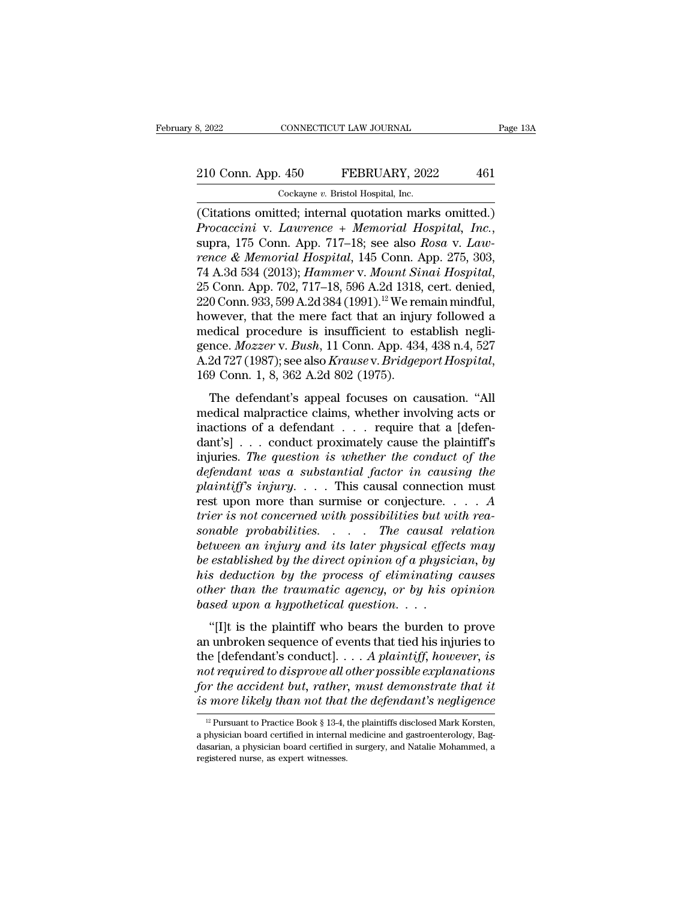(Citations omitted; internal quotation marks omitted.) *Procaccini* v. *Lawrence + Memorial Hospital, Inc.*, supra, 175 Conn. App. 717–18; see also *Rosa* v. *Lawrence & Memorial Hospital*, 145 Conn. App. 275, 303, 74 A.3d 534 (2013); *Hammer* v. *Mount Sinai Hospital*, 25 Conn. App. 702, 717–18, 596 A.2d 1318, cert. denied, 220 Conn. 933, 599 A.2d 384 (1991).[12] We remain mindful, however, that the mere fact that an injury followed a medical procedure is insufficient to establish negligence. *Mozzer* v. *Bush*, 11 Conn. App. 434, 438 n.4, 527 A.2d 727 (1987); see also *Krause* v. *Bridgeport Hospital*, 169 Conn. 1, 8, 362 A.2d 802 (1975).

The defendant's appeal focuses on causation. "All medical malpractice claims, whether involving acts or inactions of a defendant . . . require that a [defendant's] . . . conduct proximately cause the plaintiff's injuries. *The question is whether the conduct of the defendant was a substantial factor in causing the plaintiff's injury.* . . . This causal connection must rest upon more than surmise or conjecture. . . . *A trier is not concerned with possibilities but with reasonable probabilities. . . . The causal relation between an injury and its later physical effects may be established by the direct opinion of a physician, by his deduction by the process of eliminating causes other than the traumatic agency, or by his opinion based upon a hypothetical question.* . . .

"[I]t is the plaintiff who bears the burden to prove an unbroken sequence of events that tied his injuries to the [defendant's conduct]. . . . *A plaintiff, however, is not required to disprove all other possible explanations for the accident but, rather, must demonstrate that it is more likely than not that the defendant's negligence*

[12] Pursuant to Practice Book § 13-4, the plaintiffs disclosed Mark Korsten, a physician board certified in internal medicine and gastroenterology, Bagdasarian, a physician board certified in surgery, and Natalie Mohammed, a registered nurse, as expert witnesses.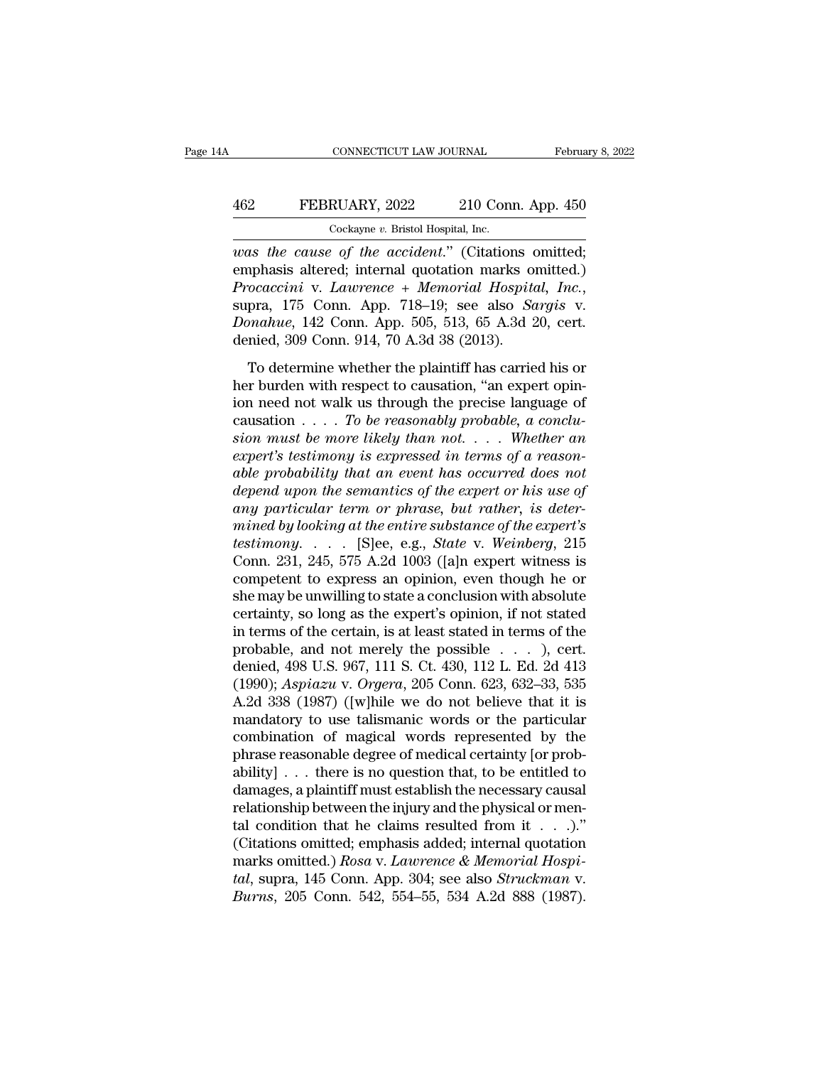*was the cause of the accident*." (Citations omitted; emphasis altered; internal quotation marks omitted.) *Procaccini* v. *Lawrence + Memorial Hospital, Inc.*, supra, 175 Conn. App. 718–19; see also *Sargis* v. *Donahue*, 142 Conn. App. 505, 513, 65 A.3d 20, cert. denied, 309 Conn. 914, 70 A.3d 38 (2013).

To determine whether the plaintiff has carried his or her burden with respect to causation, "an expert opinion need not walk us through the precise language of causation . . . . *To be reasonably probable, a conclusion must be more likely than not. . . . Whether an expert's testimony is expressed in terms of a reasonable probability that an event has occurred does not depend upon the semantics of the expert or his use of any particular term or phrase, but rather, is determined by looking at the entire substance of the expert's testimony. . . .* [S]ee, e.g., *State* v. *Weinberg*, 215 Conn. 231, 245, 575 A.2d 1003 ([a]n expert witness is competent to express an opinion, even though he or she may be unwilling to state a conclusion with absolute certainty, so long as the expert's opinion, if not stated in terms of the certain, is at least stated in terms of the probable, and not merely the possible . . . ), cert. denied, 498 U.S. 967, 111 S. Ct. 430, 112 L. Ed. 2d 413 (1990); *Aspiazu* v. *Orgera*, 205 Conn. 623, 632–33, 535 A.2d 338 (1987) ([w]hile we do not believe that it is mandatory to use talismanic words or the particular combination of magical words represented by the phrase reasonable degree of medical certainty [or probability] . . . there is no question that, to be entitled to damages, a plaintiff must establish the necessary causal relationship between the injury and the physical or mental condition that he claims resulted from it . . .)." (Citations omitted; emphasis added; internal quotation marks omitted.) *Rosa* v. *Lawrence & Memorial Hospital*, supra, 145 Conn. App. 304; see also *Struckman* v. *Burns*, 205 Conn. 542, 554–55, 534 A.2d 888 (1987).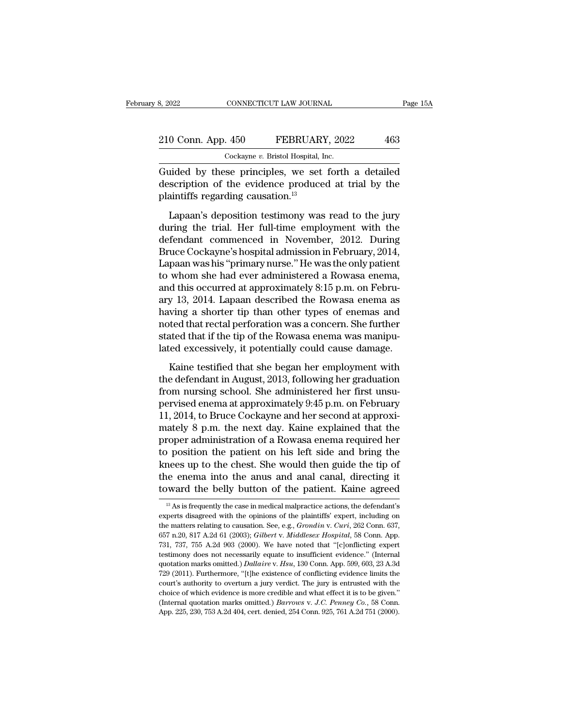Guided by these principles, we set forth a detailed description of the evidence produced at trial by the plaintiffs regarding causation.[13]

Lapaan's deposition testimony was read to the jury during the trial. Her full-time employment with the defendant commenced in November, 2012. During Bruce Cockayne's hospital admission in February, 2014, Lapaan was his "primary nurse." He was the only patient to whom she had ever administered a Rowasa enema, and this occurred at approximately 8:15 p.m. on February 13, 2014. Lapaan described the Rowasa enema as having a shorter tip than other types of enemas and noted that rectal perforation was a concern. She further stated that if the tip of the Rowasa enema was manipulated excessively, it potentially could cause damage.

Kaine testified that she began her employment with the defendant in August, 2013, following her graduation from nursing school. She administered her first unsupervised enema at approximately 9:45 p.m. on February 11, 2014, to Bruce Cockayne and her second at approximately 8 p.m. the next day. Kaine explained that the proper administration of a Rowasa enema required her to position the patient on his left side and bring the knees up to the chest. She would then guide the tip of the enema into the anus and anal canal, directing it toward the belly button of the patient. Kaine agreed

[13] As is frequently the case in medical malpractice actions, the defendant's experts disagreed with the opinions of the plaintiffs' expert, including on the matters relating to causation. See, e.g., *Grondin* v. *Curi*, 262 Conn. 637, 657 n.20, 817 A.2d 61 (2003); *Gilbert* v. *Middlesex Hospital*, 58 Conn. App. 731, 737, 755 A.2d 903 (2000). We have noted that "[c]onflicting expert testimony does not necessarily equate to insufficient evidence." (Internal quotation marks omitted.) *Dallaire* v. *Hsu*, 130 Conn. App. 599, 603, 23 A.3d 729 (2011). Furthermore, "[t]he existence of conflicting evidence limits the court's authority to overturn a jury verdict. The jury is entrusted with the choice of which evidence is more credible and what effect it is to be given." (Internal quotation marks omitted.) *Barrows* v. *J.C. Penney Co.*, 58 Conn. App. 225, 230, 753 A.2d 404, cert. denied, 254 Conn. 925, 761 A.2d 751 (2000).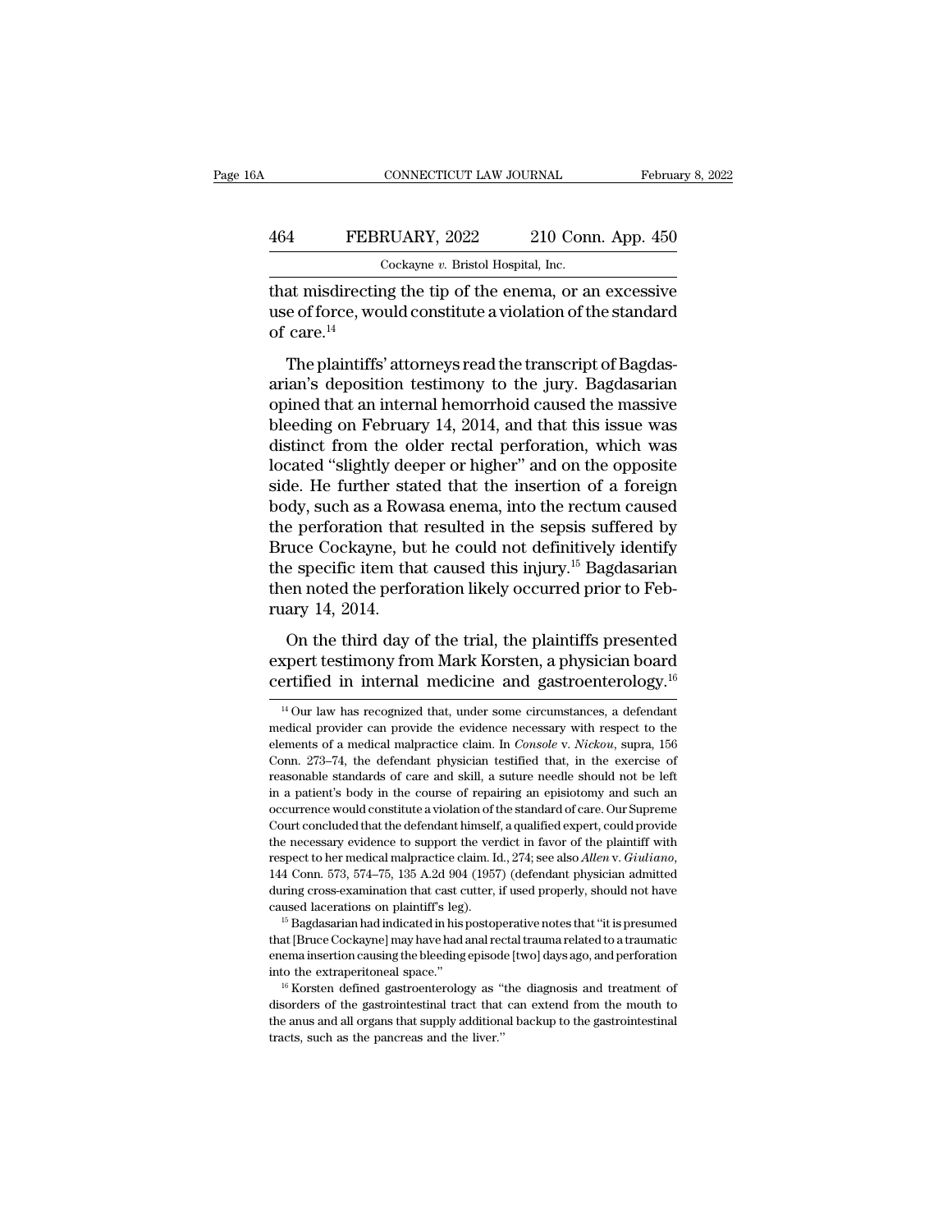that misdirecting the tip of the enema, or an excessive use of force, would constitute a violation of the standard of care.[14]

The plaintiffs' attorneys read the transcript of Bagdasarian's deposition testimony to the jury. Bagdasarian opined that an internal hemorrhoid caused the massive bleeding on February 14, 2014, and that this issue was distinct from the older rectal perforation, which was located "slightly deeper or higher" and on the opposite side. He further stated that the insertion of a foreign body, such as a Rowasa enema, into the rectum caused the perforation that resulted in the sepsis suffered by Bruce Cockayne, but he could not definitively identify the specific item that caused this injury.[15] Bagdasarian then noted the perforation likely occurred prior to February 14, 2014.

On the third day of the trial, the plaintiffs presented expert testimony from Mark Korsten, a physician board certified in internal medicine and gastroenterology.[16]

[14] Our law has recognized that, under some circumstances, a defendant medical provider can provide the evidence necessary with respect to the elements of a medical malpractice claim. In *Console* v. *Nickou*, supra, 156 Conn. 273–74, the defendant physician testified that, in the exercise of reasonable standards of care and skill, a suture needle should not be left in a patient's body in the course of repairing an episiotomy and such an occurrence would constitute a violation of the standard of care. Our Supreme Court concluded that the defendant himself, a qualified expert, could provide the necessary evidence to support the verdict in favor of the plaintiff with respect to her medical malpractice claim. Id., 274; see also *Allen* v. *Giuliano*, 144 Conn. 573, 574–75, 135 A.2d 904 (1957) (defendant physician admitted during cross-examination that cast cutter, if used properly, should not have caused lacerations on plaintiff's leg).

[15] Bagdasarian had indicated in his postoperative notes that "it is presumed that [Bruce Cockayne] may have had anal rectal trauma related to a traumatic enema insertion causing the bleeding episode [two] days ago, and perforation into the extraperitoneal space."

[16] Korsten defined gastroenterology as "the diagnosis and treatment of disorders of the gastrointestinal tract that can extend from the mouth to the anus and all organs that supply additional backup to the gastrointestinal tracts, such as the pancreas and the liver."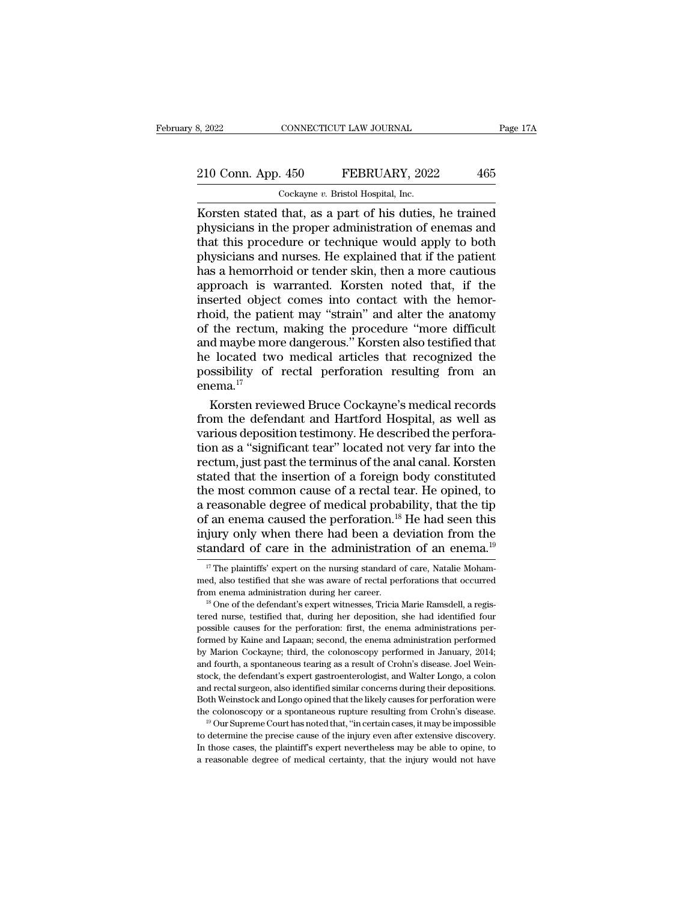Korsten stated that, as a part of his duties, he trained physicians in the proper administration of enemas and that this procedure or technique would apply to both physicians and nurses. He explained that if the patient has a hemorrhoid or tender skin, then a more cautious approach is warranted. Korsten noted that, if the inserted object comes into contact with the hemorrhoid, the patient may "strain" and alter the anatomy of the rectum, making the procedure "more difficult and maybe more dangerous." Korsten also testified that he located two medical articles that recognized the possibility of rectal perforation resulting from an enema.[17]

Korsten reviewed Bruce Cockayne's medical records from the defendant and Hartford Hospital, as well as various deposition testimony. He described the perforation as a "significant tear" located not very far into the rectum, just past the terminus of the anal canal. Korsten stated that the insertion of a foreign body constituted the most common cause of a rectal tear. He opined, to a reasonable degree of medical probability, that the tip of an enema caused the perforation.[18] He had seen this injury only when there had been a deviation from the standard of care in the administration of an enema.[19]

[17] The plaintiffs' expert on the nursing standard of care, Natalie Mohammed, also testified that she was aware of rectal perforations that occurred from enema administration during her career.

[18] One of the defendant's expert witnesses, Tricia Marie Ramsdell, a registered nurse, testified that, during her deposition, she had identified four possible causes for the perforation: first, the enema administrations performed by Kaine and Lapaan; second, the enema administration performed by Marion Cockayne; third, the colonoscopy performed in January, 2014; and fourth, a spontaneous tearing as a result of Crohn's disease. Joel Weinstock, the defendant's expert gastroenterologist, and Walter Longo, a colon and rectal surgeon, also identified similar concerns during their depositions. Both Weinstock and Longo opined that the likely causes for perforation were the colonoscopy or a spontaneous rupture resulting from Crohn's disease.

[19] Our Supreme Court has noted that, "in certain cases, it may be impossible to determine the precise cause of the injury even after extensive discovery. In those cases, the plaintiff's expert nevertheless may be able to opine, to a reasonable degree of medical certainty, that the injury would not have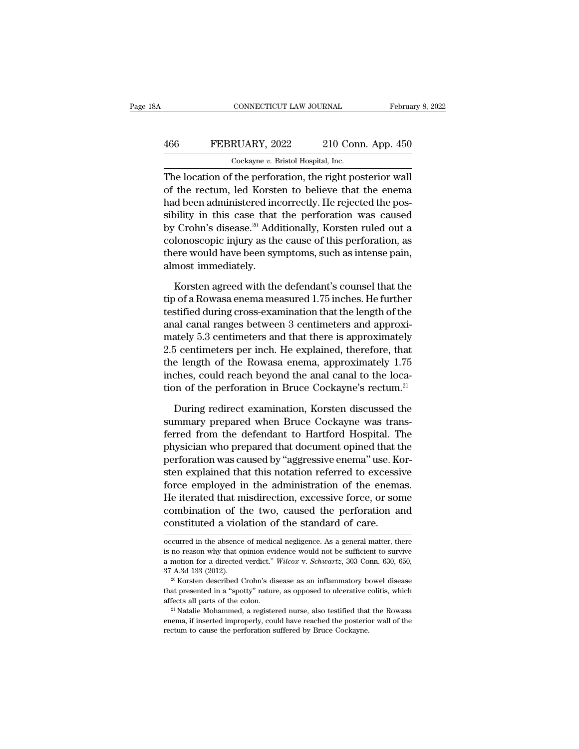The location of the perforation, the right posterior wall of the rectum, led Korsten to believe that the enema had been administered incorrectly. He rejected the possibility in this case that the perforation was caused by Crohn's disease.[20] Additionally, Korsten ruled out a colonoscopic injury as the cause of this perforation, as there would have been symptoms, such as intense pain, almost immediately.

Korsten agreed with the defendant's counsel that the tip of a Rowasa enema measured 1.75 inches. He further testified during cross-examination that the length of the anal canal ranges between 3 centimeters and approximately 5.3 centimeters and that there is approximately 2.5 centimeters per inch. He explained, therefore, that the length of the Rowasa enema, approximately 1.75 inches, could reach beyond the anal canal to the location of the perforation in Bruce Cockayne's rectum.[21]

During redirect examination, Korsten discussed the summary prepared when Bruce Cockayne was transferred from the defendant to Hartford Hospital. The physician who prepared that document opined that the perforation was caused by "aggressive enema" use. Korsten explained that this notation referred to excessive force employed in the administration of the enemas. He iterated that misdirection, excessive force, or some combination of the two, caused the perforation and constituted a violation of the standard of care.

---

occurred in the absence of medical negligence. As a general matter, there is no reason why that opinion evidence would not be sufficient to survive a motion for a directed verdict." *Wilcox* v. *Schwartz*, 303 Conn. 630, 650, 37 A.3d 133 (2012).

[20] Korsten described Crohn's disease as an inflammatory bowel disease that presented in a "spotty" nature, as opposed to ulcerative colitis, which affects all parts of the colon.

[21] Natalie Mohammed, a registered nurse, also testified that the Rowasa enema, if inserted improperly, could have reached the posterior wall of the rectum to cause the perforation suffered by Bruce Cockayne.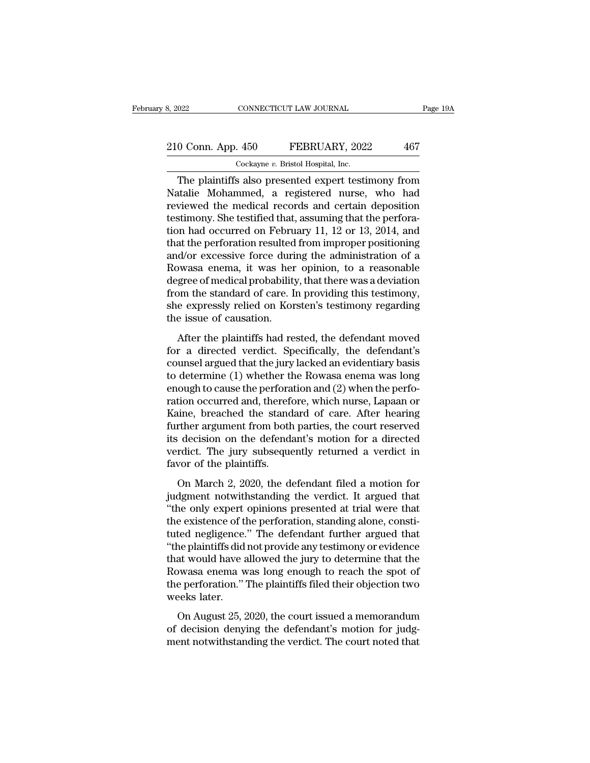The plaintiffs also presented expert testimony from Natalie Mohammed, a registered nurse, who had reviewed the medical records and certain deposition testimony. She testified that, assuming that the perforation had occurred on February 11, 12 or 13, 2014, and that the perforation resulted from improper positioning and/or excessive force during the administration of a Rowasa enema, it was her opinion, to a reasonable degree of medical probability, that there was a deviation from the standard of care. In providing this testimony, she expressly relied on Korsten's testimony regarding the issue of causation.

After the plaintiffs had rested, the defendant moved for a directed verdict. Specifically, the defendant's counsel argued that the jury lacked an evidentiary basis to determine (1) whether the Rowasa enema was long enough to cause the perforation and (2) when the perforation occurred and, therefore, which nurse, Lapaan or Kaine, breached the standard of care. After hearing further argument from both parties, the court reserved its decision on the defendant's motion for a directed verdict. The jury subsequently returned a verdict in favor of the plaintiffs.

On March 2, 2020, the defendant filed a motion for judgment notwithstanding the verdict. It argued that "the only expert opinions presented at trial were that the existence of the perforation, standing alone, constituted negligence." The defendant further argued that "the plaintiffs did not provide any testimony or evidence that would have allowed the jury to determine that the Rowasa enema was long enough to reach the spot of the perforation." The plaintiffs filed their objection two weeks later.

On August 25, 2020, the court issued a memorandum of decision denying the defendant's motion for judgment notwithstanding the verdict. The court noted that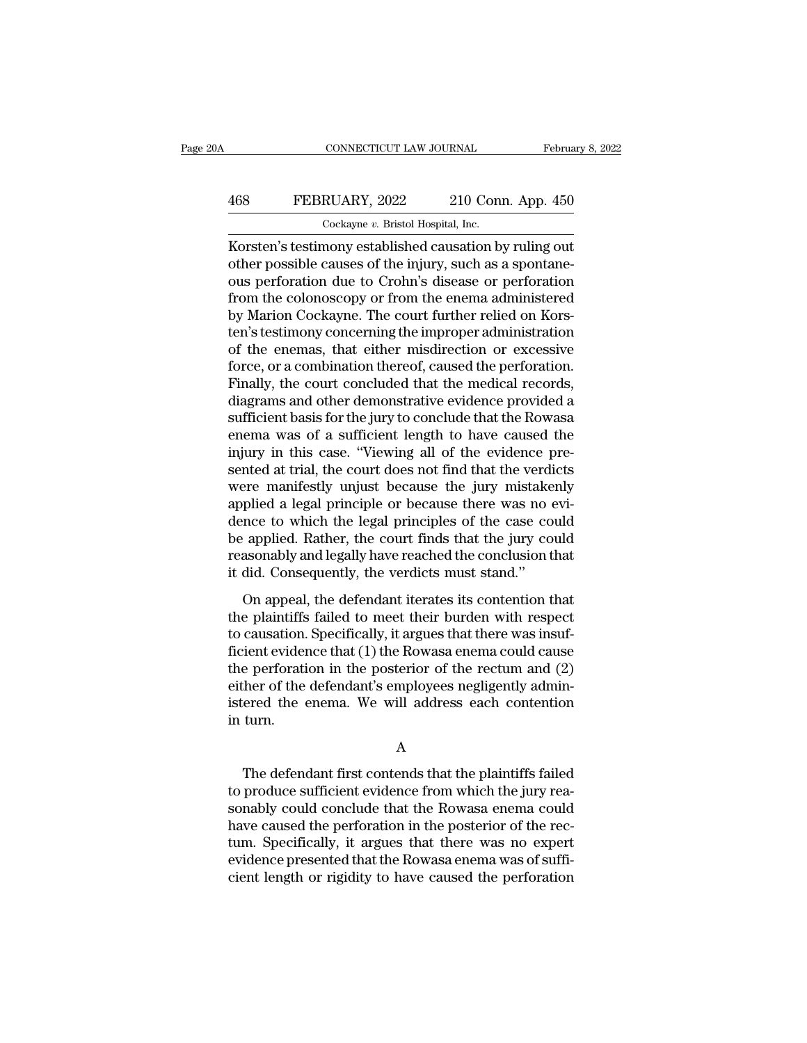Korsten's testimony established causation by ruling out other possible causes of the injury, such as a spontaneous perforation due to Crohn's disease or perforation from the colonoscopy or from the enema administered by Marion Cockayne. The court further relied on Korsten's testimony concerning the improper administration of the enemas, that either misdirection or excessive force, or a combination thereof, caused the perforation. Finally, the court concluded that the medical records, diagrams and other demonstrative evidence provided a sufficient basis for the jury to conclude that the Rowasa enema was of a sufficient length to have caused the injury in this case. "Viewing all of the evidence presented at trial, the court does not find that the verdicts were manifestly unjust because the jury mistakenly applied a legal principle or because there was no evidence to which the legal principles of the case could be applied. Rather, the court finds that the jury could reasonably and legally have reached the conclusion that it did. Consequently, the verdicts must stand."

On appeal, the defendant iterates its contention that the plaintiffs failed to meet their burden with respect to causation. Specifically, it argues that there was insufficient evidence that (1) the Rowasa enema could cause the perforation in the posterior of the rectum and (2) either of the defendant's employees negligently administered the enema. We will address each contention in turn.

A

The defendant first contends that the plaintiffs failed to produce sufficient evidence from which the jury reasonably could conclude that the Rowasa enema could have caused the perforation in the posterior of the rectum. Specifically, it argues that there was no expert evidence presented that the Rowasa enema was of sufficient length or rigidity to have caused the perforation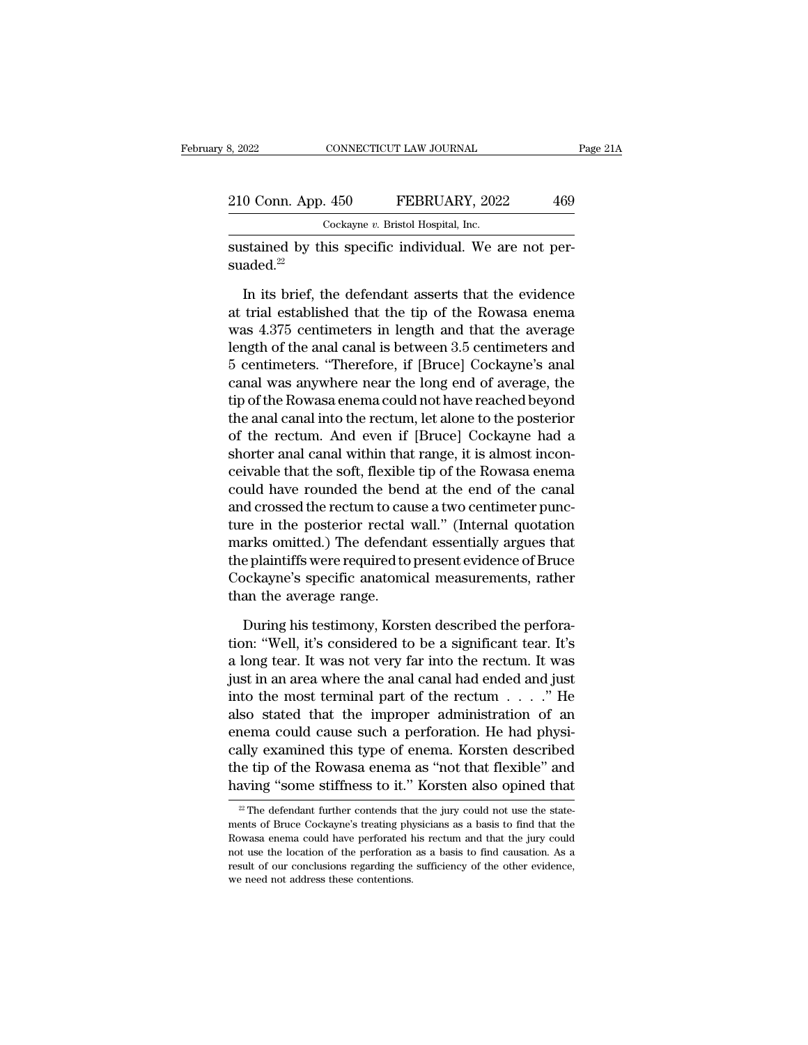sustained by this specific individual. We are not persuaded.[22]

In its brief, the defendant asserts that the evidence at trial established that the tip of the Rowasa enema was 4.375 centimeters in length and that the average length of the anal canal is between 3.5 centimeters and 5 centimeters. "Therefore, if [Bruce] Cockayne's anal canal was anywhere near the long end of average, the tip of the Rowasa enema could not have reached beyond the anal canal into the rectum, let alone to the posterior of the rectum. And even if [Bruce] Cockayne had a shorter anal canal within that range, it is almost inconceivable that the soft, flexible tip of the Rowasa enema could have rounded the bend at the end of the canal and crossed the rectum to cause a two centimeter puncture in the posterior rectal wall." (Internal quotation marks omitted.) The defendant essentially argues that the plaintiffs were required to present evidence of Bruce Cockayne's specific anatomical measurements, rather than the average range.

During his testimony, Korsten described the perforation: "Well, it's considered to be a significant tear. It's a long tear. It was not very far into the rectum. It was just in an area where the anal canal had ended and just into the most terminal part of the rectum . . . ." He also stated that the improper administration of an enema could cause such a perforation. He had physically examined this type of enema. Korsten described the tip of the Rowasa enema as "not that flexible" and having "some stiffness to it." Korsten also opined that

---

[22] The defendant further contends that the jury could not use the statements of Bruce Cockayne's treating physicians as a basis to find that the Rowasa enema could have perforated his rectum and that the jury could not use the location of the perforation as a basis to find causation. As a result of our conclusions regarding the sufficiency of the other evidence, we need not address these contentions.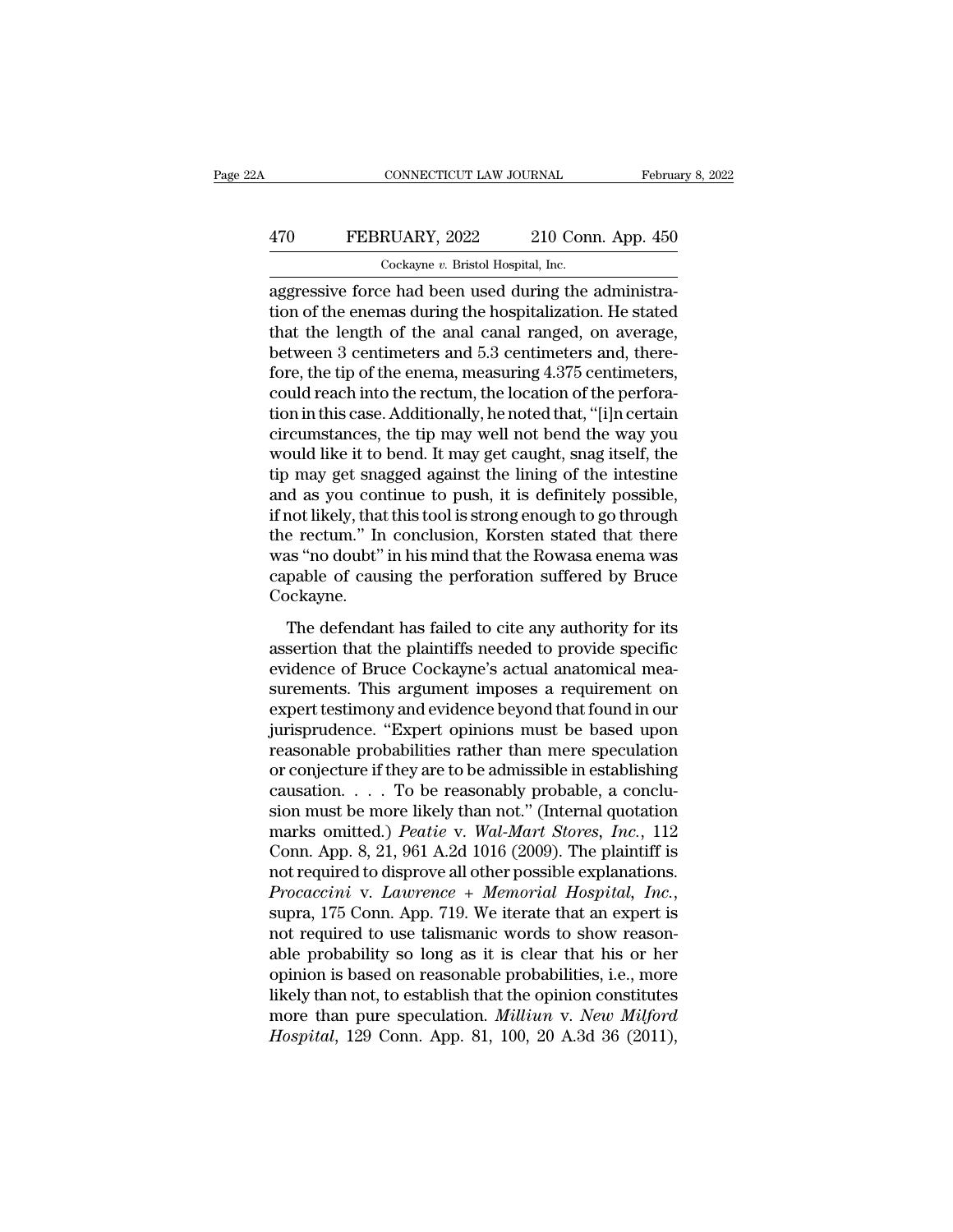aggressive force had been used during the administration of the enemas during the hospitalization. He stated that the length of the anal canal ranged, on average, between 3 centimeters and 5.3 centimeters and, therefore, the tip of the enema, measuring 4.375 centimeters, could reach into the rectum, the location of the perforation in this case. Additionally, he noted that, "[i]n certain circumstances, the tip may well not bend the way you would like it to bend. It may get caught, snag itself, the tip may get snagged against the lining of the intestine and as you continue to push, it is definitely possible, if not likely, that this tool is strong enough to go through the rectum." In conclusion, Korsten stated that there was "no doubt" in his mind that the Rowasa enema was capable of causing the perforation suffered by Bruce Cockayne.

The defendant has failed to cite any authority for its assertion that the plaintiffs needed to provide specific evidence of Bruce Cockayne's actual anatomical measurements. This argument imposes a requirement on expert testimony and evidence beyond that found in our jurisprudence. "Expert opinions must be based upon reasonable probabilities rather than mere speculation or conjecture if they are to be admissible in establishing causation. . . . To be reasonably probable, a conclusion must be more likely than not." (Internal quotation marks omitted.) *Peatie* v. *Wal-Mart Stores, Inc.*, 112 Conn. App. 8, 21, 961 A.2d 1016 (2009). The plaintiff is not required to disprove all other possible explanations. *Procaccini* v. *Lawrence + Memorial Hospital, Inc.*, supra, 175 Conn. App. 719. We iterate that an expert is not required to use talismanic words to show reasonable probability so long as it is clear that his or her opinion is based on reasonable probabilities, i.e., more likely than not, to establish that the opinion constitutes more than pure speculation. *Milliun* v. *New Milford Hospital*, 129 Conn. App. 81, 100, 20 A.3d 36 (2011),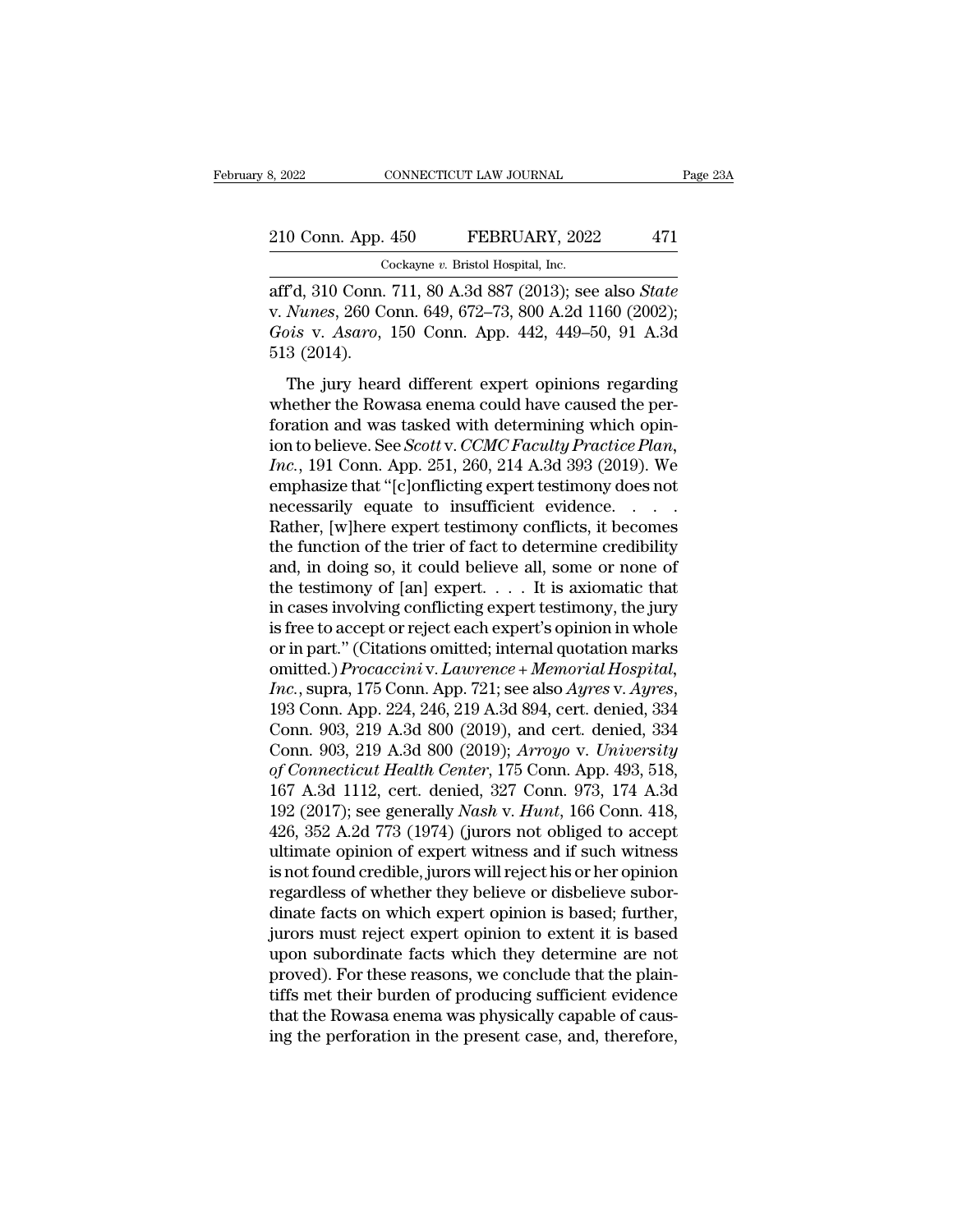aff'd, 310 Conn. 711, 80 A.3d 887 (2013); see also *State* v. *Nunes*, 260 Conn. 649, 672–73, 800 A.2d 1160 (2002); *Gois* v. *Asaro*, 150 Conn. App. 442, 449–50, 91 A.3d 513 (2014).

The jury heard different expert opinions regarding whether the Rowasa enema could have caused the perforation and was tasked with determining which opinion to believe. See *Scott* v. *CCMC Faculty Practice Plan, Inc.*, 191 Conn. App. 251, 260, 214 A.3d 393 (2019). We emphasize that "[c]onflicting expert testimony does not necessarily equate to insufficient evidence. . . . Rather, [w]here expert testimony conflicts, it becomes the function of the trier of fact to determine credibility and, in doing so, it could believe all, some or none of the testimony of [an] expert. . . . It is axiomatic that in cases involving conflicting expert testimony, the jury is free to accept or reject each expert's opinion in whole or in part." (Citations omitted; internal quotation marks omitted.) *Procaccini* v. *Lawrence + Memorial Hospital, Inc.*, supra, 175 Conn. App. 721; see also *Ayres* v. *Ayres*, 193 Conn. App. 224, 246, 219 A.3d 894, cert. denied, 334 Conn. 903, 219 A.3d 800 (2019), and cert. denied, 334 Conn. 903, 219 A.3d 800 (2019); *Arroyo* v. *University of Connecticut Health Center*, 175 Conn. App. 493, 518, 167 A.3d 1112, cert. denied, 327 Conn. 973, 174 A.3d 192 (2017); see generally *Nash* v. *Hunt*, 166 Conn. 418, 426, 352 A.2d 773 (1974) (jurors not obliged to accept ultimate opinion of expert witness and if such witness is not found credible, jurors will reject his or her opinion regardless of whether they believe or disbelieve subordinate facts on which expert opinion is based; further, jurors must reject expert opinion to extent it is based upon subordinate facts which they determine are not proved). For these reasons, we conclude that the plaintiffs met their burden of producing sufficient evidence that the Rowasa enema was physically capable of causing the perforation in the present case, and, therefore,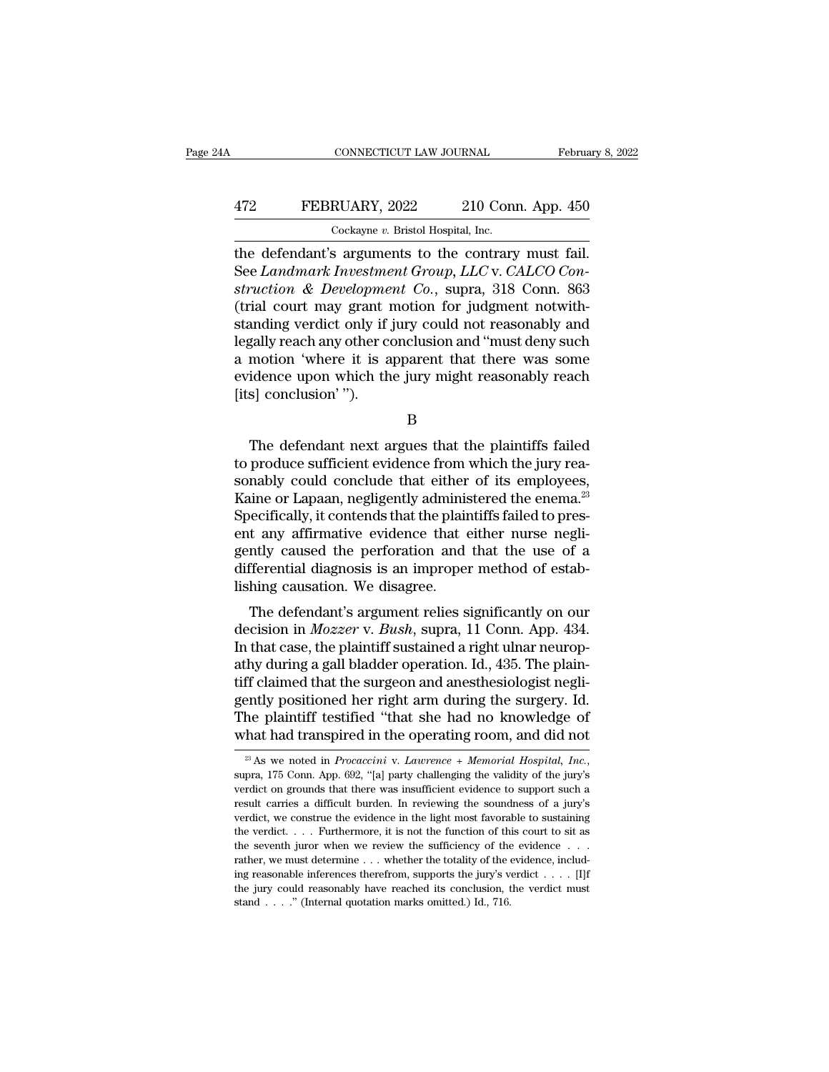the defendant's arguments to the contrary must fail. See *Landmark Investment Group, LLC* v. *CALCO Construction & Development Co.*, supra, 318 Conn. 863 (trial court may grant motion for judgment notwithstanding verdict only if jury could not reasonably and legally reach any other conclusion and "must deny such a motion 'where it is apparent that there was some evidence upon which the jury might reasonably reach [its] conclusion' ").

B

The defendant next argues that the plaintiffs failed to produce sufficient evidence from which the jury reasonably could conclude that either of its employees, Kaine or Lapaan, negligently administered the enema.[23] Specifically, it contends that the plaintiffs failed to present any affirmative evidence that either nurse negligently caused the perforation and that the use of a differential diagnosis is an improper method of establishing causation. We disagree.

The defendant's argument relies significantly on our decision in *Mozzer* v. *Bush*, supra, 11 Conn. App. 434. In that case, the plaintiff sustained a right ulnar neuropathy during a gall bladder operation. Id., 435. The plaintiff claimed that the surgeon and anesthesiologist negligently positioned her right arm during the surgery. Id. The plaintiff testified "that she had no knowledge of what had transpired in the operating room, and did not

---

[23] As we noted in *Procaccini* v. *Lawrence + Memorial Hospital, Inc.*, supra, 175 Conn. App. 692, "[a] party challenging the validity of the jury's verdict on grounds that there was insufficient evidence to support such a result carries a difficult burden. In reviewing the soundness of a jury's verdict, we construe the evidence in the light most favorable to sustaining the verdict. . . . Furthermore, it is not the function of this court to sit as the seventh juror when we review the sufficiency of the evidence . . . rather, we must determine . . . whether the totality of the evidence, including reasonable inferences therefrom, supports the jury's verdict . . . . [I]f the jury could reasonably have reached its conclusion, the verdict must stand . . . ." (Internal quotation marks omitted.) Id., 716.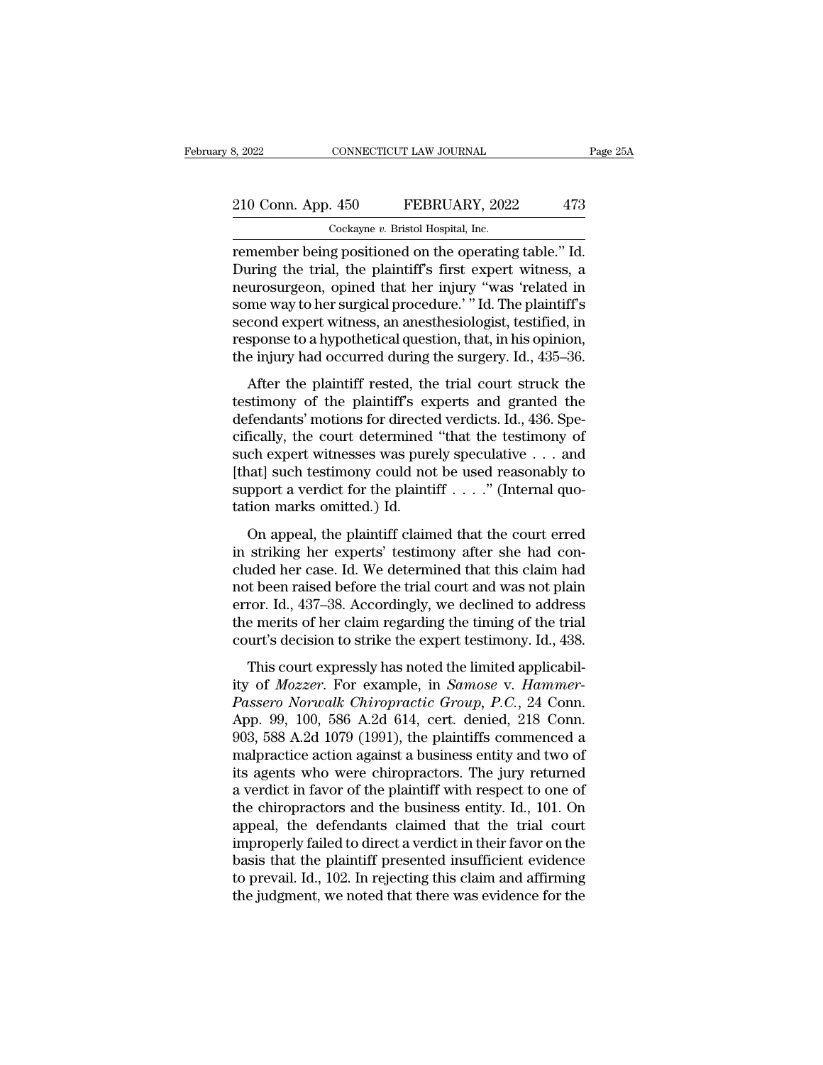remember being positioned on the operating table." Id. During the trial, the plaintiff's first expert witness, a neurosurgeon, opined that her injury "was 'related in some way to her surgical procedure.' " Id. The plaintiff's second expert witness, an anesthesiologist, testified, in response to a hypothetical question, that, in his opinion, the injury had occurred during the surgery. Id., 435–36.

After the plaintiff rested, the trial court struck the testimony of the plaintiff's experts and granted the defendants' motions for directed verdicts. Id., 436. Specifically, the court determined "that the testimony of such expert witnesses was purely speculative . . . and [that] such testimony could not be used reasonably to support a verdict for the plaintiff . . . ." (Internal quotation marks omitted.) Id.

On appeal, the plaintiff claimed that the court erred in striking her experts' testimony after she had concluded her case. Id. We determined that this claim had not been raised before the trial court and was not plain error. Id., 437–38. Accordingly, we declined to address the merits of her claim regarding the timing of the trial court's decision to strike the expert testimony. Id., 438.

This court expressly has noted the limited applicability of *Mozzer*. For example, in *Samose* v. *Hammer-Passero Norwalk Chiropractic Group, P.C.*, 24 Conn. App. 99, 100, 586 A.2d 614, cert. denied, 218 Conn. 903, 588 A.2d 1079 (1991), the plaintiffs commenced a malpractice action against a business entity and two of its agents who were chiropractors. The jury returned a verdict in favor of the plaintiff with respect to one of the chiropractors and the business entity. Id., 101. On appeal, the defendants claimed that the trial court improperly failed to direct a verdict in their favor on the basis that the plaintiff presented insufficient evidence to prevail. Id., 102. In rejecting this claim and affirming the judgment, we noted that there was evidence for the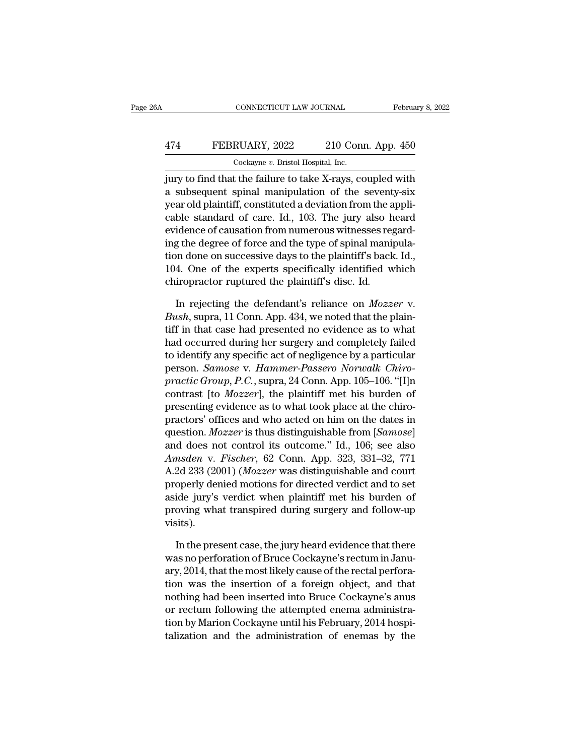jury to find that the failure to take X-rays, coupled with a subsequent spinal manipulation of the seventy-six year old plaintiff, constituted a deviation from the applicable standard of care. Id., 103. The jury also heard evidence of causation from numerous witnesses regarding the degree of force and the type of spinal manipulation done on successive days to the plaintiff's back. Id., 104. One of the experts specifically identified which chiropractor ruptured the plaintiff's disc. Id.

In rejecting the defendant's reliance on *Mozzer* v. *Bush*, supra, 11 Conn. App. 434, we noted that the plaintiff in that case had presented no evidence as to what had occurred during her surgery and completely failed to identify any specific act of negligence by a particular person. *Samose* v. *Hammer-Passero Norwalk Chiropractic Group, P.C.*, supra, 24 Conn. App. 105–106. "[I]n contrast [to *Mozzer*], the plaintiff met his burden of presenting evidence as to what took place at the chiropractors' offices and who acted on him on the dates in question. *Mozzer* is thus distinguishable from [*Samose*] and does not control its outcome." Id., 106; see also *Amsden* v. *Fischer*, 62 Conn. App. 323, 331–32, 771 A.2d 233 (2001) (*Mozzer* was distinguishable and court properly denied motions for directed verdict and to set aside jury's verdict when plaintiff met his burden of proving what transpired during surgery and follow-up visits).

In the present case, the jury heard evidence that there was no perforation of Bruce Cockayne's rectum in January, 2014, that the most likely cause of the rectal perforation was the insertion of a foreign object, and that nothing had been inserted into Bruce Cockayne's anus or rectum following the attempted enema administration by Marion Cockayne until his February, 2014 hospitalization and the administration of enemas by the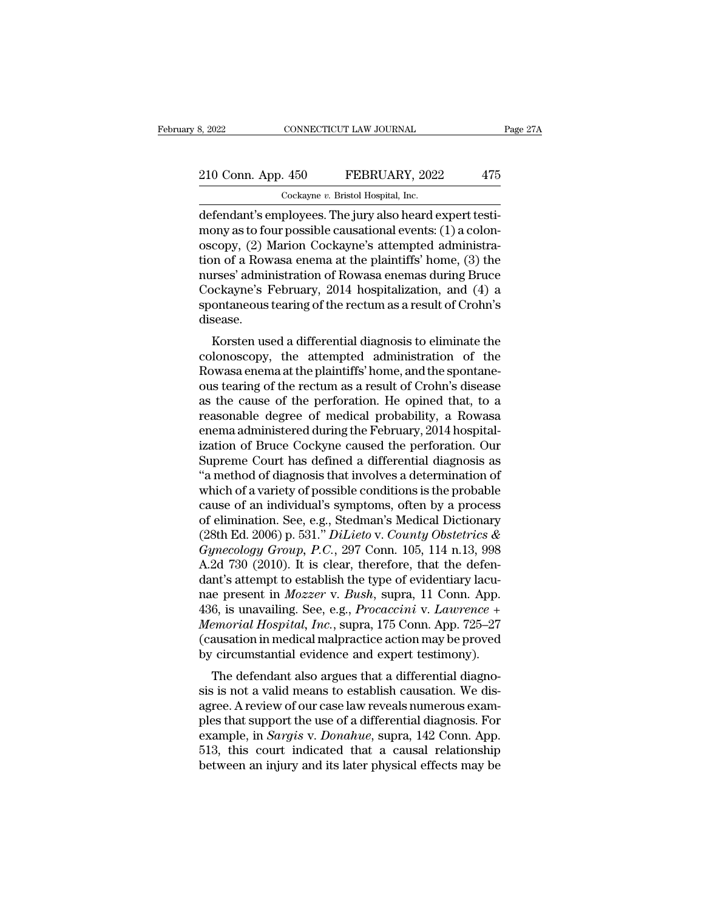defendant's employees. The jury also heard expert testimony as to four possible causational events: (1) a colonoscopy, (2) Marion Cockayne's attempted administration of a Rowasa enema at the plaintiffs' home, (3) the nurses' administration of Rowasa enemas during Bruce Cockayne's February, 2014 hospitalization, and (4) a spontaneous tearing of the rectum as a result of Crohn's disease.

Korsten used a differential diagnosis to eliminate the colonoscopy, the attempted administration of the Rowasa enema at the plaintiffs' home, and the spontaneous tearing of the rectum as a result of Crohn's disease as the cause of the perforation. He opined that, to a reasonable degree of medical probability, a Rowasa enema administered during the February, 2014 hospitalization of Bruce Cockyne caused the perforation. Our Supreme Court has defined a differential diagnosis as "a method of diagnosis that involves a determination of which of a variety of possible conditions is the probable cause of an individual's symptoms, often by a process of elimination. See, e.g., Stedman's Medical Dictionary (28th Ed. 2006) p. 531." *DiLieto* v. *County Obstetrics & Gynecology Group, P.C.*, 297 Conn. 105, 114 n.13, 998 A.2d 730 (2010). It is clear, therefore, that the defendant's attempt to establish the type of evidentiary lacunae present in *Mozzer* v. *Bush*, supra, 11 Conn. App. 436, is unavailing. See, e.g., *Procaccini* v. *Lawrence + Memorial Hospital, Inc.*, supra, 175 Conn. App. 725–27 (causation in medical malpractice action may be proved by circumstantial evidence and expert testimony).

The defendant also argues that a differential diagnosis is not a valid means to establish causation. We disagree. A review of our case law reveals numerous examples that support the use of a differential diagnosis. For example, in *Sargis* v. *Donahue*, supra, 142 Conn. App. 513, this court indicated that a causal relationship between an injury and its later physical effects may be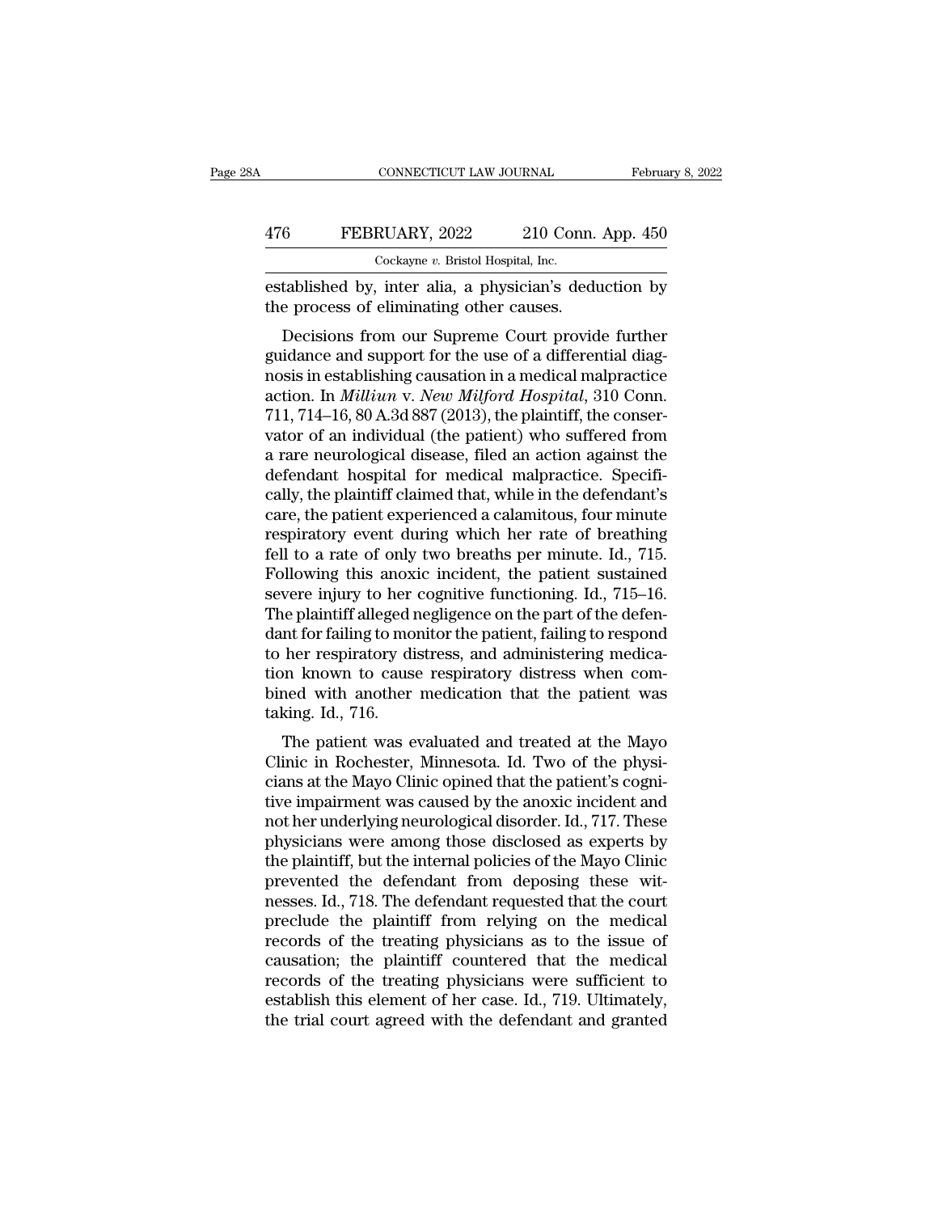established by, inter alia, a physician's deduction by the process of eliminating other causes.

Decisions from our Supreme Court provide further guidance and support for the use of a differential diagnosis in establishing causation in a medical malpractice action. In *Milliun* v. *New Milford Hospital*, 310 Conn. 711, 714–16, 80 A.3d 887 (2013), the plaintiff, the conservator of an individual (the patient) who suffered from a rare neurological disease, filed an action against the defendant hospital for medical malpractice. Specifically, the plaintiff claimed that, while in the defendant's care, the patient experienced a calamitous, four minute respiratory event during which her rate of breathing fell to a rate of only two breaths per minute. Id., 715. Following this anoxic incident, the patient sustained severe injury to her cognitive functioning. Id., 715–16. The plaintiff alleged negligence on the part of the defendant for failing to monitor the patient, failing to respond to her respiratory distress, and administering medication known to cause respiratory distress when combined with another medication that the patient was taking. Id., 716.

The patient was evaluated and treated at the Mayo Clinic in Rochester, Minnesota. Id. Two of the physicians at the Mayo Clinic opined that the patient's cognitive impairment was caused by the anoxic incident and not her underlying neurological disorder. Id., 717. These physicians were among those disclosed as experts by the plaintiff, but the internal policies of the Mayo Clinic prevented the defendant from deposing these witnesses. Id., 718. The defendant requested that the court preclude the plaintiff from relying on the medical records of the treating physicians as to the issue of causation; the plaintiff countered that the medical records of the treating physicians were sufficient to establish this element of her case. Id., 719. Ultimately, the trial court agreed with the defendant and granted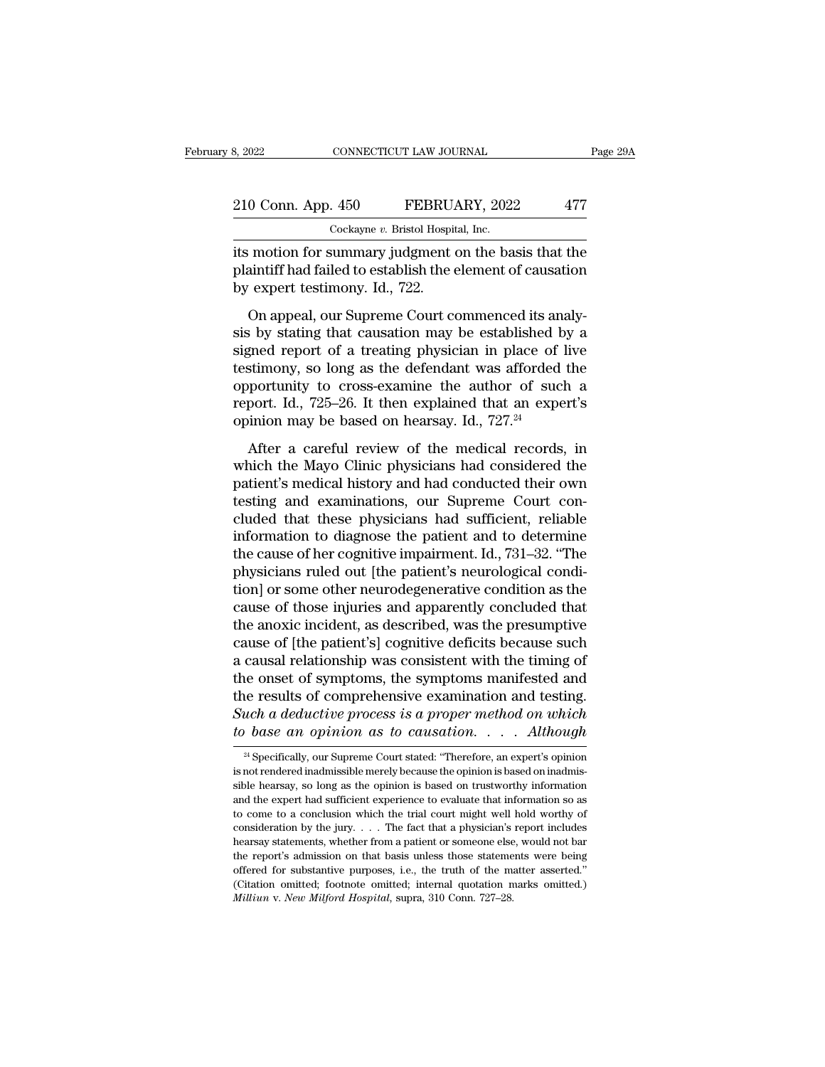its motion for summary judgment on the basis that the plaintiff had failed to establish the element of causation by expert testimony. Id., 722.

On appeal, our Supreme Court commenced its analysis by stating that causation may be established by a signed report of a treating physician in place of live testimony, so long as the defendant was afforded the opportunity to cross-examine the author of such a report. Id., 725–26. It then explained that an expert's opinion may be based on hearsay. Id., 727.[24]

After a careful review of the medical records, in which the Mayo Clinic physicians had considered the patient's medical history and had conducted their own testing and examinations, our Supreme Court concluded that these physicians had sufficient, reliable information to diagnose the patient and to determine the cause of her cognitive impairment. Id., 731–32. "The physicians ruled out [the patient's neurological condition] or some other neurodegenerative condition as the cause of those injuries and apparently concluded that the anoxic incident, as described, was the presumptive cause of [the patient's] cognitive deficits because such a causal relationship was consistent with the timing of the onset of symptoms, the symptoms manifested and the results of comprehensive examination and testing. *Such a deductive process is a proper method on which to base an opinion as to causation. . . . Although*

---

[24] Specifically, our Supreme Court stated: "Therefore, an expert's opinion is not rendered inadmissible merely because the opinion is based on inadmissible hearsay, so long as the opinion is based on trustworthy information and the expert had sufficient experience to evaluate that information so as to come to a conclusion which the trial court might well hold worthy of consideration by the jury. . . . The fact that a physician's report includes hearsay statements, whether from a patient or someone else, would not bar the report's admission on that basis unless those statements were being offered for substantive purposes, i.e., the truth of the matter asserted." (Citation omitted; footnote omitted; internal quotation marks omitted.) *Milliun* v. *New Milford Hospital*, supra, 310 Conn. 727–28.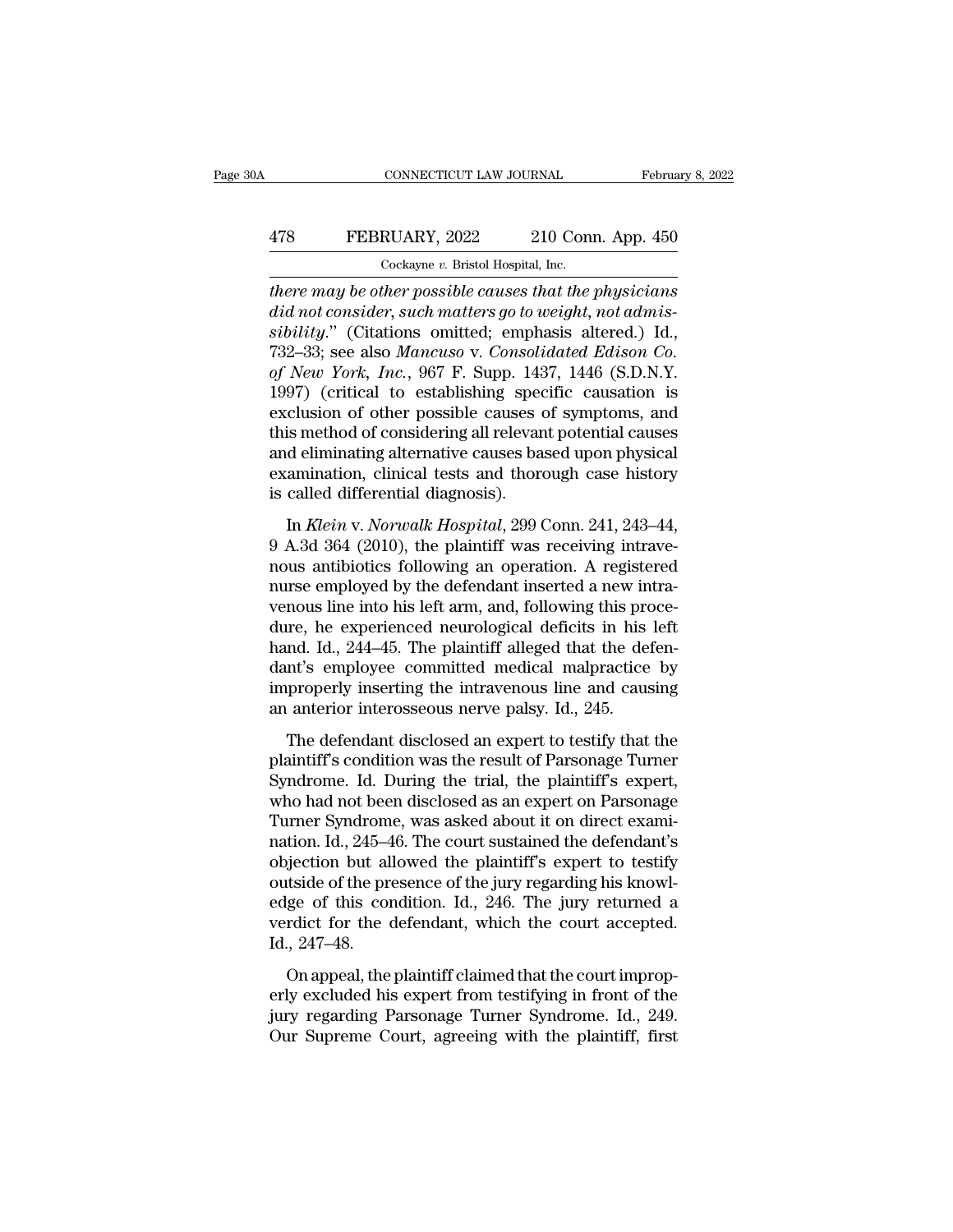*there may be other possible causes that the physicians did not consider, such matters go to weight, not admissibility*." (Citations omitted; emphasis altered.) Id., 732–33; see also *Mancuso* v. *Consolidated Edison Co. of New York, Inc.*, 967 F. Supp. 1437, 1446 (S.D.N.Y. 1997) (critical to establishing specific causation is exclusion of other possible causes of symptoms, and this method of considering all relevant potential causes and eliminating alternative causes based upon physical examination, clinical tests and thorough case history is called differential diagnosis).

In *Klein* v. *Norwalk Hospital*, 299 Conn. 241, 243–44, 9 A.3d 364 (2010), the plaintiff was receiving intravenous antibiotics following an operation. A registered nurse employed by the defendant inserted a new intravenous line into his left arm, and, following this procedure, he experienced neurological deficits in his left hand. Id., 244–45. The plaintiff alleged that the defendant's employee committed medical malpractice by improperly inserting the intravenous line and causing an anterior interosseous nerve palsy. Id., 245.

The defendant disclosed an expert to testify that the plaintiff's condition was the result of Parsonage Turner Syndrome. Id. During the trial, the plaintiff's expert, who had not been disclosed as an expert on Parsonage Turner Syndrome, was asked about it on direct examination. Id., 245–46. The court sustained the defendant's objection but allowed the plaintiff's expert to testify outside of the presence of the jury regarding his knowledge of this condition. Id., 246. The jury returned a verdict for the defendant, which the court accepted. Id., 247–48.

On appeal, the plaintiff claimed that the court improperly excluded his expert from testifying in front of the jury regarding Parsonage Turner Syndrome. Id., 249. Our Supreme Court, agreeing with the plaintiff, first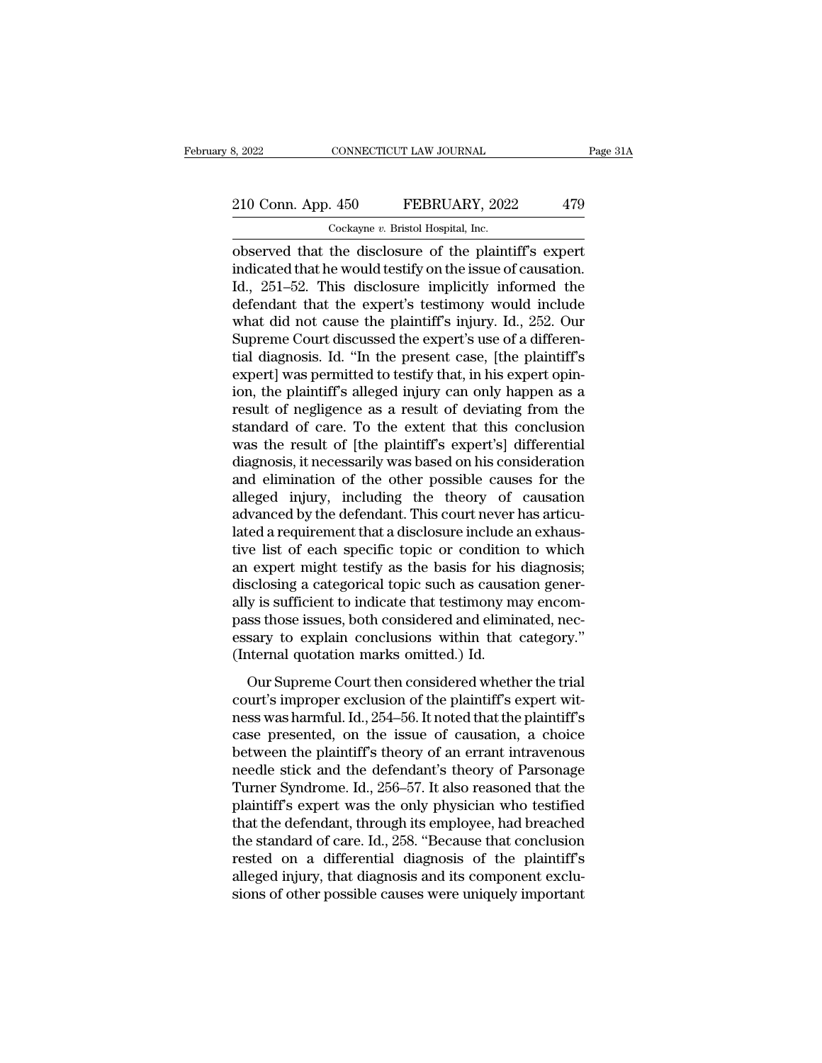observed that the disclosure of the plaintiff's expert indicated that he would testify on the issue of causation. Id., 251–52. This disclosure implicitly informed the defendant that the expert's testimony would include what did not cause the plaintiff's injury. Id., 252. Our Supreme Court discussed the expert's use of a differential diagnosis. Id. "In the present case, [the plaintiff's expert] was permitted to testify that, in his expert opinion, the plaintiff's alleged injury can only happen as a result of negligence as a result of deviating from the standard of care. To the extent that this conclusion was the result of [the plaintiff's expert's] differential diagnosis, it necessarily was based on his consideration and elimination of the other possible causes for the alleged injury, including the theory of causation advanced by the defendant. This court never has articulated a requirement that a disclosure include an exhaustive list of each specific topic or condition to which an expert might testify as the basis for his diagnosis; disclosing a categorical topic such as causation generally is sufficient to indicate that testimony may encompass those issues, both considered and eliminated, necessary to explain conclusions within that category." (Internal quotation marks omitted.) Id.

Our Supreme Court then considered whether the trial court's improper exclusion of the plaintiff's expert witness was harmful. Id., 254–56. It noted that the plaintiff's case presented, on the issue of causation, a choice between the plaintiff's theory of an errant intravenous needle stick and the defendant's theory of Parsonage Turner Syndrome. Id., 256–57. It also reasoned that the plaintiff's expert was the only physician who testified that the defendant, through its employee, had breached the standard of care. Id., 258. "Because that conclusion rested on a differential diagnosis of the plaintiff's alleged injury, that diagnosis and its component exclusions of other possible causes were uniquely important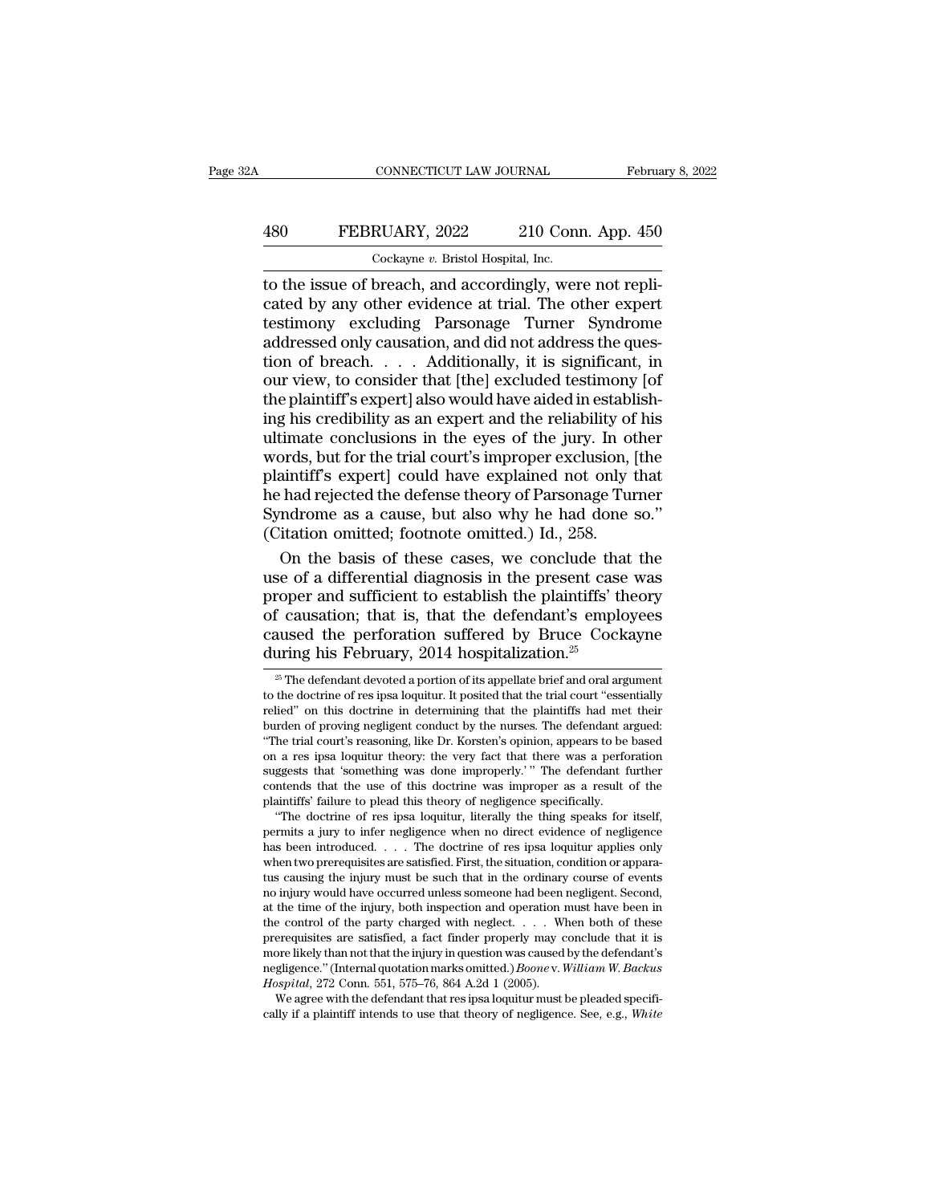to the issue of breach, and accordingly, were not replicated by any other evidence at trial. The other expert testimony excluding Parsonage Turner Syndrome addressed only causation, and did not address the question of breach. . . . Additionally, it is significant, in our view, to consider that [the] excluded testimony [of the plaintiff's expert] also would have aided in establishing his credibility as an expert and the reliability of his ultimate conclusions in the eyes of the jury. In other words, but for the trial court's improper exclusion, [the plaintiff's expert] could have explained not only that he had rejected the defense theory of Parsonage Turner Syndrome as a cause, but also why he had done so." (Citation omitted; footnote omitted.) Id., 258.

On the basis of these cases, we conclude that the use of a differential diagnosis in the present case was proper and sufficient to establish the plaintiffs' theory of causation; that is, that the defendant's employees caused the perforation suffered by Bruce Cockayne during his February, 2014 hospitalization.[25]

---

[25] The defendant devoted a portion of its appellate brief and oral argument to the doctrine of res ipsa loquitur. It posited that the trial court "essentially relied" on this doctrine in determining that the plaintiffs had met their burden of proving negligent conduct by the nurses. The defendant argued: "The trial court's reasoning, like Dr. Korsten's opinion, appears to be based on a res ipsa loquitur theory: the very fact that there was a perforation suggests that 'something was done improperly.'" The defendant further contends that the use of this doctrine was improper as a result of the plaintiffs' failure to plead this theory of negligence specifically.

"The doctrine of res ipsa loquitur, literally the thing speaks for itself, permits a jury to infer negligence when no direct evidence of negligence has been introduced. . . . The doctrine of res ipsa loquitur applies only when two prerequisites are satisfied. First, the situation, condition or apparatus causing the injury must be such that in the ordinary course of events no injury would have occurred unless someone had been negligent. Second, at the time of the injury, both inspection and operation must have been in the control of the party charged with neglect. . . . When both of these prerequisites are satisfied, a fact finder properly may conclude that it is more likely than not that the injury in question was caused by the defendant's negligence." (Internal quotation marks omitted.) *Boone* v. *William W. Backus Hospital*, 272 Conn. 551, 575–76, 864 A.2d 1 (2005).

We agree with the defendant that res ipsa loquitur must be pleaded specifically if a plaintiff intends to use that theory of negligence. See, e.g., *White*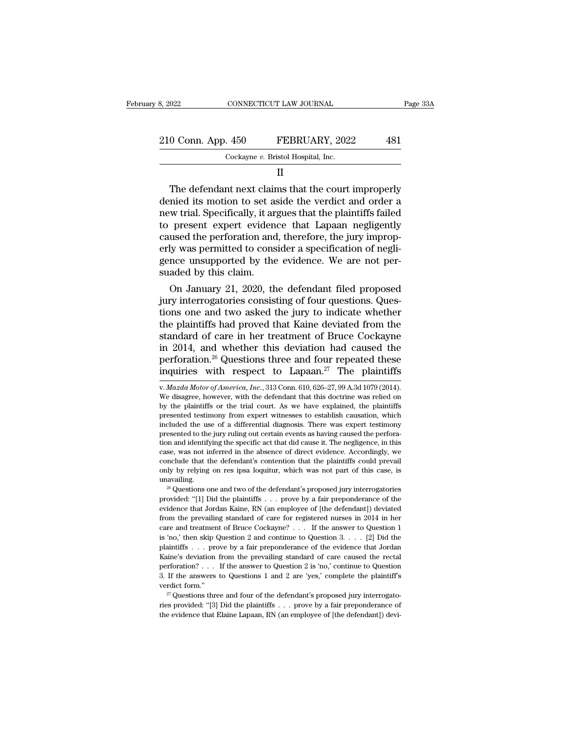II

The defendant next claims that the court improperly denied its motion to set aside the verdict and order a new trial. Specifically, it argues that the plaintiffs failed to present expert evidence that Lapaan negligently caused the perforation and, therefore, the jury improperly was permitted to consider a specification of negligence unsupported by the evidence. We are not persuaded by this claim.

On January 21, 2020, the defendant filed proposed jury interrogatories consisting of four questions. Questions one and two asked the jury to indicate whether the plaintiffs had proved that Kaine deviated from the standard of care in her treatment of Bruce Cockayne in 2014, and whether this deviation had caused the perforation.[26] Questions three and four repeated these inquiries with respect to Lapaan.[27] The plaintiffs

---

v. *Mazda Motor of America, Inc.*, 313 Conn. 610, 626–27, 99 A.3d 1079 (2014). We disagree, however, with the defendant that this doctrine was relied on by the plaintiffs or the trial court. As we have explained, the plaintiffs presented testimony from expert witnesses to establish causation, which included the use of a differential diagnosis. There was expert testimony presented to the jury ruling out certain events as having caused the perforation and identifying the specific act that did cause it. The negligence, in this case, was not inferred in the absence of direct evidence. Accordingly, we conclude that the defendant's contention that the plaintiffs could prevail only by relying on res ipsa loquitur, which was not part of this case, is unavailing.

[26] Questions one and two of the defendant's proposed jury interrogatories provided: "[1] Did the plaintiffs . . . prove by a fair preponderance of the evidence that Jordan Kaine, RN (an employee of [the defendant]) deviated from the prevailing standard of care for registered nurses in 2014 in her care and treatment of Bruce Cockayne? . . . If the answer to Question 1 is 'no,' then skip Question 2 and continue to Question 3. . . . [2] Did the plaintiffs . . . prove by a fair preponderance of the evidence that Jordan Kaine's deviation from the prevailing standard of care caused the rectal perforation? . . . If the answer to Question 2 is 'no,' continue to Question 3. If the answers to Questions 1 and 2 are 'yes,' complete the plaintiff's verdict form."

[27] Questions three and four of the defendant's proposed jury interrogatories provided: "[3] Did the plaintiffs . . . prove by a fair preponderance of the evidence that Elaine Lapaan, RN (an employee of [the defendant]) devi-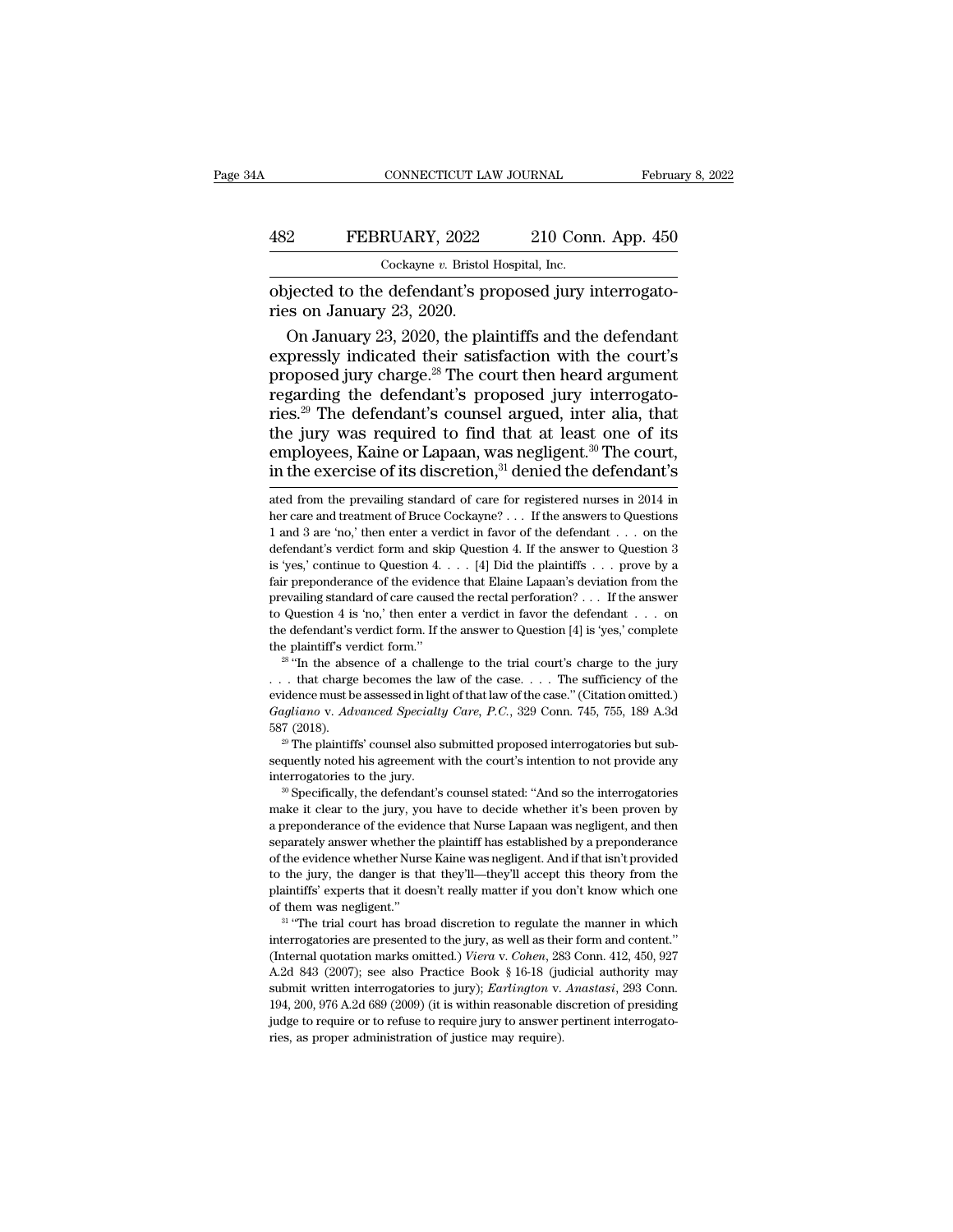objected to the defendant's proposed jury interrogatories on January 23, 2020.

On January 23, 2020, the plaintiffs and the defendant expressly indicated their satisfaction with the court's proposed jury charge.[28] The court then heard argument regarding the defendant's proposed jury interrogatories.[29] The defendant's counsel argued, inter alia, that the jury was required to find that at least one of its employees, Kaine or Lapaan, was negligent.[30] The court, in the exercise of its discretion,[31] denied the defendant's

ated from the prevailing standard of care for registered nurses in 2014 in her care and treatment of Bruce Cockayne? . . . If the answers to Questions 1 and 3 are 'no,' then enter a verdict in favor of the defendant . . . on the defendant's verdict form and skip Question 4. If the answer to Question 3 is 'yes,' continue to Question 4. . . . [4] Did the plaintiffs . . . prove by a fair preponderance of the evidence that Elaine Lapaan's deviation from the prevailing standard of care caused the rectal perforation? . . . If the answer to Question 4 is 'no,' then enter a verdict in favor the defendant . . . on the defendant's verdict form. If the answer to Question [4] is 'yes,' complete the plaintiff's verdict form."

[28] "In the absence of a challenge to the trial court's charge to the jury . . . that charge becomes the law of the case. . . . The sufficiency of the evidence must be assessed in light of that law of the case." (Citation omitted.) *Gagliano* v. *Advanced Specialty Care, P.C.*, 329 Conn. 745, 755, 189 A.3d 587 (2018).

[29] The plaintiffs' counsel also submitted proposed interrogatories but subsequently noted his agreement with the court's intention to not provide any interrogatories to the jury.

[30] Specifically, the defendant's counsel stated: "And so the interrogatories make it clear to the jury, you have to decide whether it's been proven by a preponderance of the evidence that Nurse Lapaan was negligent, and then separately answer whether the plaintiff has established by a preponderance of the evidence whether Nurse Kaine was negligent. And if that isn't provided to the jury, the danger is that they'll—they'll accept this theory from the plaintiffs' experts that it doesn't really matter if you don't know which one of them was negligent."

[31] "The trial court has broad discretion to regulate the manner in which interrogatories are presented to the jury, as well as their form and content." (Internal quotation marks omitted.) *Viera* v. *Cohen*, 283 Conn. 412, 450, 927 A.2d 843 (2007); see also Practice Book § 16-18 (judicial authority may submit written interrogatories to jury); *Earlington* v. *Anastasi*, 293 Conn. 194, 200, 976 A.2d 689 (2009) (it is within reasonable discretion of presiding judge to require or to refuse to require jury to answer pertinent interrogatories, as proper administration of justice may require).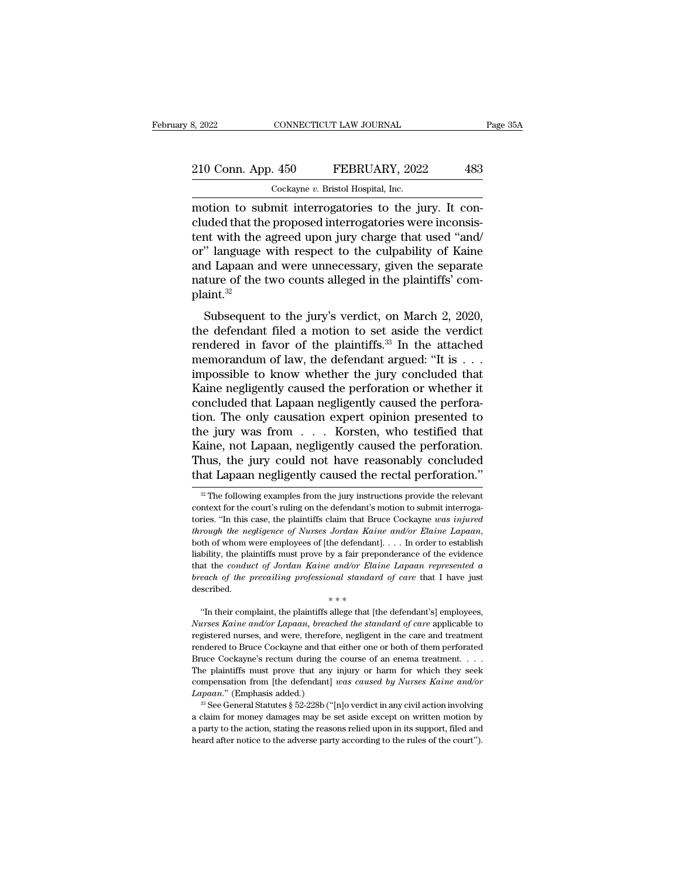motion to submit interrogatories to the jury. It concluded that the proposed interrogatories were inconsistent with the agreed upon jury charge that used "and/or" language with respect to the culpability of Kaine and Lapaan and were unnecessary, given the separate nature of the two counts alleged in the plaintiffs' complaint.[32]

Subsequent to the jury's verdict, on March 2, 2020, the defendant filed a motion to set aside the verdict rendered in favor of the plaintiffs.[33] In the attached memorandum of law, the defendant argued: "It is . . . impossible to know whether the jury concluded that Kaine negligently caused the perforation or whether it concluded that Lapaan negligently caused the perforation. The only causation expert opinion presented to the jury was from . . . Korsten, who testified that Kaine, not Lapaan, negligently caused the perforation. Thus, the jury could not have reasonably concluded that Lapaan negligently caused the rectal perforation."

---

[32] The following examples from the jury instructions provide the relevant context for the court's ruling on the defendant's motion to submit interrogatories. "In this case, the plaintiffs claim that Bruce Cockayne *was injured through the negligence of Nurses Jordan Kaine and/or Elaine Lapaan*, both of whom were employees of [the defendant]. . . . In order to establish liability, the plaintiffs must prove by a fair preponderance of the evidence that the *conduct of Jordan Kaine and/or Elaine Lapaan represented a breach of the prevailing professional standard of care* that I have just described.

\* \* \*

"In their complaint, the plaintiffs allege that [the defendant's] employees, *Nurses Kaine and/or Lapaan, breached the standard of care* applicable to registered nurses, and were, therefore, negligent in the care and treatment rendered to Bruce Cockayne and that either one or both of them perforated Bruce Cockayne's rectum during the course of an enema treatment. . . . The plaintiffs must prove that any injury or harm for which they seek compensation from [the defendant] *was caused by Nurses Kaine and/or Lapaan*." (Emphasis added.)

[33] See General Statutes § 52-228b ("[n]o verdict in any civil action involving a claim for money damages may be set aside except on written motion by a party to the action, stating the reasons relied upon in its support, filed and heard after notice to the adverse party according to the rules of the court").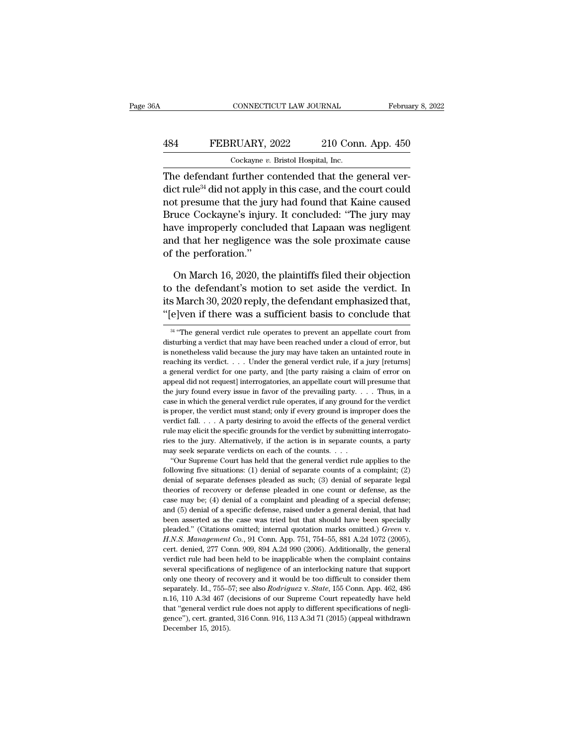The defendant further contended that the general verdict rule[34] did not apply in this case, and the court could not presume that the jury had found that Kaine caused Bruce Cockayne's injury. It concluded: "The jury may have improperly concluded that Lapaan was negligent and that her negligence was the sole proximate cause of the perforation."

On March 16, 2020, the plaintiffs filed their objection to the defendant's motion to set aside the verdict. In its March 30, 2020 reply, the defendant emphasized that, "[e]ven if there was a sufficient basis to conclude that

---

[34] "The general verdict rule operates to prevent an appellate court from disturbing a verdict that may have been reached under a cloud of error, but is nonetheless valid because the jury may have taken an untainted route in reaching its verdict. . . . Under the general verdict rule, if a jury [returns] a general verdict for one party, and [the party raising a claim of error on appeal did not request] interrogatories, an appellate court will presume that the jury found every issue in favor of the prevailing party. . . . Thus, in a case in which the general verdict rule operates, if any ground for the verdict is proper, the verdict must stand; only if every ground is improper does the verdict fall. . . . A party desiring to avoid the effects of the general verdict rule may elicit the specific grounds for the verdict by submitting interrogatories to the jury. Alternatively, if the action is in separate counts, a party may seek separate verdicts on each of the counts. . . .

"Our Supreme Court has held that the general verdict rule applies to the following five situations: (1) denial of separate counts of a complaint; (2) denial of separate defenses pleaded as such; (3) denial of separate legal theories of recovery or defense pleaded in one count or defense, as the case may be; (4) denial of a complaint and pleading of a special defense; and (5) denial of a specific defense, raised under a general denial, that had been asserted as the case was tried but that should have been specially pleaded." (Citations omitted; internal quotation marks omitted.) *Green* v. *H.N.S. Management Co.*, 91 Conn. App. 751, 754–55, 881 A.2d 1072 (2005), cert. denied, 277 Conn. 909, 894 A.2d 990 (2006). Additionally, the general verdict rule had been held to be inapplicable when the complaint contains several specifications of negligence of an interlocking nature that support only one theory of recovery and it would be too difficult to consider them separately. Id., 755–57; see also *Rodriguez* v. *State*, 155 Conn. App. 462, 486 n.16, 110 A.3d 467 (decisions of our Supreme Court repeatedly have held that "general verdict rule does not apply to different specifications of negligence"), cert. granted, 316 Conn. 916, 113 A.3d 71 (2015) (appeal withdrawn December 15, 2015).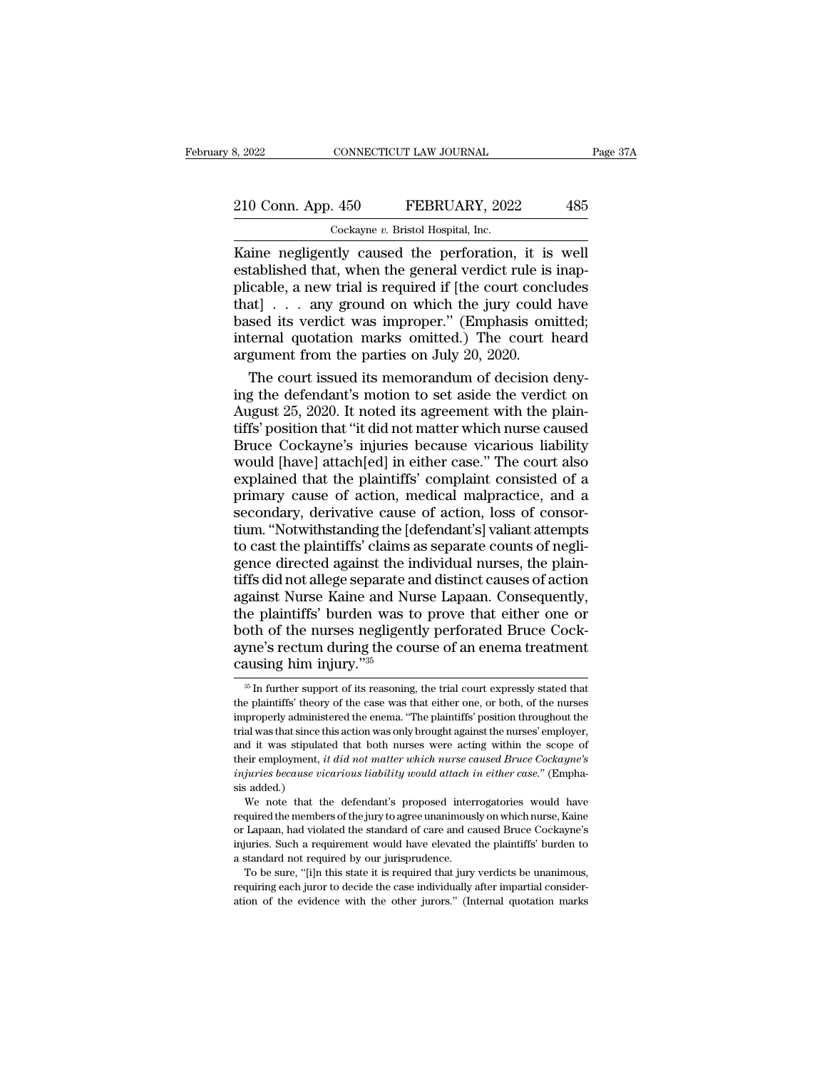Kaine negligently caused the perforation, it is well established that, when the general verdict rule is inapplicable, a new trial is required if [the court concludes that] . . . any ground on which the jury could have based its verdict was improper." (Emphasis omitted; internal quotation marks omitted.) The court heard argument from the parties on July 20, 2020.

The court issued its memorandum of decision denying the defendant's motion to set aside the verdict on August 25, 2020. It noted its agreement with the plaintiffs' position that "it did not matter which nurse caused Bruce Cockayne's injuries because vicarious liability would [have] attach[ed] in either case." The court also explained that the plaintiffs' complaint consisted of a primary cause of action, medical malpractice, and a secondary, derivative cause of action, loss of consortium. "Notwithstanding the [defendant's] valiant attempts to cast the plaintiffs' claims as separate counts of negligence directed against the individual nurses, the plaintiffs did not allege separate and distinct causes of action against Nurse Kaine and Nurse Lapaan. Consequently, the plaintiffs' burden was to prove that either one or both of the nurses negligently perforated Bruce Cockayne's rectum during the course of an enema treatment causing him injury."[35]

---

[35] In further support of its reasoning, the trial court expressly stated that the plaintiffs' theory of the case was that either one, or both, of the nurses improperly administered the enema. "The plaintiffs' position throughout the trial was that since this action was only brought against the nurses' employer, and it was stipulated that both nurses were acting within the scope of their employment, *it did not matter which nurse caused Bruce Cockayne's injuries because vicarious liability would attach in either case.*" (Emphasis added.)

We note that the defendant's proposed interrogatories would have required the members of the jury to agree unanimously on which nurse, Kaine or Lapaan, had violated the standard of care and caused Bruce Cockayne's injuries. Such a requirement would have elevated the plaintiffs' burden to a standard not required by our jurisprudence.

To be sure, "[i]n this state it is required that jury verdicts be unanimous, requiring each juror to decide the case individually after impartial consideration of the evidence with the other jurors." (Internal quotation marks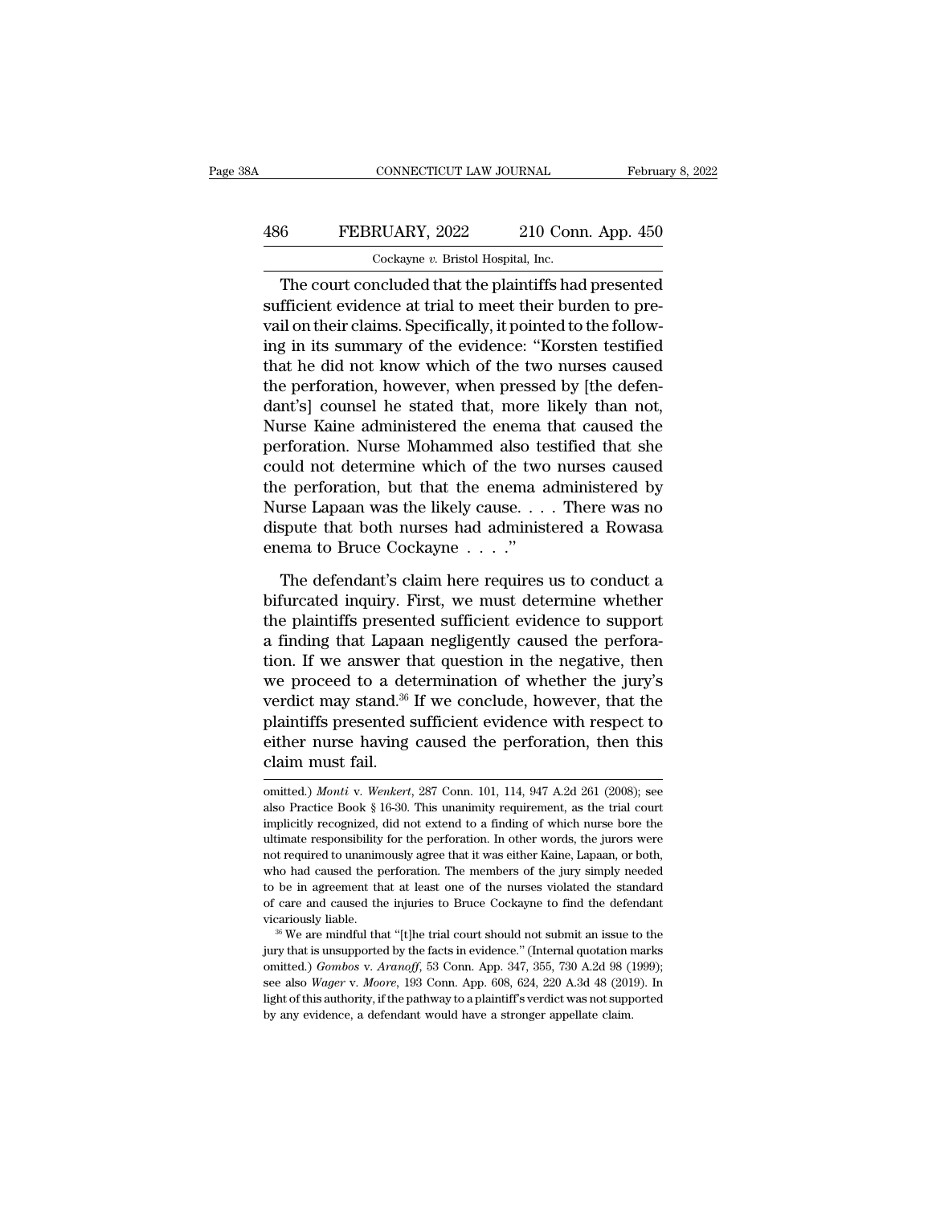The court concluded that the plaintiffs had presented sufficient evidence at trial to meet their burden to prevail on their claims. Specifically, it pointed to the following in its summary of the evidence: "Korsten testified that he did not know which of the two nurses caused the perforation, however, when pressed by [the defendant's] counsel he stated that, more likely than not, Nurse Kaine administered the enema that caused the perforation. Nurse Mohammed also testified that she could not determine which of the two nurses caused the perforation, but that the enema administered by Nurse Lapaan was the likely cause. . . . There was no dispute that both nurses had administered a Rowasa enema to Bruce Cockayne . . . ."

The defendant's claim here requires us to conduct a bifurcated inquiry. First, we must determine whether the plaintiffs presented sufficient evidence to support a finding that Lapaan negligently caused the perforation. If we answer that question in the negative, then we proceed to a determination of whether the jury's verdict may stand.[36] If we conclude, however, that the plaintiffs presented sufficient evidence with respect to either nurse having caused the perforation, then this claim must fail.

omitted.) *Monti* v. *Wenkert*, 287 Conn. 101, 114, 947 A.2d 261 (2008); see also Practice Book § 16-30. This unanimity requirement, as the trial court implicitly recognized, did not extend to a finding of which nurse bore the ultimate responsibility for the perforation. In other words, the jurors were not required to unanimously agree that it was either Kaine, Lapaan, or both, who had caused the perforation. The members of the jury simply needed to be in agreement that at least one of the nurses violated the standard of care and caused the injuries to Bruce Cockayne to find the defendant vicariously liable.

[36] We are mindful that "[t]he trial court should not submit an issue to the jury that is unsupported by the facts in evidence." (Internal quotation marks omitted.) *Gombos* v. *Aranoff*, 53 Conn. App. 347, 355, 730 A.2d 98 (1999); see also *Wager* v. *Moore*, 193 Conn. App. 608, 624, 220 A.3d 48 (2019). In light of this authority, if the pathway to a plaintiff's verdict was not supported by any evidence, a defendant would have a stronger appellate claim.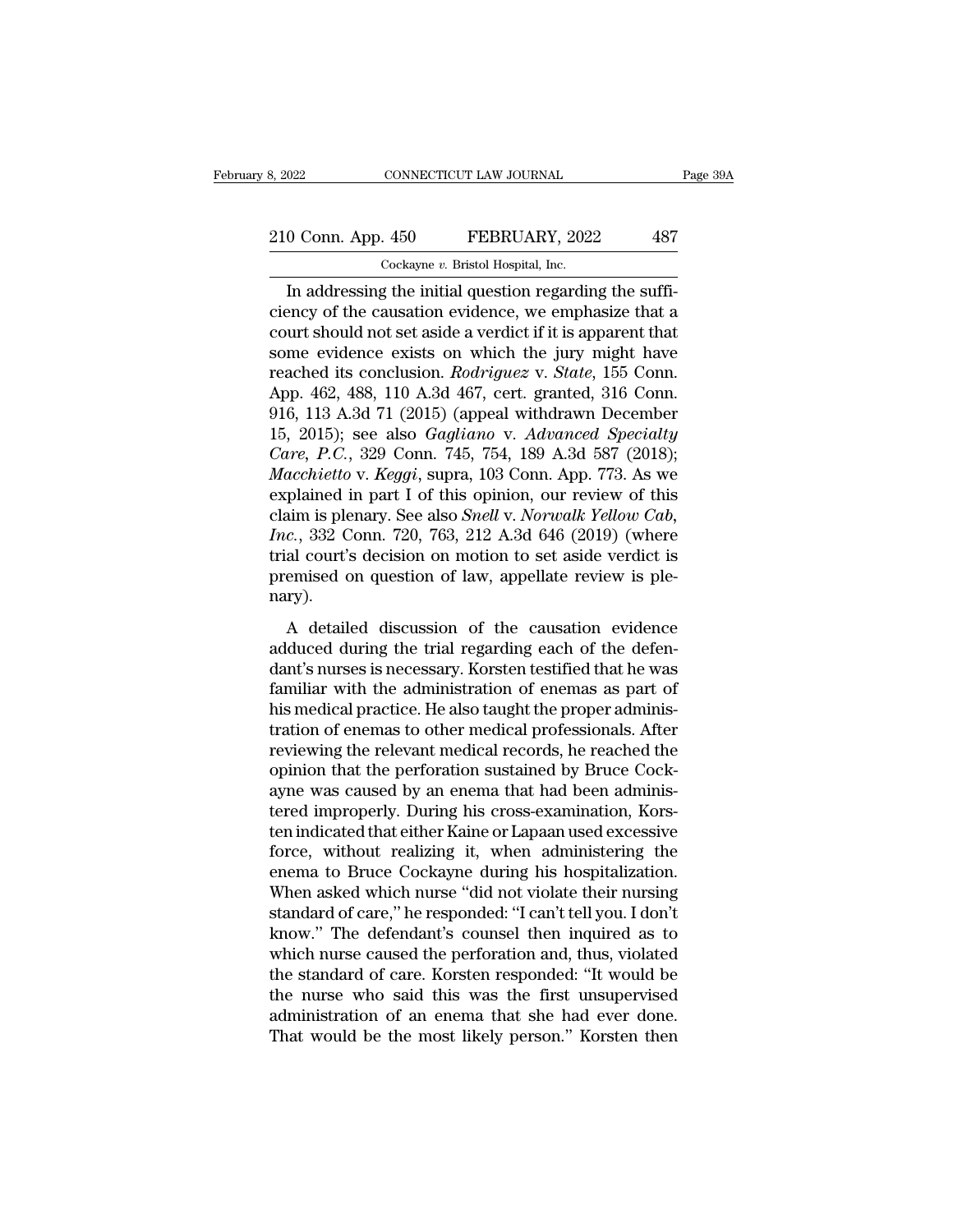In addressing the initial question regarding the sufficiency of the causation evidence, we emphasize that a court should not set aside a verdict if it is apparent that some evidence exists on which the jury might have reached its conclusion. *Rodriguez* v. *State*, 155 Conn. App. 462, 488, 110 A.3d 467, cert. granted, 316 Conn. 916, 113 A.3d 71 (2015) (appeal withdrawn December 15, 2015); see also *Gagliano* v. *Advanced Specialty Care, P.C.*, 329 Conn. 745, 754, 189 A.3d 587 (2018); *Macchietto* v. *Keggi*, supra, 103 Conn. App. 773. As we explained in part I of this opinion, our review of this claim is plenary. See also *Snell* v. *Norwalk Yellow Cab, Inc.*, 332 Conn. 720, 763, 212 A.3d 646 (2019) (where trial court's decision on motion to set aside verdict is premised on question of law, appellate review is plenary).

A detailed discussion of the causation evidence adduced during the trial regarding each of the defendant's nurses is necessary. Korsten testified that he was familiar with the administration of enemas as part of his medical practice. He also taught the proper administration of enemas to other medical professionals. After reviewing the relevant medical records, he reached the opinion that the perforation sustained by Bruce Cockayne was caused by an enema that had been administered improperly. During his cross-examination, Korsten indicated that either Kaine or Lapaan used excessive force, without realizing it, when administering the enema to Bruce Cockayne during his hospitalization. When asked which nurse "did not violate their nursing standard of care," he responded: "I can't tell you. I don't know." The defendant's counsel then inquired as to which nurse caused the perforation and, thus, violated the standard of care. Korsten responded: "It would be the nurse who said this was the first unsupervised administration of an enema that she had ever done. That would be the most likely person." Korsten then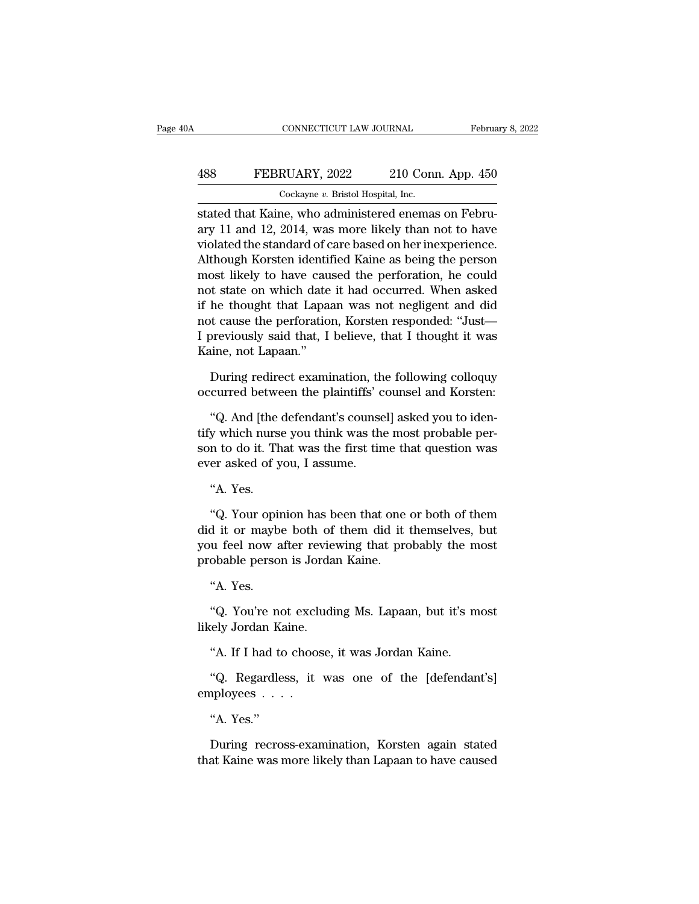stated that Kaine, who administered enemas on February 11 and 12, 2014, was more likely than not to have violated the standard of care based on her inexperience. Although Korsten identified Kaine as being the person most likely to have caused the perforation, he could not state on which date it had occurred. When asked if he thought that Lapaan was not negligent and did not cause the perforation, Korsten responded: "Just— I previously said that, I believe, that I thought it was Kaine, not Lapaan."

During redirect examination, the following colloquy occurred between the plaintiffs' counsel and Korsten:

"Q. And [the defendant's counsel] asked you to identify which nurse you think was the most probable person to do it. That was the first time that question was ever asked of you, I assume.

"A. Yes.

"Q. Your opinion has been that one or both of them did it or maybe both of them did it themselves, but you feel now after reviewing that probably the most probable person is Jordan Kaine.

"A. Yes.

"Q. You're not excluding Ms. Lapaan, but it's most likely Jordan Kaine.

"A. If I had to choose, it was Jordan Kaine.

"Q. Regardless, it was one of the [defendant's] employees . . . .

"A. Yes."

During recross-examination, Korsten again stated that Kaine was more likely than Lapaan to have caused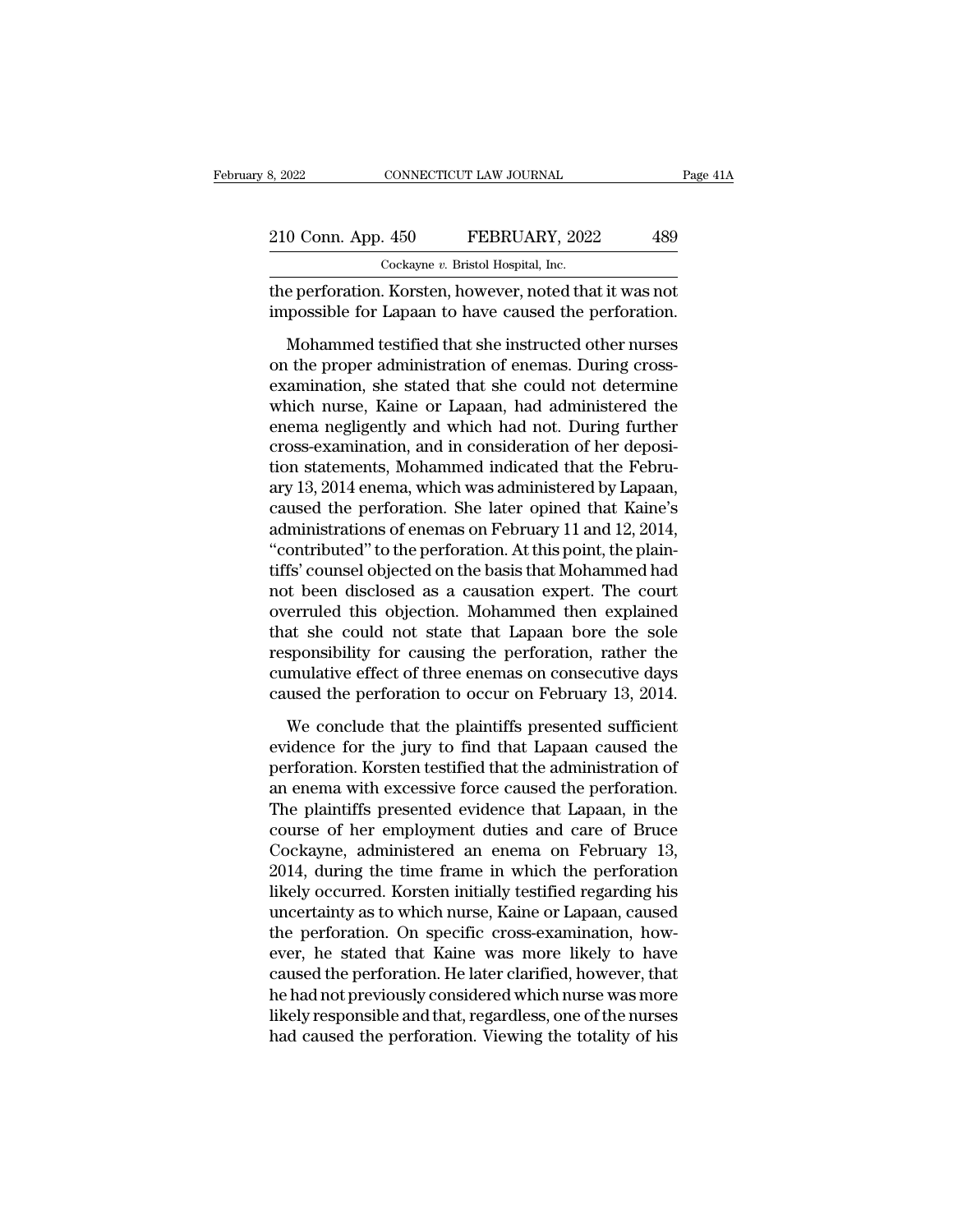the perforation. Korsten, however, noted that it was not impossible for Lapaan to have caused the perforation.

Mohammed testified that she instructed other nurses on the proper administration of enemas. During cross-examination, she stated that she could not determine which nurse, Kaine or Lapaan, had administered the enema negligently and which had not. During further cross-examination, and in consideration of her deposition statements, Mohammed indicated that the February 13, 2014 enema, which was administered by Lapaan, caused the perforation. She later opined that Kaine's administrations of enemas on February 11 and 12, 2014, "contributed" to the perforation. At this point, the plaintiffs' counsel objected on the basis that Mohammed had not been disclosed as a causation expert. The court overruled this objection. Mohammed then explained that she could not state that Lapaan bore the sole responsibility for causing the perforation, rather the cumulative effect of three enemas on consecutive days caused the perforation to occur on February 13, 2014.

We conclude that the plaintiffs presented sufficient evidence for the jury to find that Lapaan caused the perforation. Korsten testified that the administration of an enema with excessive force caused the perforation. The plaintiffs presented evidence that Lapaan, in the course of her employment duties and care of Bruce Cockayne, administered an enema on February 13, 2014, during the time frame in which the perforation likely occurred. Korsten initially testified regarding his uncertainty as to which nurse, Kaine or Lapaan, caused the perforation. On specific cross-examination, however, he stated that Kaine was more likely to have caused the perforation. He later clarified, however, that he had not previously considered which nurse was more likely responsible and that, regardless, one of the nurses had caused the perforation. Viewing the totality of his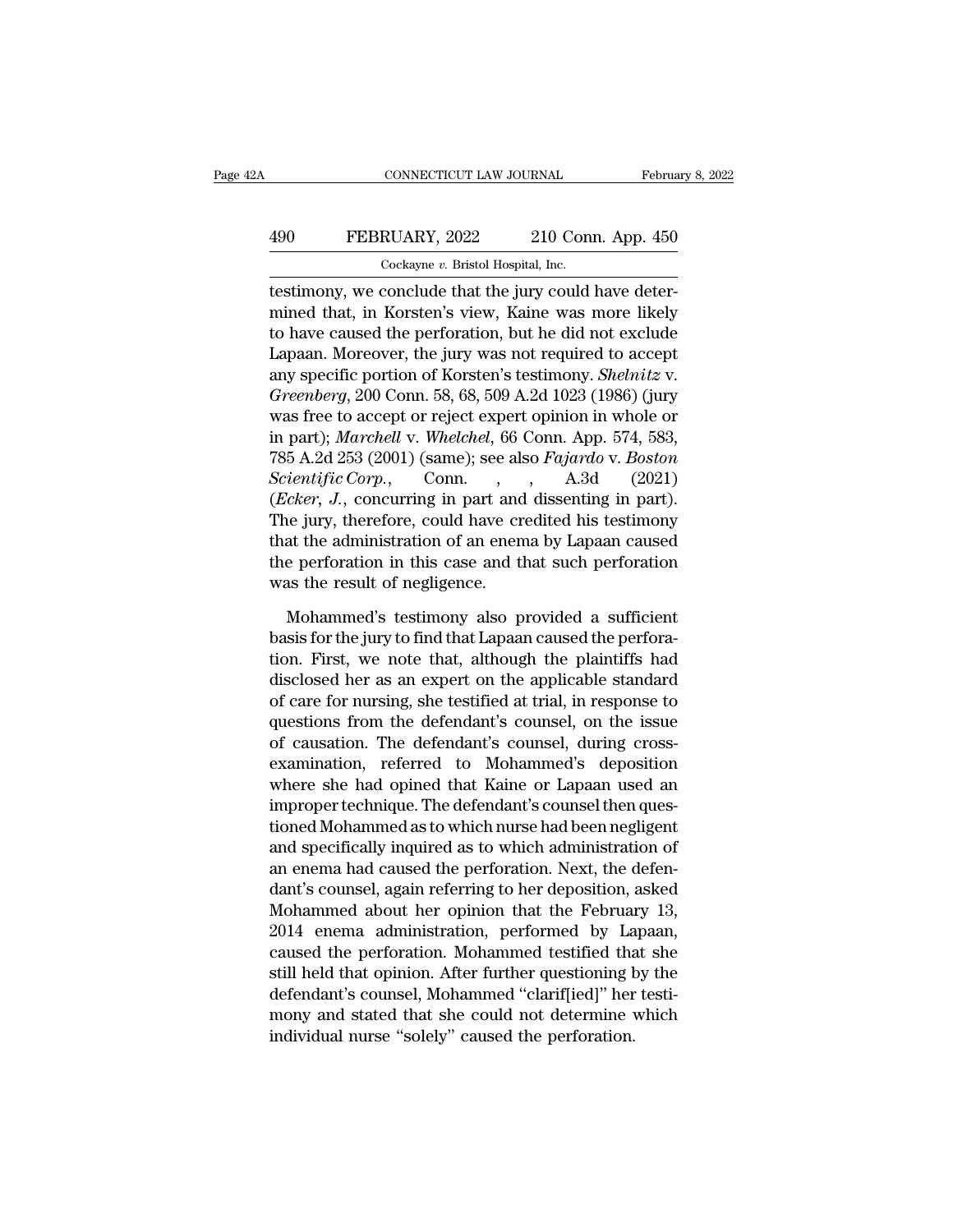testimony, we conclude that the jury could have determined that, in Korsten's view, Kaine was more likely to have caused the perforation, but he did not exclude Lapaan. Moreover, the jury was not required to accept any specific portion of Korsten's testimony. *Shelnitz* v. *Greenberg*, 200 Conn. 58, 68, 509 A.2d 1023 (1986) (jury was free to accept or reject expert opinion in whole or in part); *Marchell* v. *Whelchel*, 66 Conn. App. 574, 583, 785 A.2d 253 (2001) (same); see also *Fajardo* v. *Boston Scientific Corp.*, Conn. , , A.3d (2021) (*Ecker*, *J.*, concurring in part and dissenting in part). The jury, therefore, could have credited his testimony that the administration of an enema by Lapaan caused the perforation in this case and that such perforation was the result of negligence.

Mohammed's testimony also provided a sufficient basis for the jury to find that Lapaan caused the perforation. First, we note that, although the plaintiffs had disclosed her as an expert on the applicable standard of care for nursing, she testified at trial, in response to questions from the defendant's counsel, on the issue of causation. The defendant's counsel, during cross-examination, referred to Mohammed's deposition where she had opined that Kaine or Lapaan used an improper technique. The defendant's counsel then questioned Mohammed as to which nurse had been negligent and specifically inquired as to which administration of an enema had caused the perforation. Next, the defendant's counsel, again referring to her deposition, asked Mohammed about her opinion that the February 13, 2014 enema administration, performed by Lapaan, caused the perforation. Mohammed testified that she still held that opinion. After further questioning by the defendant's counsel, Mohammed "clarif[ied]" her testimony and stated that she could not determine which individual nurse "solely" caused the perforation.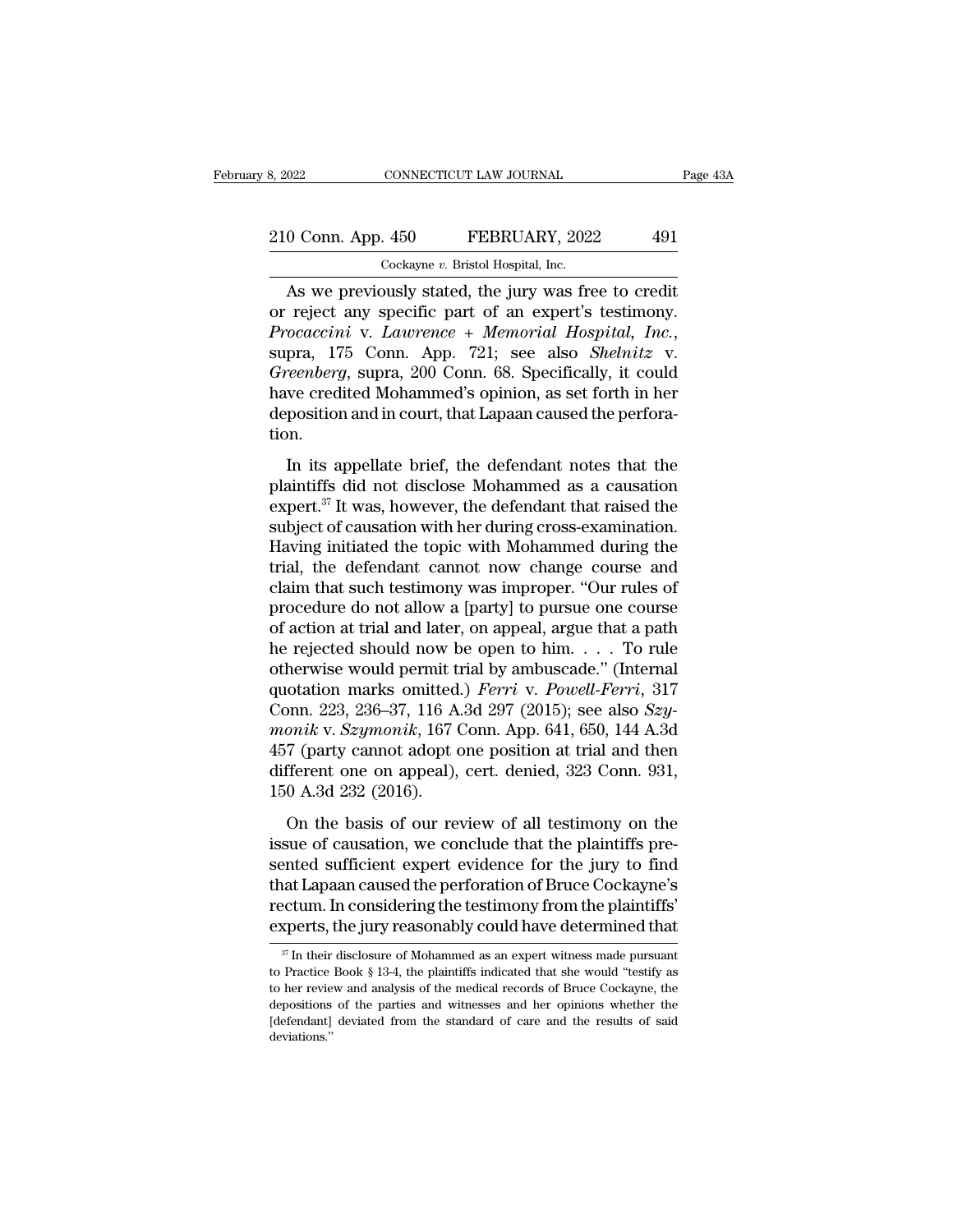As we previously stated, the jury was free to credit or reject any specific part of an expert's testimony. *Procaccini* v. *Lawrence + Memorial Hospital, Inc.*, supra, 175 Conn. App. 721; see also *Shelnitz* v. *Greenberg*, supra, 200 Conn. 68. Specifically, it could have credited Mohammed's opinion, as set forth in her deposition and in court, that Lapaan caused the perforation.

In its appellate brief, the defendant notes that the plaintiffs did not disclose Mohammed as a causation expert.[37] It was, however, the defendant that raised the subject of causation with her during cross-examination. Having initiated the topic with Mohammed during the trial, the defendant cannot now change course and claim that such testimony was improper. "Our rules of procedure do not allow a [party] to pursue one course of action at trial and later, on appeal, argue that a path he rejected should now be open to him. . . . To rule otherwise would permit trial by ambuscade." (Internal quotation marks omitted.) *Ferri* v. *Powell-Ferri*, 317 Conn. 223, 236–37, 116 A.3d 297 (2015); see also *Szymonik* v. *Szymonik*, 167 Conn. App. 641, 650, 144 A.3d 457 (party cannot adopt one position at trial and then different one on appeal), cert. denied, 323 Conn. 931, 150 A.3d 232 (2016).

On the basis of our review of all testimony on the issue of causation, we conclude that the plaintiffs presented sufficient expert evidence for the jury to find that Lapaan caused the perforation of Bruce Cockayne's rectum. In considering the testimony from the plaintiffs' experts, the jury reasonably could have determined that

---

[37] In their disclosure of Mohammed as an expert witness made pursuant to Practice Book § 13-4, the plaintiffs indicated that she would "testify as to her review and analysis of the medical records of Bruce Cockayne, the depositions of the parties and witnesses and her opinions whether the [defendant] deviated from the standard of care and the results of said deviations."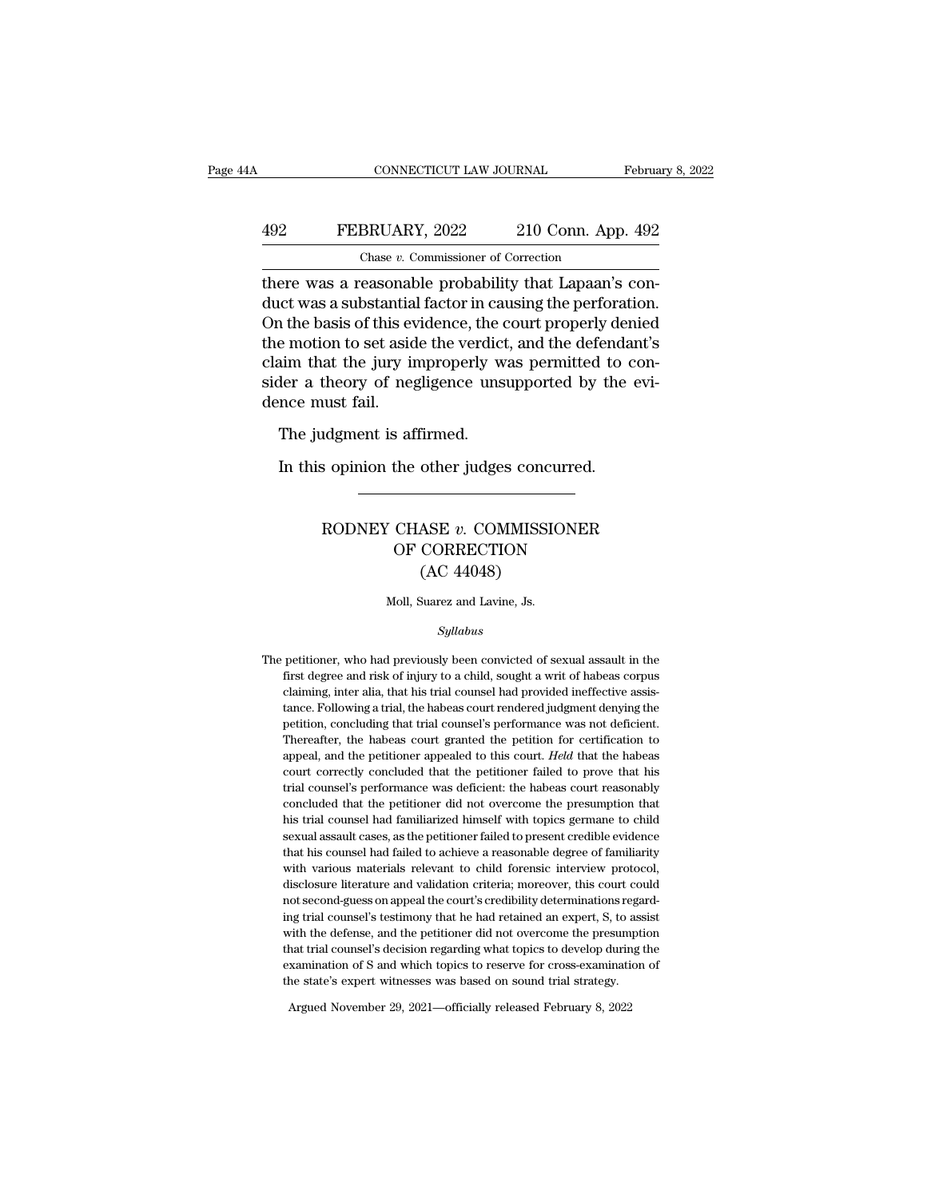there was a reasonable probability that Lapaan's conduct was a substantial factor in causing the perforation. On the basis of this evidence, the court properly denied the motion to set aside the verdict, and the defendant's claim that the jury improperly was permitted to consider a theory of negligence unsupported by the evidence must fail.

The judgment is affirmed.

In this opinion the other judges concurred.

---

# RODNEY CHASE *v.* COMMISSIONER OF CORRECTION (AC 44048)

Moll, Suarez and Lavine, Js.

*Syllabus*

The petitioner, who had previously been convicted of sexual assault in the first degree and risk of injury to a child, sought a writ of habeas corpus claiming, inter alia, that his trial counsel had provided ineffective assistance. Following a trial, the habeas court rendered judgment denying the petition, concluding that trial counsel's performance was not deficient. Thereafter, the habeas court granted the petition for certification to appeal, and the petitioner appealed to this court. *Held* that the habeas court correctly concluded that the petitioner failed to prove that his trial counsel's performance was deficient: the habeas court reasonably concluded that the petitioner did not overcome the presumption that his trial counsel had familiarized himself with topics germane to child sexual assault cases, as the petitioner failed to present credible evidence that his counsel had failed to achieve a reasonable degree of familiarity with various materials relevant to child forensic interview protocol, disclosure literature and validation criteria; moreover, this court could not second-guess on appeal the court's credibility determinations regarding trial counsel's testimony that he had retained an expert, S, to assist with the defense, and the petitioner did not overcome the presumption that trial counsel's decision regarding what topics to develop during the examination of S and which topics to reserve for cross-examination of the state's expert witnesses was based on sound trial strategy.

Argued November 29, 2021—officially released February 8, 2022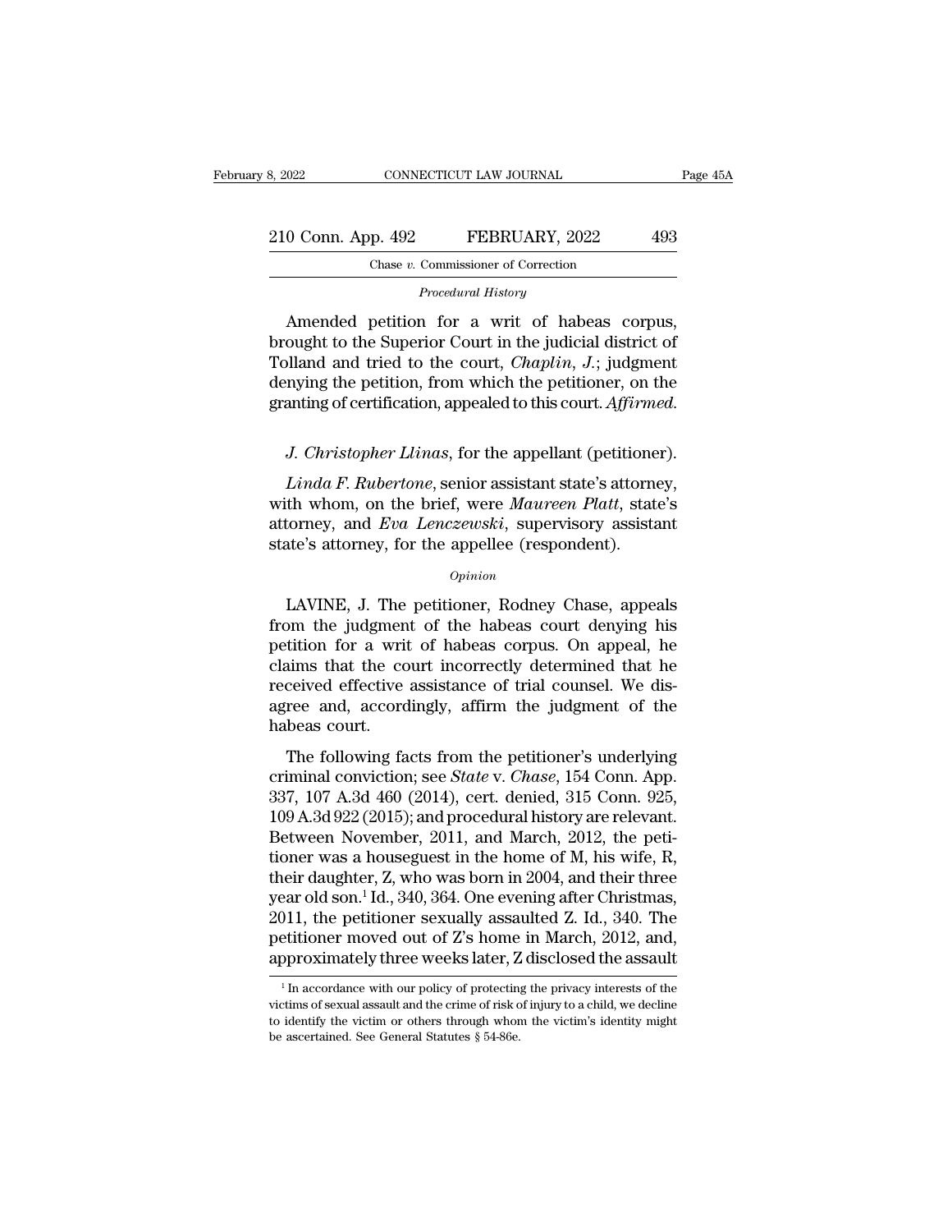*Procedural History*

Amended petition for a writ of habeas corpus, brought to the Superior Court in the judicial district of Tolland and tried to the court, *Chaplin, J.*; judgment denying the petition, from which the petitioner, on the granting of certification, appealed to this court. *Affirmed.*

*J. Christopher Llinas*, for the appellant (petitioner).

*Linda F. Rubertone*, senior assistant state's attorney, with whom, on the brief, were *Maureen Platt*, state's attorney, and *Eva Lenczewski*, supervisory assistant state's attorney, for the appellee (respondent).

*Opinion*

LAVINE, J. The petitioner, Rodney Chase, appeals from the judgment of the habeas court denying his petition for a writ of habeas corpus. On appeal, he claims that the court incorrectly determined that he received effective assistance of trial counsel. We disagree and, accordingly, affirm the judgment of the habeas court.

The following facts from the petitioner's underlying criminal conviction; see *State* v. *Chase*, 154 Conn. App. 337, 107 A.3d 460 (2014), cert. denied, 315 Conn. 925, 109 A.3d 922 (2015); and procedural history are relevant. Between November, 2011, and March, 2012, the petitioner was a houseguest in the home of M, his wife, R, their daughter, Z, who was born in 2004, and their three year old son.[1] Id., 340, 364. One evening after Christmas, 2011, the petitioner sexually assaulted Z. Id., 340. The petitioner moved out of Z's home in March, 2012, and, approximately three weeks later, Z disclosed the assault

[1] In accordance with our policy of protecting the privacy interests of the victims of sexual assault and the crime of risk of injury to a child, we decline to identify the victim or others through whom the victim's identity might be ascertained. See General Statutes § 54-86e.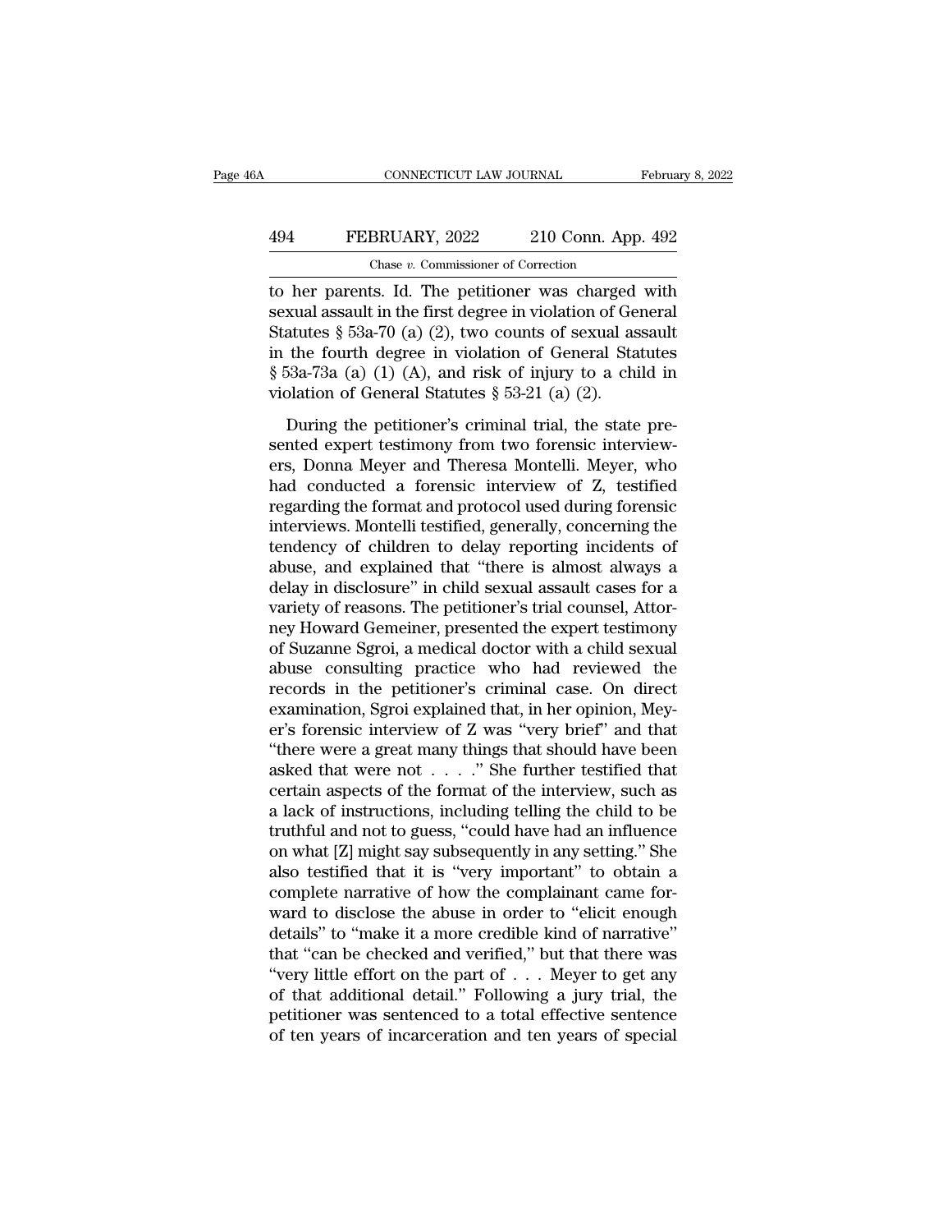to her parents. Id. The petitioner was charged with sexual assault in the first degree in violation of General Statutes § 53a-70 (a) (2), two counts of sexual assault in the fourth degree in violation of General Statutes § 53a-73a (a) (1) (A), and risk of injury to a child in violation of General Statutes § 53-21 (a) (2).

During the petitioner's criminal trial, the state presented expert testimony from two forensic interviewers, Donna Meyer and Theresa Montelli. Meyer, who had conducted a forensic interview of Z, testified regarding the format and protocol used during forensic interviews. Montelli testified, generally, concerning the tendency of children to delay reporting incidents of abuse, and explained that "there is almost always a delay in disclosure" in child sexual assault cases for a variety of reasons. The petitioner's trial counsel, Attorney Howard Gemeiner, presented the expert testimony of Suzanne Sgroi, a medical doctor with a child sexual abuse consulting practice who had reviewed the records in the petitioner's criminal case. On direct examination, Sgroi explained that, in her opinion, Meyer's forensic interview of Z was "very brief" and that "there were a great many things that should have been asked that were not . . . ." She further testified that certain aspects of the format of the interview, such as a lack of instructions, including telling the child to be truthful and not to guess, "could have had an influence on what [Z] might say subsequently in any setting." She also testified that it is "very important" to obtain a complete narrative of how the complainant came forward to disclose the abuse in order to "elicit enough details" to "make it a more credible kind of narrative" that "can be checked and verified," but that there was "very little effort on the part of . . . Meyer to get any of that additional detail." Following a jury trial, the petitioner was sentenced to a total effective sentence of ten years of incarceration and ten years of special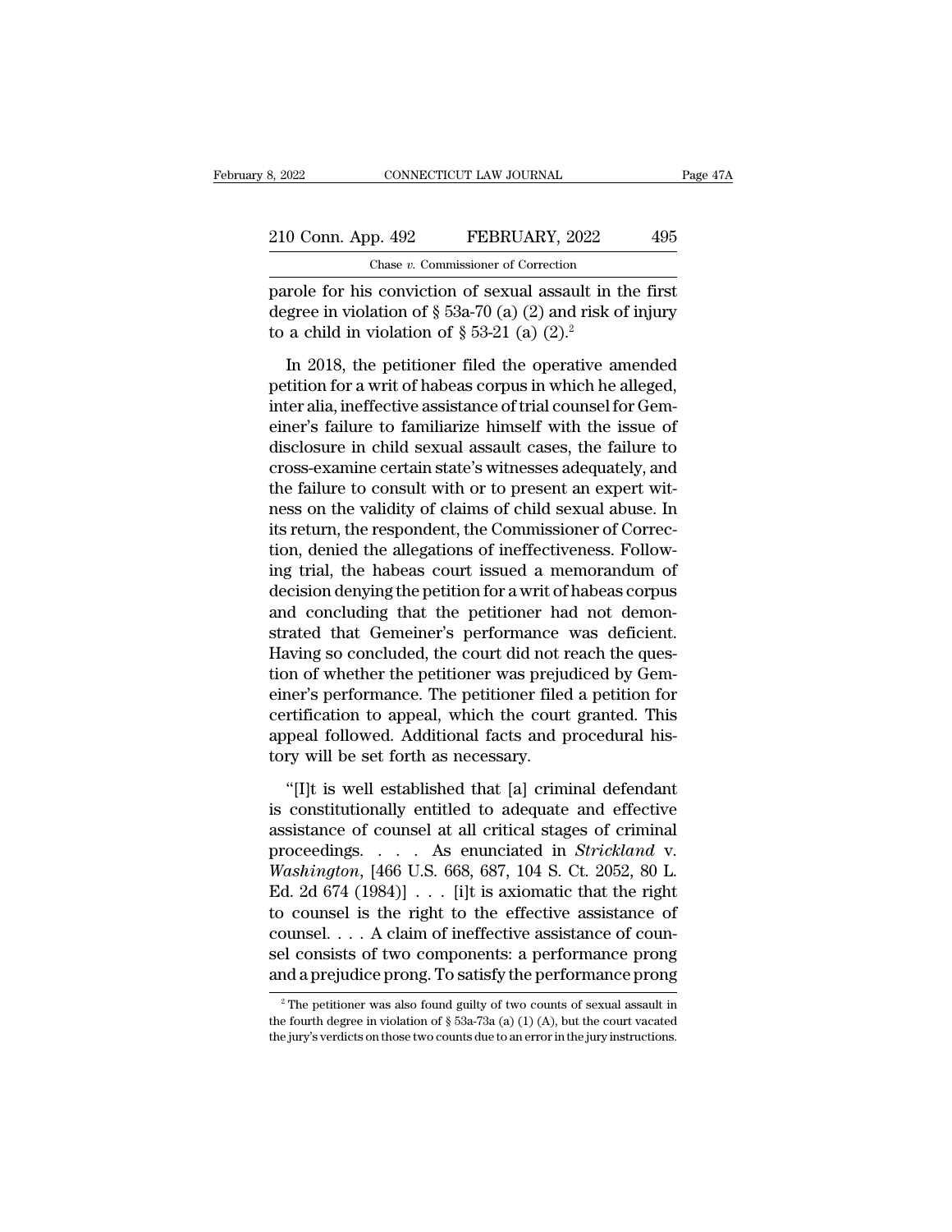parole for his conviction of sexual assault in the first degree in violation of § 53a-70 (a) (2) and risk of injury to a child in violation of § 53-21 (a) (2).[2]

In 2018, the petitioner filed the operative amended petition for a writ of habeas corpus in which he alleged, inter alia, ineffective assistance of trial counsel for Gemeiner's failure to familiarize himself with the issue of disclosure in child sexual assault cases, the failure to cross-examine certain state's witnesses adequately, and the failure to consult with or to present an expert witness on the validity of claims of child sexual abuse. In its return, the respondent, the Commissioner of Correction, denied the allegations of ineffectiveness. Following trial, the habeas court issued a memorandum of decision denying the petition for a writ of habeas corpus and concluding that the petitioner had not demonstrated that Gemeiner's performance was deficient. Having so concluded, the court did not reach the question of whether the petitioner was prejudiced by Gemeiner's performance. The petitioner filed a petition for certification to appeal, which the court granted. This appeal followed. Additional facts and procedural history will be set forth as necessary.

"[I]t is well established that [a] criminal defendant is constitutionally entitled to adequate and effective assistance of counsel at all critical stages of criminal proceedings. . . . As enunciated in *Strickland* v. *Washington*, [466 U.S. 668, 687, 104 S. Ct. 2052, 80 L. Ed. 2d 674 (1984)] . . . [i]t is axiomatic that the right to counsel is the right to the effective assistance of counsel. . . . A claim of ineffective assistance of counsel consists of two components: a performance prong and a prejudice prong. To satisfy the performance prong

[2] The petitioner was also found guilty of two counts of sexual assault in the fourth degree in violation of § 53a-73a (a) (1) (A), but the court vacated the jury's verdicts on those two counts due to an error in the jury instructions.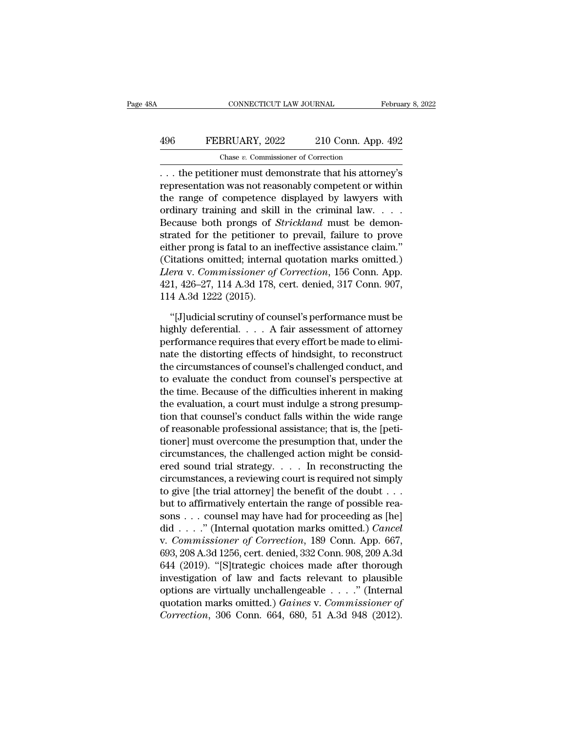. . . the petitioner must demonstrate that his attorney's representation was not reasonably competent or within the range of competence displayed by lawyers with ordinary training and skill in the criminal law. . . . Because both prongs of *Strickland* must be demonstrated for the petitioner to prevail, failure to prove either prong is fatal to an ineffective assistance claim." (Citations omitted; internal quotation marks omitted.) *Llera* v. *Commissioner of Correction*, 156 Conn. App. 421, 426–27, 114 A.3d 178, cert. denied, 317 Conn. 907, 114 A.3d 1222 (2015).

"[J]udicial scrutiny of counsel's performance must be highly deferential. . . . A fair assessment of attorney performance requires that every effort be made to eliminate the distorting effects of hindsight, to reconstruct the circumstances of counsel's challenged conduct, and to evaluate the conduct from counsel's perspective at the time. Because of the difficulties inherent in making the evaluation, a court must indulge a strong presumption that counsel's conduct falls within the wide range of reasonable professional assistance; that is, the [petitioner] must overcome the presumption that, under the circumstances, the challenged action might be considered sound trial strategy. . . . In reconstructing the circumstances, a reviewing court is required not simply to give [the trial attorney] the benefit of the doubt . . . but to affirmatively entertain the range of possible reasons . . . counsel may have had for proceeding as [he] did . . . ." (Internal quotation marks omitted.) *Cancel* v. *Commissioner of Correction*, 189 Conn. App. 667, 693, 208 A.3d 1256, cert. denied, 332 Conn. 908, 209 A.3d 644 (2019). "[S]trategic choices made after thorough investigation of law and facts relevant to plausible options are virtually unchallengeable . . . ." (Internal quotation marks omitted.) *Gaines* v. *Commissioner of Correction*, 306 Conn. 664, 680, 51 A.3d 948 (2012).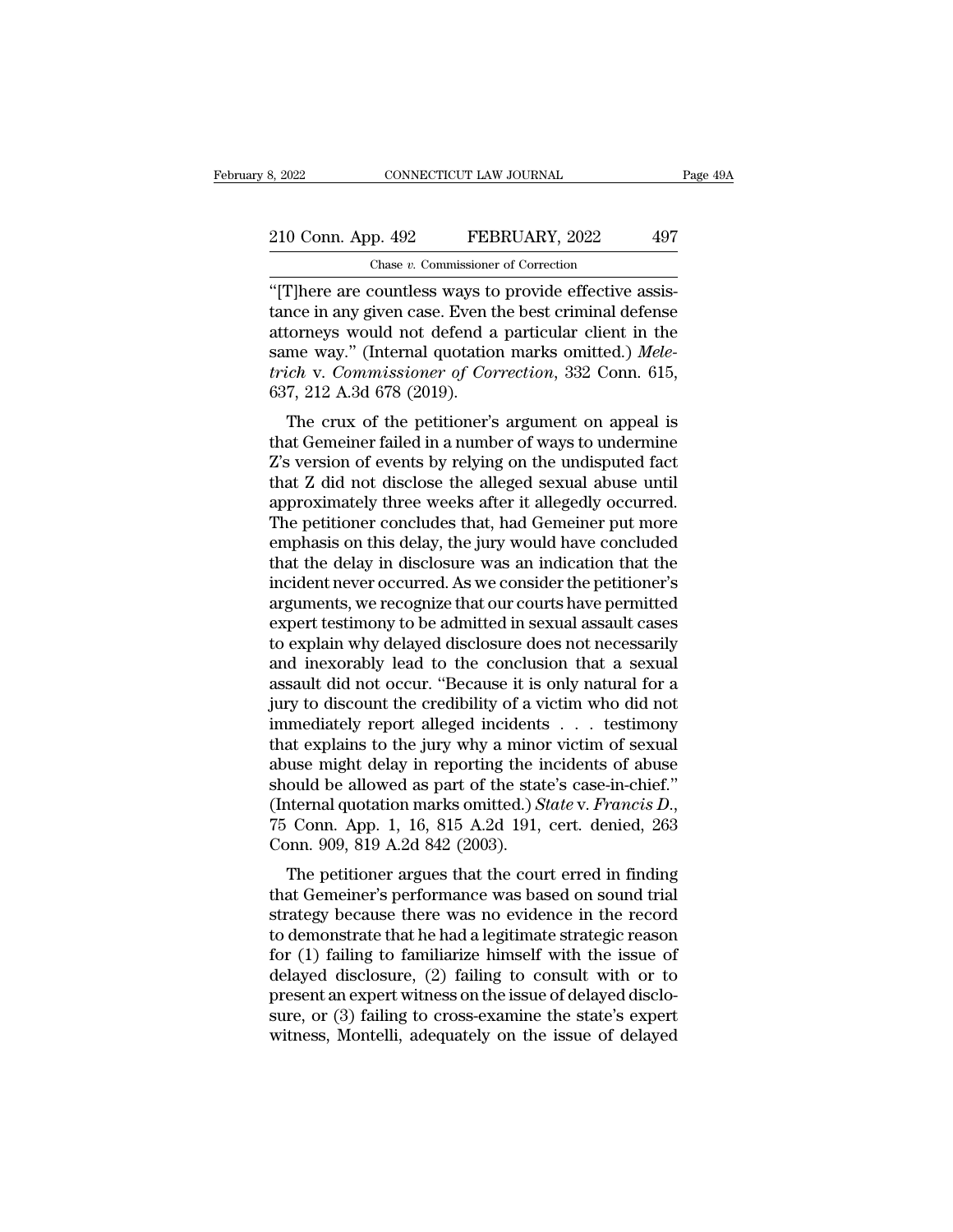"[T]here are countless ways to provide effective assistance in any given case. Even the best criminal defense attorneys would not defend a particular client in the same way." (Internal quotation marks omitted.) *Meletrich* v. *Commissioner of Correction*, 332 Conn. 615, 637, 212 A.3d 678 (2019).

The crux of the petitioner's argument on appeal is that Gemeiner failed in a number of ways to undermine Z's version of events by relying on the undisputed fact that Z did not disclose the alleged sexual abuse until approximately three weeks after it allegedly occurred. The petitioner concludes that, had Gemeiner put more emphasis on this delay, the jury would have concluded that the delay in disclosure was an indication that the incident never occurred. As we consider the petitioner's arguments, we recognize that our courts have permitted expert testimony to be admitted in sexual assault cases to explain why delayed disclosure does not necessarily and inexorably lead to the conclusion that a sexual assault did not occur. "Because it is only natural for a jury to discount the credibility of a victim who did not immediately report alleged incidents . . . testimony that explains to the jury why a minor victim of sexual abuse might delay in reporting the incidents of abuse should be allowed as part of the state's case-in-chief." (Internal quotation marks omitted.) *State* v. *Francis D.*, 75 Conn. App. 1, 16, 815 A.2d 191, cert. denied, 263 Conn. 909, 819 A.2d 842 (2003).

The petitioner argues that the court erred in finding that Gemeiner's performance was based on sound trial strategy because there was no evidence in the record to demonstrate that he had a legitimate strategic reason for (1) failing to familiarize himself with the issue of delayed disclosure, (2) failing to consult with or to present an expert witness on the issue of delayed disclosure, or (3) failing to cross-examine the state's expert witness, Montelli, adequately on the issue of delayed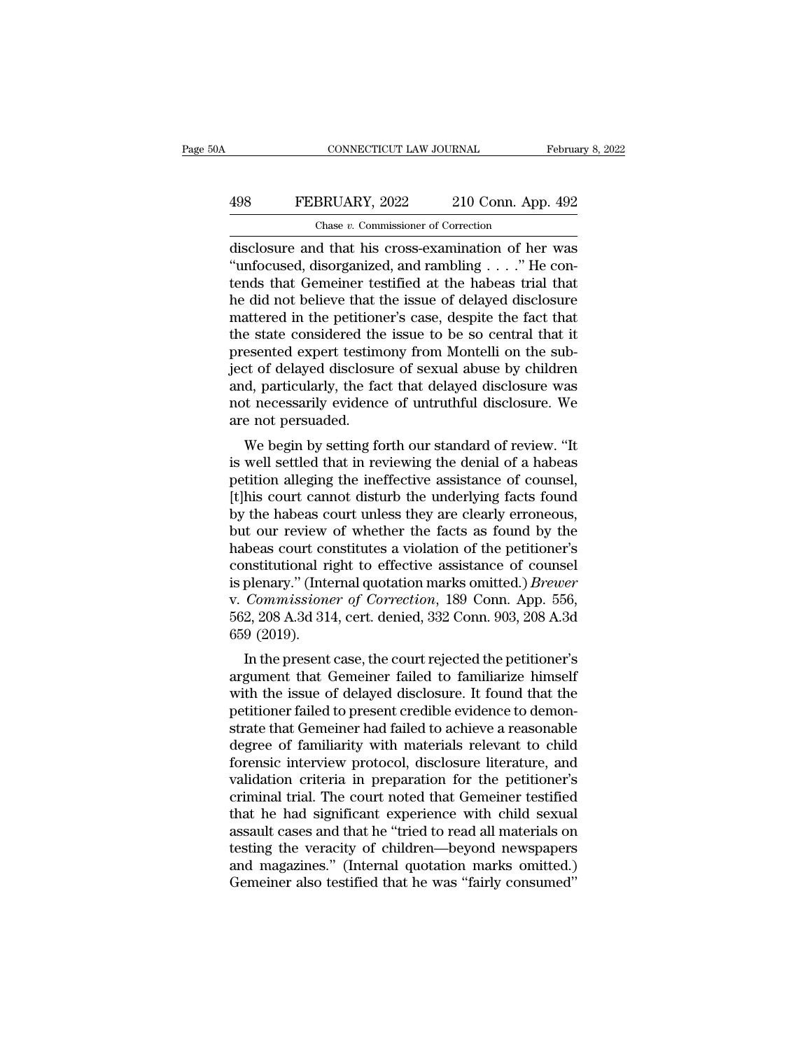disclosure and that his cross-examination of her was "unfocused, disorganized, and rambling . . . ." He contends that Gemeiner testified at the habeas trial that he did not believe that the issue of delayed disclosure mattered in the petitioner's case, despite the fact that the state considered the issue to be so central that it presented expert testimony from Montelli on the subject of delayed disclosure of sexual abuse by children and, particularly, the fact that delayed disclosure was not necessarily evidence of untruthful disclosure. We are not persuaded.

We begin by setting forth our standard of review. "It is well settled that in reviewing the denial of a habeas petition alleging the ineffective assistance of counsel, [t]his court cannot disturb the underlying facts found by the habeas court unless they are clearly erroneous, but our review of whether the facts as found by the habeas court constitutes a violation of the petitioner's constitutional right to effective assistance of counsel is plenary." (Internal quotation marks omitted.) *Brewer* v. *Commissioner of Correction*, 189 Conn. App. 556, 562, 208 A.3d 314, cert. denied, 332 Conn. 903, 208 A.3d 659 (2019).

In the present case, the court rejected the petitioner's argument that Gemeiner failed to familiarize himself with the issue of delayed disclosure. It found that the petitioner failed to present credible evidence to demonstrate that Gemeiner had failed to achieve a reasonable degree of familiarity with materials relevant to child forensic interview protocol, disclosure literature, and validation criteria in preparation for the petitioner's criminal trial. The court noted that Gemeiner testified that he had significant experience with child sexual assault cases and that he "tried to read all materials on testing the veracity of children—beyond newspapers and magazines." (Internal quotation marks omitted.) Gemeiner also testified that he was "fairly consumed"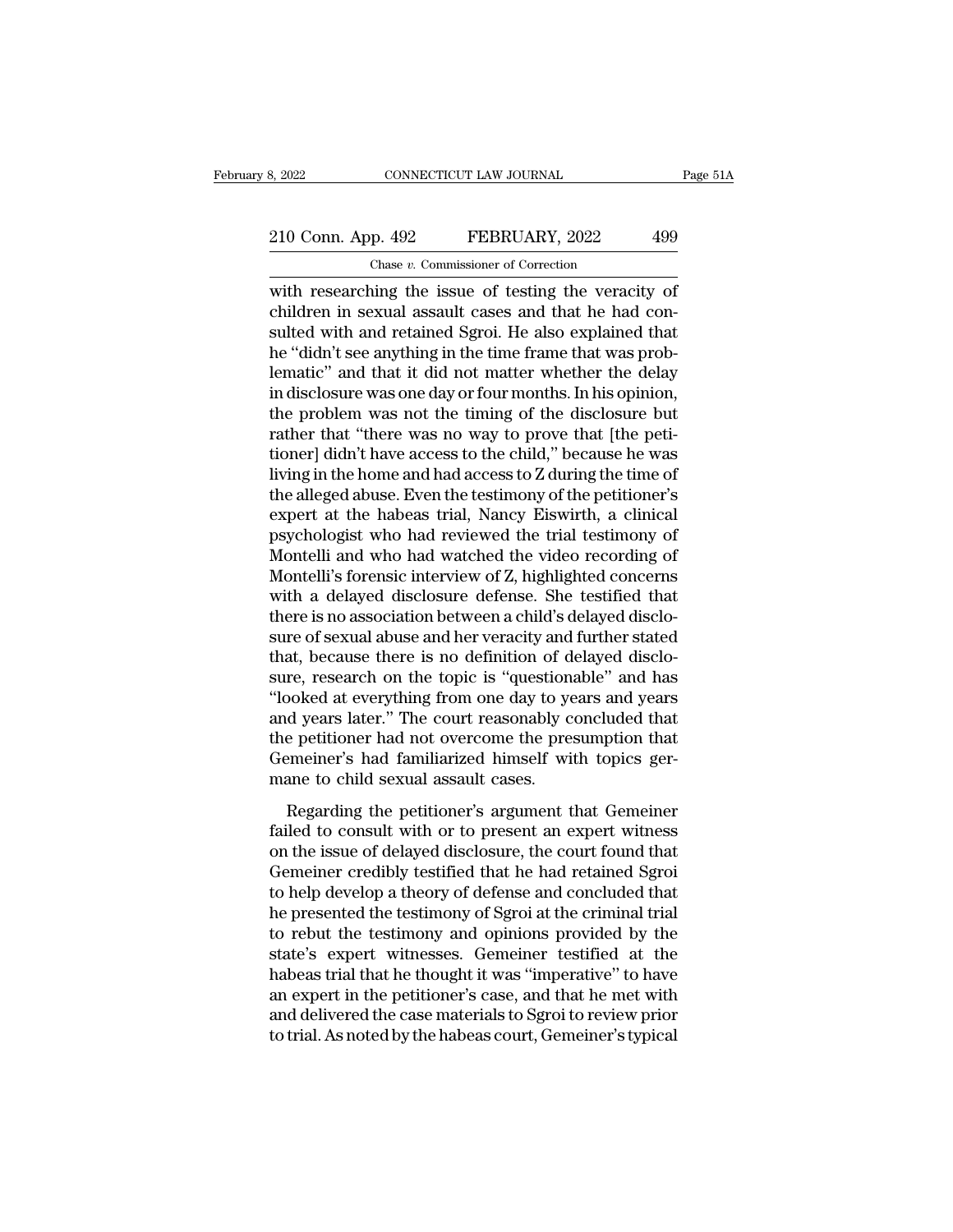with researching the issue of testing the veracity of children in sexual assault cases and that he had consulted with and retained Sgroi. He also explained that he "didn't see anything in the time frame that was problematic" and that it did not matter whether the delay in disclosure was one day or four months. In his opinion, the problem was not the timing of the disclosure but rather that "there was no way to prove that [the petitioner] didn't have access to the child," because he was living in the home and had access to Z during the time of the alleged abuse. Even the testimony of the petitioner's expert at the habeas trial, Nancy Eiswirth, a clinical psychologist who had reviewed the trial testimony of Montelli and who had watched the video recording of Montelli's forensic interview of Z, highlighted concerns with a delayed disclosure defense. She testified that there is no association between a child's delayed disclosure of sexual abuse and her veracity and further stated that, because there is no definition of delayed disclosure, research on the topic is "questionable" and has "looked at everything from one day to years and years and years later." The court reasonably concluded that the petitioner had not overcome the presumption that Gemeiner's had familiarized himself with topics germane to child sexual assault cases.

Regarding the petitioner's argument that Gemeiner failed to consult with or to present an expert witness on the issue of delayed disclosure, the court found that Gemeiner credibly testified that he had retained Sgroi to help develop a theory of defense and concluded that he presented the testimony of Sgroi at the criminal trial to rebut the testimony and opinions provided by the state's expert witnesses. Gemeiner testified at the habeas trial that he thought it was "imperative" to have an expert in the petitioner's case, and that he met with and delivered the case materials to Sgroi to review prior to trial. As noted by the habeas court, Gemeiner's typical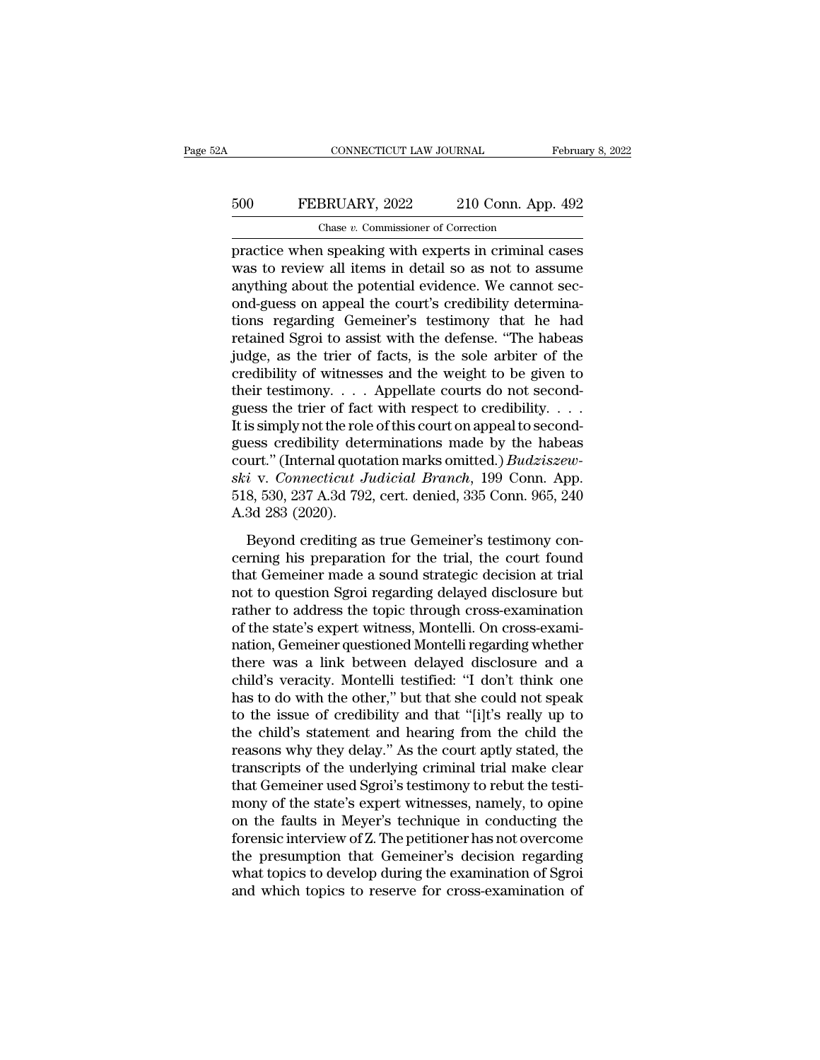practice when speaking with experts in criminal cases was to review all items in detail so as not to assume anything about the potential evidence. We cannot second-guess on appeal the court's credibility determinations regarding Gemeiner's testimony that he had retained Sgroi to assist with the defense. "The habeas judge, as the trier of facts, is the sole arbiter of the credibility of witnesses and the weight to be given to their testimony. . . . Appellate courts do not second-guess the trier of fact with respect to credibility. . . . It is simply not the role of this court on appeal to second-guess credibility determinations made by the habeas court." (Internal quotation marks omitted.) *Budziszewski* v. *Connecticut Judicial Branch*, 199 Conn. App. 518, 530, 237 A.3d 792, cert. denied, 335 Conn. 965, 240 A.3d 283 (2020).

Beyond crediting as true Gemeiner's testimony concerning his preparation for the trial, the court found that Gemeiner made a sound strategic decision at trial not to question Sgroi regarding delayed disclosure but rather to address the topic through cross-examination of the state's expert witness, Montelli. On cross-examination, Gemeiner questioned Montelli regarding whether there was a link between delayed disclosure and a child's veracity. Montelli testified: "I don't think one has to do with the other," but that she could not speak to the issue of credibility and that "[i]t's really up to the child's statement and hearing from the child the reasons why they delay." As the court aptly stated, the transcripts of the underlying criminal trial make clear that Gemeiner used Sgroi's testimony to rebut the testimony of the state's expert witnesses, namely, to opine on the faults in Meyer's technique in conducting the forensic interview of Z. The petitioner has not overcome the presumption that Gemeiner's decision regarding what topics to develop during the examination of Sgroi and which topics to reserve for cross-examination of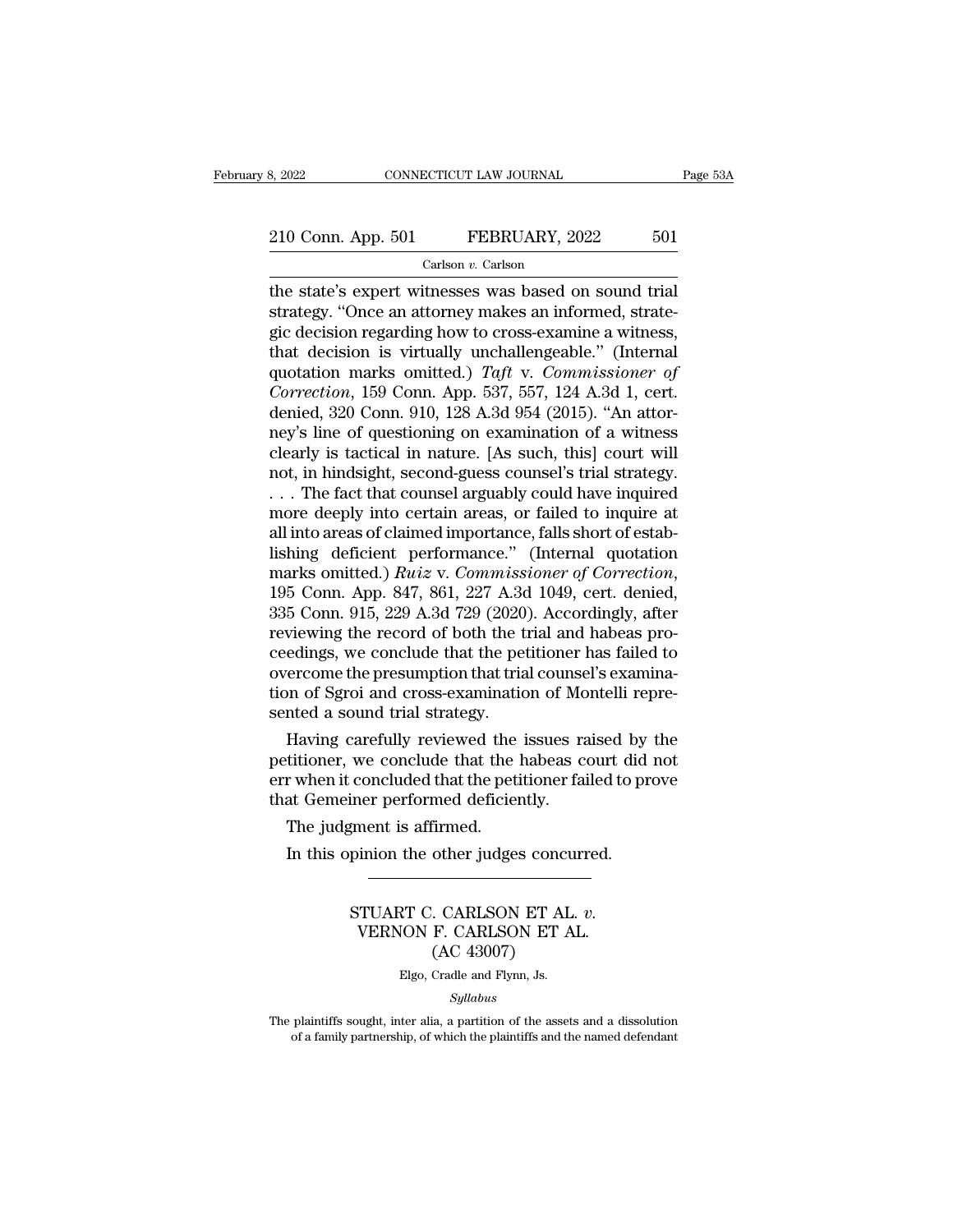the state's expert witnesses was based on sound trial strategy. "Once an attorney makes an informed, strategic decision regarding how to cross-examine a witness, that decision is virtually unchallengeable." (Internal quotation marks omitted.) *Taft* v. *Commissioner of Correction*, 159 Conn. App. 537, 557, 124 A.3d 1, cert. denied, 320 Conn. 910, 128 A.3d 954 (2015). "An attorney's line of questioning on examination of a witness clearly is tactical in nature. [As such, this] court will not, in hindsight, second-guess counsel's trial strategy. . . . The fact that counsel arguably could have inquired more deeply into certain areas, or failed to inquire at all into areas of claimed importance, falls short of establishing deficient performance." (Internal quotation marks omitted.) *Ruiz* v. *Commissioner of Correction*, 195 Conn. App. 847, 861, 227 A.3d 1049, cert. denied, 335 Conn. 915, 229 A.3d 729 (2020). Accordingly, after reviewing the record of both the trial and habeas proceedings, we conclude that the petitioner has failed to overcome the presumption that trial counsel's examination of Sgroi and cross-examination of Montelli represented a sound trial strategy.

Having carefully reviewed the issues raised by the petitioner, we conclude that the habeas court did not err when it concluded that the petitioner failed to prove that Gemeiner performed deficiently.

The judgment is affirmed.

In this opinion the other judges concurred.

---

STUART C. CARLSON ET AL. *v.* VERNON F. CARLSON ET AL.
(AC 43007)

Elgo, Cradle and Flynn, Js.

*Syllabus*

The plaintiffs sought, inter alia, a partition of the assets and a dissolution of a family partnership, of which the plaintiffs and the named defendant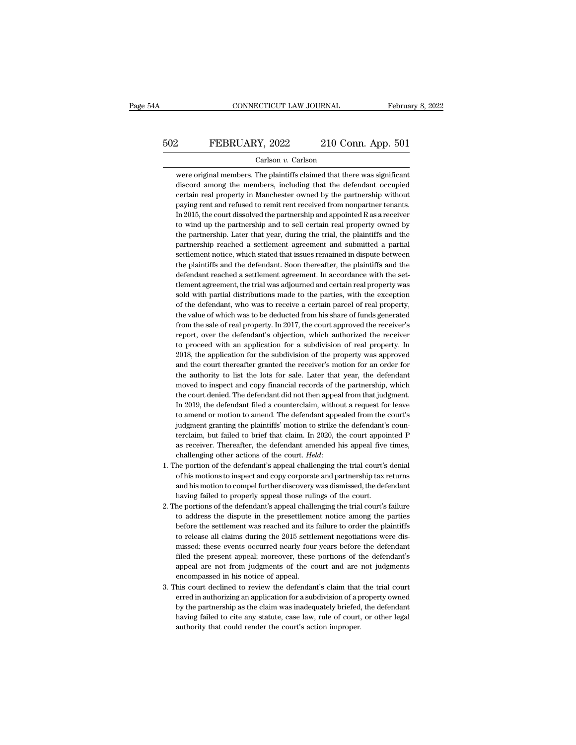were original members. The plaintiffs claimed that there was significant discord among the members, including that the defendant occupied certain real property in Manchester owned by the partnership without paying rent and refused to remit rent received from nonpartner tenants. In 2015, the court dissolved the partnership and appointed R as a receiver to wind up the partnership and to sell certain real property owned by the partnership. Later that year, during the trial, the plaintiffs and the partnership reached a settlement agreement and submitted a partial settlement notice, which stated that issues remained in dispute between the plaintiffs and the defendant. Soon thereafter, the plaintiffs and the defendant reached a settlement agreement. In accordance with the settlement agreement, the trial was adjourned and certain real property was sold with partial distributions made to the parties, with the exception of the defendant, who was to receive a certain parcel of real property, the value of which was to be deducted from his share of funds generated from the sale of real property. In 2017, the court approved the receiver's report, over the defendant's objection, which authorized the receiver to proceed with an application for a subdivision of real property. In 2018, the application for the subdivision of the property was approved and the court thereafter granted the receiver's motion for an order for the authority to list the lots for sale. Later that year, the defendant moved to inspect and copy financial records of the partnership, which the court denied. The defendant did not then appeal from that judgment. In 2019, the defendant filed a counterclaim, without a request for leave to amend or motion to amend. The defendant appealed from the court's judgment granting the plaintiffs' motion to strike the defendant's counterclaim, but failed to brief that claim. In 2020, the court appointed P as receiver. Thereafter, the defendant amended his appeal five times, challenging other actions of the court. *Held*:

1. The portion of the defendant's appeal challenging the trial court's denial of his motions to inspect and copy corporate and partnership tax returns and his motion to compel further discovery was dismissed, the defendant having failed to properly appeal those rulings of the court.
2. The portions of the defendant's appeal challenging the trial court's failure to address the dispute in the presettlement notice among the parties before the settlement was reached and its failure to order the plaintiffs to release all claims during the 2015 settlement negotiations were dismissed: these events occurred nearly four years before the defendant filed the present appeal; moreover, these portions of the defendant's appeal are not from judgments of the court and are not judgments encompassed in his notice of appeal.
3. This court declined to review the defendant's claim that the trial court erred in authorizing an application for a subdivision of a property owned by the partnership as the claim was inadequately briefed, the defendant having failed to cite any statute, case law, rule of court, or other legal authority that could render the court's action improper.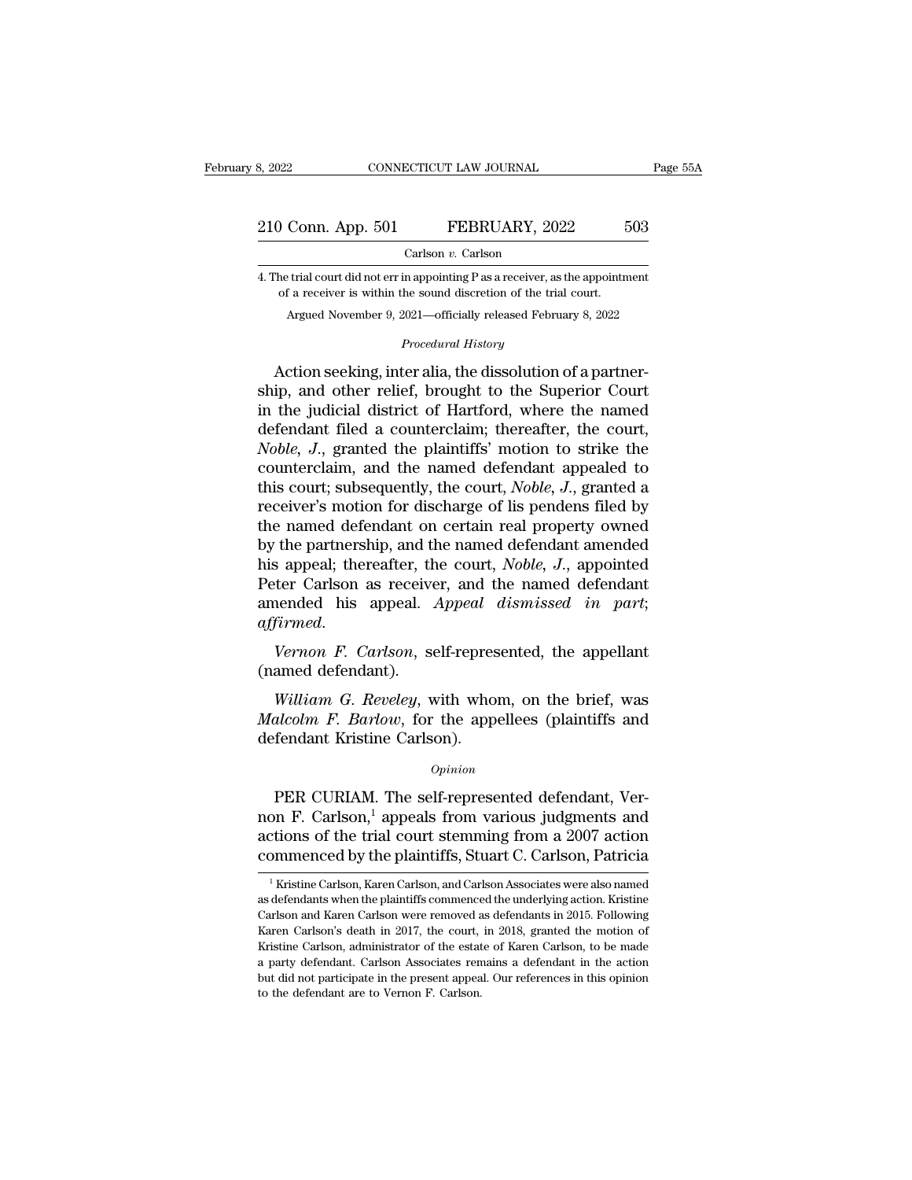4. The trial court did not err in appointing P as a receiver, as the appointment of a receiver is within the sound discretion of the trial court.

Argued November 9, 2021—officially released February 8, 2022

*Procedural History*

Action seeking, inter alia, the dissolution of a partnership, and other relief, brought to the Superior Court in the judicial district of Hartford, where the named defendant filed a counterclaim; thereafter, the court, *Noble*, *J.*, granted the plaintiffs' motion to strike the counterclaim, and the named defendant appealed to this court; subsequently, the court, *Noble*, *J.*, granted a receiver's motion for discharge of lis pendens filed by the named defendant on certain real property owned by the partnership, and the named defendant amended his appeal; thereafter, the court, *Noble*, *J.*, appointed Peter Carlson as receiver, and the named defendant amended his appeal. *Appeal dismissed in part*; *affirmed*.

*Vernon F. Carlson*, self-represented, the appellant (named defendant).

*William G. Reveley*, with whom, on the brief, was *Malcolm F. Barlow*, for the appellees (plaintiffs and defendant Kristine Carlson).

*Opinion*

PER CURIAM. The self-represented defendant, Vernon F. Carlson,[1] appeals from various judgments and actions of the trial court stemming from a 2007 action commenced by the plaintiffs, Stuart C. Carlson, Patricia

[1] Kristine Carlson, Karen Carlson, and Carlson Associates were also named as defendants when the plaintiffs commenced the underlying action. Kristine Carlson and Karen Carlson were removed as defendants in 2015. Following Karen Carlson's death in 2017, the court, in 2018, granted the motion of Kristine Carlson, administrator of the estate of Karen Carlson, to be made a party defendant. Carlson Associates remains a defendant in the action but did not participate in the present appeal. Our references in this opinion to the defendant are to Vernon F. Carlson.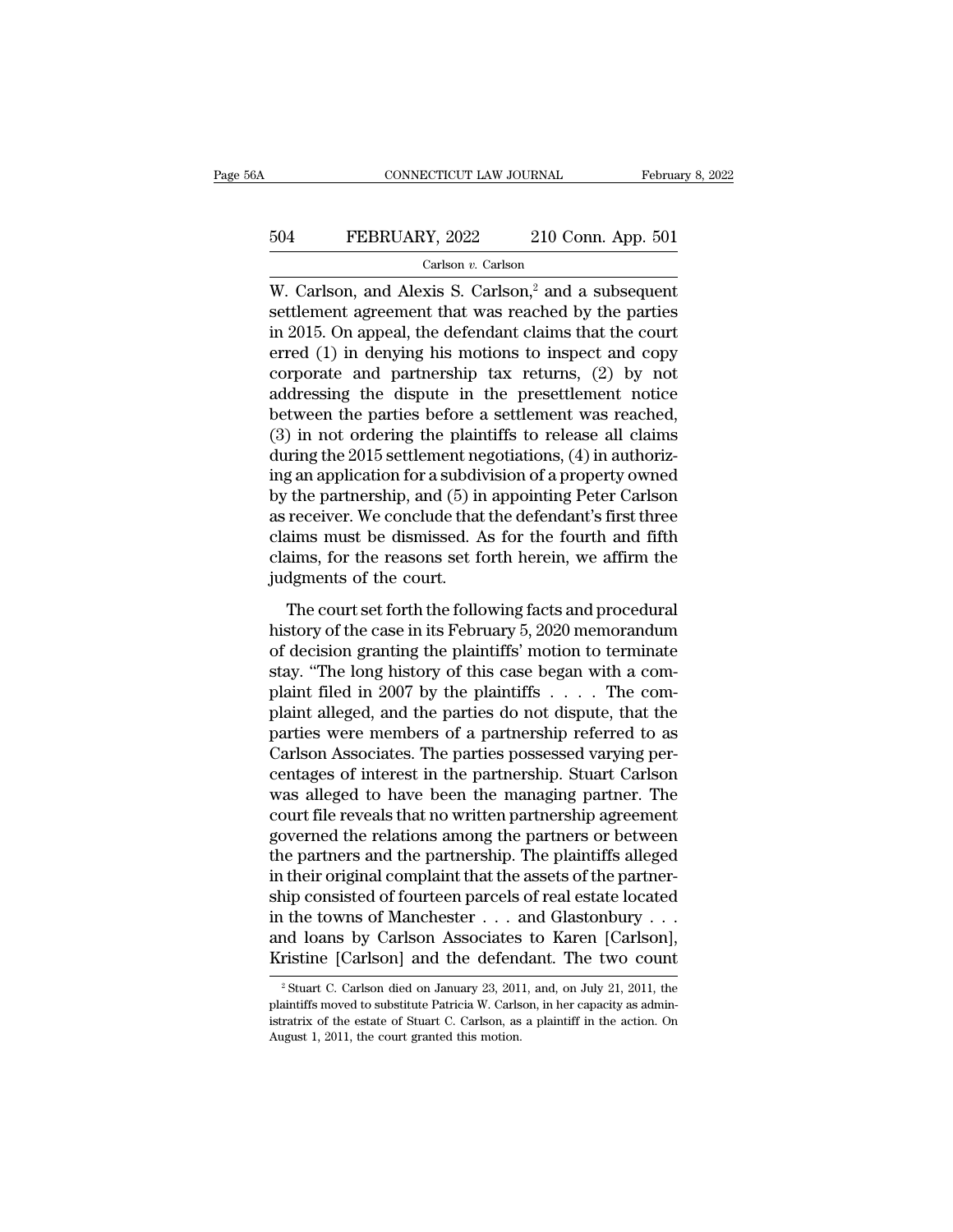W. Carlson, and Alexis S. Carlson,[2] and a subsequent settlement agreement that was reached by the parties in 2015. On appeal, the defendant claims that the court erred (1) in denying his motions to inspect and copy corporate and partnership tax returns, (2) by not addressing the dispute in the presettlement notice between the parties before a settlement was reached, (3) in not ordering the plaintiffs to release all claims during the 2015 settlement negotiations, (4) in authorizing an application for a subdivision of a property owned by the partnership, and (5) in appointing Peter Carlson as receiver. We conclude that the defendant's first three claims must be dismissed. As for the fourth and fifth claims, for the reasons set forth herein, we affirm the judgments of the court.

The court set forth the following facts and procedural history of the case in its February 5, 2020 memorandum of decision granting the plaintiffs' motion to terminate stay. "The long history of this case began with a complaint filed in 2007 by the plaintiffs . . . . The complaint alleged, and the parties do not dispute, that the parties were members of a partnership referred to as Carlson Associates. The parties possessed varying percentages of interest in the partnership. Stuart Carlson was alleged to have been the managing partner. The court file reveals that no written partnership agreement governed the relations among the partners or between the partners and the partnership. The plaintiffs alleged in their original complaint that the assets of the partnership consisted of fourteen parcels of real estate located in the towns of Manchester . . . and Glastonbury . . . and loans by Carlson Associates to Karen [Carlson], Kristine [Carlson] and the defendant. The two count

[2] Stuart C. Carlson died on January 23, 2011, and, on July 21, 2011, the plaintiffs moved to substitute Patricia W. Carlson, in her capacity as administratrix of the estate of Stuart C. Carlson, as a plaintiff in the action. On August 1, 2011, the court granted this motion.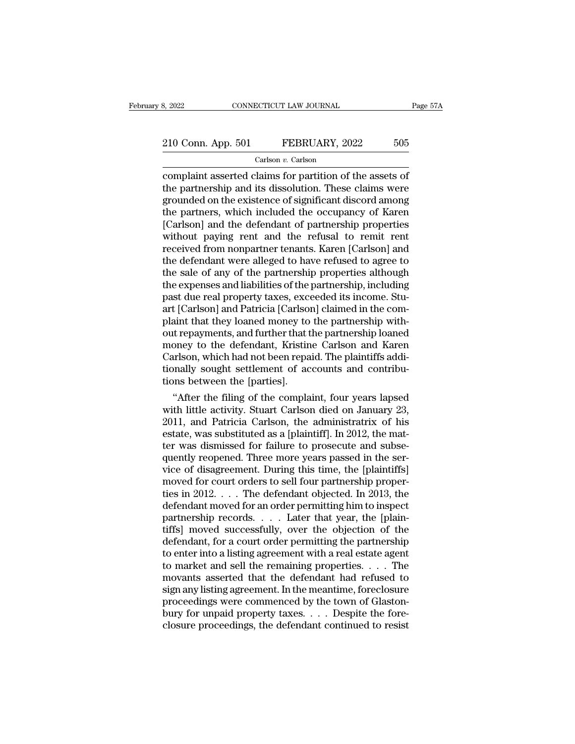complaint asserted claims for partition of the assets of the partnership and its dissolution. These claims were grounded on the existence of significant discord among the partners, which included the occupancy of Karen [Carlson] and the defendant of partnership properties without paying rent and the refusal to remit rent received from nonpartner tenants. Karen [Carlson] and the defendant were alleged to have refused to agree to the sale of any of the partnership properties although the expenses and liabilities of the partnership, including past due real property taxes, exceeded its income. Stuart [Carlson] and Patricia [Carlson] claimed in the complaint that they loaned money to the partnership without repayments, and further that the partnership loaned money to the defendant, Kristine Carlson and Karen Carlson, which had not been repaid. The plaintiffs additionally sought settlement of accounts and contributions between the [parties].

"After the filing of the complaint, four years lapsed with little activity. Stuart Carlson died on January 23, 2011, and Patricia Carlson, the administratrix of his estate, was substituted as a [plaintiff]. In 2012, the matter was dismissed for failure to prosecute and subsequently reopened. Three more years passed in the service of disagreement. During this time, the [plaintiffs] moved for court orders to sell four partnership properties in 2012. . . . The defendant objected. In 2013, the defendant moved for an order permitting him to inspect partnership records. . . . Later that year, the [plaintiffs] moved successfully, over the objection of the defendant, for a court order permitting the partnership to enter into a listing agreement with a real estate agent to market and sell the remaining properties. . . . The movants asserted that the defendant had refused to sign any listing agreement. In the meantime, foreclosure proceedings were commenced by the town of Glastonbury for unpaid property taxes. . . . Despite the foreclosure proceedings, the defendant continued to resist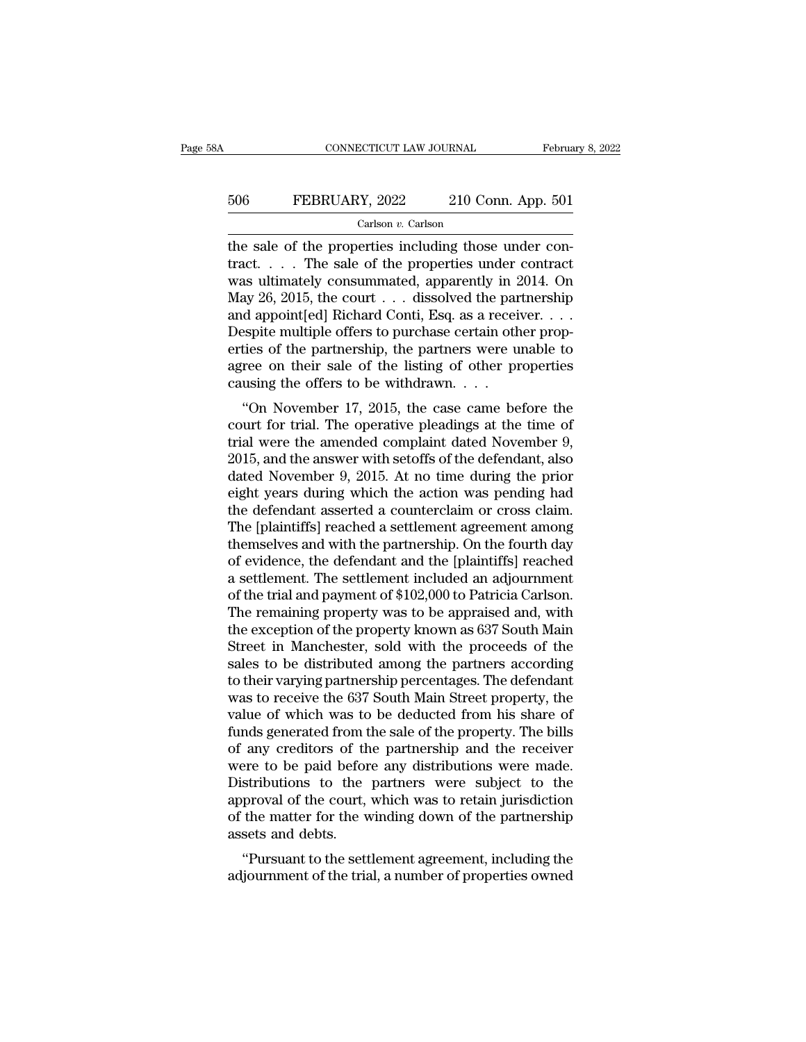the sale of the properties including those under contract. . . . The sale of the properties under contract was ultimately consummated, apparently in 2014. On May 26, 2015, the court . . . dissolved the partnership and appoint[ed] Richard Conti, Esq. as a receiver. . . . Despite multiple offers to purchase certain other properties of the partnership, the partners were unable to agree on their sale of the listing of other properties causing the offers to be withdrawn. . . .

"On November 17, 2015, the case came before the court for trial. The operative pleadings at the time of trial were the amended complaint dated November 9, 2015, and the answer with setoffs of the defendant, also dated November 9, 2015. At no time during the prior eight years during which the action was pending had the defendant asserted a counterclaim or cross claim. The [plaintiffs] reached a settlement agreement among themselves and with the partnership. On the fourth day of evidence, the defendant and the [plaintiffs] reached a settlement. The settlement included an adjournment of the trial and payment of $102,000 to Patricia Carlson. The remaining property was to be appraised and, with the exception of the property known as 637 South Main Street in Manchester, sold with the proceeds of the sales to be distributed among the partners according to their varying partnership percentages. The defendant was to receive the 637 South Main Street property, the value of which was to be deducted from his share of funds generated from the sale of the property. The bills of any creditors of the partnership and the receiver were to be paid before any distributions were made. Distributions to the partners were subject to the approval of the court, which was to retain jurisdiction of the matter for the winding down of the partnership assets and debts.

"Pursuant to the settlement agreement, including the adjournment of the trial, a number of properties owned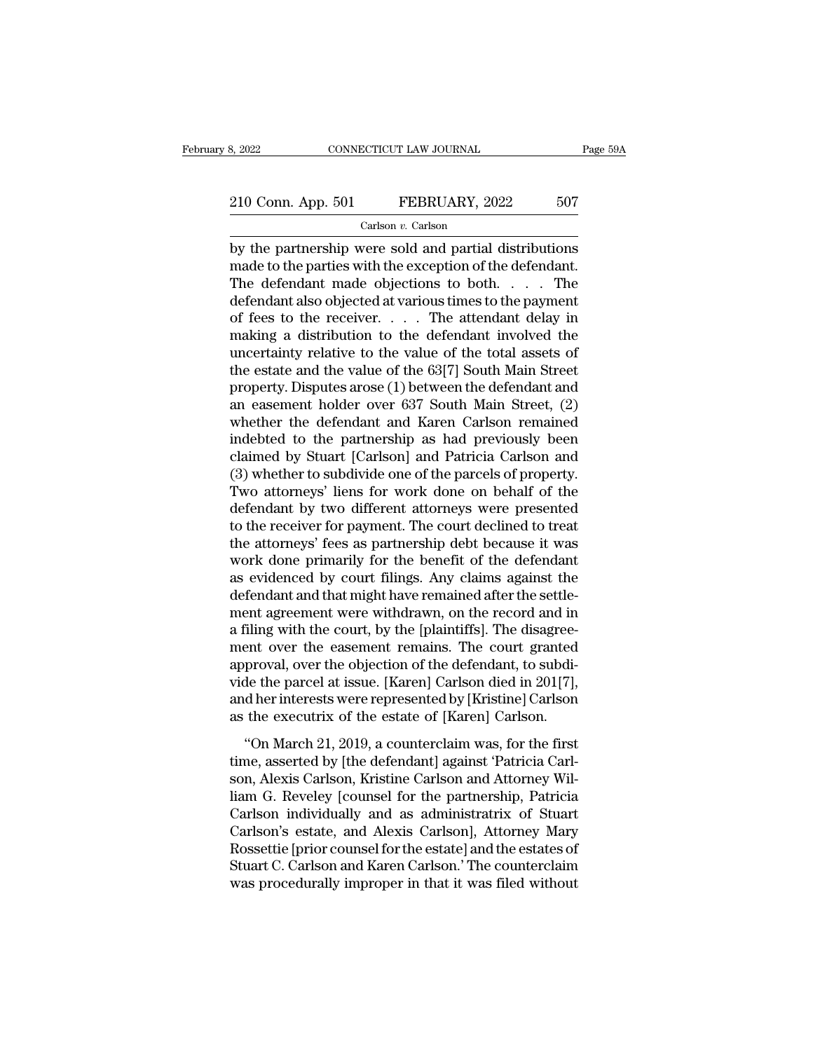by the partnership were sold and partial distributions made to the parties with the exception of the defendant. The defendant made objections to both. . . . The defendant also objected at various times to the payment of fees to the receiver. . . . The attendant delay in making a distribution to the defendant involved the uncertainty relative to the value of the total assets of the estate and the value of the 63[7] South Main Street property. Disputes arose (1) between the defendant and an easement holder over 637 South Main Street, (2) whether the defendant and Karen Carlson remained indebted to the partnership as had previously been claimed by Stuart [Carlson] and Patricia Carlson and (3) whether to subdivide one of the parcels of property. Two attorneys' liens for work done on behalf of the defendant by two different attorneys were presented to the receiver for payment. The court declined to treat the attorneys' fees as partnership debt because it was work done primarily for the benefit of the defendant as evidenced by court filings. Any claims against the defendant and that might have remained after the settlement agreement were withdrawn, on the record and in a filing with the court, by the [plaintiffs]. The disagreement over the easement remains. The court granted approval, over the objection of the defendant, to subdivide the parcel at issue. [Karen] Carlson died in 201[7], and her interests were represented by [Kristine] Carlson as the executrix of the estate of [Karen] Carlson.

"On March 21, 2019, a counterclaim was, for the first time, asserted by [the defendant] against 'Patricia Carlson, Alexis Carlson, Kristine Carlson and Attorney William G. Reveley [counsel for the partnership, Patricia Carlson individually and as administratrix of Stuart Carlson's estate, and Alexis Carlson], Attorney Mary Rossettie [prior counsel for the estate] and the estates of Stuart C. Carlson and Karen Carlson.' The counterclaim was procedurally improper in that it was filed without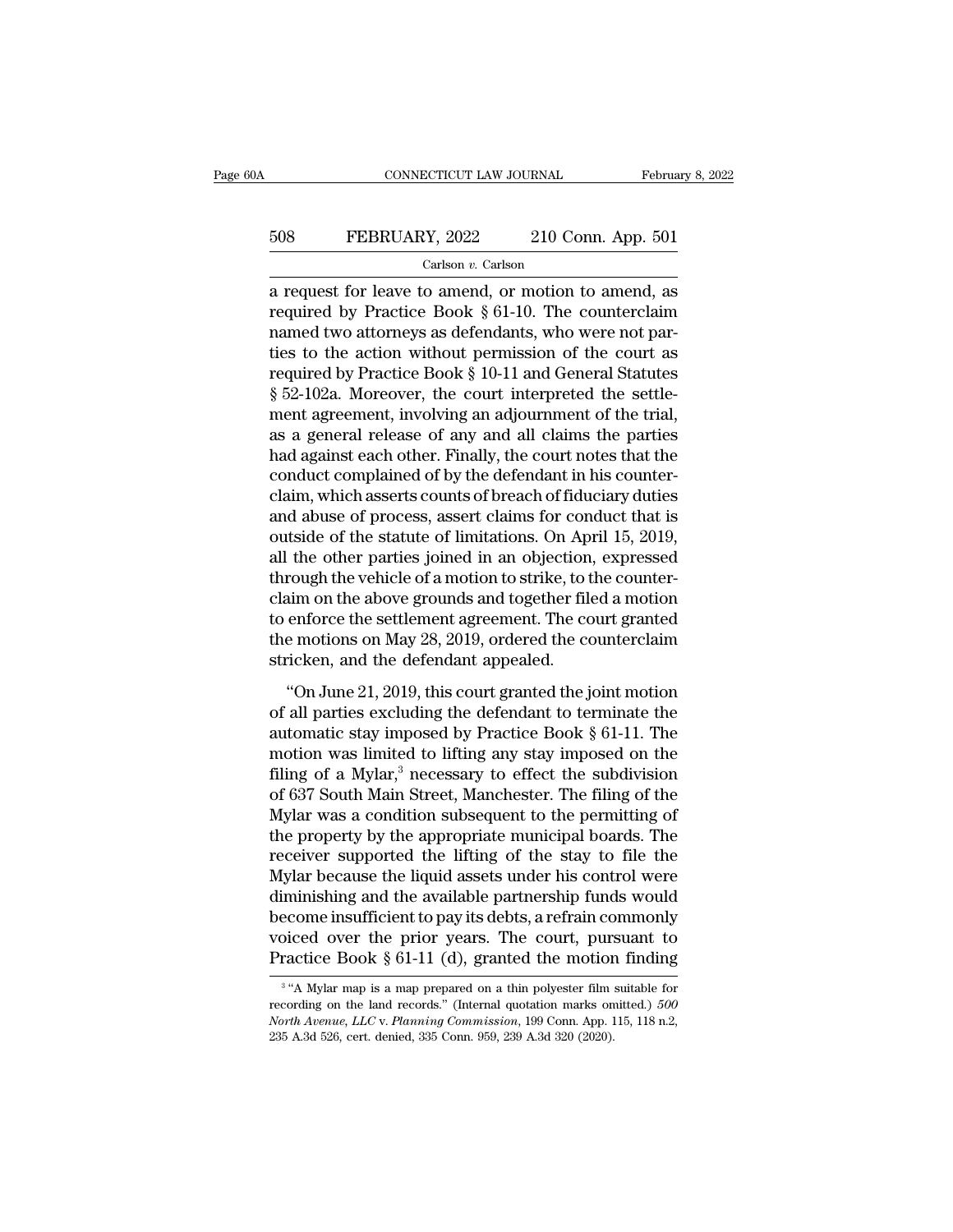a request for leave to amend, or motion to amend, as required by Practice Book § 61-10. The counterclaim named two attorneys as defendants, who were not parties to the action without permission of the court as required by Practice Book § 10-11 and General Statutes § 52-102a. Moreover, the court interpreted the settlement agreement, involving an adjournment of the trial, as a general release of any and all claims the parties had against each other. Finally, the court notes that the conduct complained of by the defendant in his counterclaim, which asserts counts of breach of fiduciary duties and abuse of process, assert claims for conduct that is outside of the statute of limitations. On April 15, 2019, all the other parties joined in an objection, expressed through the vehicle of a motion to strike, to the counterclaim on the above grounds and together filed a motion to enforce the settlement agreement. The court granted the motions on May 28, 2019, ordered the counterclaim stricken, and the defendant appealed.

"On June 21, 2019, this court granted the joint motion of all parties excluding the defendant to terminate the automatic stay imposed by Practice Book § 61-11. The motion was limited to lifting any stay imposed on the filing of a Mylar,[3] necessary to effect the subdivision of 637 South Main Street, Manchester. The filing of the Mylar was a condition subsequent to the permitting of the property by the appropriate municipal boards. The receiver supported the lifting of the stay to file the Mylar because the liquid assets under his control were diminishing and the available partnership funds would become insufficient to pay its debts, a refrain commonly voiced over the prior years. The court, pursuant to Practice Book § 61-11 (d), granted the motion finding

[3] "A Mylar map is a map prepared on a thin polyester film suitable for recording on the land records." (Internal quotation marks omitted.) *500 North Avenue, LLC* v. *Planning Commission*, 199 Conn. App. 115, 118 n.2, 235 A.3d 526, cert. denied, 335 Conn. 959, 239 A.3d 320 (2020).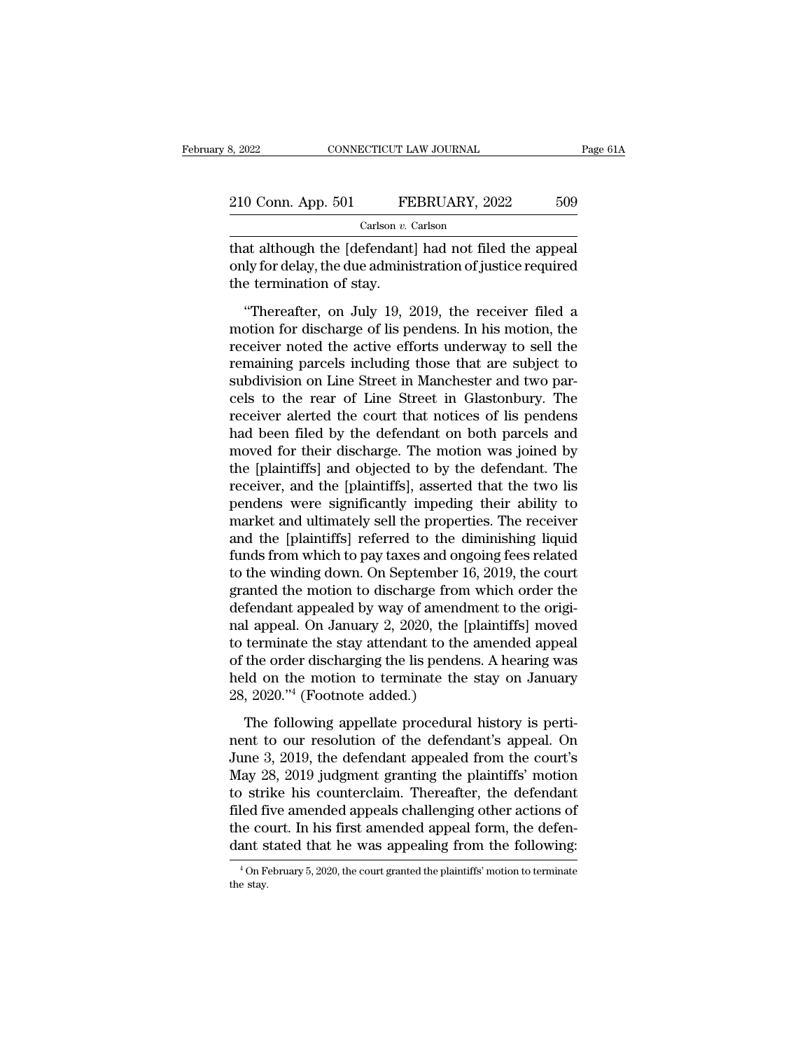that although the [defendant] had not filed the appeal only for delay, the due administration of justice required the termination of stay.

"Thereafter, on July 19, 2019, the receiver filed a motion for discharge of lis pendens. In his motion, the receiver noted the active efforts underway to sell the remaining parcels including those that are subject to subdivision on Line Street in Manchester and two parcels to the rear of Line Street in Glastonbury. The receiver alerted the court that notices of lis pendens had been filed by the defendant on both parcels and moved for their discharge. The motion was joined by the [plaintiffs] and objected to by the defendant. The receiver, and the [plaintiffs], asserted that the two lis pendens were significantly impeding their ability to market and ultimately sell the properties. The receiver and the [plaintiffs] referred to the diminishing liquid funds from which to pay taxes and ongoing fees related to the winding down. On September 16, 2019, the court granted the motion to discharge from which order the defendant appealed by way of amendment to the original appeal. On January 2, 2020, the [plaintiffs] moved to terminate the stay attendant to the amended appeal of the order discharging the lis pendens. A hearing was held on the motion to terminate the stay on January 28, 2020."[4] (Footnote added.)

The following appellate procedural history is pertinent to our resolution of the defendant's appeal. On June 3, 2019, the defendant appealed from the court's May 28, 2019 judgment granting the plaintiffs' motion to strike his counterclaim. Thereafter, the defendant filed five amended appeals challenging other actions of the court. In his first amended appeal form, the defendant stated that he was appealing from the following:

[4] On February 5, 2020, the court granted the plaintiffs' motion to terminate the stay.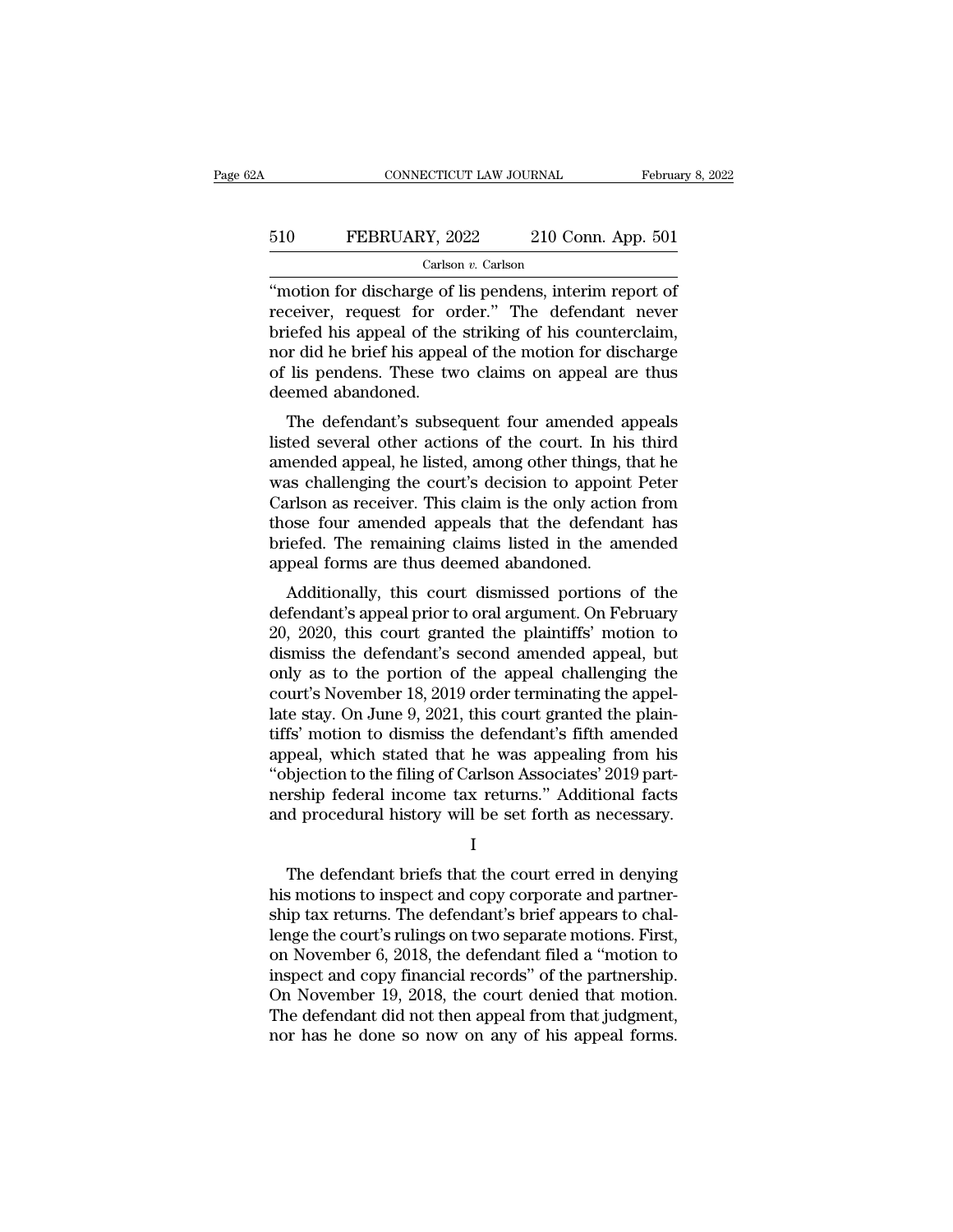"motion for discharge of lis pendens, interim report of receiver, request for order." The defendant never briefed his appeal of the striking of his counterclaim, nor did he brief his appeal of the motion for discharge of lis pendens. These two claims on appeal are thus deemed abandoned.

The defendant's subsequent four amended appeals listed several other actions of the court. In his third amended appeal, he listed, among other things, that he was challenging the court's decision to appoint Peter Carlson as receiver. This claim is the only action from those four amended appeals that the defendant has briefed. The remaining claims listed in the amended appeal forms are thus deemed abandoned.

Additionally, this court dismissed portions of the defendant's appeal prior to oral argument. On February 20, 2020, this court granted the plaintiffs' motion to dismiss the defendant's second amended appeal, but only as to the portion of the appeal challenging the court's November 18, 2019 order terminating the appellate stay. On June 9, 2021, this court granted the plaintiffs' motion to dismiss the defendant's fifth amended appeal, which stated that he was appealing from his "objection to the filing of Carlson Associates' 2019 partnership federal income tax returns." Additional facts and procedural history will be set forth as necessary.

I

The defendant briefs that the court erred in denying his motions to inspect and copy corporate and partnership tax returns. The defendant's brief appears to challenge the court's rulings on two separate motions. First, on November 6, 2018, the defendant filed a "motion to inspect and copy financial records" of the partnership. On November 19, 2018, the court denied that motion. The defendant did not then appeal from that judgment, nor has he done so now on any of his appeal forms.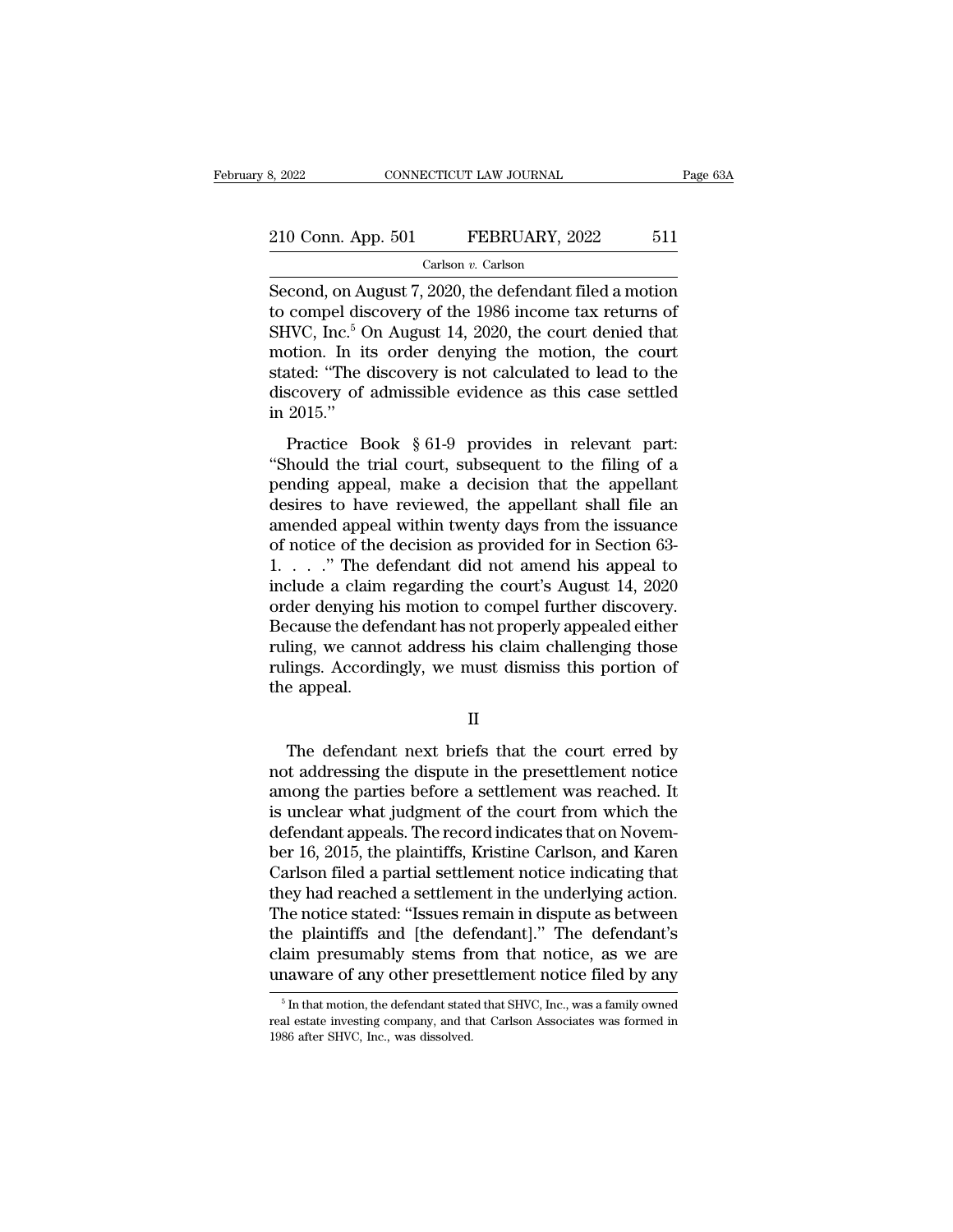Second, on August 7, 2020, the defendant filed a motion to compel discovery of the 1986 income tax returns of SHVC, Inc.[5] On August 14, 2020, the court denied that motion. In its order denying the motion, the court stated: "The discovery is not calculated to lead to the discovery of admissible evidence as this case settled in 2015."

Practice Book § 61-9 provides in relevant part: "Should the trial court, subsequent to the filing of a pending appeal, make a decision that the appellant desires to have reviewed, the appellant shall file an amended appeal within twenty days from the issuance of notice of the decision as provided for in Section 63-1. . . ." The defendant did not amend his appeal to include a claim regarding the court's August 14, 2020 order denying his motion to compel further discovery. Because the defendant has not properly appealed either ruling, we cannot address his claim challenging those rulings. Accordingly, we must dismiss this portion of the appeal.

## II

The defendant next briefs that the court erred by not addressing the dispute in the presettlement notice among the parties before a settlement was reached. It is unclear what judgment of the court from which the defendant appeals. The record indicates that on November 16, 2015, the plaintiffs, Kristine Carlson, and Karen Carlson filed a partial settlement notice indicating that they had reached a settlement in the underlying action. The notice stated: "Issues remain in dispute as between the plaintiffs and [the defendant]." The defendant's claim presumably stems from that notice, as we are unaware of any other presettlement notice filed by any

[5] In that motion, the defendant stated that SHVC, Inc., was a family owned real estate investing company, and that Carlson Associates was formed in 1986 after SHVC, Inc., was dissolved.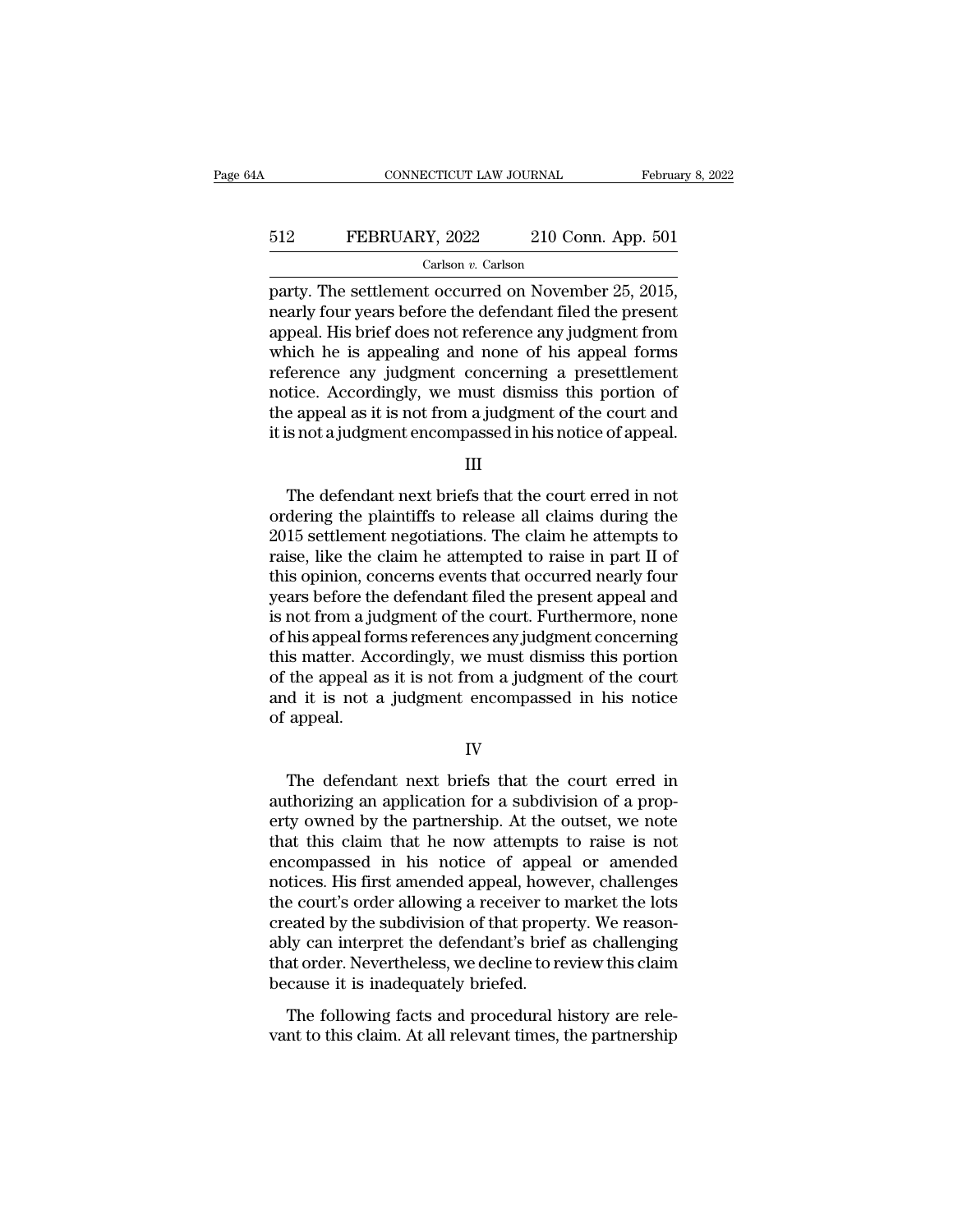party. The settlement occurred on November 25, 2015, nearly four years before the defendant filed the present appeal. His brief does not reference any judgment from which he is appealing and none of his appeal forms reference any judgment concerning a presettlement notice. Accordingly, we must dismiss this portion of the appeal as it is not from a judgment of the court and it is not a judgment encompassed in his notice of appeal.

III

The defendant next briefs that the court erred in not ordering the plaintiffs to release all claims during the 2015 settlement negotiations. The claim he attempts to raise, like the claim he attempted to raise in part II of this opinion, concerns events that occurred nearly four years before the defendant filed the present appeal and is not from a judgment of the court. Furthermore, none of his appeal forms references any judgment concerning this matter. Accordingly, we must dismiss this portion of the appeal as it is not from a judgment of the court and it is not a judgment encompassed in his notice of appeal.

IV

The defendant next briefs that the court erred in authorizing an application for a subdivision of a property owned by the partnership. At the outset, we note that this claim that he now attempts to raise is not encompassed in his notice of appeal or amended notices. His first amended appeal, however, challenges the court's order allowing a receiver to market the lots created by the subdivision of that property. We reasonably can interpret the defendant's brief as challenging that order. Nevertheless, we decline to review this claim because it is inadequately briefed.

The following facts and procedural history are relevant to this claim. At all relevant times, the partnership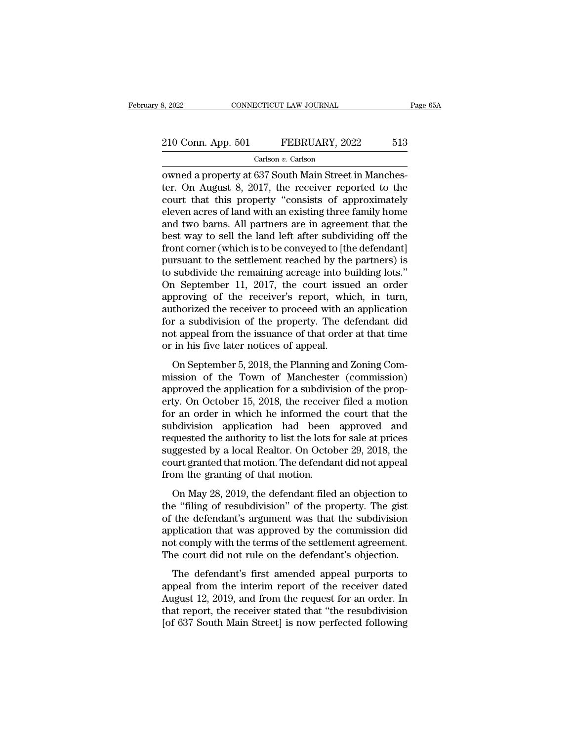owned a property at 637 South Main Street in Manchester. On August 8, 2017, the receiver reported to the court that this property "consists of approximately eleven acres of land with an existing three family home and two barns. All partners are in agreement that the best way to sell the land left after subdividing off the front corner (which is to be conveyed to [the defendant] pursuant to the settlement reached by the partners) is to subdivide the remaining acreage into building lots." On September 11, 2017, the court issued an order approving of the receiver's report, which, in turn, authorized the receiver to proceed with an application for a subdivision of the property. The defendant did not appeal from the issuance of that order at that time or in his five later notices of appeal.

On September 5, 2018, the Planning and Zoning Commission of the Town of Manchester (commission) approved the application for a subdivision of the property. On October 15, 2018, the receiver filed a motion for an order in which he informed the court that the subdivision application had been approved and requested the authority to list the lots for sale at prices suggested by a local Realtor. On October 29, 2018, the court granted that motion. The defendant did not appeal from the granting of that motion.

On May 28, 2019, the defendant filed an objection to the "filing of resubdivision" of the property. The gist of the defendant's argument was that the subdivision application that was approved by the commission did not comply with the terms of the settlement agreement. The court did not rule on the defendant's objection.

The defendant's first amended appeal purports to appeal from the interim report of the receiver dated August 12, 2019, and from the request for an order. In that report, the receiver stated that "the resubdivision [of 637 South Main Street] is now perfected following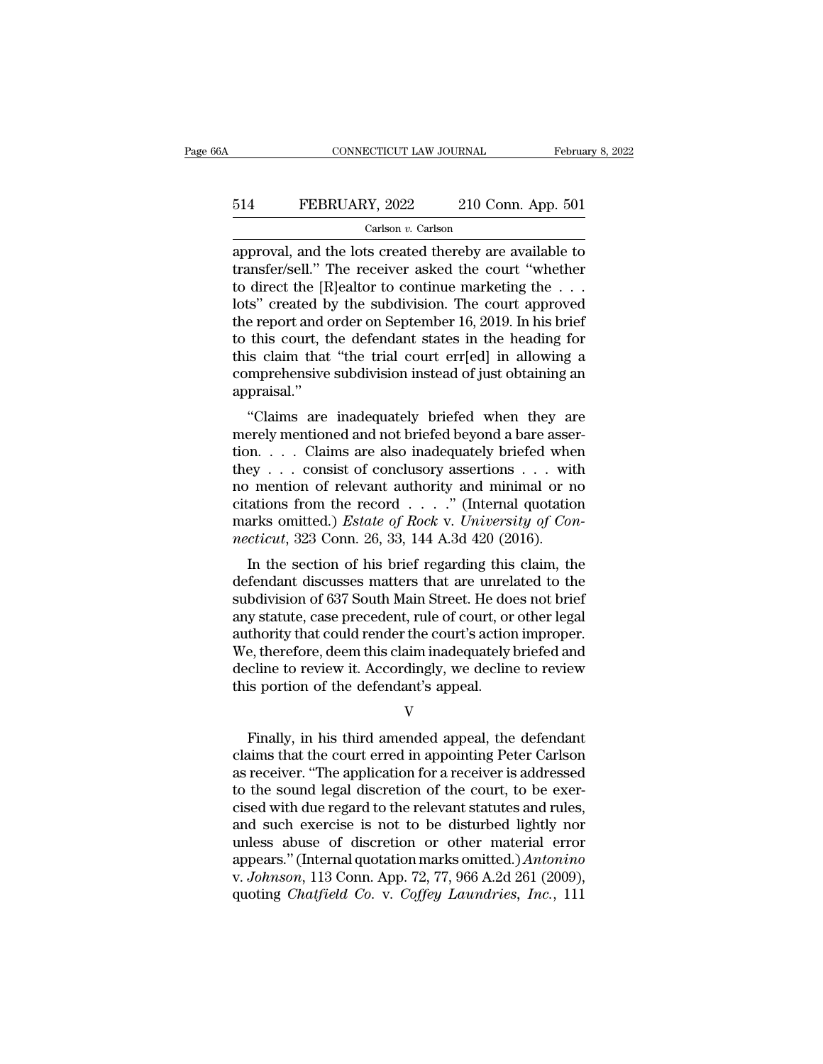approval, and the lots created thereby are available to transfer/sell." The receiver asked the court "whether to direct the [R]ealtor to continue marketing the . . . lots" created by the subdivision. The court approved the report and order on September 16, 2019. In his brief to this court, the defendant states in the heading for this claim that "the trial court err[ed] in allowing a comprehensive subdivision instead of just obtaining an appraisal."

"Claims are inadequately briefed when they are merely mentioned and not briefed beyond a bare assertion. . . . Claims are also inadequately briefed when they . . . consist of conclusory assertions . . . with no mention of relevant authority and minimal or no citations from the record . . . ." (Internal quotation marks omitted.) *Estate of Rock* v. *University of Connecticut*, 323 Conn. 26, 33, 144 A.3d 420 (2016).

In the section of his brief regarding this claim, the defendant discusses matters that are unrelated to the subdivision of 637 South Main Street. He does not brief any statute, case precedent, rule of court, or other legal authority that could render the court's action improper. We, therefore, deem this claim inadequately briefed and decline to review it. Accordingly, we decline to review this portion of the defendant's appeal.

V

Finally, in his third amended appeal, the defendant claims that the court erred in appointing Peter Carlson as receiver. "The application for a receiver is addressed to the sound legal discretion of the court, to be exercised with due regard to the relevant statutes and rules, and such exercise is not to be disturbed lightly nor unless abuse of discretion or other material error appears." (Internal quotation marks omitted.) *Antonino* v. *Johnson*, 113 Conn. App. 72, 77, 966 A.2d 261 (2009), quoting *Chatfield Co.* v. *Coffey Laundries, Inc.*, 111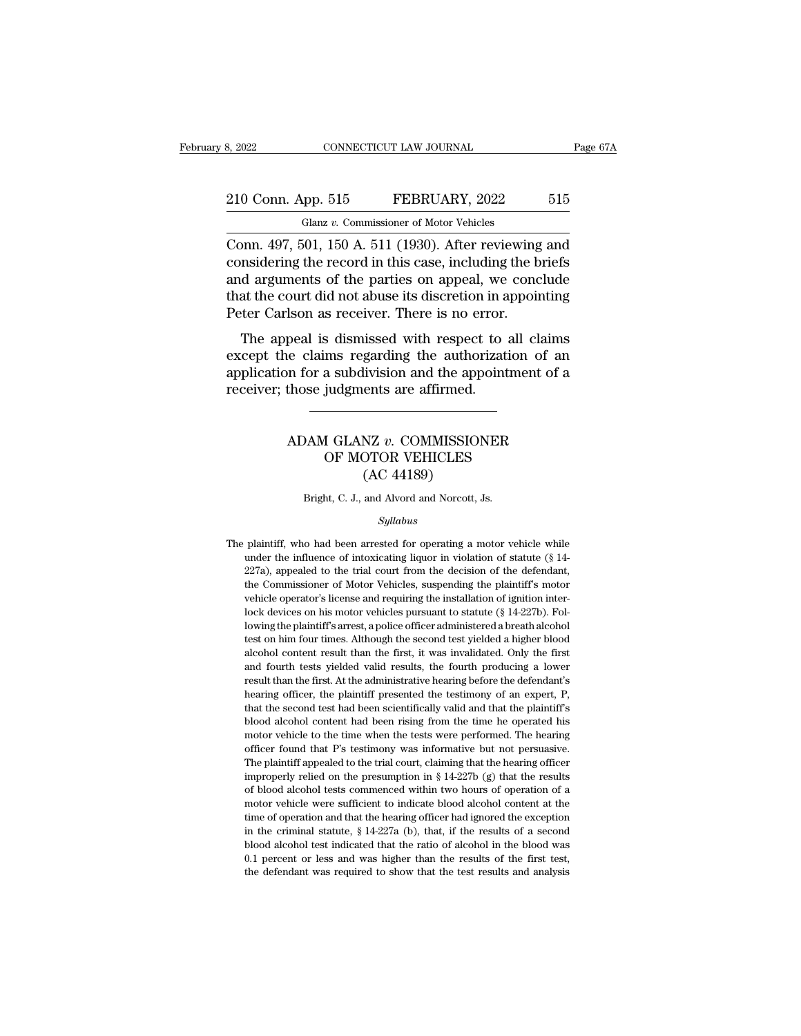Conn. 497, 501, 150 A. 511 (1930). After reviewing and considering the record in this case, including the briefs and arguments of the parties on appeal, we conclude that the court did not abuse its discretion in appointing Peter Carlson as receiver. There is no error.

The appeal is dismissed with respect to all claims except the claims regarding the authorization of an application for a subdivision and the appointment of a receiver; those judgments are affirmed.

---

# ADAM GLANZ *v.* COMMISSIONER OF MOTOR VEHICLES (AC 44189)

Bright, C. J., and Alvord and Norcott, Js.

*Syllabus*

The plaintiff, who had been arrested for operating a motor vehicle while under the influence of intoxicating liquor in violation of statute (§ 14-227a), appealed to the trial court from the decision of the defendant, the Commissioner of Motor Vehicles, suspending the plaintiff's motor vehicle operator's license and requiring the installation of ignition interlock devices on his motor vehicles pursuant to statute (§ 14-227b). Following the plaintiff's arrest, a police officer administered a breath alcohol test on him four times. Although the second test yielded a higher blood alcohol content result than the first, it was invalidated. Only the first and fourth tests yielded valid results, the fourth producing a lower result than the first. At the administrative hearing before the defendant's hearing officer, the plaintiff presented the testimony of an expert, P, that the second test had been scientifically valid and that the plaintiff's blood alcohol content had been rising from the time he operated his motor vehicle to the time when the tests were performed. The hearing officer found that P's testimony was informative but not persuasive. The plaintiff appealed to the trial court, claiming that the hearing officer improperly relied on the presumption in § 14-227b (g) that the results of blood alcohol tests commenced within two hours of operation of a motor vehicle were sufficient to indicate blood alcohol content at the time of operation and that the hearing officer had ignored the exception in the criminal statute, § 14-227a (b), that, if the results of a second blood alcohol test indicated that the ratio of alcohol in the blood was 0.1 percent or less and was higher than the results of the first test, the defendant was required to show that the test results and analysis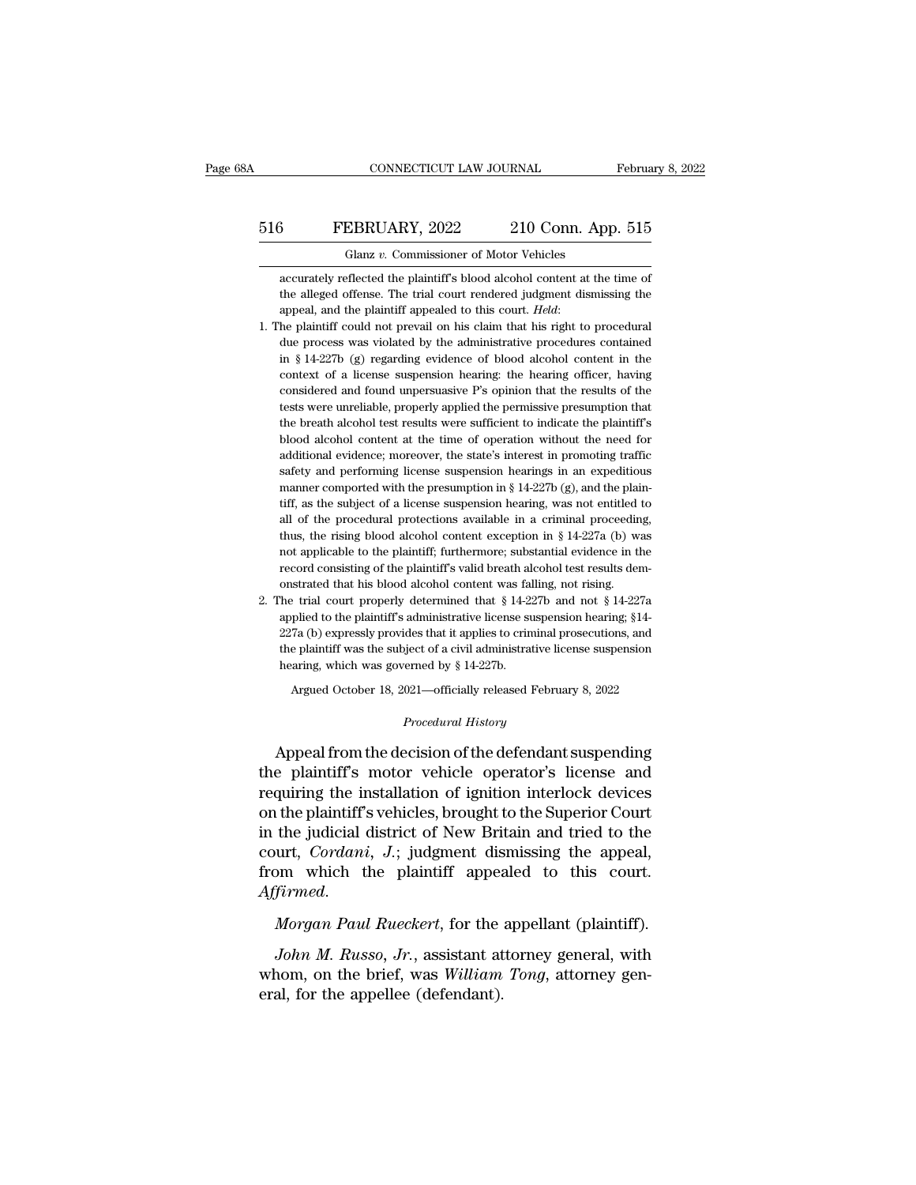accurately reflected the plaintiff's blood alcohol content at the time of the alleged offense. The trial court rendered judgment dismissing the appeal, and the plaintiff appealed to this court. *Held*:

1. The plaintiff could not prevail on his claim that his right to procedural due process was violated by the administrative procedures contained in § 14-227b (g) regarding evidence of blood alcohol content in the context of a license suspension hearing: the hearing officer, having considered and found unpersuasive P's opinion that the results of the tests were unreliable, properly applied the permissive presumption that the breath alcohol test results were sufficient to indicate the plaintiff's blood alcohol content at the time of operation without the need for additional evidence; moreover, the state's interest in promoting traffic safety and performing license suspension hearings in an expeditious manner comported with the presumption in § 14-227b (g), and the plaintiff, as the subject of a license suspension hearing, was not entitled to all of the procedural protections available in a criminal proceeding, thus, the rising blood alcohol content exception in § 14-227a (b) was not applicable to the plaintiff; furthermore; substantial evidence in the record consisting of the plaintiff's valid breath alcohol test results demonstrated that his blood alcohol content was falling, not rising.
2. The trial court properly determined that § 14-227b and not § 14-227a applied to the plaintiff's administrative license suspension hearing; §14-227a (b) expressly provides that it applies to criminal prosecutions, and the plaintiff was the subject of a civil administrative license suspension hearing, which was governed by § 14-227b.

Argued October 18, 2021—officially released February 8, 2022

*Procedural History*

Appeal from the decision of the defendant suspending the plaintiff's motor vehicle operator's license and requiring the installation of ignition interlock devices on the plaintiff's vehicles, brought to the Superior Court in the judicial district of New Britain and tried to the court, *Cordani, J.*; judgment dismissing the appeal, from which the plaintiff appealed to this court. *Affirmed*.

*Morgan Paul Rueckert*, for the appellant (plaintiff).

*John M. Russo, Jr.*, assistant attorney general, with whom, on the brief, was *William Tong*, attorney general, for the appellee (defendant).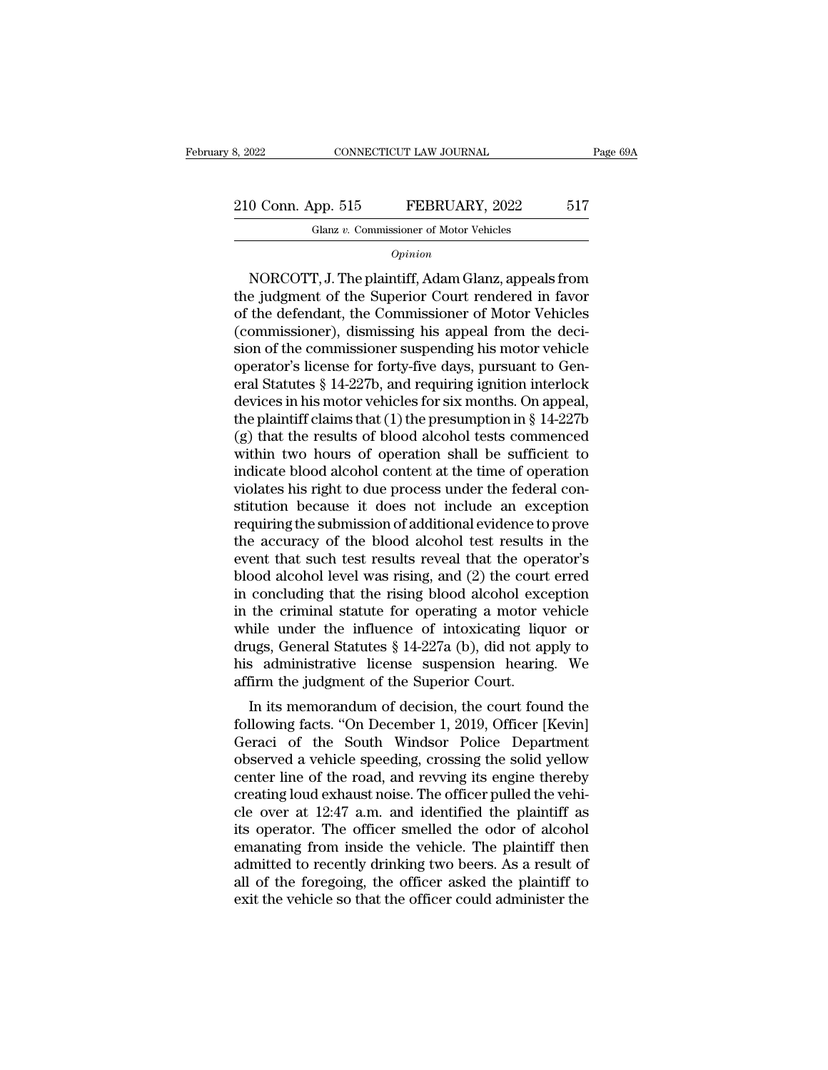*Opinion*

NORCOTT, J. The plaintiff, Adam Glanz, appeals from the judgment of the Superior Court rendered in favor of the defendant, the Commissioner of Motor Vehicles (commissioner), dismissing his appeal from the decision of the commissioner suspending his motor vehicle operator's license for forty-five days, pursuant to General Statutes § 14-227b, and requiring ignition interlock devices in his motor vehicles for six months. On appeal, the plaintiff claims that (1) the presumption in § 14-227b (g) that the results of blood alcohol tests commenced within two hours of operation shall be sufficient to indicate blood alcohol content at the time of operation violates his right to due process under the federal constitution because it does not include an exception requiring the submission of additional evidence to prove the accuracy of the blood alcohol test results in the event that such test results reveal that the operator's blood alcohol level was rising, and (2) the court erred in concluding that the rising blood alcohol exception in the criminal statute for operating a motor vehicle while under the influence of intoxicating liquor or drugs, General Statutes § 14-227a (b), did not apply to his administrative license suspension hearing. We affirm the judgment of the Superior Court.

In its memorandum of decision, the court found the following facts. "On December 1, 2019, Officer [Kevin] Geraci of the South Windsor Police Department observed a vehicle speeding, crossing the solid yellow center line of the road, and revving its engine thereby creating loud exhaust noise. The officer pulled the vehicle over at 12:47 a.m. and identified the plaintiff as its operator. The officer smelled the odor of alcohol emanating from inside the vehicle. The plaintiff then admitted to recently drinking two beers. As a result of all of the foregoing, the officer asked the plaintiff to exit the vehicle so that the officer could administer the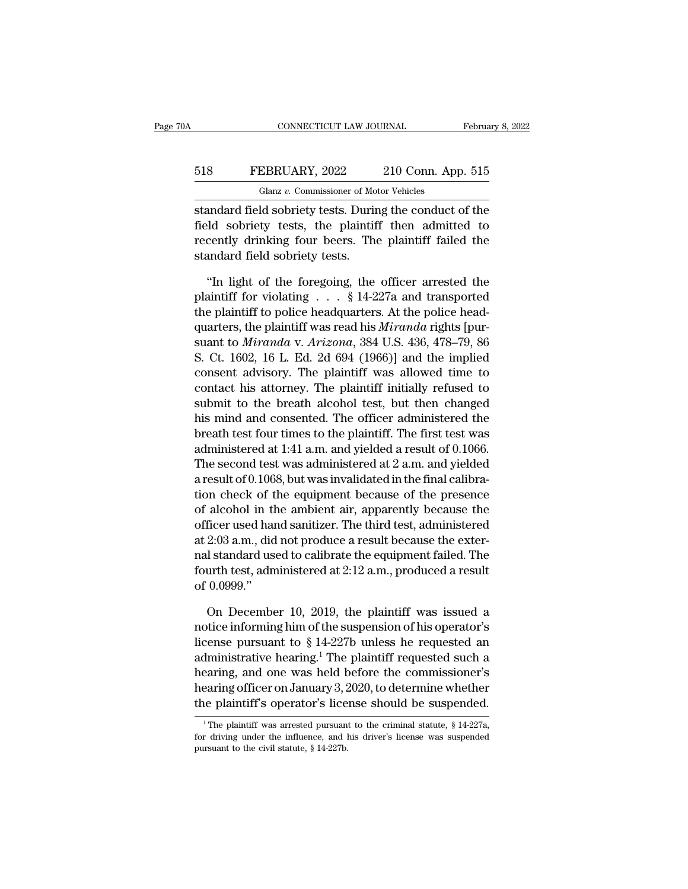standard field sobriety tests. During the conduct of the field sobriety tests, the plaintiff then admitted to recently drinking four beers. The plaintiff failed the standard field sobriety tests.

"In light of the foregoing, the officer arrested the plaintiff for violating . . . § 14-227a and transported the plaintiff to police headquarters. At the police headquarters, the plaintiff was read his *Miranda* rights [pursuant to *Miranda* v. *Arizona*, 384 U.S. 436, 478–79, 86 S. Ct. 1602, 16 L. Ed. 2d 694 (1966)] and the implied consent advisory. The plaintiff was allowed time to contact his attorney. The plaintiff initially refused to submit to the breath alcohol test, but then changed his mind and consented. The officer administered the breath test four times to the plaintiff. The first test was administered at 1:41 a.m. and yielded a result of 0.1066. The second test was administered at 2 a.m. and yielded a result of 0.1068, but was invalidated in the final calibration check of the equipment because of the presence of alcohol in the ambient air, apparently because the officer used hand sanitizer. The third test, administered at 2:03 a.m., did not produce a result because the external standard used to calibrate the equipment failed. The fourth test, administered at 2:12 a.m., produced a result of 0.0999."

On December 10, 2019, the plaintiff was issued a notice informing him of the suspension of his operator's license pursuant to § 14-227b unless he requested an administrative hearing.[1] The plaintiff requested such a hearing, and one was held before the commissioner's hearing officer on January 3, 2020, to determine whether the plaintiff's operator's license should be suspended.

[1] The plaintiff was arrested pursuant to the criminal statute, § 14-227a, for driving under the influence, and his driver's license was suspended pursuant to the civil statute, § 14-227b.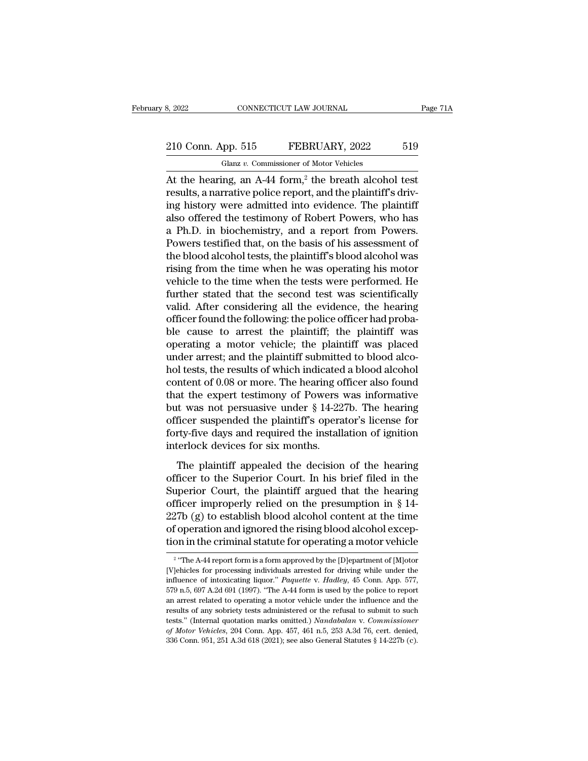At the hearing, an A-44 form,[2] the breath alcohol test results, a narrative police report, and the plaintiff's driving history were admitted into evidence. The plaintiff also offered the testimony of Robert Powers, who has a Ph.D. in biochemistry, and a report from Powers. Powers testified that, on the basis of his assessment of the blood alcohol tests, the plaintiff's blood alcohol was rising from the time when he was operating his motor vehicle to the time when the tests were performed. He further stated that the second test was scientifically valid. After considering all the evidence, the hearing officer found the following: the police officer had probable cause to arrest the plaintiff; the plaintiff was operating a motor vehicle; the plaintiff was placed under arrest; and the plaintiff submitted to blood alcohol tests, the results of which indicated a blood alcohol content of 0.08 or more. The hearing officer also found that the expert testimony of Powers was informative but was not persuasive under § 14-227b. The hearing officer suspended the plaintiff's operator's license for forty-five days and required the installation of ignition interlock devices for six months.

The plaintiff appealed the decision of the hearing officer to the Superior Court. In his brief filed in the Superior Court, the plaintiff argued that the hearing officer improperly relied on the presumption in § 14-227b (g) to establish blood alcohol content at the time of operation and ignored the rising blood alcohol exception in the criminal statute for operating a motor vehicle

[2] "The A-44 report form is a form approved by the [D]epartment of [M]otor [V]ehicles for processing individuals arrested for driving while under the influence of intoxicating liquor." *Paquette* v. *Hadley*, 45 Conn. App. 577, 579 n.5, 697 A.2d 691 (1997). "The A-44 form is used by the police to report an arrest related to operating a motor vehicle under the influence and the results of any sobriety tests administered or the refusal to submit to such tests." (Internal quotation marks omitted.) *Nandabalan* v. *Commissioner of Motor Vehicles*, 204 Conn. App. 457, 461 n.5, 253 A.3d 76, cert. denied, 336 Conn. 951, 251 A.3d 618 (2021); see also General Statutes § 14-227b (c).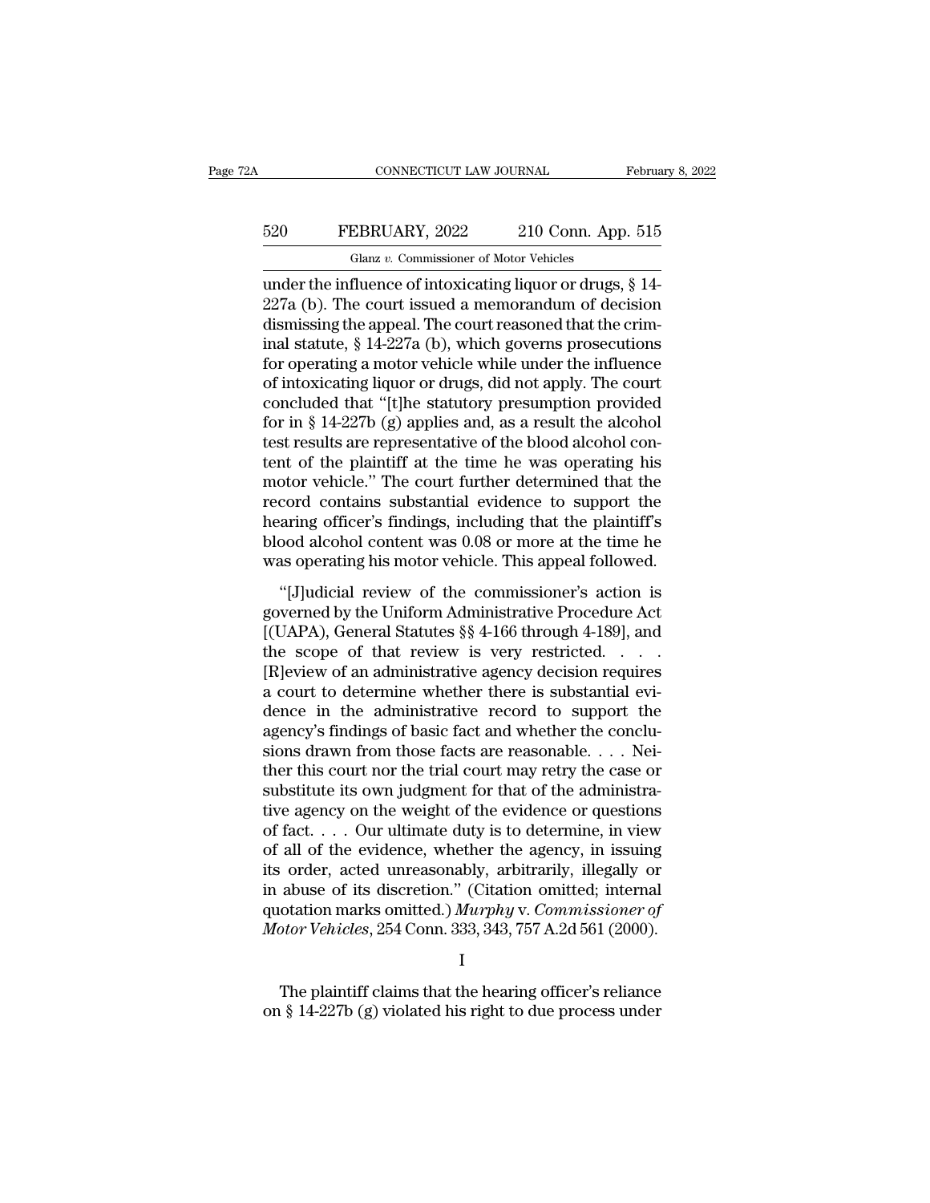under the influence of intoxicating liquor or drugs, § 14-227a (b). The court issued a memorandum of decision dismissing the appeal. The court reasoned that the criminal statute, § 14-227a (b), which governs prosecutions for operating a motor vehicle while under the influence of intoxicating liquor or drugs, did not apply. The court concluded that "[t]he statutory presumption provided for in § 14-227b (g) applies and, as a result the alcohol test results are representative of the blood alcohol content of the plaintiff at the time he was operating his motor vehicle." The court further determined that the record contains substantial evidence to support the hearing officer's findings, including that the plaintiff's blood alcohol content was 0.08 or more at the time he was operating his motor vehicle. This appeal followed.

"[J]udicial review of the commissioner's action is governed by the Uniform Administrative Procedure Act [(UAPA), General Statutes §§ 4-166 through 4-189], and the scope of that review is very restricted. . . . [R]eview of an administrative agency decision requires a court to determine whether there is substantial evidence in the administrative record to support the agency's findings of basic fact and whether the conclusions drawn from those facts are reasonable. . . . Neither this court nor the trial court may retry the case or substitute its own judgment for that of the administrative agency on the weight of the evidence or questions of fact. . . . Our ultimate duty is to determine, in view of all of the evidence, whether the agency, in issuing its order, acted unreasonably, arbitrarily, illegally or in abuse of its discretion." (Citation omitted; internal quotation marks omitted.) *Murphy* v. *Commissioner of Motor Vehicles*, 254 Conn. 333, 343, 757 A.2d 561 (2000).

I

The plaintiff claims that the hearing officer's reliance on § 14-227b (g) violated his right to due process under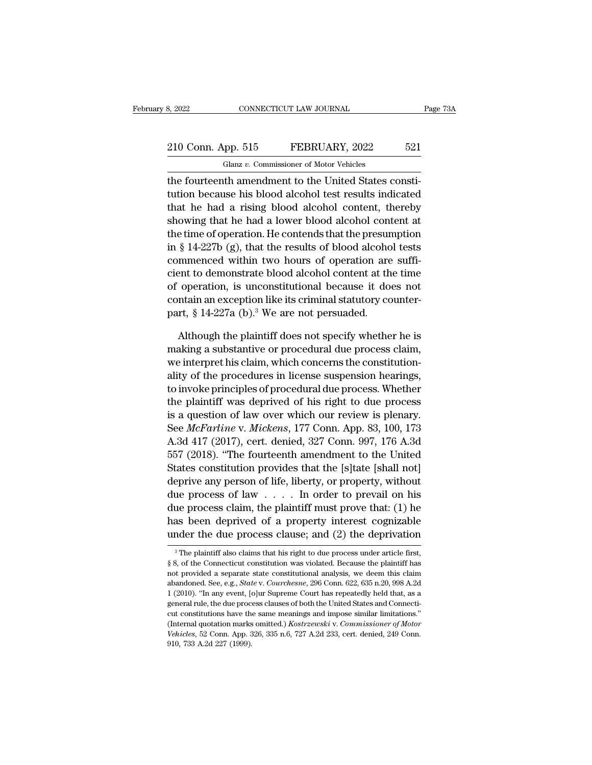the fourteenth amendment to the United States constitution because his blood alcohol test results indicated that he had a rising blood alcohol content, thereby showing that he had a lower blood alcohol content at the time of operation. He contends that the presumption in § 14-227b (g), that the results of blood alcohol tests commenced within two hours of operation are sufficient to demonstrate blood alcohol content at the time of operation, is unconstitutional because it does not contain an exception like its criminal statutory counterpart, § 14-227a (b).[3] We are not persuaded.

Although the plaintiff does not specify whether he is making a substantive or procedural due process claim, we interpret his claim, which concerns the constitutionality of the procedures in license suspension hearings, to invoke principles of procedural due process. Whether the plaintiff was deprived of his right to due process is a question of law over which our review is plenary. See *McFarline* v. *Mickens*, 177 Conn. App. 83, 100, 173 A.3d 417 (2017), cert. denied, 327 Conn. 997, 176 A.3d 557 (2018). "The fourteenth amendment to the United States constitution provides that the [s]tate [shall not] deprive any person of life, liberty, or property, without due process of law . . . . In order to prevail on his due process claim, the plaintiff must prove that: (1) he has been deprived of a property interest cognizable under the due process clause; and (2) the deprivation

[3] The plaintiff also claims that his right to due process under article first, § 8, of the Connecticut constitution was violated. Because the plaintiff has not provided a separate state constitutional analysis, we deem this claim abandoned. See, e.g., *State* v. *Courchesne*, 296 Conn. 622, 635 n.20, 998 A.2d 1 (2010). "In any event, [o]ur Supreme Court has repeatedly held that, as a general rule, the due process clauses of both the United States and Connecticut constitutions have the same meanings and impose similar limitations." (Internal quotation marks omitted.) *Kostrzewski* v. *Commissioner of Motor Vehicles*, 52 Conn. App. 326, 335 n.6, 727 A.2d 233, cert. denied, 249 Conn. 910, 733 A.2d 227 (1999).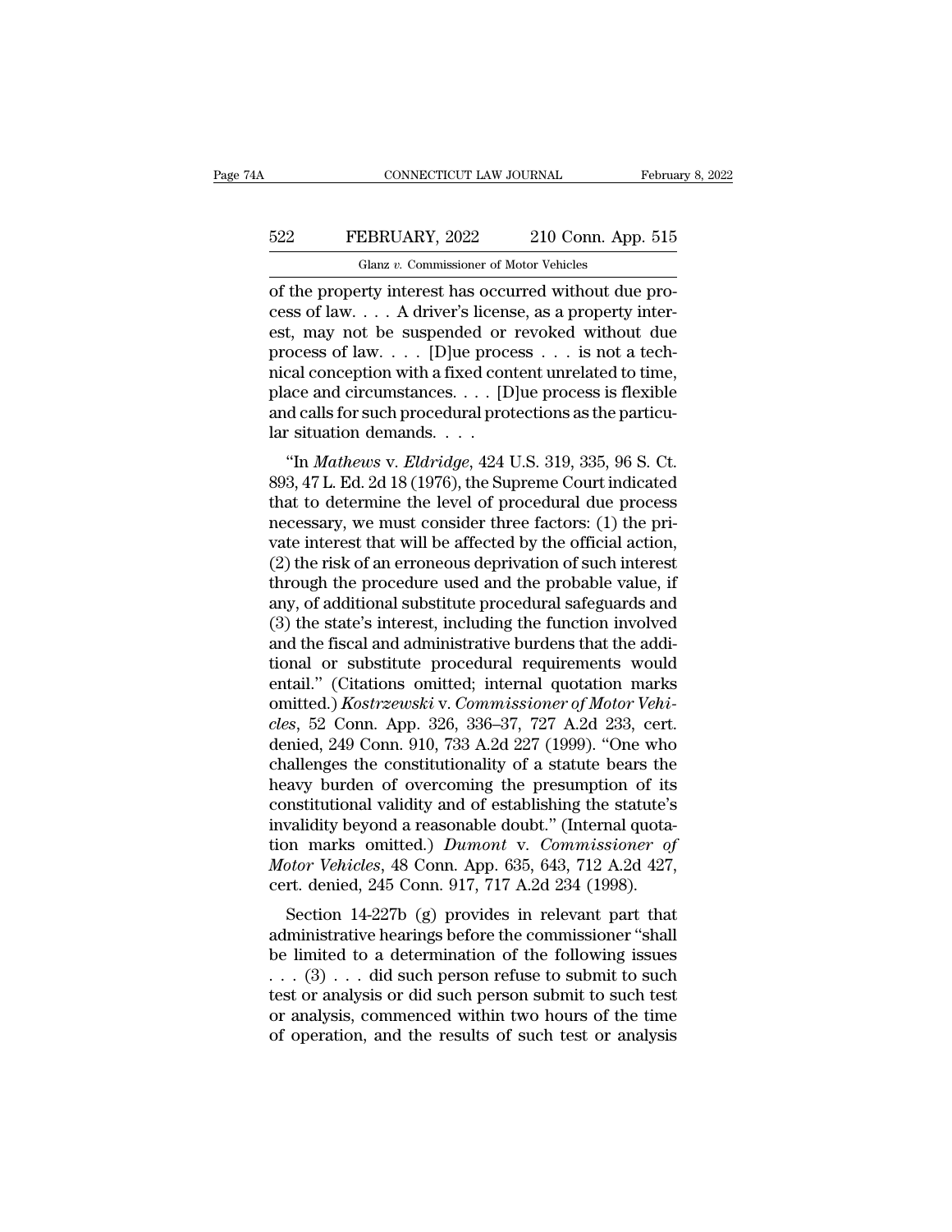of the property interest has occurred without due process of law. . . . A driver's license, as a property interest, may not be suspended or revoked without due process of law. . . . [D]ue process . . . is not a technical conception with a fixed content unrelated to time, place and circumstances. . . . [D]ue process is flexible and calls for such procedural protections as the particular situation demands. . . .

"In *Mathews* v. *Eldridge*, 424 U.S. 319, 335, 96 S. Ct. 893, 47 L. Ed. 2d 18 (1976), the Supreme Court indicated that to determine the level of procedural due process necessary, we must consider three factors: (1) the private interest that will be affected by the official action, (2) the risk of an erroneous deprivation of such interest through the procedure used and the probable value, if any, of additional substitute procedural safeguards and (3) the state's interest, including the function involved and the fiscal and administrative burdens that the additional or substitute procedural requirements would entail." (Citations omitted; internal quotation marks omitted.) *Kostrzewski* v. *Commissioner of Motor Vehicles*, 52 Conn. App. 326, 336–37, 727 A.2d 233, cert. denied, 249 Conn. 910, 733 A.2d 227 (1999). "One who challenges the constitutionality of a statute bears the heavy burden of overcoming the presumption of its constitutional validity and of establishing the statute's invalidity beyond a reasonable doubt." (Internal quotation marks omitted.) *Dumont* v. *Commissioner of Motor Vehicles*, 48 Conn. App. 635, 643, 712 A.2d 427, cert. denied, 245 Conn. 917, 717 A.2d 234 (1998).

Section 14-227b (g) provides in relevant part that administrative hearings before the commissioner "shall be limited to a determination of the following issues . . . (3) . . . did such person refuse to submit to such test or analysis or did such person submit to such test or analysis, commenced within two hours of the time of operation, and the results of such test or analysis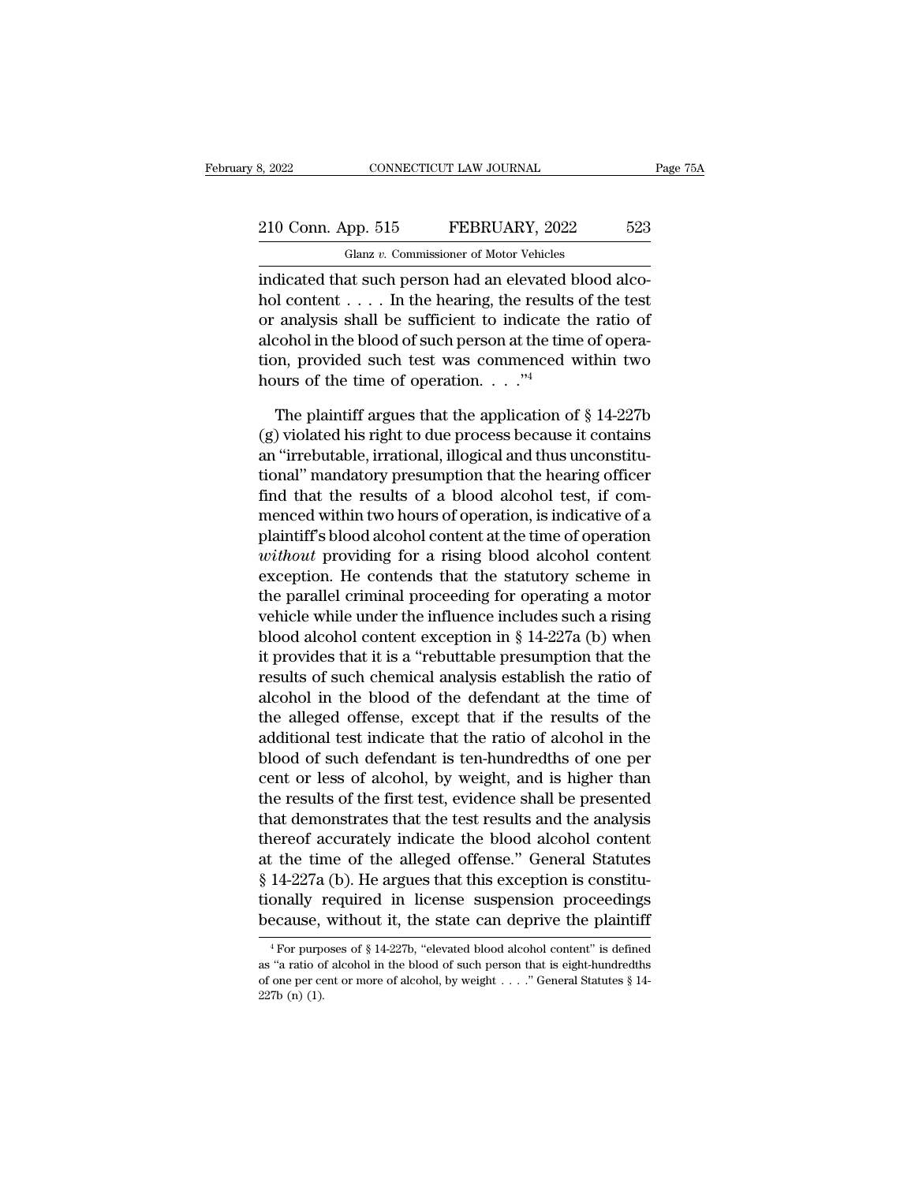indicated that such person had an elevated blood alcohol content . . . . In the hearing, the results of the test or analysis shall be sufficient to indicate the ratio of alcohol in the blood of such person at the time of operation, provided such test was commenced within two hours of the time of operation. . . ."[4]

The plaintiff argues that the application of § 14-227b (g) violated his right to due process because it contains an "irrebutable, irrational, illogical and thus unconstitutional" mandatory presumption that the hearing officer find that the results of a blood alcohol test, if commenced within two hours of operation, is indicative of a plaintiff's blood alcohol content at the time of operation *without* providing for a rising blood alcohol content exception. He contends that the statutory scheme in the parallel criminal proceeding for operating a motor vehicle while under the influence includes such a rising blood alcohol content exception in § 14-227a (b) when it provides that it is a "rebuttable presumption that the results of such chemical analysis establish the ratio of alcohol in the blood of the defendant at the time of the alleged offense, except that if the results of the additional test indicate that the ratio of alcohol in the blood of such defendant is ten-hundredths of one per cent or less of alcohol, by weight, and is higher than the results of the first test, evidence shall be presented that demonstrates that the test results and the analysis thereof accurately indicate the blood alcohol content at the time of the alleged offense." General Statutes § 14-227a (b). He argues that this exception is constitutionally required in license suspension proceedings because, without it, the state can deprive the plaintiff

[4] For purposes of § 14-227b, "elevated blood alcohol content" is defined as "a ratio of alcohol in the blood of such person that is eight-hundredths of one per cent or more of alcohol, by weight . . . ." General Statutes § 14-227b (n) (1).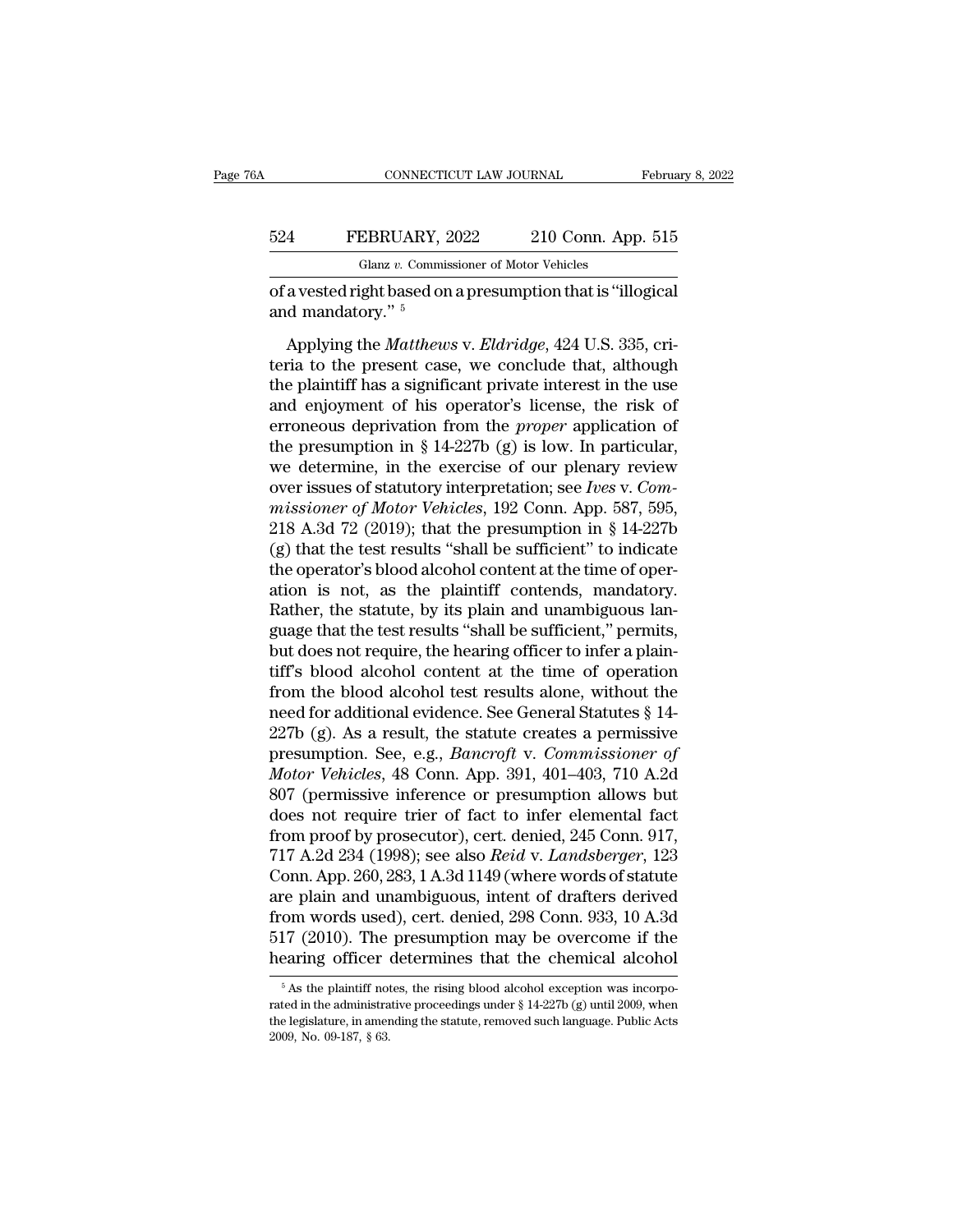of a vested right based on a presumption that is "illogical and mandatory." [5]

Applying the *Matthews* v. *Eldridge*, 424 U.S. 335, criteria to the present case, we conclude that, although the plaintiff has a significant private interest in the use and enjoyment of his operator's license, the risk of erroneous deprivation from the *proper* application of the presumption in § 14-227b (g) is low. In particular, we determine, in the exercise of our plenary review over issues of statutory interpretation; see *Ives* v. *Commissioner of Motor Vehicles*, 192 Conn. App. 587, 595, 218 A.3d 72 (2019); that the presumption in § 14-227b (g) that the test results "shall be sufficient" to indicate the operator's blood alcohol content at the time of operation is not, as the plaintiff contends, mandatory. Rather, the statute, by its plain and unambiguous language that the test results "shall be sufficient," permits, but does not require, the hearing officer to infer a plaintiff's blood alcohol content at the time of operation from the blood alcohol test results alone, without the need for additional evidence. See General Statutes § 14-227b (g). As a result, the statute creates a permissive presumption. See, e.g., *Bancroft* v. *Commissioner of Motor Vehicles*, 48 Conn. App. 391, 401–403, 710 A.2d 807 (permissive inference or presumption allows but does not require trier of fact to infer elemental fact from proof by prosecutor), cert. denied, 245 Conn. 917, 717 A.2d 234 (1998); see also *Reid* v. *Landsberger*, 123 Conn. App. 260, 283, 1 A.3d 1149 (where words of statute are plain and unambiguous, intent of drafters derived from words used), cert. denied, 298 Conn. 933, 10 A.3d 517 (2010). The presumption may be overcome if the hearing officer determines that the chemical alcohol

[5] As the plaintiff notes, the rising blood alcohol exception was incorporated in the administrative proceedings under § 14-227b (g) until 2009, when the legislature, in amending the statute, removed such language. Public Acts 2009, No. 09-187, § 63.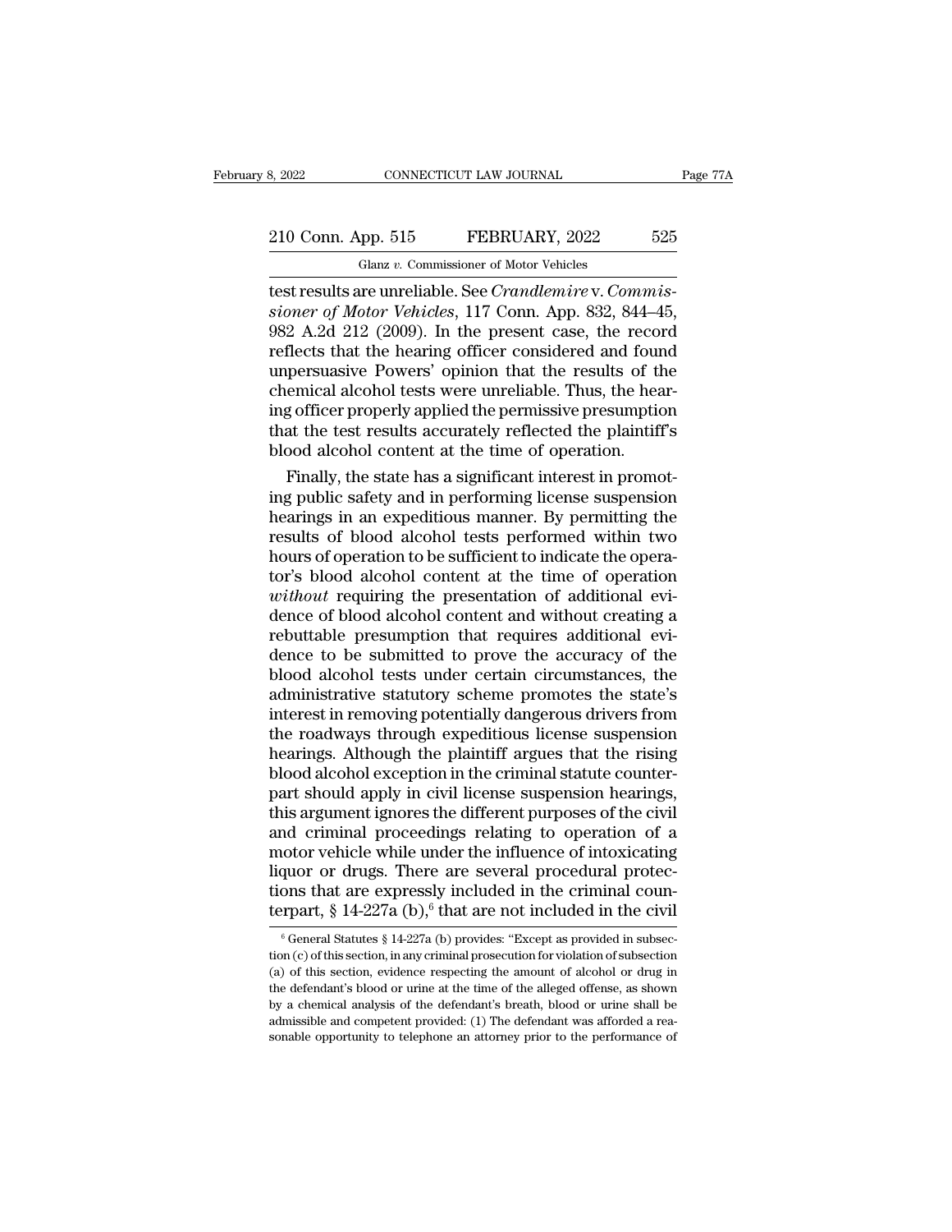test results are unreliable. See *Crandlemire* v. *Commissioner of Motor Vehicles*, 117 Conn. App. 832, 844–45, 982 A.2d 212 (2009). In the present case, the record reflects that the hearing officer considered and found unpersuasive Powers' opinion that the results of the chemical alcohol tests were unreliable. Thus, the hearing officer properly applied the permissive presumption that the test results accurately reflected the plaintiff's blood alcohol content at the time of operation.

Finally, the state has a significant interest in promoting public safety and in performing license suspension hearings in an expeditious manner. By permitting the results of blood alcohol tests performed within two hours of operation to be sufficient to indicate the operator's blood alcohol content at the time of operation *without* requiring the presentation of additional evidence of blood alcohol content and without creating a rebuttable presumption that requires additional evidence to be submitted to prove the accuracy of the blood alcohol tests under certain circumstances, the administrative statutory scheme promotes the state's interest in removing potentially dangerous drivers from the roadways through expeditious license suspension hearings. Although the plaintiff argues that the rising blood alcohol exception in the criminal statute counterpart should apply in civil license suspension hearings, this argument ignores the different purposes of the civil and criminal proceedings relating to operation of a motor vehicle while under the influence of intoxicating liquor or drugs. There are several procedural protections that are expressly included in the criminal counterpart, § 14-227a (b),[6] that are not included in the civil

[6] General Statutes § 14-227a (b) provides: "Except as provided in subsection (c) of this section, in any criminal prosecution for violation of subsection (a) of this section, evidence respecting the amount of alcohol or drug in the defendant's blood or urine at the time of the alleged offense, as shown by a chemical analysis of the defendant's breath, blood or urine shall be admissible and competent provided: (1) The defendant was afforded a reasonable opportunity to telephone an attorney prior to the performance of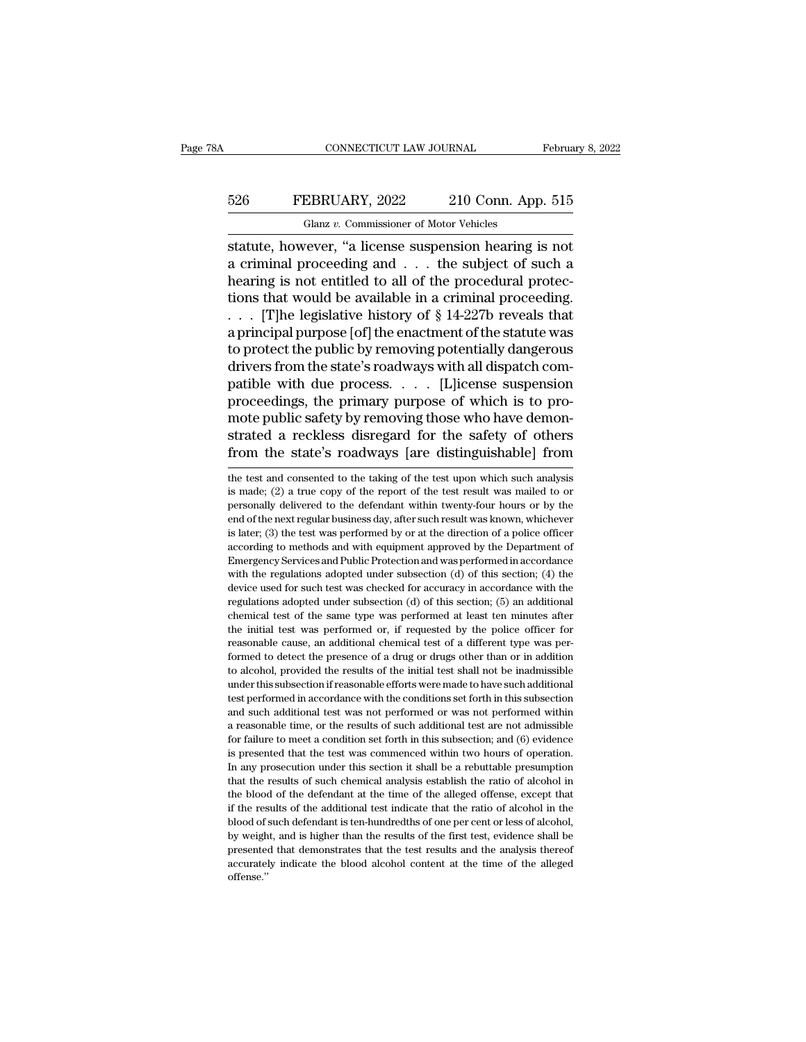statute, however, "a license suspension hearing is not a criminal proceeding and . . . the subject of such a hearing is not entitled to all of the procedural protections that would be available in a criminal proceeding. . . . [T]he legislative history of § 14-227b reveals that a principal purpose [of] the enactment of the statute was to protect the public by removing potentially dangerous drivers from the state's roadways with all dispatch compatible with due process. . . . [L]icense suspension proceedings, the primary purpose of which is to promote public safety by removing those who have demonstrated a reckless disregard for the safety of others from the state's roadways [are distinguishable] from

---

the test and consented to the taking of the test upon which such analysis is made; (2) a true copy of the report of the test result was mailed to or personally delivered to the defendant within twenty-four hours or by the end of the next regular business day, after such result was known, whichever is later; (3) the test was performed by or at the direction of a police officer according to methods and with equipment approved by the Department of Emergency Services and Public Protection and was performed in accordance with the regulations adopted under subsection (d) of this section; (4) the device used for such test was checked for accuracy in accordance with the regulations adopted under subsection (d) of this section; (5) an additional chemical test of the same type was performed at least ten minutes after the initial test was performed or, if requested by the police officer for reasonable cause, an additional chemical test of a different type was performed to detect the presence of a drug or drugs other than or in addition to alcohol, provided the results of the initial test shall not be inadmissible under this subsection if reasonable efforts were made to have such additional test performed in accordance with the conditions set forth in this subsection and such additional test was not performed or was not performed within a reasonable time, or the results of such additional test are not admissible for failure to meet a condition set forth in this subsection; and (6) evidence is presented that the test was commenced within two hours of operation. In any prosecution under this section it shall be a rebuttable presumption that the results of such chemical analysis establish the ratio of alcohol in the blood of the defendant at the time of the alleged offense, except that if the results of the additional test indicate that the ratio of alcohol in the blood of such defendant is ten-hundredths of one per cent or less of alcohol, by weight, and is higher than the results of the first test, evidence shall be presented that demonstrates that the test results and the analysis thereof accurately indicate the blood alcohol content at the time of the alleged offense."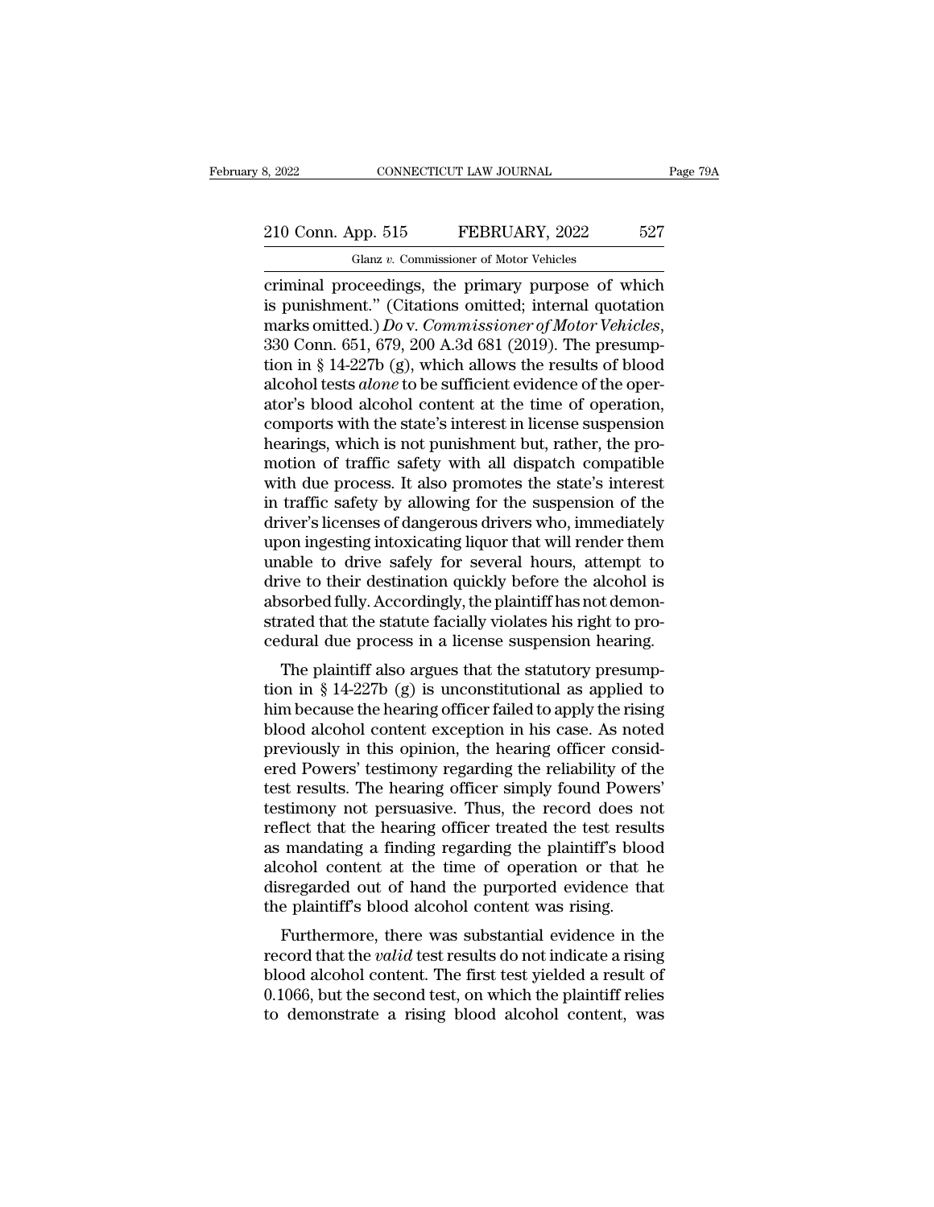criminal proceedings, the primary purpose of which is punishment." (Citations omitted; internal quotation marks omitted.) *Do* v. *Commissioner of Motor Vehicles*, 330 Conn. 651, 679, 200 A.3d 681 (2019). The presumption in § 14-227b (g), which allows the results of blood alcohol tests *alone* to be sufficient evidence of the operator's blood alcohol content at the time of operation, comports with the state's interest in license suspension hearings, which is not punishment but, rather, the promotion of traffic safety with all dispatch compatible with due process. It also promotes the state's interest in traffic safety by allowing for the suspension of the driver's licenses of dangerous drivers who, immediately upon ingesting intoxicating liquor that will render them unable to drive safely for several hours, attempt to drive to their destination quickly before the alcohol is absorbed fully. Accordingly, the plaintiff has not demonstrated that the statute facially violates his right to procedural due process in a license suspension hearing.

The plaintiff also argues that the statutory presumption in § 14-227b (g) is unconstitutional as applied to him because the hearing officer failed to apply the rising blood alcohol content exception in his case. As noted previously in this opinion, the hearing officer considered Powers' testimony regarding the reliability of the test results. The hearing officer simply found Powers' testimony not persuasive. Thus, the record does not reflect that the hearing officer treated the test results as mandating a finding regarding the plaintiff's blood alcohol content at the time of operation or that he disregarded out of hand the purported evidence that the plaintiff's blood alcohol content was rising.

Furthermore, there was substantial evidence in the record that the *valid* test results do not indicate a rising blood alcohol content. The first test yielded a result of 0.1066, but the second test, on which the plaintiff relies to demonstrate a rising blood alcohol content, was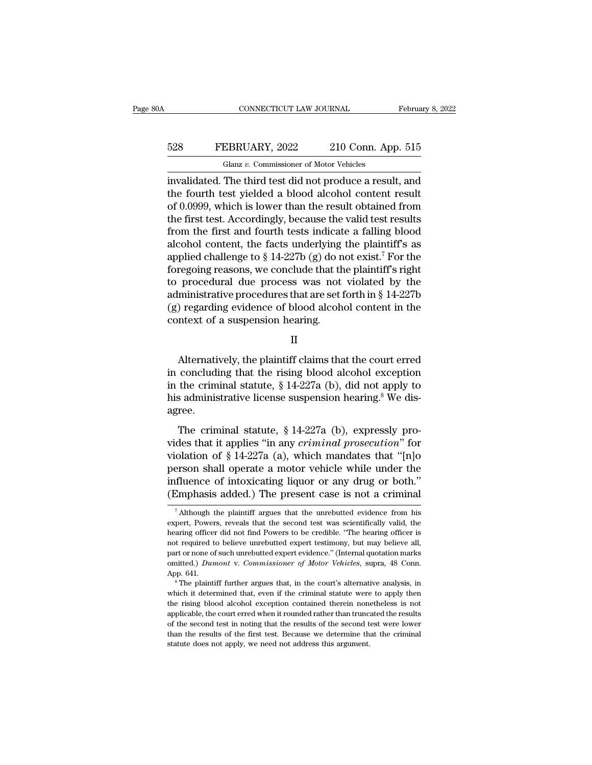invalidated. The third test did not produce a result, and the fourth test yielded a blood alcohol content result of 0.0999, which is lower than the result obtained from the first test. Accordingly, because the valid test results from the first and fourth tests indicate a falling blood alcohol content, the facts underlying the plaintiff's as applied challenge to § 14-227b (g) do not exist.[7] For the foregoing reasons, we conclude that the plaintiff's right to procedural due process was not violated by the administrative procedures that are set forth in § 14-227b (g) regarding evidence of blood alcohol content in the context of a suspension hearing.

II

Alternatively, the plaintiff claims that the court erred in concluding that the rising blood alcohol exception in the criminal statute, § 14-227a (b), did not apply to his administrative license suspension hearing.[8] We disagree.

The criminal statute, § 14-227a (b), expressly provides that it applies "in any *criminal prosecution*" for violation of § 14-227a (a), which mandates that "[n]o person shall operate a motor vehicle while under the influence of intoxicating liquor or any drug or both." (Emphasis added.) The present case is not a criminal

---

[7] Although the plaintiff argues that the unrebutted evidence from his expert, Powers, reveals that the second test was scientifically valid, the hearing officer did not find Powers to be credible. "The hearing officer is not required to believe unrebutted expert testimony, but may believe all, part or none of such unrebutted expert evidence." (Internal quotation marks omitted.) *Dumont* v. *Commissioner of Motor Vehicles*, supra, 48 Conn. App. 641.

[8] The plaintiff further argues that, in the court's alternative analysis, in which it determined that, even if the criminal statute were to apply then the rising blood alcohol exception contained therein nonetheless is not applicable, the court erred when it rounded rather than truncated the results of the second test in noting that the results of the second test were lower than the results of the first test. Because we determine that the criminal statute does not apply, we need not address this argument.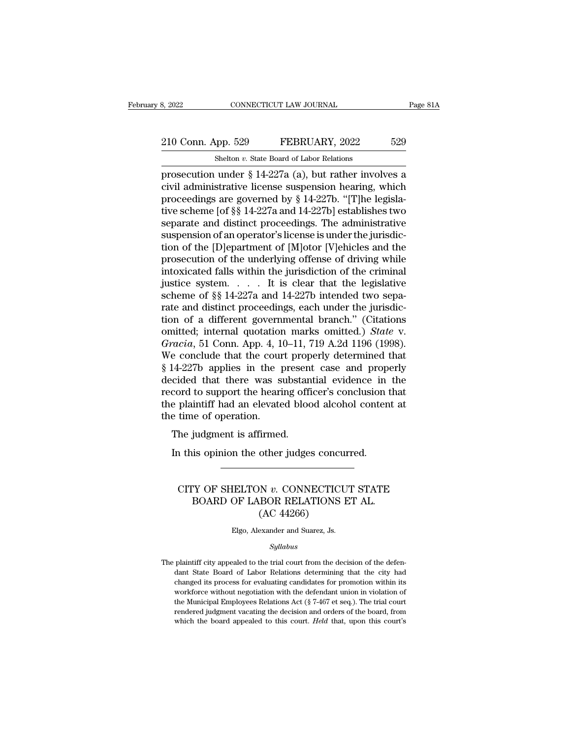prosecution under § 14-227a (a), but rather involves a civil administrative license suspension hearing, which proceedings are governed by § 14-227b. "[T]he legislative scheme [of §§ 14-227a and 14-227b] establishes two separate and distinct proceedings. The administrative suspension of an operator's license is under the jurisdiction of the [D]epartment of [M]otor [V]ehicles and the prosecution of the underlying offense of driving while intoxicated falls within the jurisdiction of the criminal justice system. . . . It is clear that the legislative scheme of §§ 14-227a and 14-227b intended two separate and distinct proceedings, each under the jurisdiction of a different governmental branch." (Citations omitted; internal quotation marks omitted.) *State* v. *Gracia*, 51 Conn. App. 4, 10–11, 719 A.2d 1196 (1998). We conclude that the court properly determined that § 14-227b applies in the present case and properly decided that there was substantial evidence in the record to support the hearing officer's conclusion that the plaintiff had an elevated blood alcohol content at the time of operation.

The judgment is affirmed.

In this opinion the other judges concurred.

---

# CITY OF SHELTON *v.* CONNECTICUT STATE BOARD OF LABOR RELATIONS ET AL.
## (AC 44266)

Elgo, Alexander and Suarez, Js.

*Syllabus*

The plaintiff city appealed to the trial court from the decision of the defendant State Board of Labor Relations determining that the city had changed its process for evaluating candidates for promotion within its workforce without negotiation with the defendant union in violation of the Municipal Employees Relations Act (§ 7-467 et seq.). The trial court rendered judgment vacating the decision and orders of the board, from which the board appealed to this court. *Held* that, upon this court's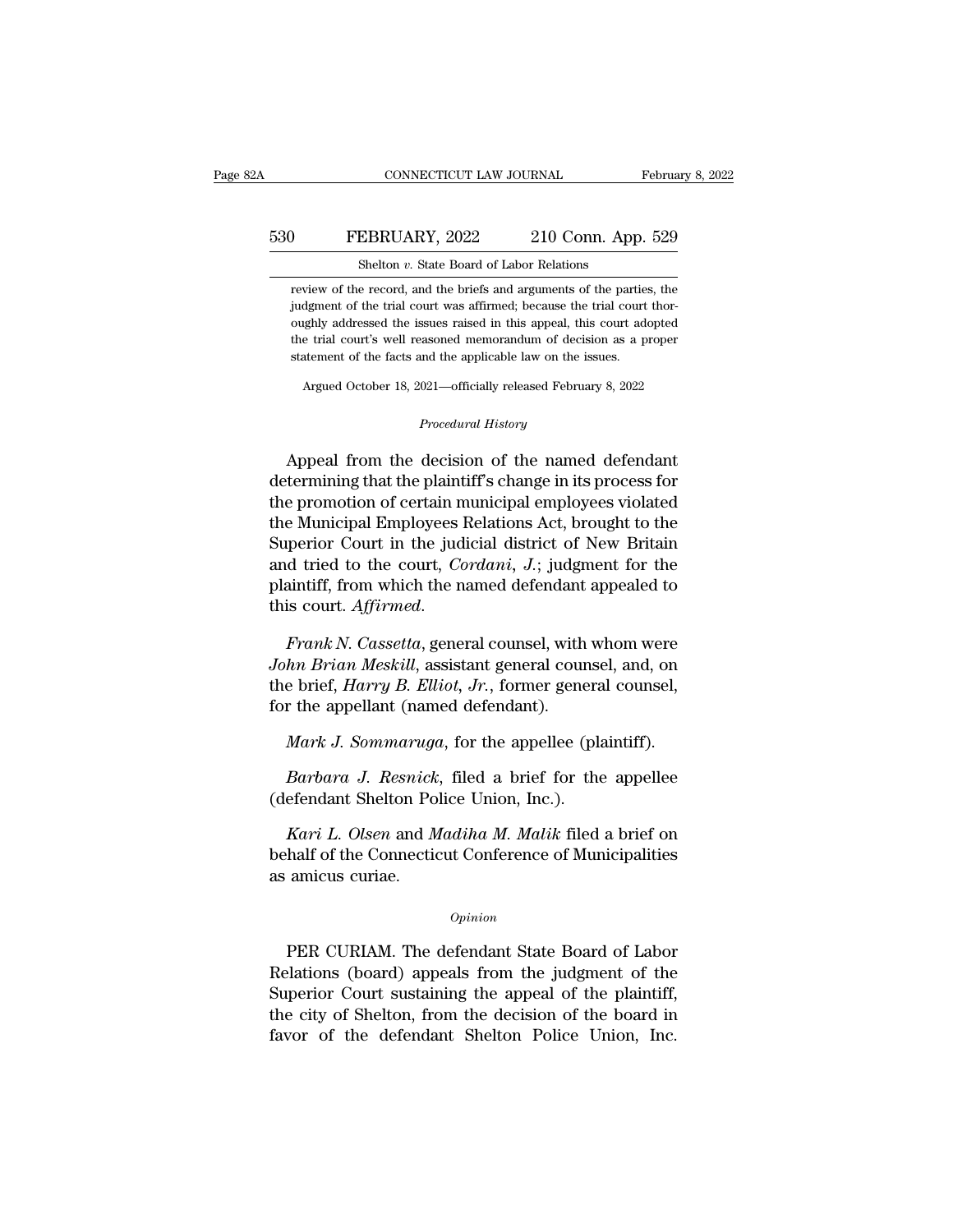review of the record, and the briefs and arguments of the parties, the judgment of the trial court was affirmed; because the trial court thoroughly addressed the issues raised in this appeal, this court adopted the trial court's well reasoned memorandum of decision as a proper statement of the facts and the applicable law on the issues.

Argued October 18, 2021—officially released February 8, 2022

*Procedural History*

Appeal from the decision of the named defendant determining that the plaintiff's change in its process for the promotion of certain municipal employees violated the Municipal Employees Relations Act, brought to the Superior Court in the judicial district of New Britain and tried to the court, *Cordani, J.*; judgment for the plaintiff, from which the named defendant appealed to this court. *Affirmed.*

*Frank N. Cassetta*, general counsel, with whom were *John Brian Meskill*, assistant general counsel, and, on the brief, *Harry B. Elliot, Jr.*, former general counsel, for the appellant (named defendant).

*Mark J. Sommaruga*, for the appellee (plaintiff).

*Barbara J. Resnick*, filed a brief for the appellee (defendant Shelton Police Union, Inc.).

*Kari L. Olsen* and *Madiha M. Malik* filed a brief on behalf of the Connecticut Conference of Municipalities as amicus curiae.

*Opinion*

PER CURIAM. The defendant State Board of Labor Relations (board) appeals from the judgment of the Superior Court sustaining the appeal of the plaintiff, the city of Shelton, from the decision of the board in favor of the defendant Shelton Police Union, Inc.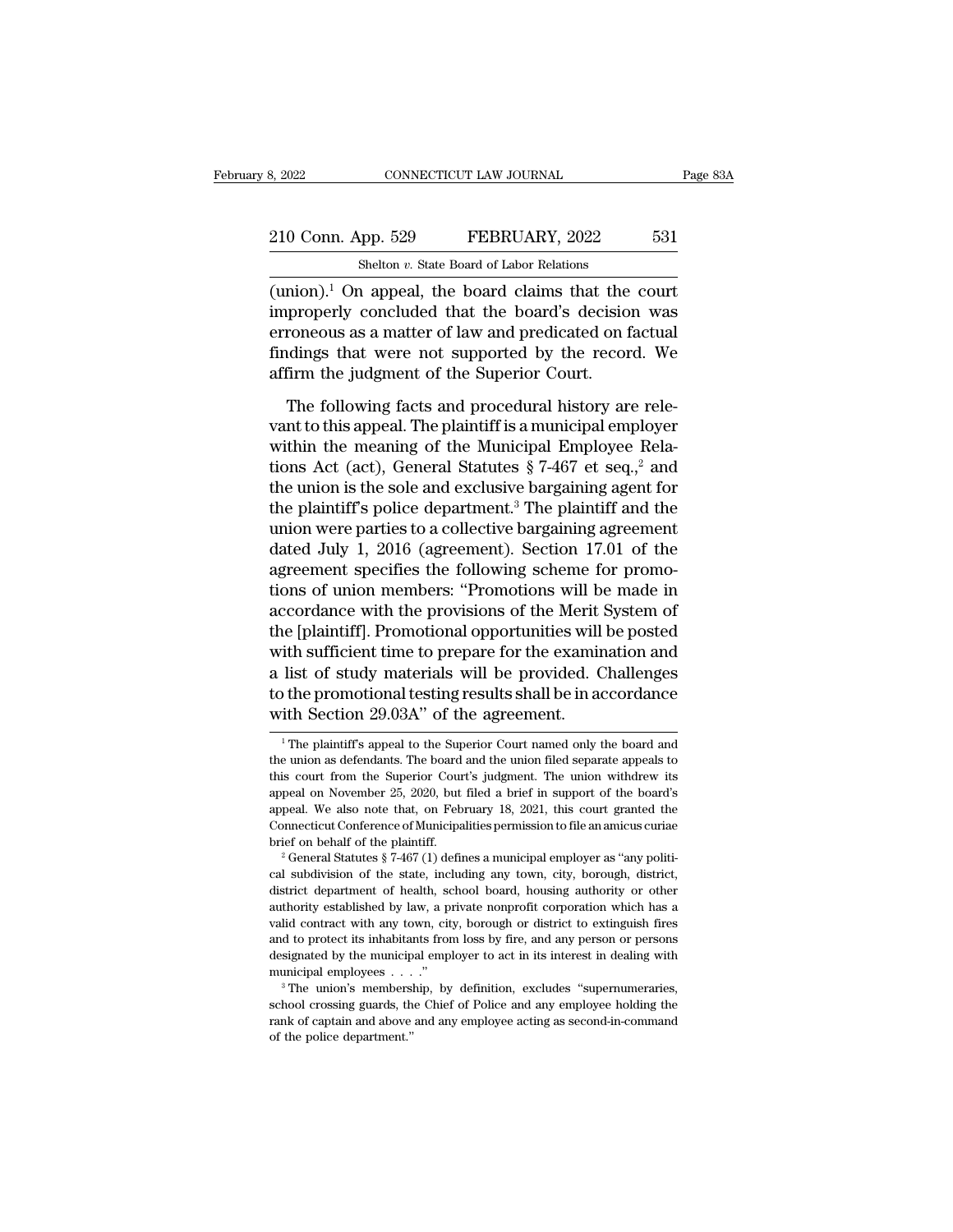(union).[1] On appeal, the board claims that the court improperly concluded that the board's decision was erroneous as a matter of law and predicated on factual findings that were not supported by the record. We affirm the judgment of the Superior Court.

The following facts and procedural history are relevant to this appeal. The plaintiff is a municipal employer within the meaning of the Municipal Employee Relations Act (act), General Statutes § 7-467 et seq.,[2] and the union is the sole and exclusive bargaining agent for the plaintiff's police department.[3] The plaintiff and the union were parties to a collective bargaining agreement dated July 1, 2016 (agreement). Section 17.01 of the agreement specifies the following scheme for promotions of union members: "Promotions will be made in accordance with the provisions of the Merit System of the [plaintiff]. Promotional opportunities will be posted with sufficient time to prepare for the examination and a list of study materials will be provided. Challenges to the promotional testing results shall be in accordance with Section 29.03A" of the agreement.

---

[1] The plaintiff's appeal to the Superior Court named only the board and the union as defendants. The board and the union filed separate appeals to this court from the Superior Court's judgment. The union withdrew its appeal on November 25, 2020, but filed a brief in support of the board's appeal. We also note that, on February 18, 2021, this court granted the Connecticut Conference of Municipalities permission to file an amicus curiae brief on behalf of the plaintiff.

[2] General Statutes § 7-467 (1) defines a municipal employer as "any political subdivision of the state, including any town, city, borough, district, district department of health, school board, housing authority or other authority established by law, a private nonprofit corporation which has a valid contract with any town, city, borough or district to extinguish fires and to protect its inhabitants from loss by fire, and any person or persons designated by the municipal employer to act in its interest in dealing with municipal employees . . . ."

[3] The union's membership, by definition, excludes "supernumeraries, school crossing guards, the Chief of Police and any employee holding the rank of captain and above and any employee acting as second-in-command of the police department."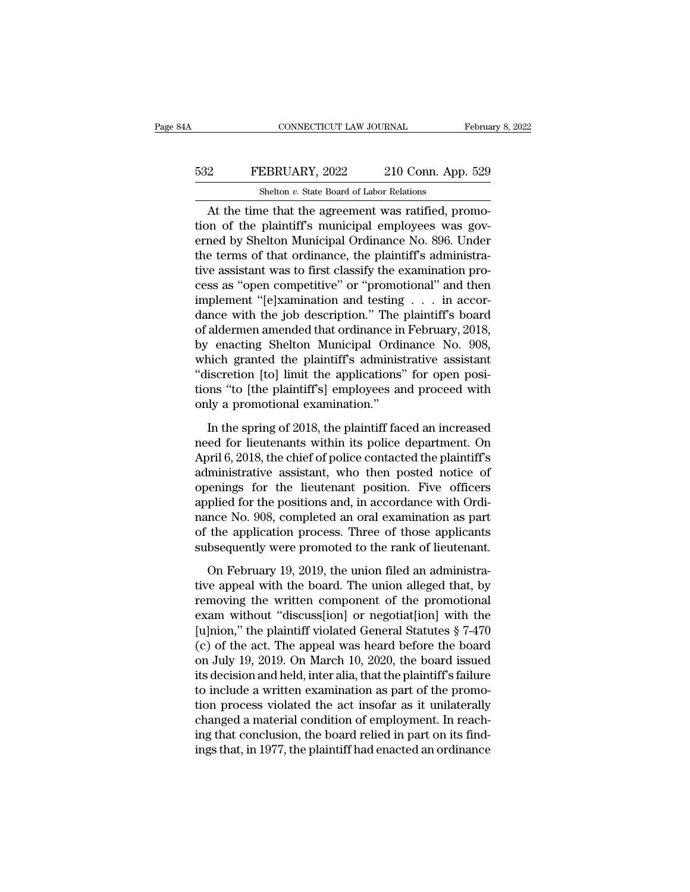At the time that the agreement was ratified, promotion of the plaintiff's municipal employees was governed by Shelton Municipal Ordinance No. 896. Under the terms of that ordinance, the plaintiff's administrative assistant was to first classify the examination process as "open competitive" or "promotional" and then implement "[e]xamination and testing . . . in accordance with the job description." The plaintiff's board of aldermen amended that ordinance in February, 2018, by enacting Shelton Municipal Ordinance No. 908, which granted the plaintiff's administrative assistant "discretion [to] limit the applications" for open positions "to [the plaintiff's] employees and proceed with only a promotional examination."

In the spring of 2018, the plaintiff faced an increased need for lieutenants within its police department. On April 6, 2018, the chief of police contacted the plaintiff's administrative assistant, who then posted notice of openings for the lieutenant position. Five officers applied for the positions and, in accordance with Ordinance No. 908, completed an oral examination as part of the application process. Three of those applicants subsequently were promoted to the rank of lieutenant.

On February 19, 2019, the union filed an administrative appeal with the board. The union alleged that, by removing the written component of the promotional exam without "discuss[ion] or negotiat[ion] with the [u]nion," the plaintiff violated General Statutes § 7-470 (c) of the act. The appeal was heard before the board on July 19, 2019. On March 10, 2020, the board issued its decision and held, inter alia, that the plaintiff's failure to include a written examination as part of the promotion process violated the act insofar as it unilaterally changed a material condition of employment. In reaching that conclusion, the board relied in part on its findings that, in 1977, the plaintiff had enacted an ordinance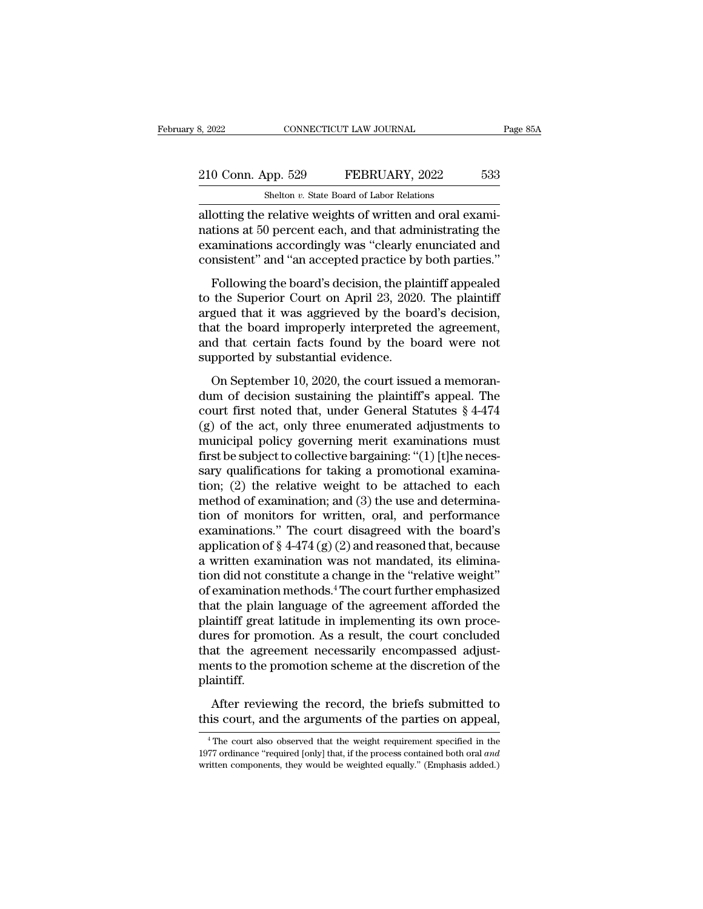allotting the relative weights of written and oral examinations at 50 percent each, and that administrating the examinations accordingly was "clearly enunciated and consistent" and "an accepted practice by both parties."

Following the board's decision, the plaintiff appealed to the Superior Court on April 23, 2020. The plaintiff argued that it was aggrieved by the board's decision, that the board improperly interpreted the agreement, and that certain facts found by the board were not supported by substantial evidence.

On September 10, 2020, the court issued a memorandum of decision sustaining the plaintiff's appeal. The court first noted that, under General Statutes § 4-474 (g) of the act, only three enumerated adjustments to municipal policy governing merit examinations must first be subject to collective bargaining: "(1) [t]he necessary qualifications for taking a promotional examination; (2) the relative weight to be attached to each method of examination; and (3) the use and determination of monitors for written, oral, and performance examinations." The court disagreed with the board's application of § 4-474 (g) (2) and reasoned that, because a written examination was not mandated, its elimination did not constitute a change in the "relative weight" of examination methods.[4] The court further emphasized that the plain language of the agreement afforded the plaintiff great latitude in implementing its own procedures for promotion. As a result, the court concluded that the agreement necessarily encompassed adjustments to the promotion scheme at the discretion of the plaintiff.

After reviewing the record, the briefs submitted to this court, and the arguments of the parties on appeal,

[4] The court also observed that the weight requirement specified in the 1977 ordinance "required [only] that, if the process contained both oral *and* written components, they would be weighted equally." (Emphasis added.)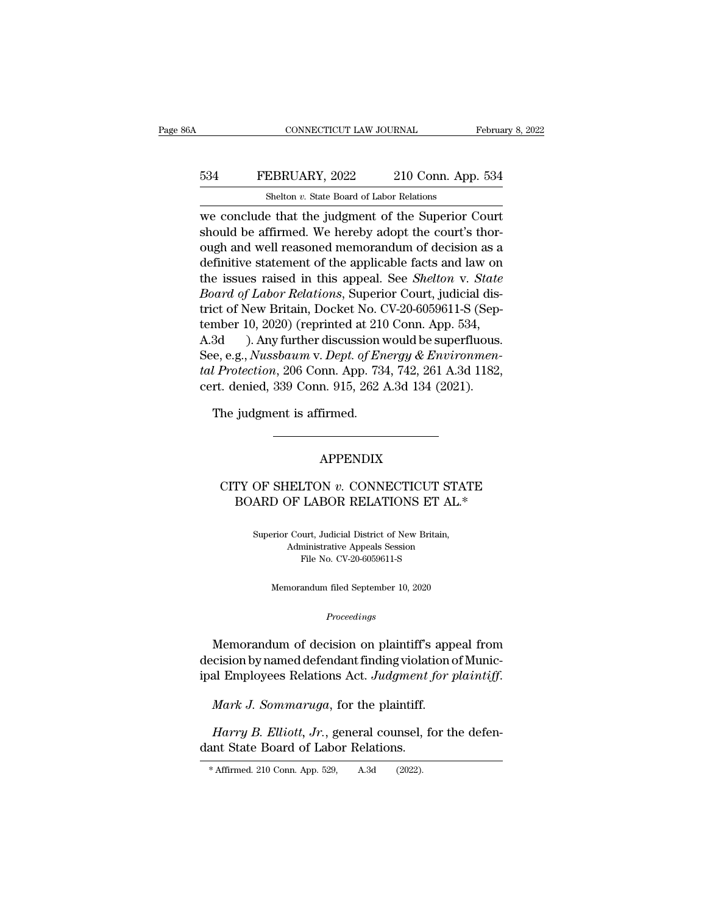we conclude that the judgment of the Superior Court should be affirmed. We hereby adopt the court's thorough and well reasoned memorandum of decision as a definitive statement of the applicable facts and law on the issues raised in this appeal. See *Shelton* v. *State Board of Labor Relations*, Superior Court, judicial district of New Britain, Docket No. CV-20-6059611-S (September 10, 2020) (reprinted at 210 Conn. App. 534, A.3d ). Any further discussion would be superfluous. See, e.g., *Nussbaum* v. *Dept. of Energy & Environmental Protection*, 206 Conn. App. 734, 742, 261 A.3d 1182, cert. denied, 339 Conn. 915, 262 A.3d 134 (2021).

The judgment is affirmed.

---

## APPENDIX

## CITY OF SHELTON *v.* CONNECTICUT STATE BOARD OF LABOR RELATIONS ET AL.*

Superior Court, Judicial District of New Britain, Administrative Appeals Session
File No. CV-20-6059611-S

Memorandum filed September 10, 2020

*Proceedings*

Memorandum of decision on plaintiff's appeal from decision by named defendant finding violation of Municipal Employees Relations Act. *Judgment for plaintiff.*

*Mark J. Sommaruga*, for the plaintiff.

*Harry B. Elliott, Jr.*, general counsel, for the defendant State Board of Labor Relations.

* Affirmed. 210 Conn. App. 529, A.3d (2022).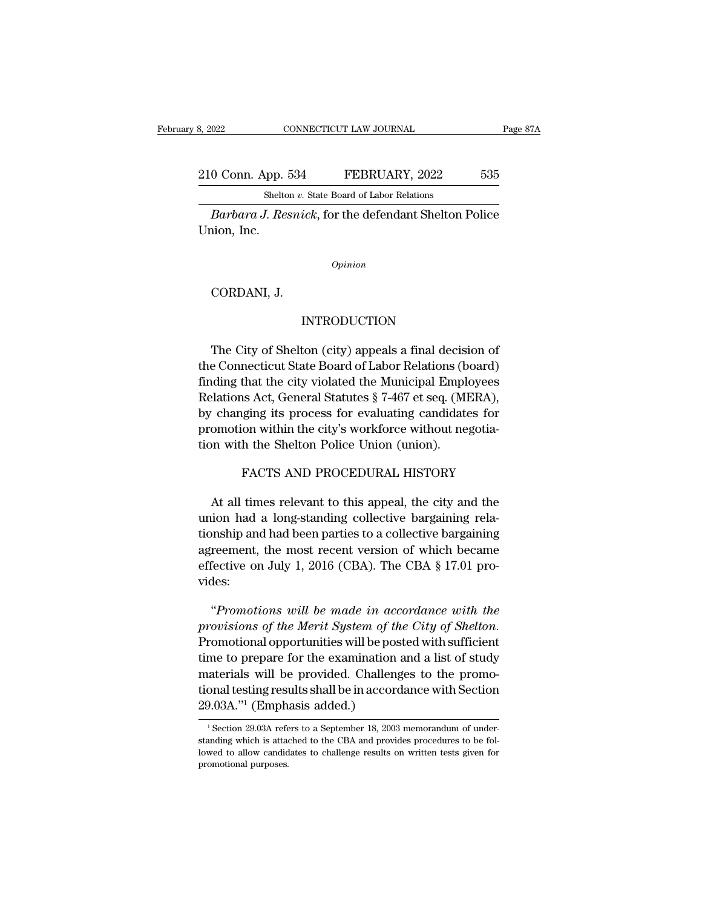*Barbara J. Resnick*, for the defendant Shelton Police Union, Inc.

*Opinion*

CORDANI, J.

## INTRODUCTION

The City of Shelton (city) appeals a final decision of the Connecticut State Board of Labor Relations (board) finding that the city violated the Municipal Employees Relations Act, General Statutes § 7-467 et seq. (MERA), by changing its process for evaluating candidates for promotion within the city's workforce without negotiation with the Shelton Police Union (union).

## FACTS AND PROCEDURAL HISTORY

At all times relevant to this appeal, the city and the union had a long-standing collective bargaining relationship and had been parties to a collective bargaining agreement, the most recent version of which became effective on July 1, 2016 (CBA). The CBA § 17.01 provides:

"*Promotions will be made in accordance with the provisions of the Merit System of the City of Shelton.* Promotional opportunities will be posted with sufficient time to prepare for the examination and a list of study materials will be provided. Challenges to the promotional testing results shall be in accordance with Section 29.03A."[1] (Emphasis added.)

[1] Section 29.03A refers to a September 18, 2003 memorandum of understanding which is attached to the CBA and provides procedures to be followed to allow candidates to challenge results on written tests given for promotional purposes.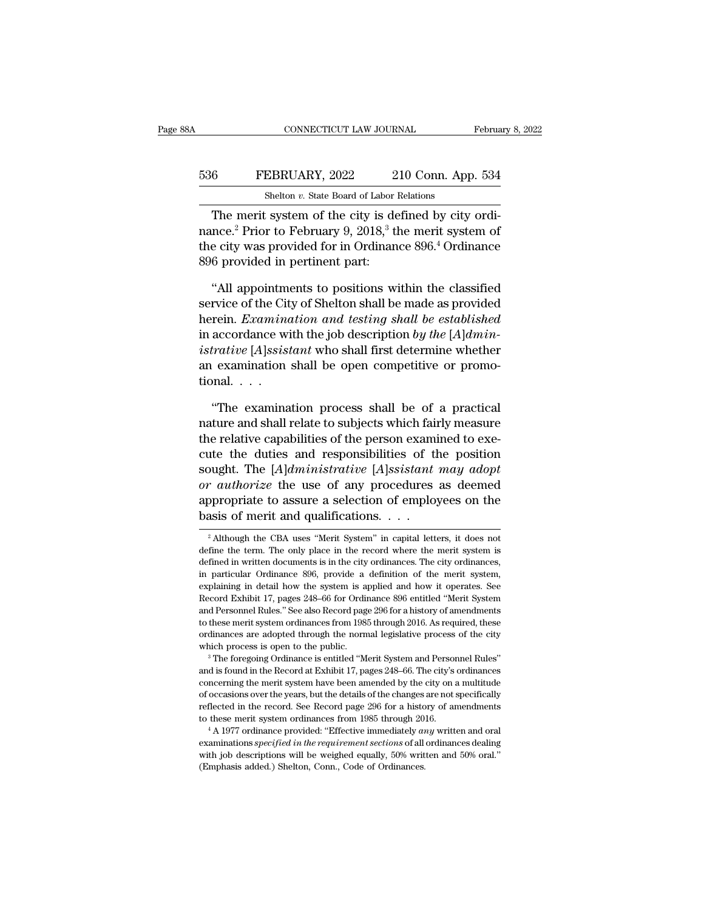The merit system of the city is defined by city ordinance.[2] Prior to February 9, 2018,[3] the merit system of the city was provided for in Ordinance 896.[4] Ordinance 896 provided in pertinent part:

"All appointments to positions within the classified service of the City of Shelton shall be made as provided herein. *Examination and testing shall be established* in accordance with the job description *by the* [*A*]*dministrative* [*A*]*ssistant* who shall first determine whether an examination shall be open competitive or promotional. . . .

"The examination process shall be of a practical nature and shall relate to subjects which fairly measure the relative capabilities of the person examined to execute the duties and responsibilities of the position sought. The [*A*]*dministrative* [*A*]*ssistant may adopt or authorize* the use of any procedures as deemed appropriate to assure a selection of employees on the basis of merit and qualifications. . . .

---

[2] Although the CBA uses "Merit System" in capital letters, it does not define the term. The only place in the record where the merit system is defined in written documents is in the city ordinances. The city ordinances, in particular Ordinance 896, provide a definition of the merit system, explaining in detail how the system is applied and how it operates. See Record Exhibit 17, pages 248–66 for Ordinance 896 entitled "Merit System and Personnel Rules." See also Record page 296 for a history of amendments to these merit system ordinances from 1985 through 2016. As required, these ordinances are adopted through the normal legislative process of the city which process is open to the public.

[3] The foregoing Ordinance is entitled "Merit System and Personnel Rules" and is found in the Record at Exhibit 17, pages 248–66. The city's ordinances concerning the merit system have been amended by the city on a multitude of occasions over the years, but the details of the changes are not specifically reflected in the record. See Record page 296 for a history of amendments to these merit system ordinances from 1985 through 2016.

[4] A 1977 ordinance provided: "Effective immediately *any* written and oral examinations *specified in the requirement sections* of all ordinances dealing with job descriptions will be weighed equally, 50% written and 50% oral." (Emphasis added.) Shelton, Conn., Code of Ordinances.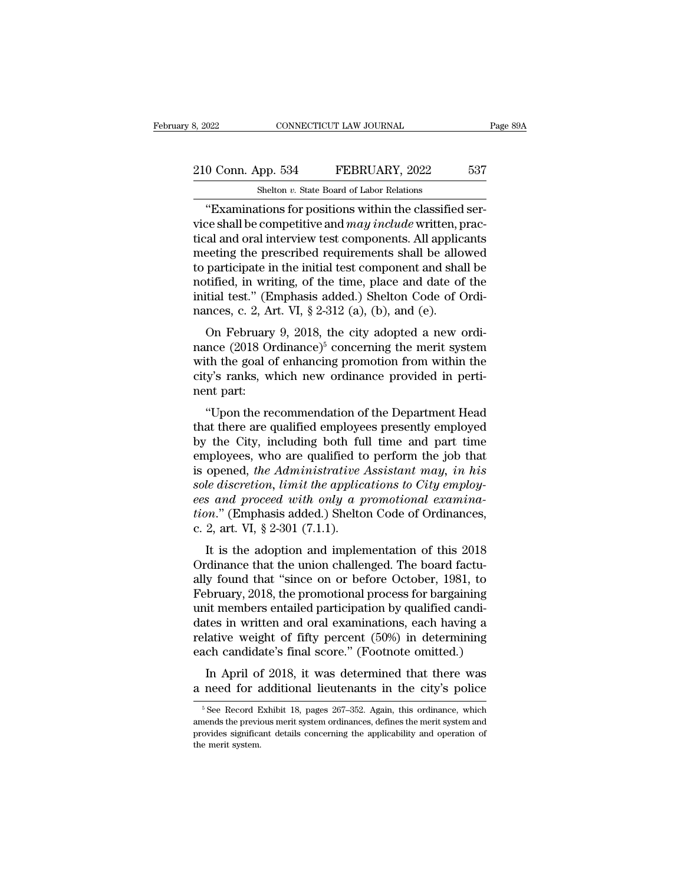"Examinations for positions within the classified service shall be competitive and *may include* written, practical and oral interview test components. All applicants meeting the prescribed requirements shall be allowed to participate in the initial test component and shall be notified, in writing, of the time, place and date of the initial test." (Emphasis added.) Shelton Code of Ordinances, c. 2, Art. VI, § 2-312 (a), (b), and (e).

On February 9, 2018, the city adopted a new ordinance (2018 Ordinance)[5] concerning the merit system with the goal of enhancing promotion from within the city's ranks, which new ordinance provided in pertinent part:

"Upon the recommendation of the Department Head that there are qualified employees presently employed by the City, including both full time and part time employees, who are qualified to perform the job that is opened, *the Administrative Assistant may, in his sole discretion, limit the applications to City employees and proceed with only a promotional examination*." (Emphasis added.) Shelton Code of Ordinances, c. 2, art. VI, § 2-301 (7.1.1).

It is the adoption and implementation of this 2018 Ordinance that the union challenged. The board factually found that "since on or before October, 1981, to February, 2018, the promotional process for bargaining unit members entailed participation by qualified candidates in written and oral examinations, each having a relative weight of fifty percent (50%) in determining each candidate's final score." (Footnote omitted.)

In April of 2018, it was determined that there was a need for additional lieutenants in the city's police

[5] See Record Exhibit 18, pages 267–352. Again, this ordinance, which amends the previous merit system ordinances, defines the merit system and provides significant details concerning the applicability and operation of the merit system.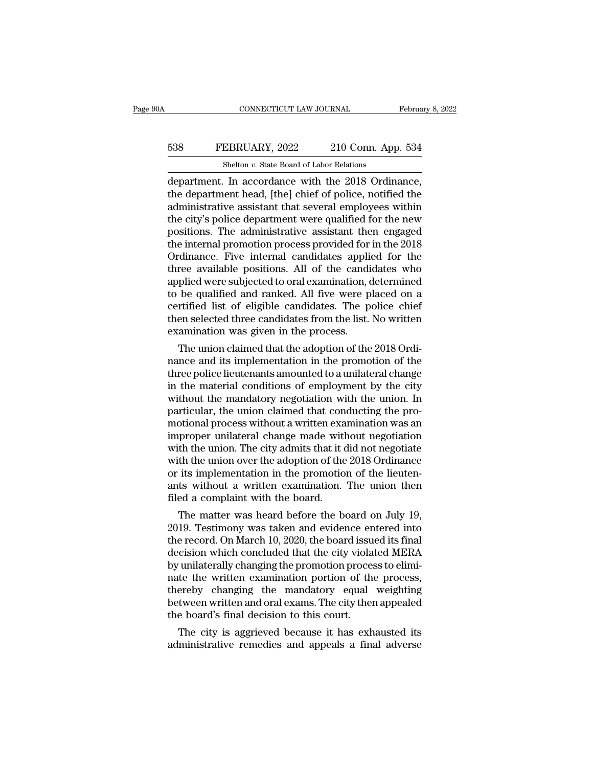department. In accordance with the 2018 Ordinance, the department head, [the] chief of police, notified the administrative assistant that several employees within the city's police department were qualified for the new positions. The administrative assistant then engaged the internal promotion process provided for in the 2018 Ordinance. Five internal candidates applied for the three available positions. All of the candidates who applied were subjected to oral examination, determined to be qualified and ranked. All five were placed on a certified list of eligible candidates. The police chief then selected three candidates from the list. No written examination was given in the process.

The union claimed that the adoption of the 2018 Ordinance and its implementation in the promotion of the three police lieutenants amounted to a unilateral change in the material conditions of employment by the city without the mandatory negotiation with the union. In particular, the union claimed that conducting the promotional process without a written examination was an improper unilateral change made without negotiation with the union. The city admits that it did not negotiate with the union over the adoption of the 2018 Ordinance or its implementation in the promotion of the lieutenants without a written examination. The union then filed a complaint with the board.

The matter was heard before the board on July 19, 2019. Testimony was taken and evidence entered into the record. On March 10, 2020, the board issued its final decision which concluded that the city violated MERA by unilaterally changing the promotion process to eliminate the written examination portion of the process, thereby changing the mandatory equal weighting between written and oral exams. The city then appealed the board's final decision to this court.

The city is aggrieved because it has exhausted its administrative remedies and appeals a final adverse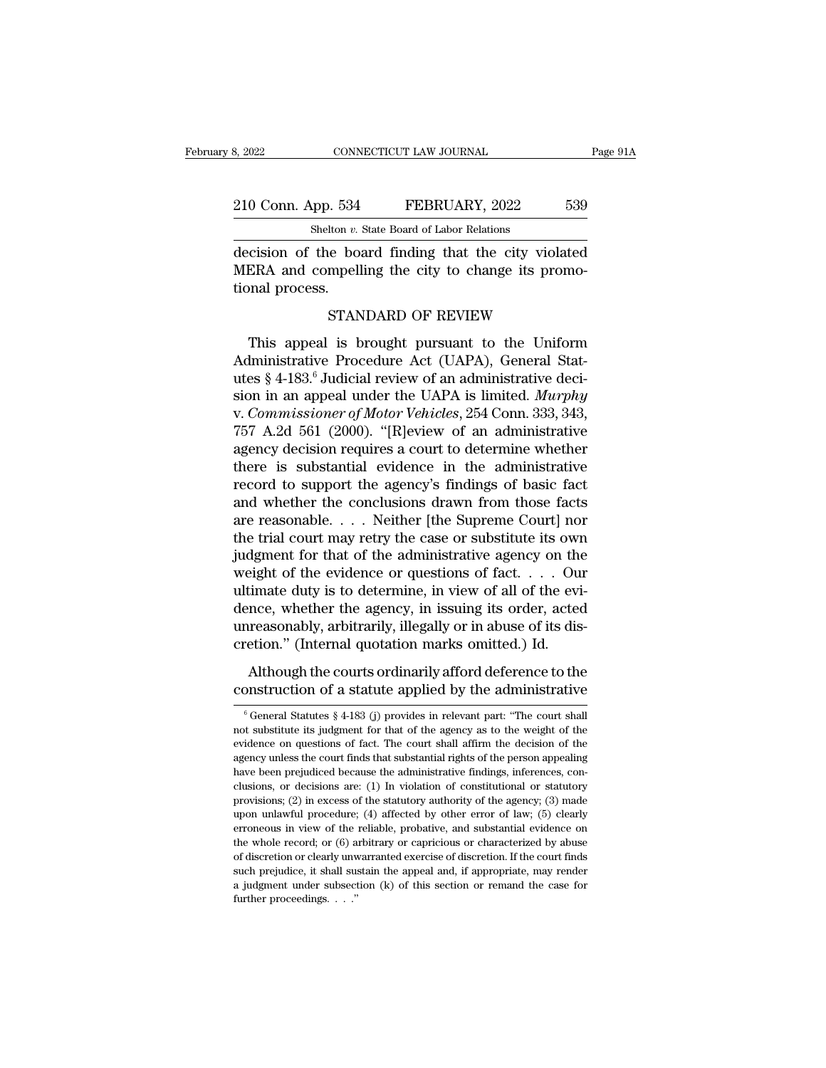decision of the board finding that the city violated MERA and compelling the city to change its promotional process.

## STANDARD OF REVIEW

This appeal is brought pursuant to the Uniform Administrative Procedure Act (UAPA), General Statutes § 4-183.[6] Judicial review of an administrative decision in an appeal under the UAPA is limited. *Murphy* v. *Commissioner of Motor Vehicles*, 254 Conn. 333, 343, 757 A.2d 561 (2000). "[R]eview of an administrative agency decision requires a court to determine whether there is substantial evidence in the administrative record to support the agency's findings of basic fact and whether the conclusions drawn from those facts are reasonable. . . . Neither [the Supreme Court] nor the trial court may retry the case or substitute its own judgment for that of the administrative agency on the weight of the evidence or questions of fact. . . . Our ultimate duty is to determine, in view of all of the evidence, whether the agency, in issuing its order, acted unreasonably, arbitrarily, illegally or in abuse of its discretion." (Internal quotation marks omitted.) Id.

Although the courts ordinarily afford deference to the construction of a statute applied by the administrative

---

[6] General Statutes § 4-183 (j) provides in relevant part: "The court shall not substitute its judgment for that of the agency as to the weight of the evidence on questions of fact. The court shall affirm the decision of the agency unless the court finds that substantial rights of the person appealing have been prejudiced because the administrative findings, inferences, conclusions, or decisions are: (1) In violation of constitutional or statutory provisions; (2) in excess of the statutory authority of the agency; (3) made upon unlawful procedure; (4) affected by other error of law; (5) clearly erroneous in view of the reliable, probative, and substantial evidence on the whole record; or (6) arbitrary or capricious or characterized by abuse of discretion or clearly unwarranted exercise of discretion. If the court finds such prejudice, it shall sustain the appeal and, if appropriate, may render a judgment under subsection (k) of this section or remand the case for further proceedings. . . ."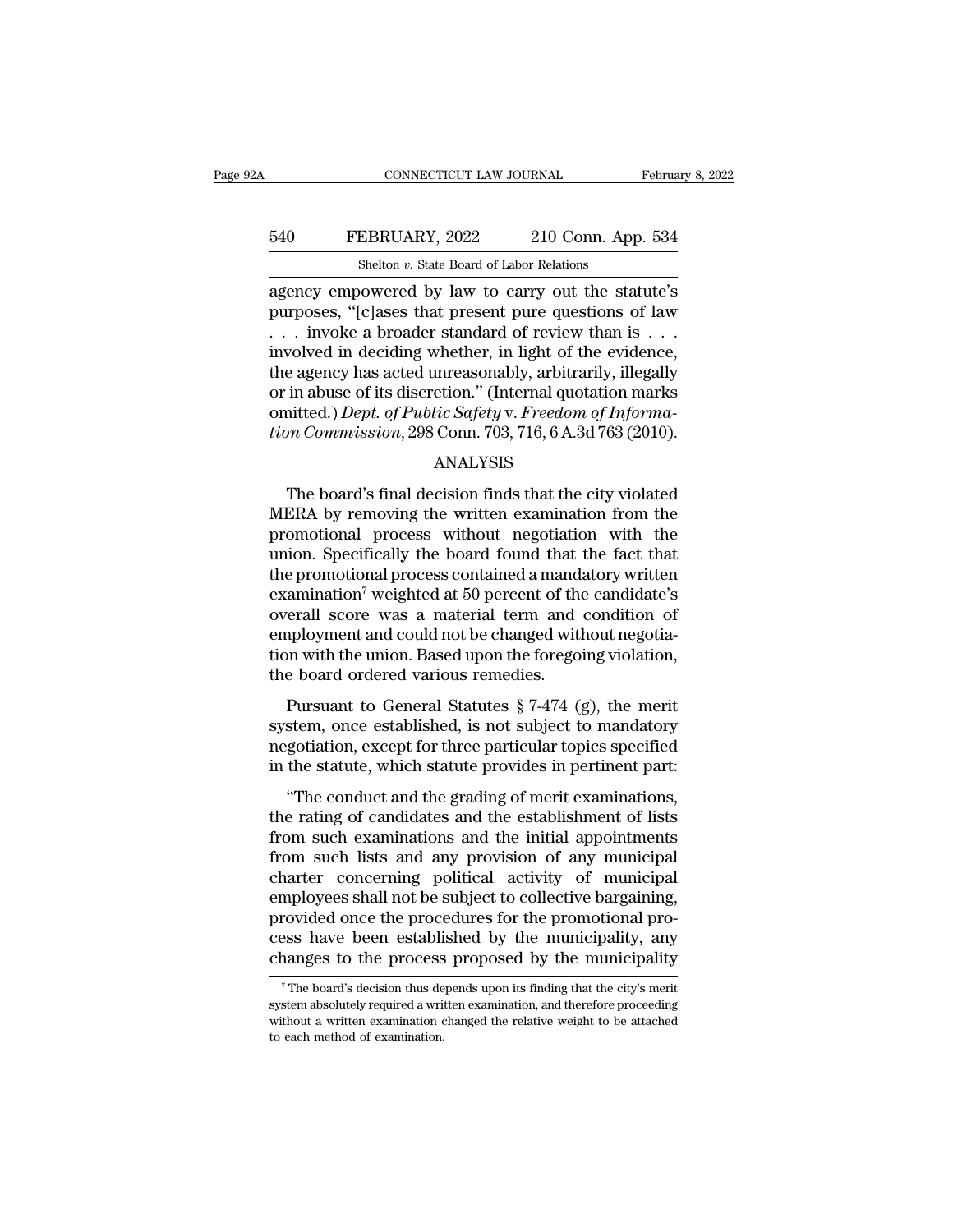agency empowered by law to carry out the statute's purposes, "[c]ases that present pure questions of law . . . invoke a broader standard of review than is . . . involved in deciding whether, in light of the evidence, the agency has acted unreasonably, arbitrarily, illegally or in abuse of its discretion." (Internal quotation marks omitted.) *Dept. of Public Safety* v. *Freedom of Information Commission*, 298 Conn. 703, 716, 6 A.3d 763 (2010).

## ANALYSIS

The board's final decision finds that the city violated MERA by removing the written examination from the promotional process without negotiation with the union. Specifically the board found that the fact that the promotional process contained a mandatory written examination[7] weighted at 50 percent of the candidate's overall score was a material term and condition of employment and could not be changed without negotiation with the union. Based upon the foregoing violation, the board ordered various remedies.

Pursuant to General Statutes § 7-474 (g), the merit system, once established, is not subject to mandatory negotiation, except for three particular topics specified in the statute, which statute provides in pertinent part:

"The conduct and the grading of merit examinations, the rating of candidates and the establishment of lists from such examinations and the initial appointments from such lists and any provision of any municipal charter concerning political activity of municipal employees shall not be subject to collective bargaining, provided once the procedures for the promotional process have been established by the municipality, any changes to the process proposed by the municipality

[7] The board's decision thus depends upon its finding that the city's merit system absolutely required a written examination, and therefore proceeding without a written examination changed the relative weight to be attached to each method of examination.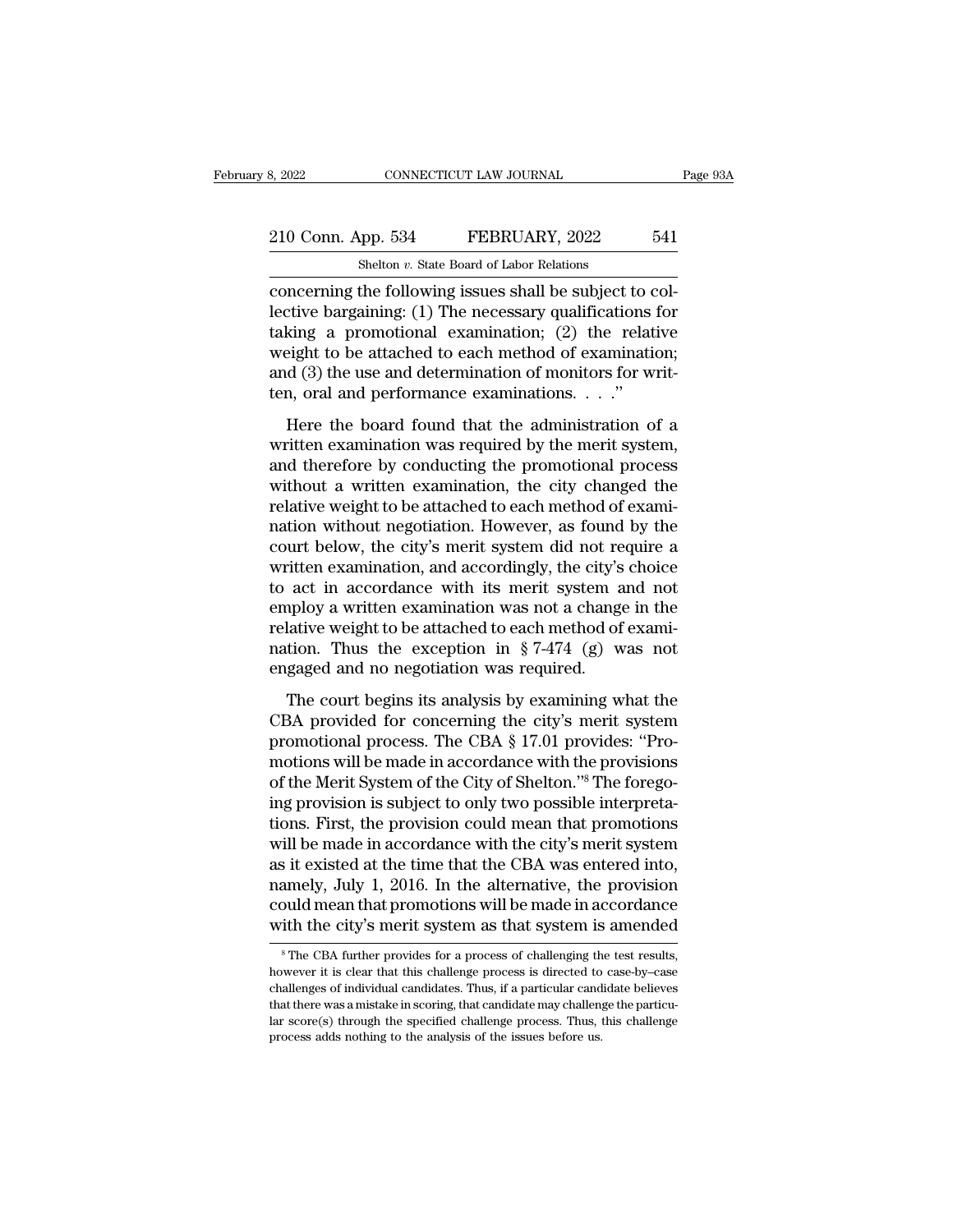concerning the following issues shall be subject to collective bargaining: (1) The necessary qualifications for taking a promotional examination; (2) the relative weight to be attached to each method of examination; and (3) the use and determination of monitors for written, oral and performance examinations. . . ."

Here the board found that the administration of a written examination was required by the merit system, and therefore by conducting the promotional process without a written examination, the city changed the relative weight to be attached to each method of examination without negotiation. However, as found by the court below, the city's merit system did not require a written examination, and accordingly, the city's choice to act in accordance with its merit system and not employ a written examination was not a change in the relative weight to be attached to each method of examination. Thus the exception in § 7-474 (g) was not engaged and no negotiation was required.

The court begins its analysis by examining what the CBA provided for concerning the city's merit system promotional process. The CBA § 17.01 provides: "Promotions will be made in accordance with the provisions of the Merit System of the City of Shelton."[8] The foregoing provision is subject to only two possible interpretations. First, the provision could mean that promotions will be made in accordance with the city's merit system as it existed at the time that the CBA was entered into, namely, July 1, 2016. In the alternative, the provision could mean that promotions will be made in accordance with the city's merit system as that system is amended

[8] The CBA further provides for a process of challenging the test results, however it is clear that this challenge process is directed to case-by–case challenges of individual candidates. Thus, if a particular candidate believes that there was a mistake in scoring, that candidate may challenge the particular score(s) through the specified challenge process. Thus, this challenge process adds nothing to the analysis of the issues before us.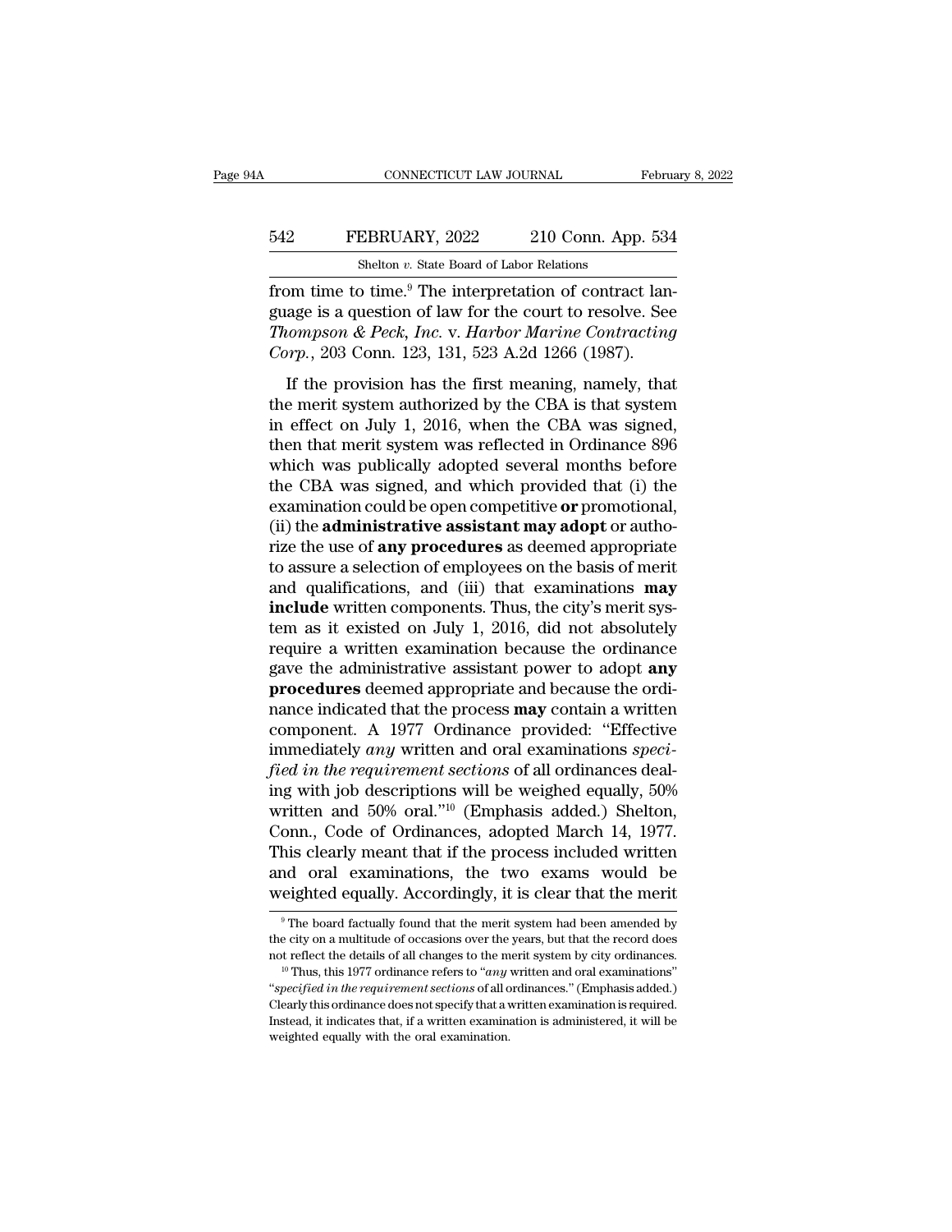from time to time.[9] The interpretation of contract language is a question of law for the court to resolve. See *Thompson & Peck, Inc.* v. *Harbor Marine Contracting Corp.*, 203 Conn. 123, 131, 523 A.2d 1266 (1987).

If the provision has the first meaning, namely, that the merit system authorized by the CBA is that system in effect on July 1, 2016, when the CBA was signed, then that merit system was reflected in Ordinance 896 which was publically adopted several months before the CBA was signed, and which provided that (i) the examination could be open competitive **or** promotional, (ii) the **administrative assistant may adopt** or authorize the use of **any procedures** as deemed appropriate to assure a selection of employees on the basis of merit and qualifications, and (iii) that examinations **may include** written components. Thus, the city's merit system as it existed on July 1, 2016, did not absolutely require a written examination because the ordinance gave the administrative assistant power to adopt **any procedures** deemed appropriate and because the ordinance indicated that the process **may** contain a written component. A 1977 Ordinance provided: "Effective immediately *any* written and oral examinations *specified in the requirement sections* of all ordinances dealing with job descriptions will be weighed equally, 50% written and 50% oral."[10] (Emphasis added.) Shelton, Conn., Code of Ordinances, adopted March 14, 1977. This clearly meant that if the process included written and oral examinations, the two exams would be weighted equally. Accordingly, it is clear that the merit

[9] The board factually found that the merit system had been amended by the city on a multitude of occasions over the years, but that the record does not reflect the details of all changes to the merit system by city ordinances.

[10] Thus, this 1977 ordinance refers to "*any* written and oral examinations" "*specified in the requirement sections* of all ordinances." (Emphasis added.) Clearly this ordinance does not specify that a written examination is required. Instead, it indicates that, if a written examination is administered, it will be weighted equally with the oral examination.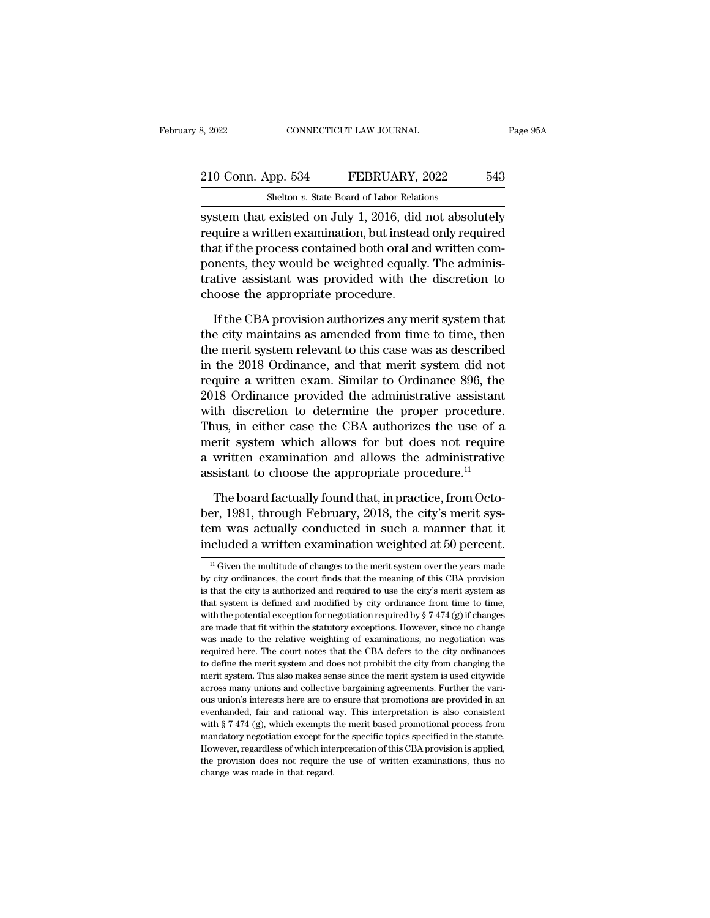system that existed on July 1, 2016, did not absolutely require a written examination, but instead only required that if the process contained both oral and written components, they would be weighted equally. The administrative assistant was provided with the discretion to choose the appropriate procedure.

If the CBA provision authorizes any merit system that the city maintains as amended from time to time, then the merit system relevant to this case was as described in the 2018 Ordinance, and that merit system did not require a written exam. Similar to Ordinance 896, the 2018 Ordinance provided the administrative assistant with discretion to determine the proper procedure. Thus, in either case the CBA authorizes the use of a merit system which allows for but does not require a written examination and allows the administrative assistant to choose the appropriate procedure.[11]

The board factually found that, in practice, from October, 1981, through February, 2018, the city's merit system was actually conducted in such a manner that it included a written examination weighted at 50 percent.

[11] Given the multitude of changes to the merit system over the years made by city ordinances, the court finds that the meaning of this CBA provision is that the city is authorized and required to use the city's merit system as that system is defined and modified by city ordinance from time to time, with the potential exception for negotiation required by § 7-474 (g) if changes are made that fit within the statutory exceptions. However, since no change was made to the relative weighting of examinations, no negotiation was required here. The court notes that the CBA defers to the city ordinances to define the merit system and does not prohibit the city from changing the merit system. This also makes sense since the merit system is used citywide across many unions and collective bargaining agreements. Further the various union's interests here are to ensure that promotions are provided in an evenhanded, fair and rational way. This interpretation is also consistent with § 7-474 (g), which exempts the merit based promotional process from mandatory negotiation except for the specific topics specified in the statute. However, regardless of which interpretation of this CBA provision is applied, the provision does not require the use of written examinations, thus no change was made in that regard.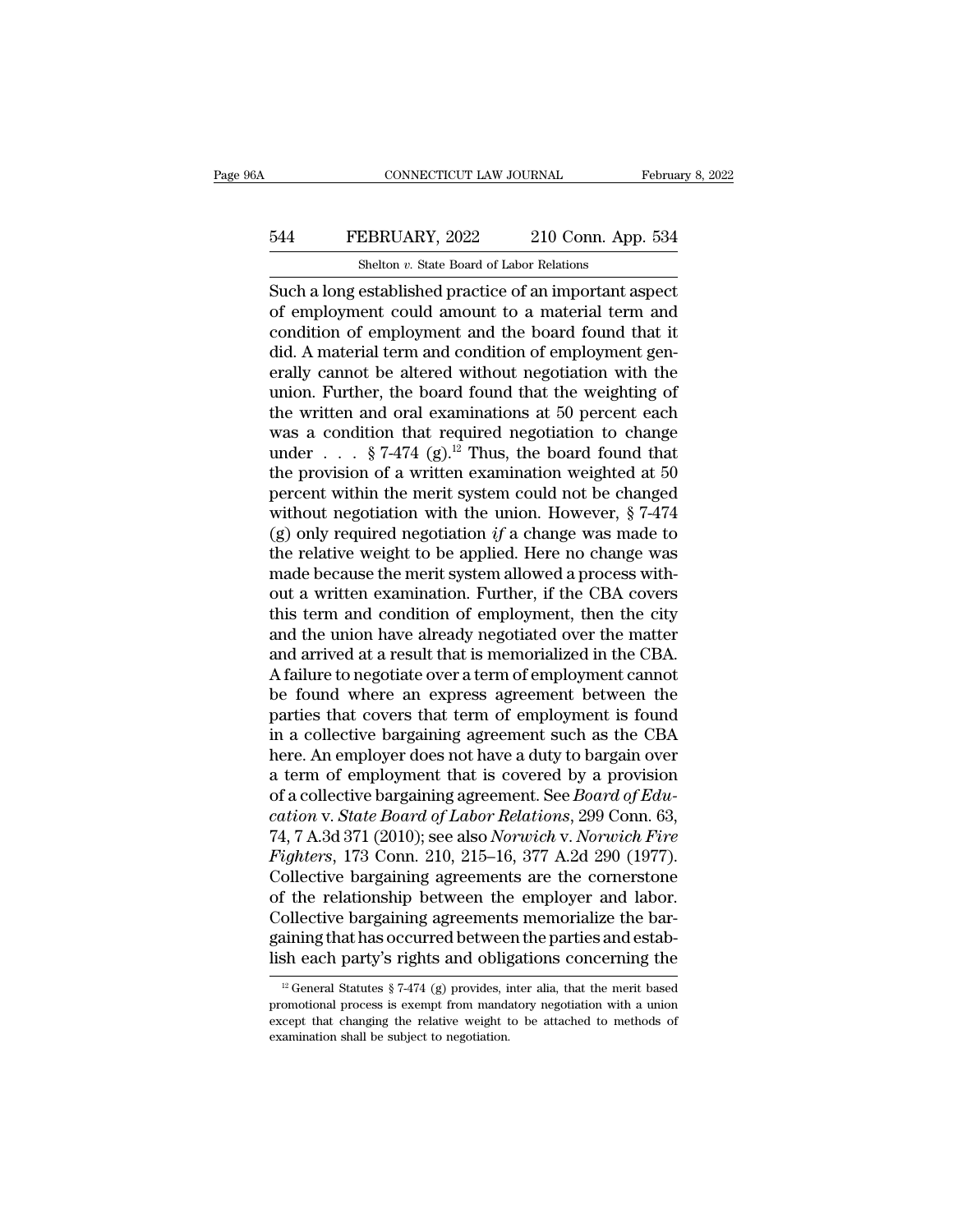Such a long established practice of an important aspect of employment could amount to a material term and condition of employment and the board found that it did. A material term and condition of employment generally cannot be altered without negotiation with the union. Further, the board found that the weighting of the written and oral examinations at 50 percent each was a condition that required negotiation to change under . . . § 7-474 (g).[12] Thus, the board found that the provision of a written examination weighted at 50 percent within the merit system could not be changed without negotiation with the union. However, § 7-474 (g) only required negotiation *if* a change was made to the relative weight to be applied. Here no change was made because the merit system allowed a process without a written examination. Further, if the CBA covers this term and condition of employment, then the city and the union have already negotiated over the matter and arrived at a result that is memorialized in the CBA. A failure to negotiate over a term of employment cannot be found where an express agreement between the parties that covers that term of employment is found in a collective bargaining agreement such as the CBA here. An employer does not have a duty to bargain over a term of employment that is covered by a provision of a collective bargaining agreement. See *Board of Education* v. *State Board of Labor Relations*, 299 Conn. 63, 74, 7 A.3d 371 (2010); see also *Norwich* v. *Norwich Fire Fighters*, 173 Conn. 210, 215–16, 377 A.2d 290 (1977). Collective bargaining agreements are the cornerstone of the relationship between the employer and labor. Collective bargaining agreements memorialize the bargaining that has occurred between the parties and establish each party's rights and obligations concerning the

[12] General Statutes § 7-474 (g) provides, inter alia, that the merit based promotional process is exempt from mandatory negotiation with a union except that changing the relative weight to be attached to methods of examination shall be subject to negotiation.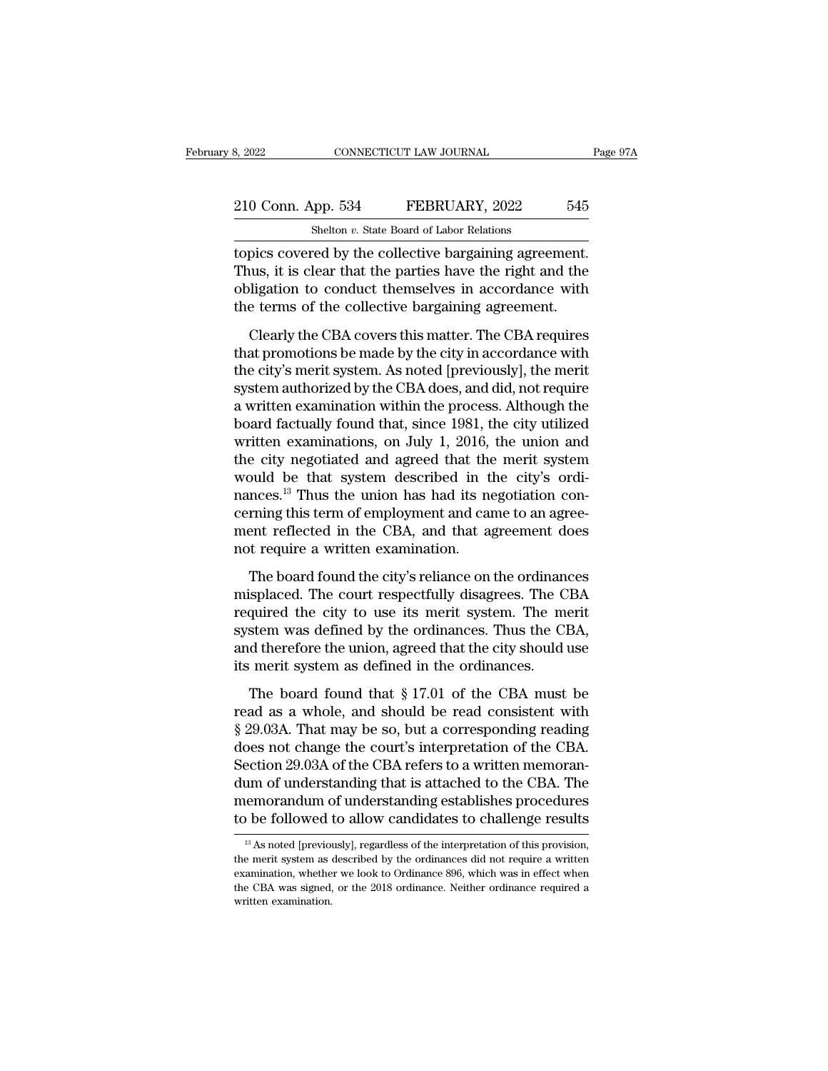topics covered by the collective bargaining agreement. Thus, it is clear that the parties have the right and the obligation to conduct themselves in accordance with the terms of the collective bargaining agreement.

Clearly the CBA covers this matter. The CBA requires that promotions be made by the city in accordance with the city's merit system. As noted [previously], the merit system authorized by the CBA does, and did, not require a written examination within the process. Although the board factually found that, since 1981, the city utilized written examinations, on July 1, 2016, the union and the city negotiated and agreed that the merit system would be that system described in the city's ordinances.[13] Thus the union has had its negotiation concerning this term of employment and came to an agreement reflected in the CBA, and that agreement does not require a written examination.

The board found the city's reliance on the ordinances misplaced. The court respectfully disagrees. The CBA required the city to use its merit system. The merit system was defined by the ordinances. Thus the CBA, and therefore the union, agreed that the city should use its merit system as defined in the ordinances.

The board found that § 17.01 of the CBA must be read as a whole, and should be read consistent with § 29.03A. That may be so, but a corresponding reading does not change the court's interpretation of the CBA. Section 29.03A of the CBA refers to a written memorandum of understanding that is attached to the CBA. The memorandum of understanding establishes procedures to be followed to allow candidates to challenge results

[13] As noted [previously], regardless of the interpretation of this provision, the merit system as described by the ordinances did not require a written examination, whether we look to Ordinance 896, which was in effect when the CBA was signed, or the 2018 ordinance. Neither ordinance required a written examination.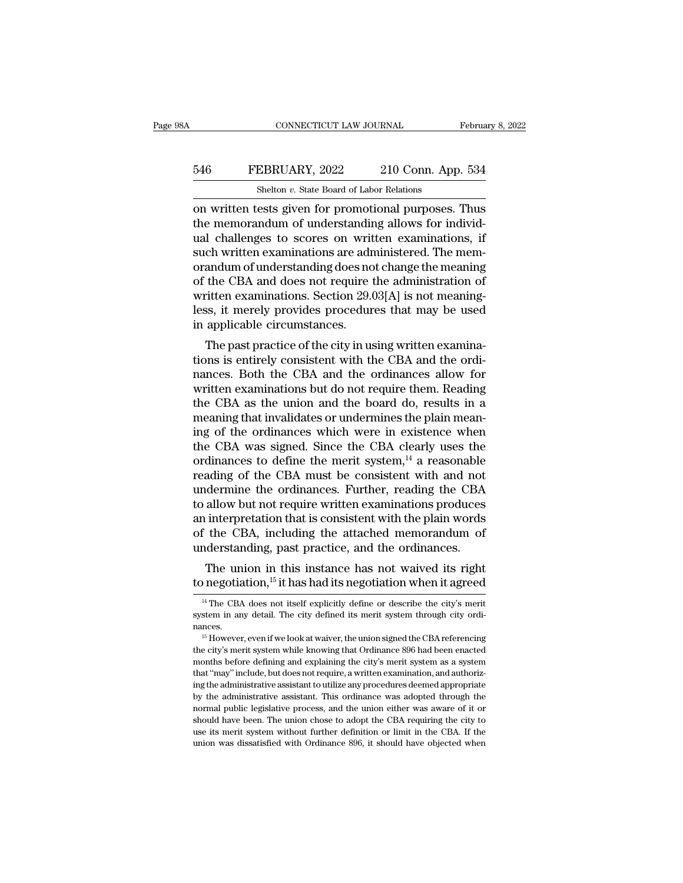on written tests given for promotional purposes. Thus the memorandum of understanding allows for individual challenges to scores on written examinations, if such written examinations are administered. The memorandum of understanding does not change the meaning of the CBA and does not require the administration of written examinations. Section 29.03[A] is not meaningless, it merely provides procedures that may be used in applicable circumstances.

The past practice of the city in using written examinations is entirely consistent with the CBA and the ordinances. Both the CBA and the ordinances allow for written examinations but do not require them. Reading the CBA as the union and the board do, results in a meaning that invalidates or undermines the plain meaning of the ordinances which were in existence when the CBA was signed. Since the CBA clearly uses the ordinances to define the merit system,[14] a reasonable reading of the CBA must be consistent with and not undermine the ordinances. Further, reading the CBA to allow but not require written examinations produces an interpretation that is consistent with the plain words of the CBA, including the attached memorandum of understanding, past practice, and the ordinances.

The union in this instance has not waived its right to negotiation,[15] it has had its negotiation when it agreed

---

[14] The CBA does not itself explicitly define or describe the city's merit system in any detail. The city defined its merit system through city ordinances.

[15] However, even if we look at waiver, the union signed the CBA referencing the city's merit system while knowing that Ordinance 896 had been enacted months before defining and explaining the city's merit system as a system that "may" include, but does not require, a written examination, and authorizing the administrative assistant to utilize any procedures deemed appropriate by the administrative assistant. This ordinance was adopted through the normal public legislative process, and the union either was aware of it or should have been. The union chose to adopt the CBA requiring the city to use its merit system without further definition or limit in the CBA. If the union was dissatisfied with Ordinance 896, it should have objected when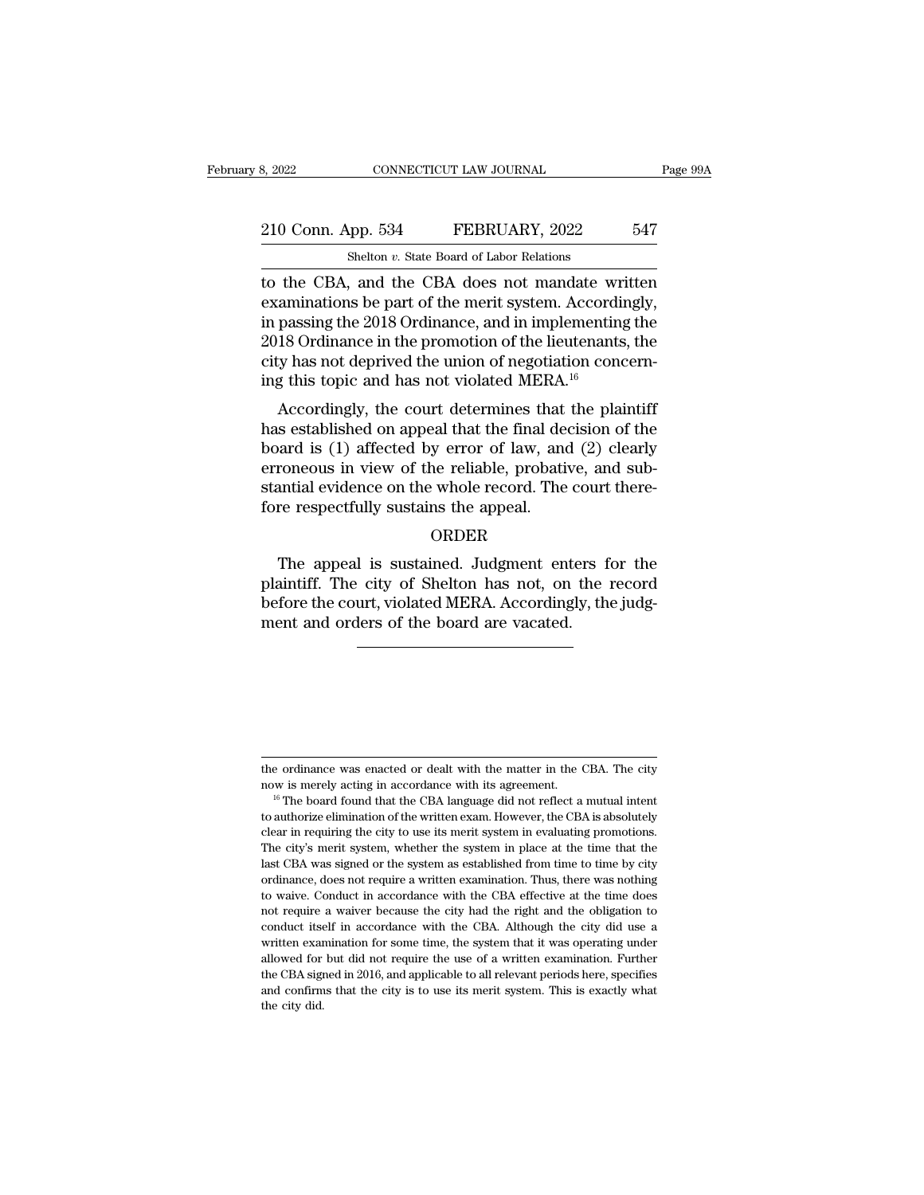to the CBA, and the CBA does not mandate written examinations be part of the merit system. Accordingly, in passing the 2018 Ordinance, and in implementing the 2018 Ordinance in the promotion of the lieutenants, the city has not deprived the union of negotiation concerning this topic and has not violated MERA.[16]

Accordingly, the court determines that the plaintiff has established on appeal that the final decision of the board is (1) affected by error of law, and (2) clearly erroneous in view of the reliable, probative, and substantial evidence on the whole record. The court therefore respectfully sustains the appeal.

ORDER

The appeal is sustained. Judgment enters for the plaintiff. The city of Shelton has not, on the record before the court, violated MERA. Accordingly, the judgment and orders of the board are vacated.

---

the ordinance was enacted or dealt with the matter in the CBA. The city now is merely acting in accordance with its agreement.

[16] The board found that the CBA language did not reflect a mutual intent to authorize elimination of the written exam. However, the CBA is absolutely clear in requiring the city to use its merit system in evaluating promotions. The city's merit system, whether the system in place at the time that the last CBA was signed or the system as established from time to time by city ordinance, does not require a written examination. Thus, there was nothing to waive. Conduct in accordance with the CBA effective at the time does not require a waiver because the city had the right and the obligation to conduct itself in accordance with the CBA. Although the city did use a written examination for some time, the system that it was operating under allowed for but did not require the use of a written examination. Further the CBA signed in 2016, and applicable to all relevant periods here, specifies and confirms that the city is to use its merit system. This is exactly what the city did.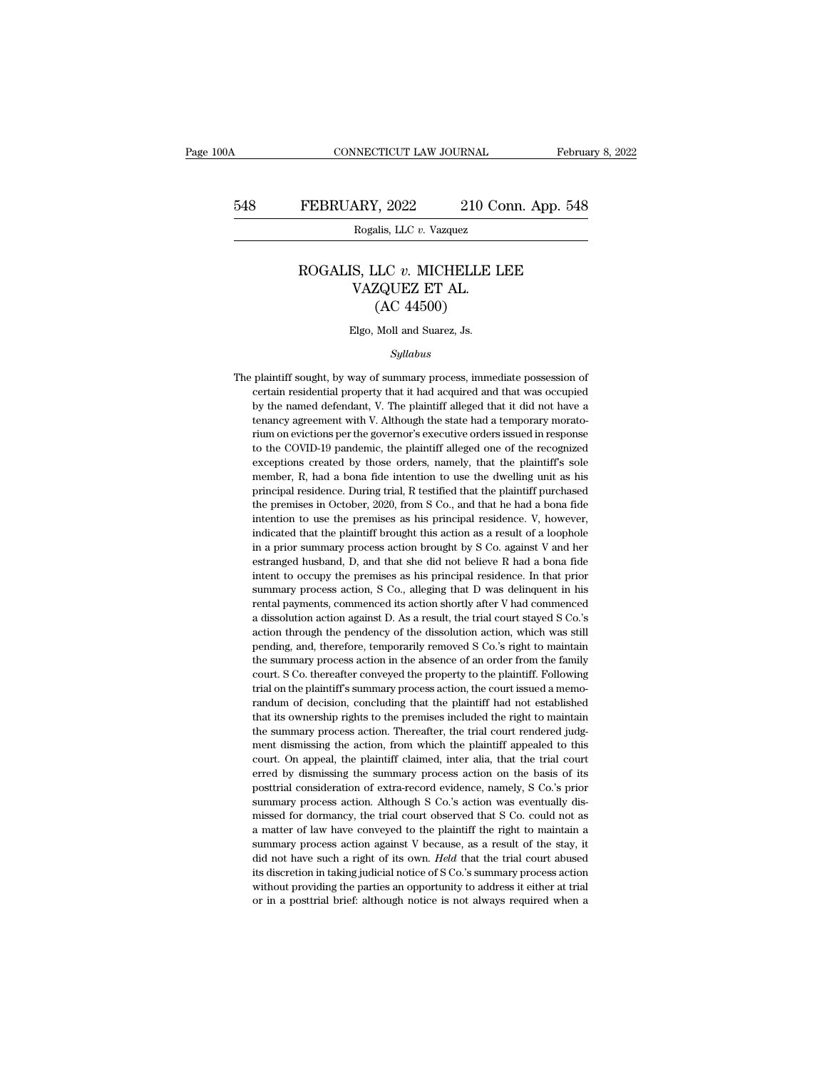# ROGALIS, LLC *v.* MICHELLE LEE VAZQUEZ ET AL.
## (AC 44500)

Elgo, Moll and Suarez, Js.

*Syllabus*

The plaintiff sought, by way of summary process, immediate possession of certain residential property that it had acquired and that was occupied by the named defendant, V. The plaintiff alleged that it did not have a tenancy agreement with V. Although the state had a temporary moratorium on evictions per the governor's executive orders issued in response to the COVID-19 pandemic, the plaintiff alleged one of the recognized exceptions created by those orders, namely, that the plaintiff's sole member, R, had a bona fide intention to use the dwelling unit as his principal residence. During trial, R testified that the plaintiff purchased the premises in October, 2020, from S Co., and that he had a bona fide intention to use the premises as his principal residence. V, however, indicated that the plaintiff brought this action as a result of a loophole in a prior summary process action brought by S Co. against V and her estranged husband, D, and that she did not believe R had a bona fide intent to occupy the premises as his principal residence. In that prior summary process action, S Co., alleging that D was delinquent in his rental payments, commenced its action shortly after V had commenced a dissolution action against D. As a result, the trial court stayed S Co.'s action through the pendency of the dissolution action, which was still pending, and, therefore, temporarily removed S Co.'s right to maintain the summary process action in the absence of an order from the family court. S Co. thereafter conveyed the property to the plaintiff. Following trial on the plaintiff's summary process action, the court issued a memorandum of decision, concluding that the plaintiff had not established that its ownership rights to the premises included the right to maintain the summary process action. Thereafter, the trial court rendered judgment dismissing the action, from which the plaintiff appealed to this court. On appeal, the plaintiff claimed, inter alia, that the trial court erred by dismissing the summary process action on the basis of its posttrial consideration of extra-record evidence, namely, S Co.'s prior summary process action. Although S Co.'s action was eventually dismissed for dormancy, the trial court observed that S Co. could not as a matter of law have conveyed to the plaintiff the right to maintain a summary process action against V because, as a result of the stay, it did not have such a right of its own. *Held* that the trial court abused its discretion in taking judicial notice of S Co.'s summary process action without providing the parties an opportunity to address it either at trial or in a posttrial brief: although notice is not always required when a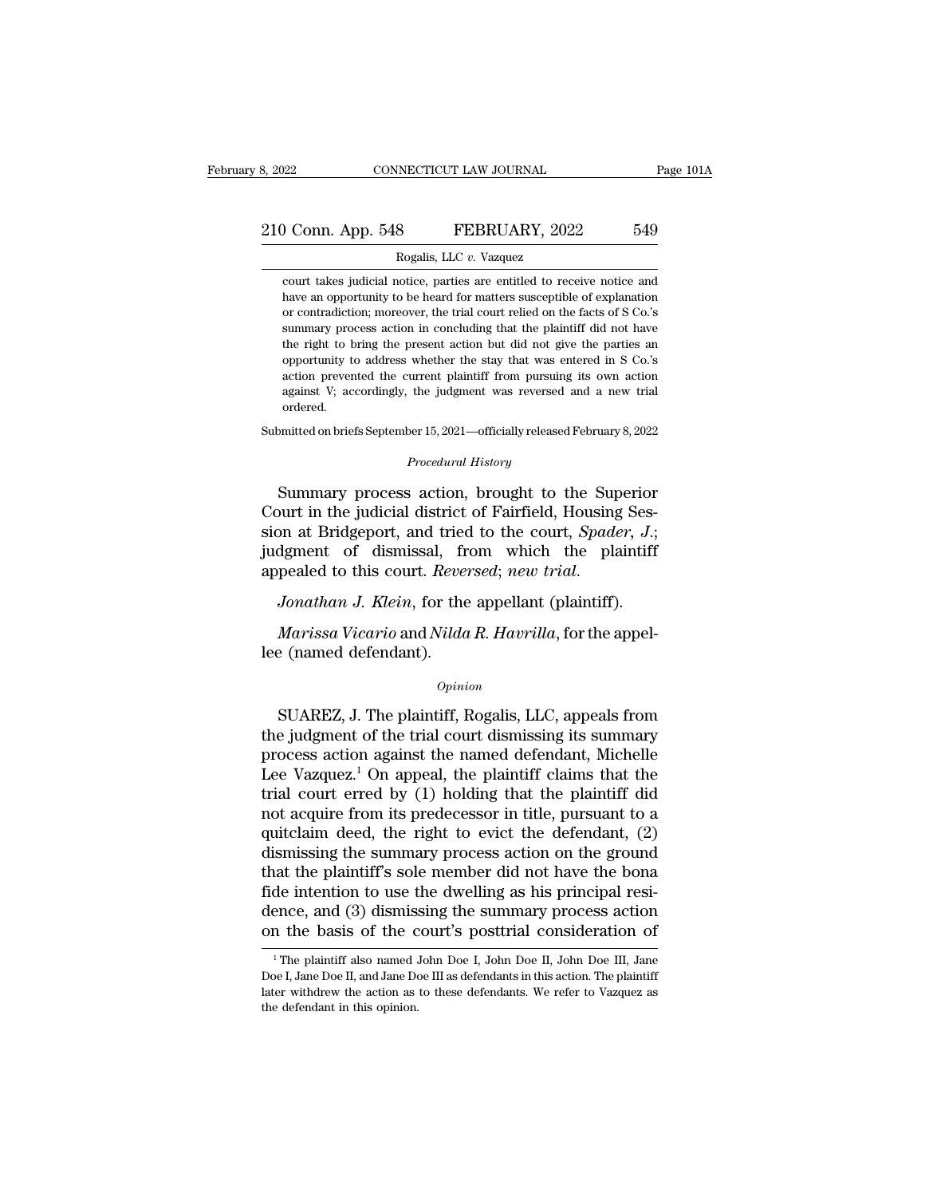court takes judicial notice, parties are entitled to receive notice and have an opportunity to be heard for matters susceptible of explanation or contradiction; moreover, the trial court relied on the facts of S Co.'s summary process action in concluding that the plaintiff did not have the right to bring the present action but did not give the parties an opportunity to address whether the stay that was entered in S Co.'s action prevented the current plaintiff from pursuing its own action against V; accordingly, the judgment was reversed and a new trial ordered.

Submitted on briefs September 15, 2021—officially released February 8, 2022

*Procedural History*

Summary process action, brought to the Superior Court in the judicial district of Fairfield, Housing Session at Bridgeport, and tried to the court, *Spader*, *J.*; judgment of dismissal, from which the plaintiff appealed to this court. *Reversed*; *new trial*.

*Jonathan J. Klein*, for the appellant (plaintiff).

*Marissa Vicario* and *Nilda R. Havrilla*, for the appellee (named defendant).

*Opinion*

SUAREZ, J. The plaintiff, Rogalis, LLC, appeals from the judgment of the trial court dismissing its summary process action against the named defendant, Michelle Lee Vazquez.[1] On appeal, the plaintiff claims that the trial court erred by (1) holding that the plaintiff did not acquire from its predecessor in title, pursuant to a quitclaim deed, the right to evict the defendant, (2) dismissing the summary process action on the ground that the plaintiff's sole member did not have the bona fide intention to use the dwelling as his principal residence, and (3) dismissing the summary process action on the basis of the court's posttrial consideration of

[1] The plaintiff also named John Doe I, John Doe II, John Doe III, Jane Doe I, Jane Doe II, and Jane Doe III as defendants in this action. The plaintiff later withdrew the action as to these defendants. We refer to Vazquez as the defendant in this opinion.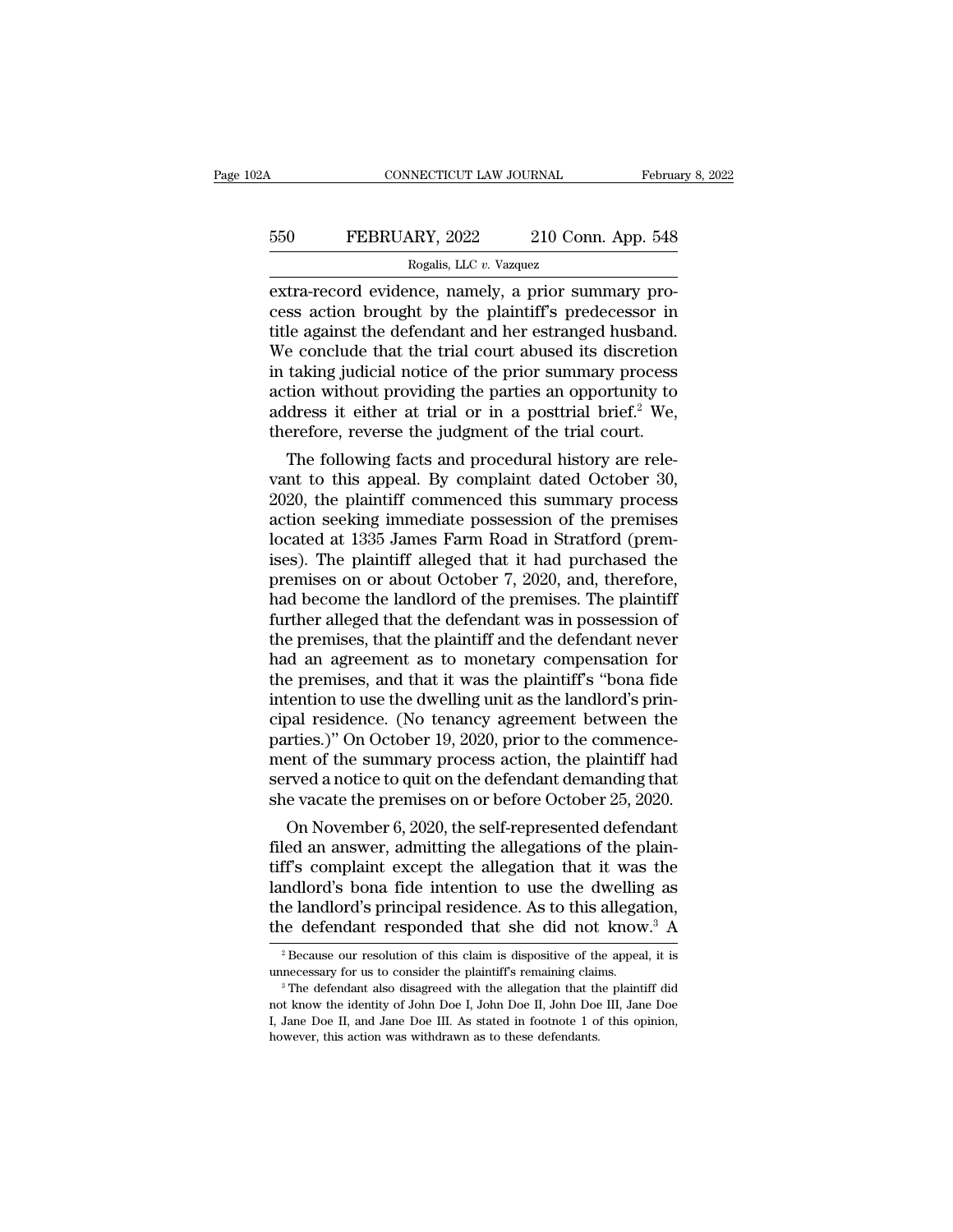extra-record evidence, namely, a prior summary process action brought by the plaintiff's predecessor in title against the defendant and her estranged husband. We conclude that the trial court abused its discretion in taking judicial notice of the prior summary process action without providing the parties an opportunity to address it either at trial or in a posttrial brief.[2] We, therefore, reverse the judgment of the trial court.

The following facts and procedural history are relevant to this appeal. By complaint dated October 30, 2020, the plaintiff commenced this summary process action seeking immediate possession of the premises located at 1335 James Farm Road in Stratford (premises). The plaintiff alleged that it had purchased the premises on or about October 7, 2020, and, therefore, had become the landlord of the premises. The plaintiff further alleged that the defendant was in possession of the premises, that the plaintiff and the defendant never had an agreement as to monetary compensation for the premises, and that it was the plaintiff's "bona fide intention to use the dwelling unit as the landlord's principal residence. (No tenancy agreement between the parties.)" On October 19, 2020, prior to the commencement of the summary process action, the plaintiff had served a notice to quit on the defendant demanding that she vacate the premises on or before October 25, 2020.

On November 6, 2020, the self-represented defendant filed an answer, admitting the allegations of the plaintiff's complaint except the allegation that it was the landlord's bona fide intention to use the dwelling as the landlord's principal residence. As to this allegation, the defendant responded that she did not know.[3] A

---

[2] Because our resolution of this claim is dispositive of the appeal, it is unnecessary for us to consider the plaintiff's remaining claims.

[3] The defendant also disagreed with the allegation that the plaintiff did not know the identity of John Doe I, John Doe II, John Doe III, Jane Doe I, Jane Doe II, and Jane Doe III. As stated in footnote 1 of this opinion, however, this action was withdrawn as to these defendants.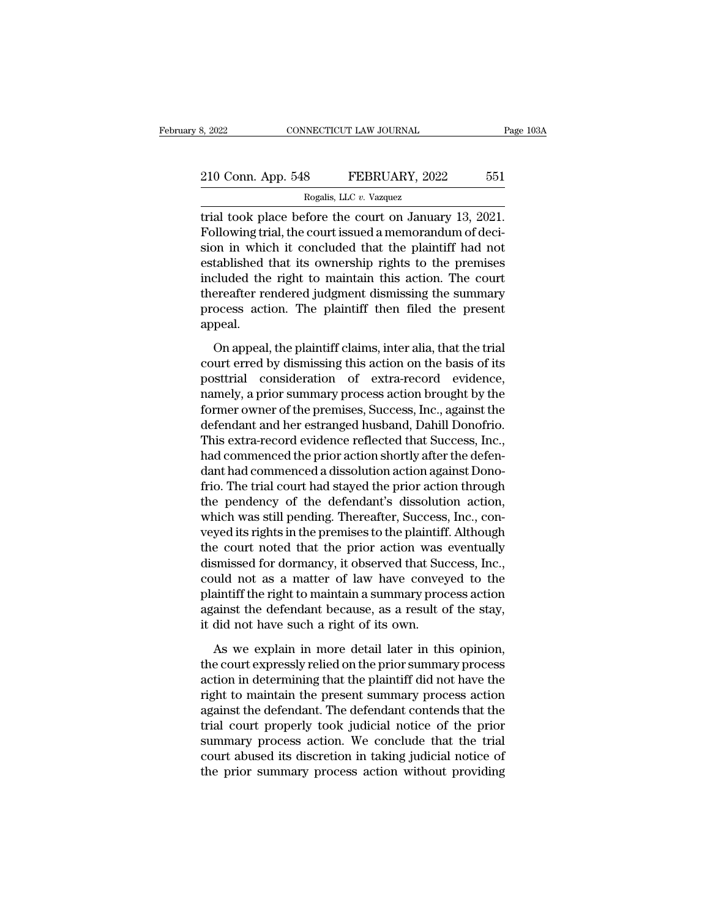trial took place before the court on January 13, 2021. Following trial, the court issued a memorandum of decision in which it concluded that the plaintiff had not established that its ownership rights to the premises included the right to maintain this action. The court thereafter rendered judgment dismissing the summary process action. The plaintiff then filed the present appeal.

On appeal, the plaintiff claims, inter alia, that the trial court erred by dismissing this action on the basis of its posttrial consideration of extra-record evidence, namely, a prior summary process action brought by the former owner of the premises, Success, Inc., against the defendant and her estranged husband, Dahill Donofrio. This extra-record evidence reflected that Success, Inc., had commenced the prior action shortly after the defendant had commenced a dissolution action against Donofrio. The trial court had stayed the prior action through the pendency of the defendant's dissolution action, which was still pending. Thereafter, Success, Inc., conveyed its rights in the premises to the plaintiff. Although the court noted that the prior action was eventually dismissed for dormancy, it observed that Success, Inc., could not as a matter of law have conveyed to the plaintiff the right to maintain a summary process action against the defendant because, as a result of the stay, it did not have such a right of its own.

As we explain in more detail later in this opinion, the court expressly relied on the prior summary process action in determining that the plaintiff did not have the right to maintain the present summary process action against the defendant. The defendant contends that the trial court properly took judicial notice of the prior summary process action. We conclude that the trial court abused its discretion in taking judicial notice of the prior summary process action without providing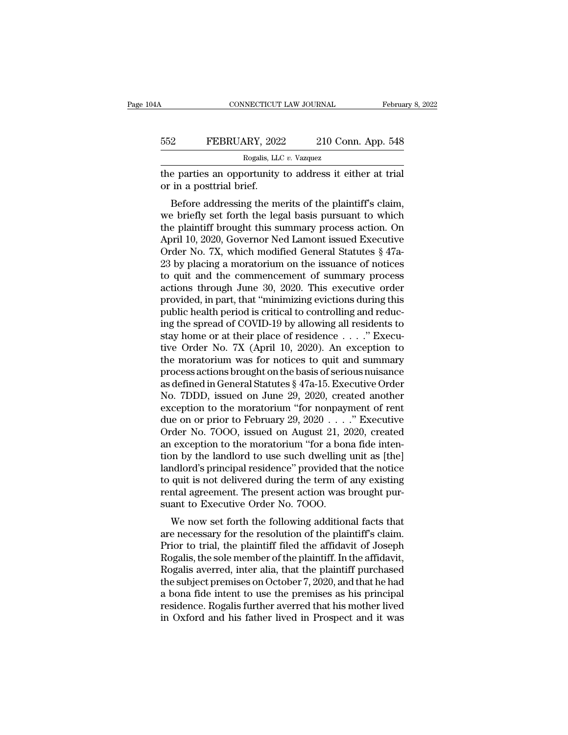the parties an opportunity to address it either at trial or in a posttrial brief.

Before addressing the merits of the plaintiff's claim, we briefly set forth the legal basis pursuant to which the plaintiff brought this summary process action. On April 10, 2020, Governor Ned Lamont issued Executive Order No. 7X, which modified General Statutes § 47a-23 by placing a moratorium on the issuance of notices to quit and the commencement of summary process actions through June 30, 2020. This executive order provided, in part, that "minimizing evictions during this public health period is critical to controlling and reducing the spread of COVID-19 by allowing all residents to stay home or at their place of residence . . . ." Executive Order No. 7X (April 10, 2020). An exception to the moratorium was for notices to quit and summary process actions brought on the basis of serious nuisance as defined in General Statutes § 47a-15. Executive Order No. 7DDD, issued on June 29, 2020, created another exception to the moratorium "for nonpayment of rent due on or prior to February 29, 2020 . . . ." Executive Order No. 7OOO, issued on August 21, 2020, created an exception to the moratorium "for a bona fide intention by the landlord to use such dwelling unit as [the] landlord's principal residence" provided that the notice to quit is not delivered during the term of any existing rental agreement. The present action was brought pursuant to Executive Order No. 7OOO.

We now set forth the following additional facts that are necessary for the resolution of the plaintiff's claim. Prior to trial, the plaintiff filed the affidavit of Joseph Rogalis, the sole member of the plaintiff. In the affidavit, Rogalis averred, inter alia, that the plaintiff purchased the subject premises on October 7, 2020, and that he had a bona fide intent to use the premises as his principal residence. Rogalis further averred that his mother lived in Oxford and his father lived in Prospect and it was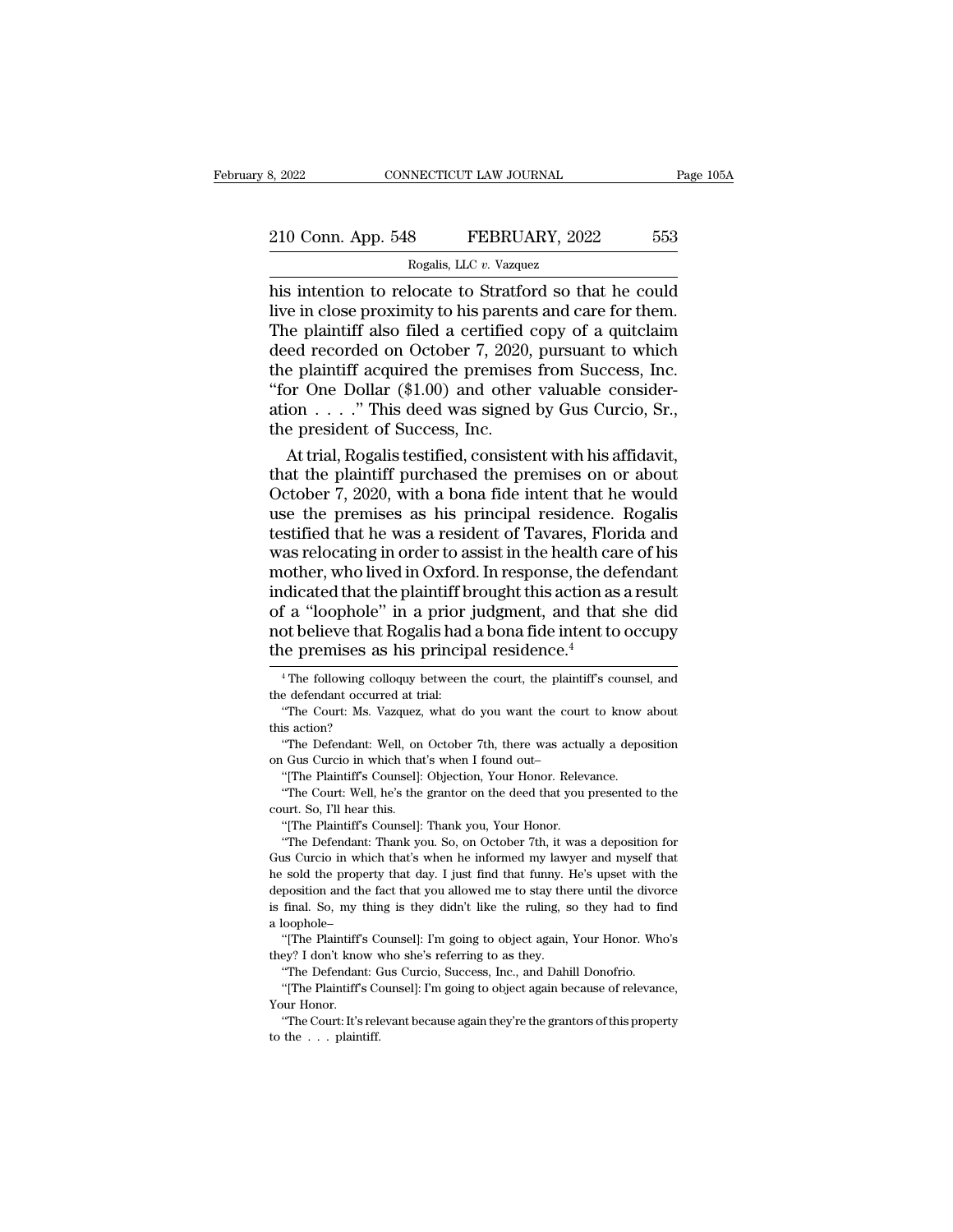his intention to relocate to Stratford so that he could live in close proximity to his parents and care for them. The plaintiff also filed a certified copy of a quitclaim deed recorded on October 7, 2020, pursuant to which the plaintiff acquired the premises from Success, Inc. "for One Dollar ($1.00) and other valuable consideration . . . ." This deed was signed by Gus Curcio, Sr., the president of Success, Inc.

At trial, Rogalis testified, consistent with his affidavit, that the plaintiff purchased the premises on or about October 7, 2020, with a bona fide intent that he would use the premises as his principal residence. Rogalis testified that he was a resident of Tavares, Florida and was relocating in order to assist in the health care of his mother, who lived in Oxford. In response, the defendant indicated that the plaintiff brought this action as a result of a "loophole" in a prior judgment, and that she did not believe that Rogalis had a bona fide intent to occupy the premises as his principal residence.[4]

[4] The following colloquy between the court, the plaintiff's counsel, and the defendant occurred at trial:

"The Court: Ms. Vazquez, what do you want the court to know about this action?

"The Defendant: Well, on October 7th, there was actually a deposition on Gus Curcio in which that's when I found out–

"[The Plaintiff's Counsel]: Objection, Your Honor. Relevance.

"The Court: Well, he's the grantor on the deed that you presented to the court. So, I'll hear this.

"[The Plaintiff's Counsel]: Thank you, Your Honor.

"The Defendant: Thank you. So, on October 7th, it was a deposition for Gus Curcio in which that's when he informed my lawyer and myself that he sold the property that day. I just find that funny. He's upset with the deposition and the fact that you allowed me to stay there until the divorce is final. So, my thing is they didn't like the ruling, so they had to find a loophole–

"[The Plaintiff's Counsel]: I'm going to object again, Your Honor. Who's they? I don't know who she's referring to as they.

"The Defendant: Gus Curcio, Success, Inc., and Dahill Donofrio.

"[The Plaintiff's Counsel]: I'm going to object again because of relevance, Your Honor.

"The Court: It's relevant because again they're the grantors of this property to the . . . plaintiff.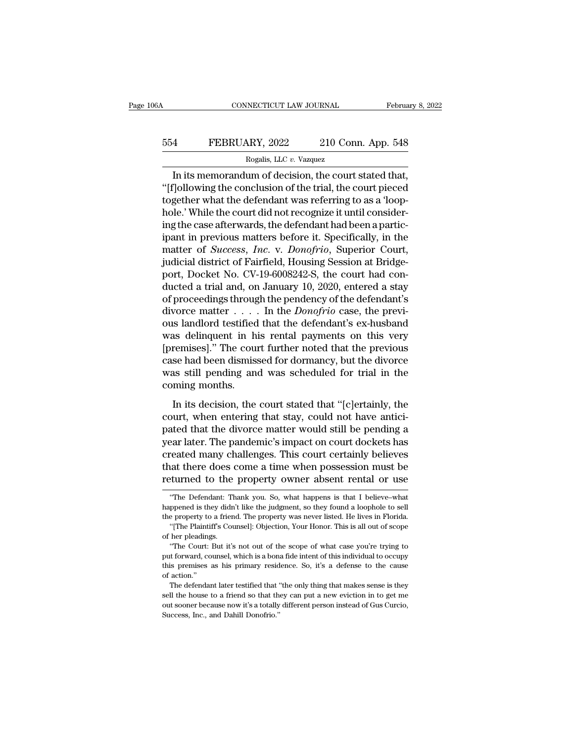In its memorandum of decision, the court stated that, "[f]ollowing the conclusion of the trial, the court pieced together what the defendant was referring to as a 'loophole.' While the court did not recognize it until considering the case afterwards, the defendant had been a participant in previous matters before it. Specifically, in the matter of *Success, Inc.* v. *Donofrio*, Superior Court, judicial district of Fairfield, Housing Session at Bridgeport, Docket No. CV-19-6008242-S, the court had conducted a trial and, on January 10, 2020, entered a stay of proceedings through the pendency of the defendant's divorce matter . . . . In the *Donofrio* case, the previous landlord testified that the defendant's ex-husband was delinquent in his rental payments on this very [premises]." The court further noted that the previous case had been dismissed for dormancy, but the divorce was still pending and was scheduled for trial in the coming months.

In its decision, the court stated that "[c]ertainly, the court, when entering that stay, could not have anticipated that the divorce matter would still be pending a year later. The pandemic's impact on court dockets has created many challenges. This court certainly believes that there does come a time when possession must be returned to the property owner absent rental or use

"The Defendant: Thank you. So, what happens is that I believe–what happened is they didn't like the judgment, so they found a loophole to sell the property to a friend. The property was never listed. He lives in Florida.

"[The Plaintiff's Counsel]: Objection, Your Honor. This is all out of scope of her pleadings.

"The Court: But it's not out of the scope of what case you're trying to put forward, counsel, which is a bona fide intent of this individual to occupy this premises as his primary residence. So, it's a defense to the cause of action."

The defendant later testified that "the only thing that makes sense is they sell the house to a friend so that they can put a new eviction in to get me out sooner because now it's a totally different person instead of Gus Curcio, Success, Inc., and Dahill Donofrio."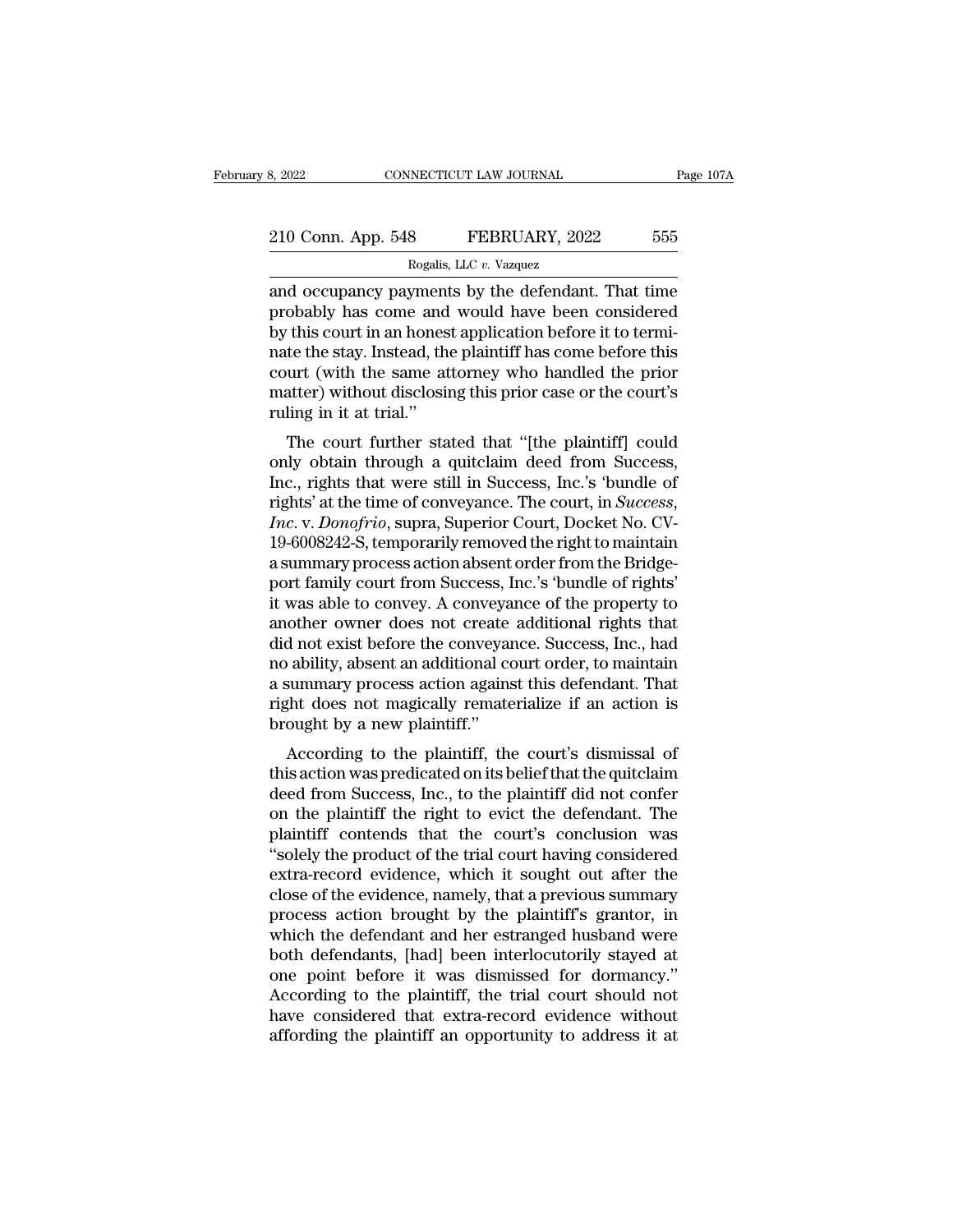and occupancy payments by the defendant. That time probably has come and would have been considered by this court in an honest application before it to terminate the stay. Instead, the plaintiff has come before this court (with the same attorney who handled the prior matter) without disclosing this prior case or the court's ruling in it at trial."

The court further stated that "[the plaintiff] could only obtain through a quitclaim deed from Success, Inc., rights that were still in Success, Inc.'s 'bundle of rights' at the time of conveyance. The court, in *Success, Inc.* v. *Donofrio*, supra, Superior Court, Docket No. CV-19-6008242-S, temporarily removed the right to maintain a summary process action absent order from the Bridgeport family court from Success, Inc.'s 'bundle of rights' it was able to convey. A conveyance of the property to another owner does not create additional rights that did not exist before the conveyance. Success, Inc., had no ability, absent an additional court order, to maintain a summary process action against this defendant. That right does not magically rematerialize if an action is brought by a new plaintiff."

According to the plaintiff, the court's dismissal of this action was predicated on its belief that the quitclaim deed from Success, Inc., to the plaintiff did not confer on the plaintiff the right to evict the defendant. The plaintiff contends that the court's conclusion was "solely the product of the trial court having considered extra-record evidence, which it sought out after the close of the evidence, namely, that a previous summary process action brought by the plaintiff's grantor, in which the defendant and her estranged husband were both defendants, [had] been interlocutorily stayed at one point before it was dismissed for dormancy." According to the plaintiff, the trial court should not have considered that extra-record evidence without affording the plaintiff an opportunity to address it at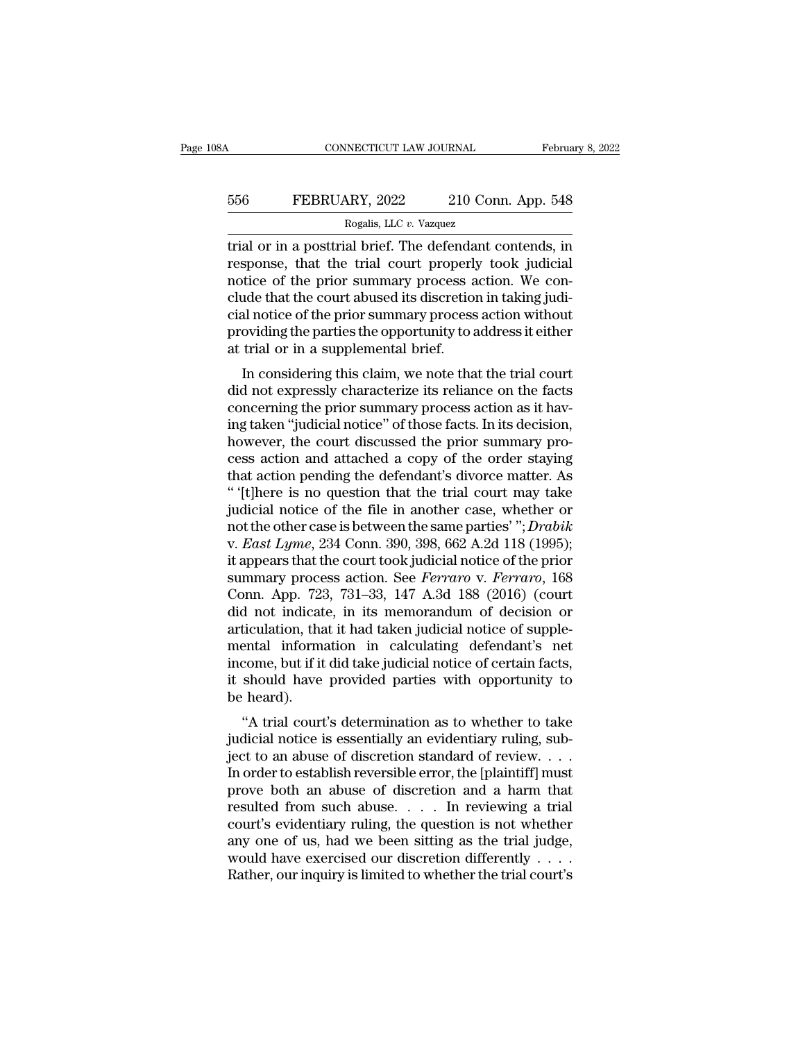trial or in a posttrial brief. The defendant contends, in response, that the trial court properly took judicial notice of the prior summary process action. We conclude that the court abused its discretion in taking judicial notice of the prior summary process action without providing the parties the opportunity to address it either at trial or in a supplemental brief.

In considering this claim, we note that the trial court did not expressly characterize its reliance on the facts concerning the prior summary process action as it having taken "judicial notice" of those facts. In its decision, however, the court discussed the prior summary process action and attached a copy of the order staying that action pending the defendant's divorce matter. As " '[t]here is no question that the trial court may take judicial notice of the file in another case, whether or not the other case is between the same parties' "; *Drabik* v. *East Lyme*, 234 Conn. 390, 398, 662 A.2d 118 (1995); it appears that the court took judicial notice of the prior summary process action. See *Ferraro* v. *Ferraro*, 168 Conn. App. 723, 731–33, 147 A.3d 188 (2016) (court did not indicate, in its memorandum of decision or articulation, that it had taken judicial notice of supplemental information in calculating defendant's net income, but if it did take judicial notice of certain facts, it should have provided parties with opportunity to be heard).

"A trial court's determination as to whether to take judicial notice is essentially an evidentiary ruling, subject to an abuse of discretion standard of review. . . . In order to establish reversible error, the [plaintiff] must prove both an abuse of discretion and a harm that resulted from such abuse. . . . In reviewing a trial court's evidentiary ruling, the question is not whether any one of us, had we been sitting as the trial judge, would have exercised our discretion differently . . . . Rather, our inquiry is limited to whether the trial court's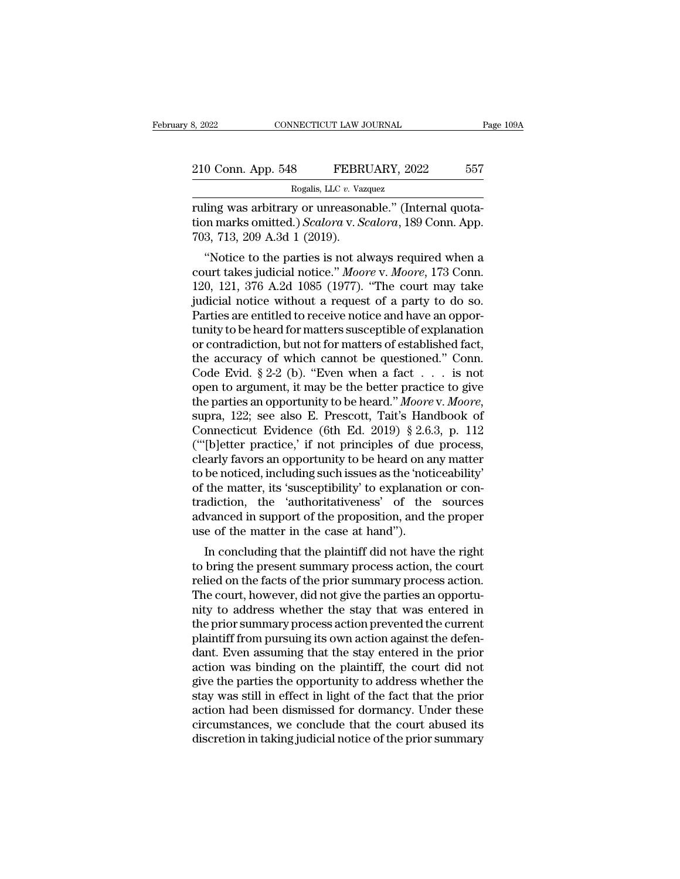ruling was arbitrary or unreasonable." (Internal quotation marks omitted.) *Scalora* v. *Scalora*, 189 Conn. App. 703, 713, 209 A.3d 1 (2019).

"Notice to the parties is not always required when a court takes judicial notice." *Moore* v. *Moore*, 173 Conn. 120, 121, 376 A.2d 1085 (1977). "The court may take judicial notice without a request of a party to do so. Parties are entitled to receive notice and have an opportunity to be heard for matters susceptible of explanation or contradiction, but not for matters of established fact, the accuracy of which cannot be questioned." Conn. Code Evid. § 2-2 (b). "Even when a fact . . . is not open to argument, it may be the better practice to give the parties an opportunity to be heard." *Moore* v. *Moore*, supra, 122; see also E. Prescott, Tait's Handbook of Connecticut Evidence (6th Ed. 2019) § 2.6.3, p. 112 ("'[b]etter practice,' if not principles of due process, clearly favors an opportunity to be heard on any matter to be noticed, including such issues as the 'noticeability' of the matter, its 'susceptibility' to explanation or contradiction, the 'authoritativeness' of the sources advanced in support of the proposition, and the proper use of the matter in the case at hand").

In concluding that the plaintiff did not have the right to bring the present summary process action, the court relied on the facts of the prior summary process action. The court, however, did not give the parties an opportunity to address whether the stay that was entered in the prior summary process action prevented the current plaintiff from pursuing its own action against the defendant. Even assuming that the stay entered in the prior action was binding on the plaintiff, the court did not give the parties the opportunity to address whether the stay was still in effect in light of the fact that the prior action had been dismissed for dormancy. Under these circumstances, we conclude that the court abused its discretion in taking judicial notice of the prior summary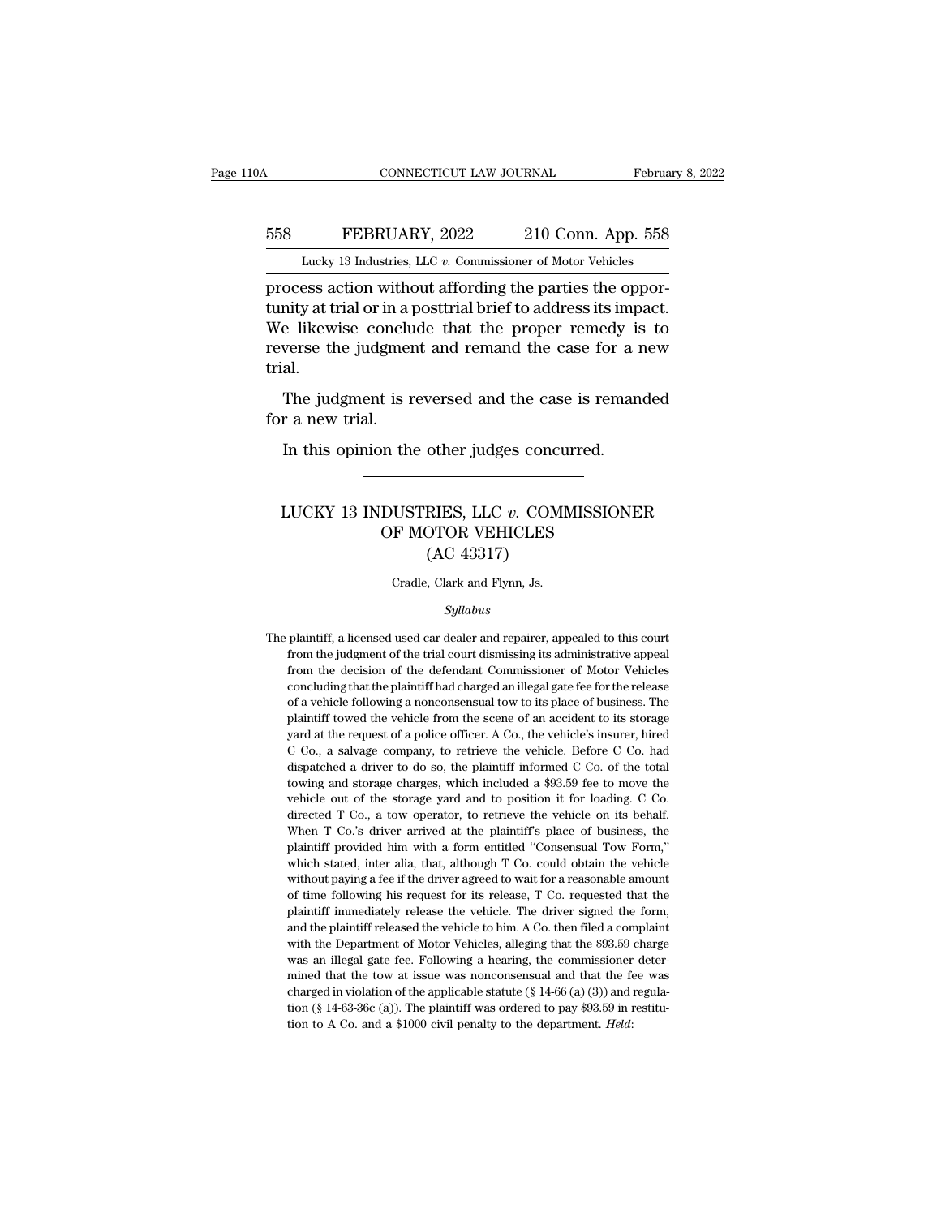process action without affording the parties the opportunity at trial or in a posttrial brief to address its impact. We likewise conclude that the proper remedy is to reverse the judgment and remand the case for a new trial.

The judgment is reversed and the case is remanded for a new trial.

In this opinion the other judges concurred.

---

# LUCKY 13 INDUSTRIES, LLC *v.* COMMISSIONER OF MOTOR VEHICLES (AC 43317)

Cradle, Clark and Flynn, Js.

*Syllabus*

The plaintiff, a licensed used car dealer and repairer, appealed to this court from the judgment of the trial court dismissing its administrative appeal from the decision of the defendant Commissioner of Motor Vehicles concluding that the plaintiff had charged an illegal gate fee for the release of a vehicle following a nonconsensual tow to its place of business. The plaintiff towed the vehicle from the scene of an accident to its storage yard at the request of a police officer. A Co., the vehicle's insurer, hired C Co., a salvage company, to retrieve the vehicle. Before C Co. had dispatched a driver to do so, the plaintiff informed C Co. of the total towing and storage charges, which included a $93.59 fee to move the vehicle out of the storage yard and to position it for loading. C Co. directed T Co., a tow operator, to retrieve the vehicle on its behalf. When T Co.'s driver arrived at the plaintiff's place of business, the plaintiff provided him with a form entitled "Consensual Tow Form," which stated, inter alia, that, although T Co. could obtain the vehicle without paying a fee if the driver agreed to wait for a reasonable amount of time following his request for its release, T Co. requested that the plaintiff immediately release the vehicle. The driver signed the form, and the plaintiff released the vehicle to him. A Co. then filed a complaint with the Department of Motor Vehicles, alleging that the $93.59 charge was an illegal gate fee. Following a hearing, the commissioner determined that the tow at issue was nonconsensual and that the fee was charged in violation of the applicable statute (§ 14-66 (a) (3)) and regulation (§ 14-63-36c (a)). The plaintiff was ordered to pay $93.59 in restitution to A Co. and a $1000 civil penalty to the department. *Held*: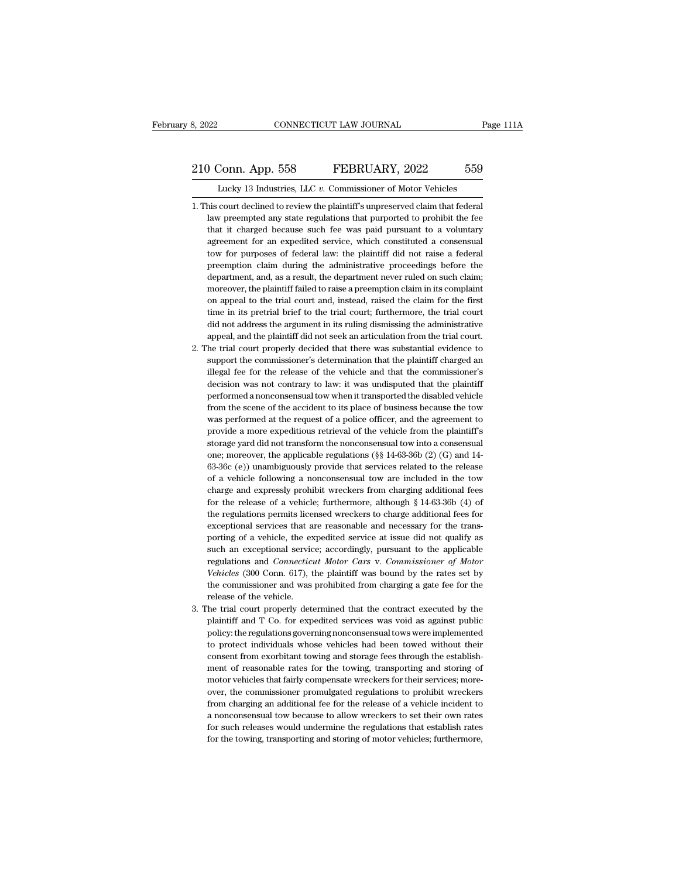1. This court declined to review the plaintiff's unpreserved claim that federal law preempted any state regulations that purported to prohibit the fee that it charged because such fee was paid pursuant to a voluntary agreement for an expedited service, which constituted a consensual tow for purposes of federal law: the plaintiff did not raise a federal preemption claim during the administrative proceedings before the department, and, as a result, the department never ruled on such claim; moreover, the plaintiff failed to raise a preemption claim in its complaint on appeal to the trial court and, instead, raised the claim for the first time in its pretrial brief to the trial court; furthermore, the trial court did not address the argument in its ruling dismissing the administrative appeal, and the plaintiff did not seek an articulation from the trial court.
2. The trial court properly decided that there was substantial evidence to support the commissioner's determination that the plaintiff charged an illegal fee for the release of the vehicle and that the commissioner's decision was not contrary to law: it was undisputed that the plaintiff performed a nonconsensual tow when it transported the disabled vehicle from the scene of the accident to its place of business because the tow was performed at the request of a police officer, and the agreement to provide a more expeditious retrieval of the vehicle from the plaintiff's storage yard did not transform the nonconsensual tow into a consensual one; moreover, the applicable regulations (§§ 14-63-36b (2) (G) and 14-63-36c (e)) unambiguously provide that services related to the release of a vehicle following a nonconsensual tow are included in the tow charge and expressly prohibit wreckers from charging additional fees for the release of a vehicle; furthermore, although § 14-63-36b (4) of the regulations permits licensed wreckers to charge additional fees for exceptional services that are reasonable and necessary for the transporting of a vehicle, the expedited service at issue did not qualify as such an exceptional service; accordingly, pursuant to the applicable regulations and *Connecticut Motor Cars* v. *Commissioner of Motor Vehicles* (300 Conn. 617), the plaintiff was bound by the rates set by the commissioner and was prohibited from charging a gate fee for the release of the vehicle.
3. The trial court properly determined that the contract executed by the plaintiff and T Co. for expedited services was void as against public policy: the regulations governing nonconsensual tows were implemented to protect individuals whose vehicles had been towed without their consent from exorbitant towing and storage fees through the establishment of reasonable rates for the towing, transporting and storing of motor vehicles that fairly compensate wreckers for their services; moreover, the commissioner promulgated regulations to prohibit wreckers from charging an additional fee for the release of a vehicle incident to a nonconsensual tow because to allow wreckers to set their own rates for such releases would undermine the regulations that establish rates for the towing, transporting and storing of motor vehicles; furthermore,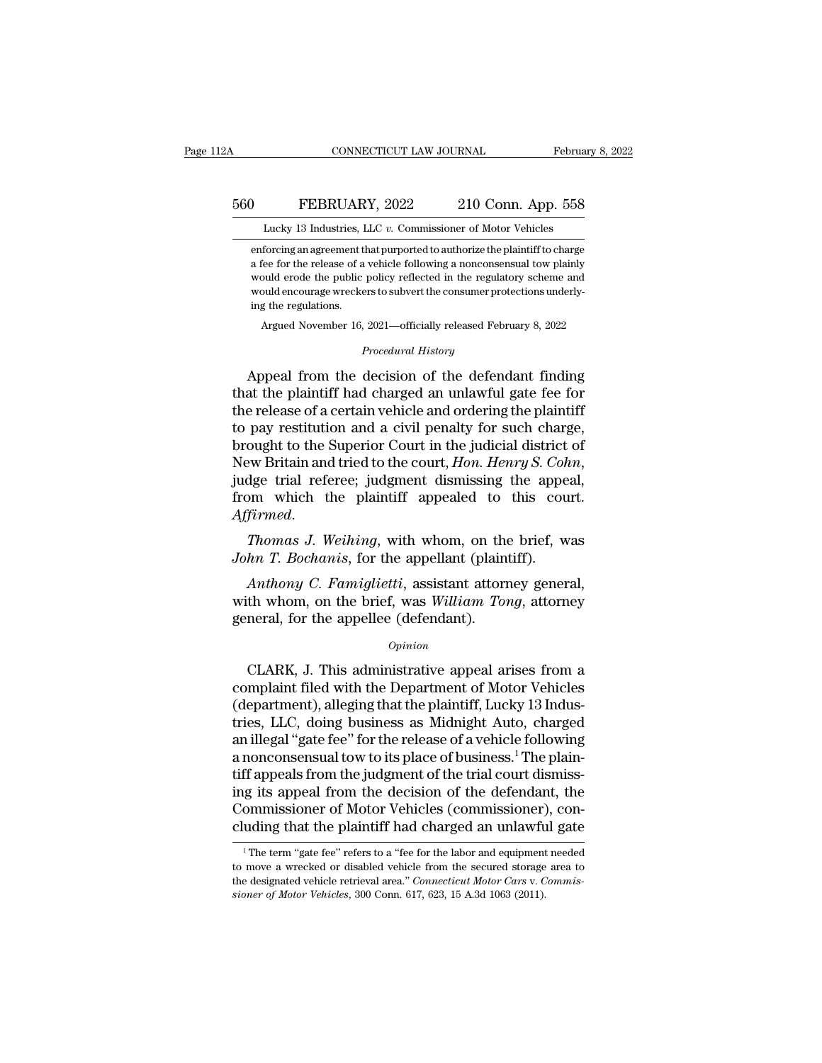enforcing an agreement that purported to authorize the plaintiff to charge a fee for the release of a vehicle following a nonconsensual tow plainly would erode the public policy reflected in the regulatory scheme and would encourage wreckers to subvert the consumer protections underlying the regulations.

Argued November 16, 2021—officially released February 8, 2022

*Procedural History*

Appeal from the decision of the defendant finding that the plaintiff had charged an unlawful gate fee for the release of a certain vehicle and ordering the plaintiff to pay restitution and a civil penalty for such charge, brought to the Superior Court in the judicial district of New Britain and tried to the court, *Hon. Henry S. Cohn*, judge trial referee; judgment dismissing the appeal, from which the plaintiff appealed to this court. *Affirmed*.

*Thomas J. Weihing*, with whom, on the brief, was *John T. Bochanis*, for the appellant (plaintiff).

*Anthony C. Famiglietti*, assistant attorney general, with whom, on the brief, was *William Tong*, attorney general, for the appellee (defendant).

*Opinion*

CLARK, J. This administrative appeal arises from a complaint filed with the Department of Motor Vehicles (department), alleging that the plaintiff, Lucky 13 Industries, LLC, doing business as Midnight Auto, charged an illegal "gate fee" for the release of a vehicle following a nonconsensual tow to its place of business.[1] The plaintiff appeals from the judgment of the trial court dismissing its appeal from the decision of the defendant, the Commissioner of Motor Vehicles (commissioner), concluding that the plaintiff had charged an unlawful gate

[1] The term "gate fee" refers to a "fee for the labor and equipment needed to move a wrecked or disabled vehicle from the secured storage area to the designated vehicle retrieval area." *Connecticut Motor Cars* v. *Commissioner of Motor Vehicles*, 300 Conn. 617, 623, 15 A.3d 1063 (2011).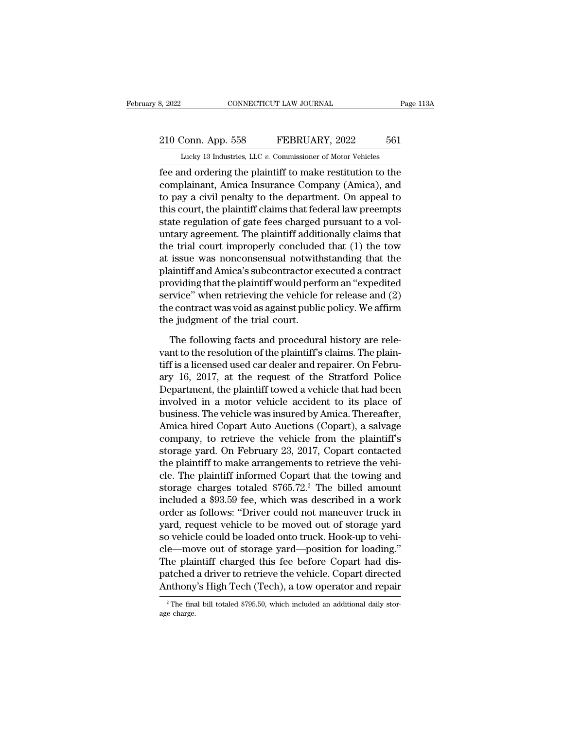fee and ordering the plaintiff to make restitution to the complainant, Amica Insurance Company (Amica), and to pay a civil penalty to the department. On appeal to this court, the plaintiff claims that federal law preempts state regulation of gate fees charged pursuant to a voluntary agreement. The plaintiff additionally claims that the trial court improperly concluded that (1) the tow at issue was nonconsensual notwithstanding that the plaintiff and Amica's subcontractor executed a contract providing that the plaintiff would perform an "expedited service" when retrieving the vehicle for release and (2) the contract was void as against public policy. We affirm the judgment of the trial court.

The following facts and procedural history are relevant to the resolution of the plaintiff's claims. The plaintiff is a licensed used car dealer and repairer. On February 16, 2017, at the request of the Stratford Police Department, the plaintiff towed a vehicle that had been involved in a motor vehicle accident to its place of business. The vehicle was insured by Amica. Thereafter, Amica hired Copart Auto Auctions (Copart), a salvage company, to retrieve the vehicle from the plaintiff's storage yard. On February 23, 2017, Copart contacted the plaintiff to make arrangements to retrieve the vehicle. The plaintiff informed Copart that the towing and storage charges totaled $765.72.[2] The billed amount included a $93.59 fee, which was described in a work order as follows: "Driver could not maneuver truck in yard, request vehicle to be moved out of storage yard so vehicle could be loaded onto truck. Hook-up to vehicle—move out of storage yard—position for loading." The plaintiff charged this fee before Copart had dispatched a driver to retrieve the vehicle. Copart directed Anthony's High Tech (Tech), a tow operator and repair

[2] The final bill totaled $795.50, which included an additional daily storage charge.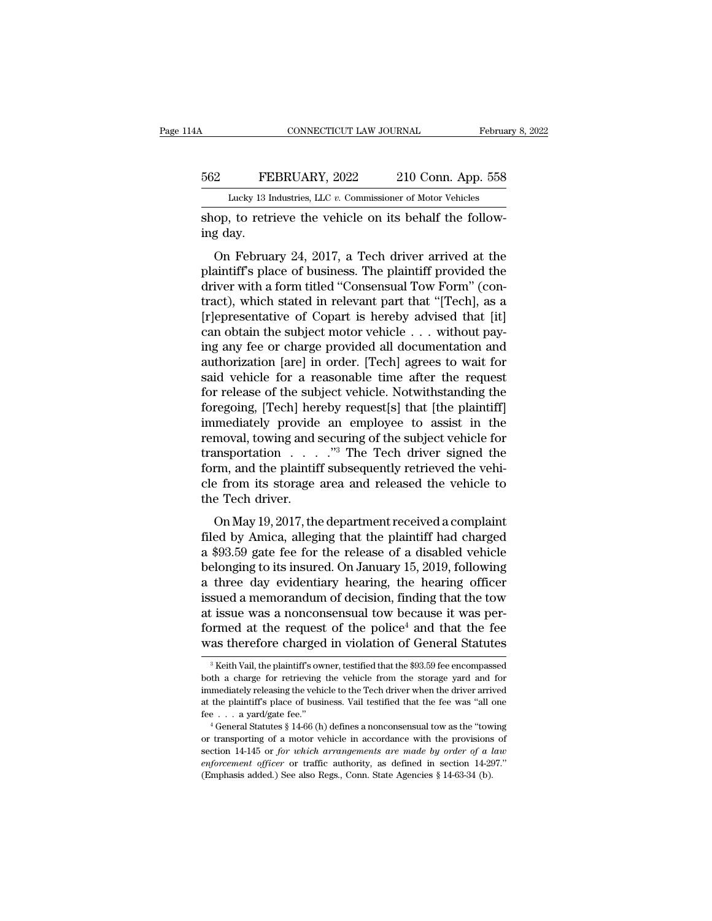shop, to retrieve the vehicle on its behalf the following day.

On February 24, 2017, a Tech driver arrived at the plaintiff's place of business. The plaintiff provided the driver with a form titled "Consensual Tow Form" (contract), which stated in relevant part that "[Tech], as a [r]epresentative of Copart is hereby advised that [it] can obtain the subject motor vehicle . . . without paying any fee or charge provided all documentation and authorization [are] in order. [Tech] agrees to wait for said vehicle for a reasonable time after the request for release of the subject vehicle. Notwithstanding the foregoing, [Tech] hereby request[s] that [the plaintiff] immediately provide an employee to assist in the removal, towing and securing of the subject vehicle for transportation . . . ."[3] The Tech driver signed the form, and the plaintiff subsequently retrieved the vehicle from its storage area and released the vehicle to the Tech driver.

On May 19, 2017, the department received a complaint filed by Amica, alleging that the plaintiff had charged a $93.59 gate fee for the release of a disabled vehicle belonging to its insured. On January 15, 2019, following a three day evidentiary hearing, the hearing officer issued a memorandum of decision, finding that the tow at issue was a nonconsensual tow because it was performed at the request of the police[4] and that the fee was therefore charged in violation of General Statutes

---

[3] Keith Vail, the plaintiff's owner, testified that the $93.59 fee encompassed both a charge for retrieving the vehicle from the storage yard and for immediately releasing the vehicle to the Tech driver when the driver arrived at the plaintiff's place of business. Vail testified that the fee was "all one fee . . . a yard/gate fee."

[4] General Statutes § 14-66 (h) defines a nonconsensual tow as the "towing or transporting of a motor vehicle in accordance with the provisions of section 14-145 or *for which arrangements are made by order of a law enforcement officer* or traffic authority, as defined in section 14-297." (Emphasis added.) See also Regs., Conn. State Agencies § 14-63-34 (b).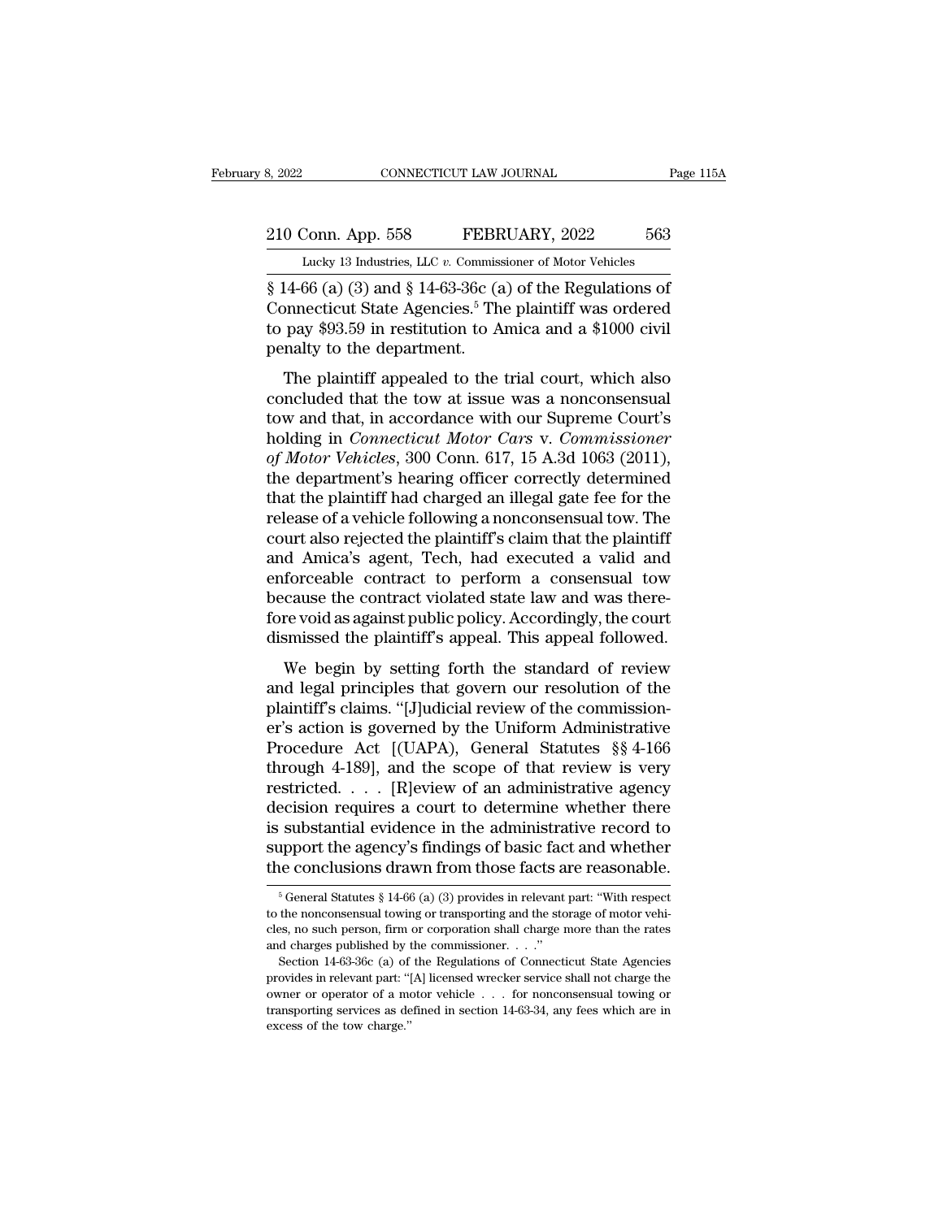§ 14-66 (a) (3) and § 14-63-36c (a) of the Regulations of Connecticut State Agencies.[5] The plaintiff was ordered to pay $93.59 in restitution to Amica and a $1000 civil penalty to the department.

The plaintiff appealed to the trial court, which also concluded that the tow at issue was a nonconsensual tow and that, in accordance with our Supreme Court's holding in *Connecticut Motor Cars* v. *Commissioner of Motor Vehicles*, 300 Conn. 617, 15 A.3d 1063 (2011), the department's hearing officer correctly determined that the plaintiff had charged an illegal gate fee for the release of a vehicle following a nonconsensual tow. The court also rejected the plaintiff's claim that the plaintiff and Amica's agent, Tech, had executed a valid and enforceable contract to perform a consensual tow because the contract violated state law and was therefore void as against public policy. Accordingly, the court dismissed the plaintiff's appeal. This appeal followed.

We begin by setting forth the standard of review and legal principles that govern our resolution of the plaintiff's claims. "[J]udicial review of the commissioner's action is governed by the Uniform Administrative Procedure Act [(UAPA), General Statutes §§ 4-166 through 4-189], and the scope of that review is very restricted. . . . [R]eview of an administrative agency decision requires a court to determine whether there is substantial evidence in the administrative record to support the agency's findings of basic fact and whether the conclusions drawn from those facts are reasonable.

---

[5] General Statutes § 14-66 (a) (3) provides in relevant part: "With respect to the nonconsensual towing or transporting and the storage of motor vehicles, no such person, firm or corporation shall charge more than the rates and charges published by the commissioner. . . ."

Section 14-63-36c (a) of the Regulations of Connecticut State Agencies provides in relevant part: "[A] licensed wrecker service shall not charge the owner or operator of a motor vehicle . . . for nonconsensual towing or transporting services as defined in section 14-63-34, any fees which are in excess of the tow charge."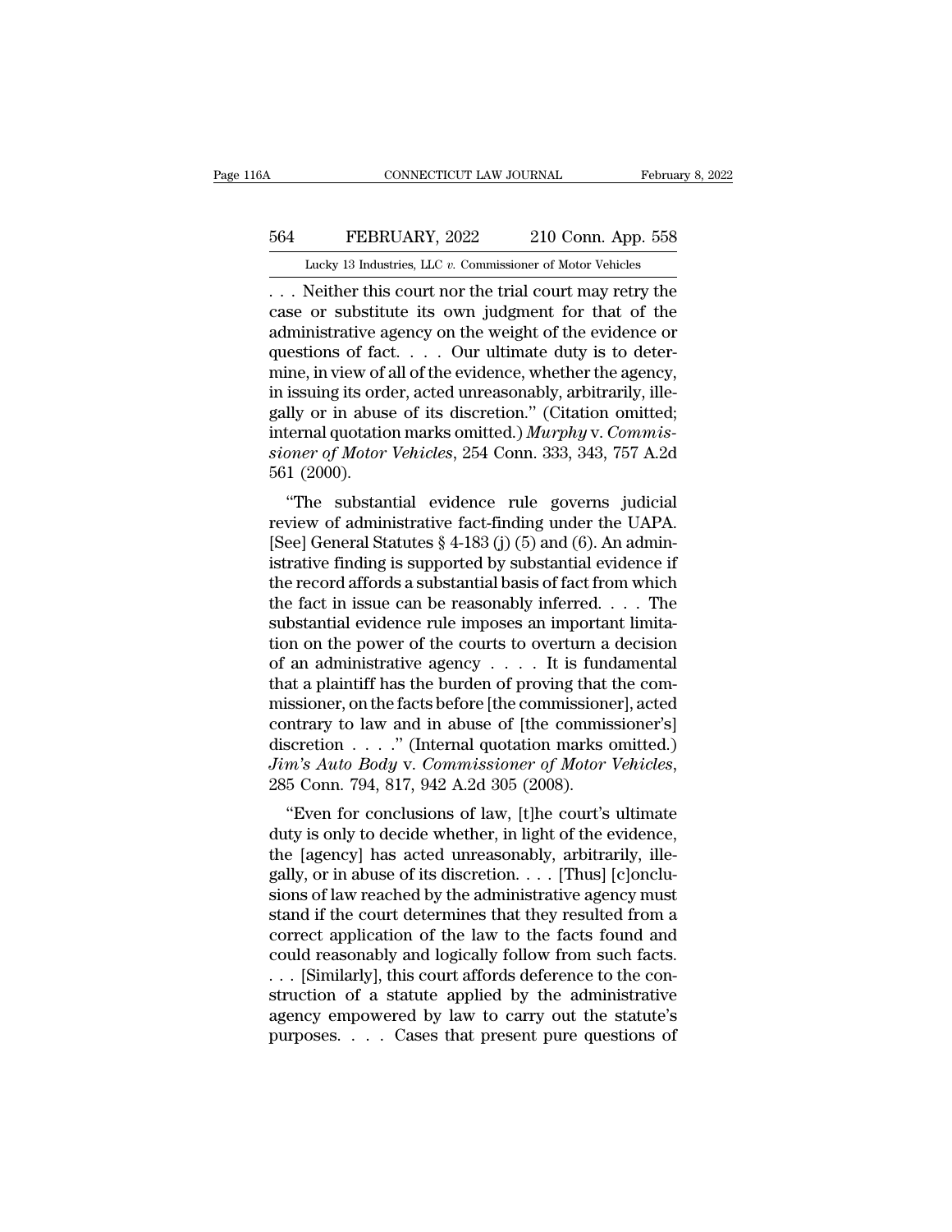. . . Neither this court nor the trial court may retry the case or substitute its own judgment for that of the administrative agency on the weight of the evidence or questions of fact. . . . Our ultimate duty is to determine, in view of all of the evidence, whether the agency, in issuing its order, acted unreasonably, arbitrarily, illegally or in abuse of its discretion." (Citation omitted; internal quotation marks omitted.) *Murphy* v. *Commissioner of Motor Vehicles*, 254 Conn. 333, 343, 757 A.2d 561 (2000).

"The substantial evidence rule governs judicial review of administrative fact-finding under the UAPA. [See] General Statutes § 4-183 (j) (5) and (6). An administrative finding is supported by substantial evidence if the record affords a substantial basis of fact from which the fact in issue can be reasonably inferred. . . . The substantial evidence rule imposes an important limitation on the power of the courts to overturn a decision of an administrative agency . . . . It is fundamental that a plaintiff has the burden of proving that the commissioner, on the facts before [the commissioner], acted contrary to law and in abuse of [the commissioner's] discretion . . . ." (Internal quotation marks omitted.) *Jim's Auto Body* v. *Commissioner of Motor Vehicles*, 285 Conn. 794, 817, 942 A.2d 305 (2008).

"Even for conclusions of law, [t]he court's ultimate duty is only to decide whether, in light of the evidence, the [agency] has acted unreasonably, arbitrarily, illegally, or in abuse of its discretion. . . . [Thus] [c]onclusions of law reached by the administrative agency must stand if the court determines that they resulted from a correct application of the law to the facts found and could reasonably and logically follow from such facts. . . . [Similarly], this court affords deference to the construction of a statute applied by the administrative agency empowered by law to carry out the statute's purposes. . . . Cases that present pure questions of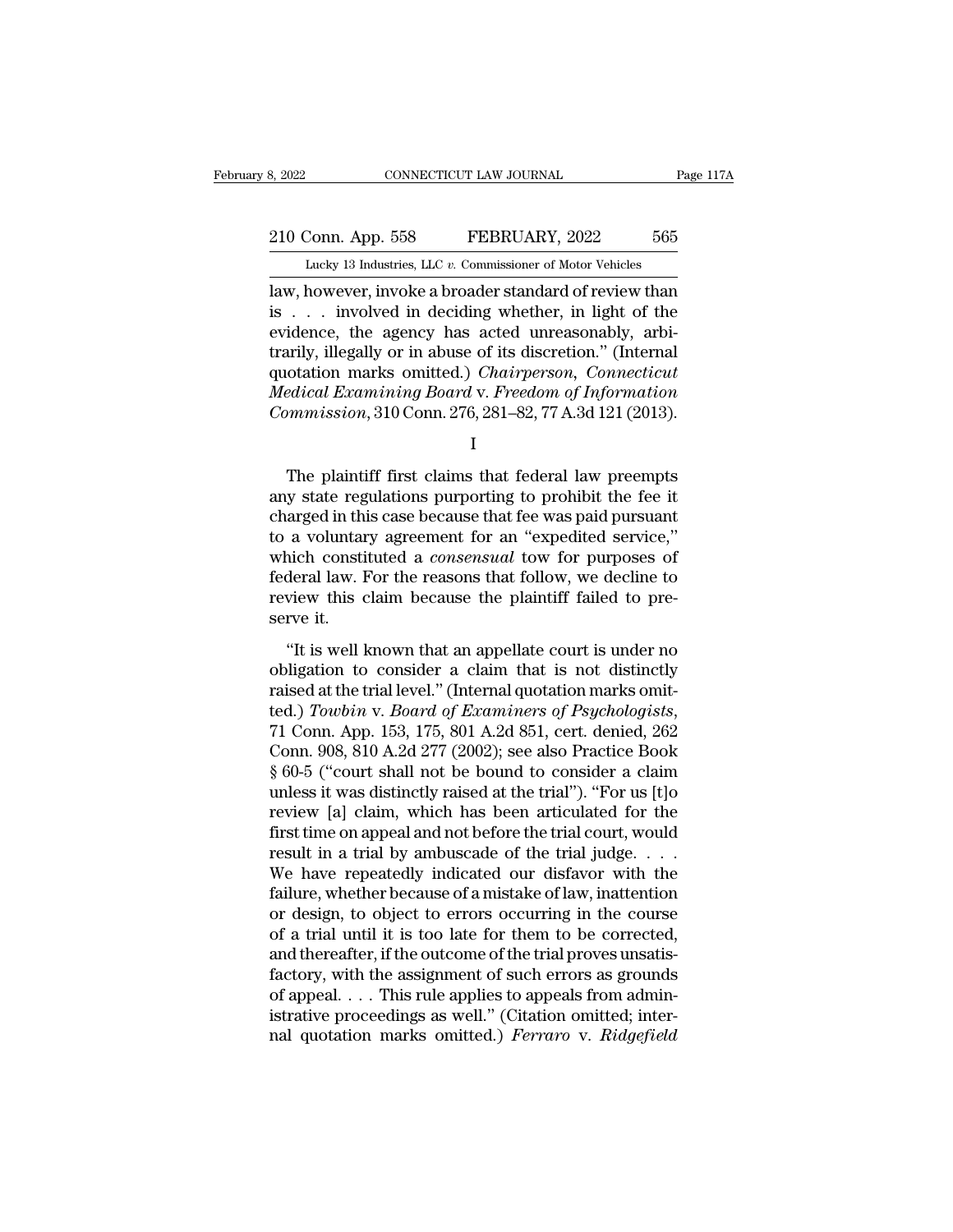law, however, invoke a broader standard of review than is . . . involved in deciding whether, in light of the evidence, the agency has acted unreasonably, arbitrarily, illegally or in abuse of its discretion." (Internal quotation marks omitted.) *Chairperson, Connecticut Medical Examining Board* v. *Freedom of Information Commission*, 310 Conn. 276, 281–82, 77 A.3d 121 (2013).

I

The plaintiff first claims that federal law preempts any state regulations purporting to prohibit the fee it charged in this case because that fee was paid pursuant to a voluntary agreement for an "expedited service," which constituted a *consensual* tow for purposes of federal law. For the reasons that follow, we decline to review this claim because the plaintiff failed to preserve it.

"It is well known that an appellate court is under no obligation to consider a claim that is not distinctly raised at the trial level." (Internal quotation marks omitted.) *Towbin* v. *Board of Examiners of Psychologists*, 71 Conn. App. 153, 175, 801 A.2d 851, cert. denied, 262 Conn. 908, 810 A.2d 277 (2002); see also Practice Book § 60-5 ("court shall not be bound to consider a claim unless it was distinctly raised at the trial"). "For us [t]o review [a] claim, which has been articulated for the first time on appeal and not before the trial court, would result in a trial by ambuscade of the trial judge. . . . We have repeatedly indicated our disfavor with the failure, whether because of a mistake of law, inattention or design, to object to errors occurring in the course of a trial until it is too late for them to be corrected, and thereafter, if the outcome of the trial proves unsatisfactory, with the assignment of such errors as grounds of appeal. . . . This rule applies to appeals from administrative proceedings as well." (Citation omitted; internal quotation marks omitted.) *Ferraro* v. *Ridgefield*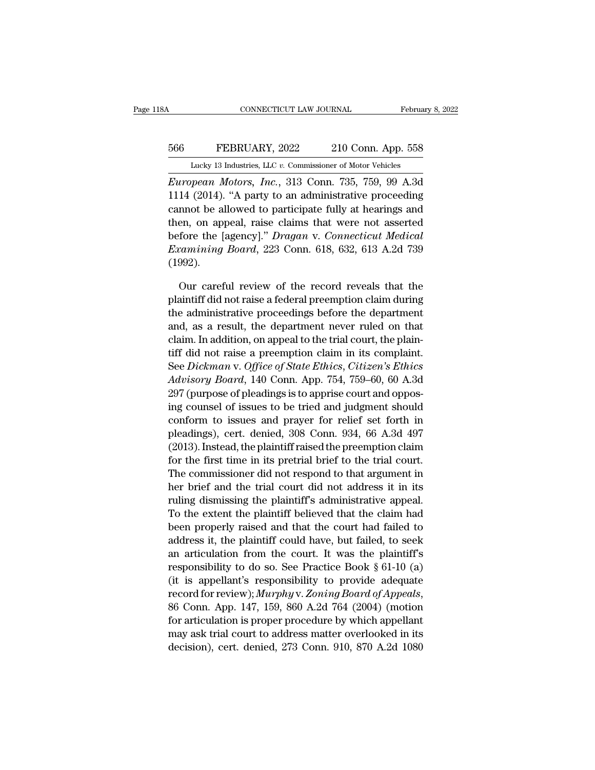*European Motors, Inc.*, 313 Conn. 735, 759, 99 A.3d 1114 (2014). "A party to an administrative proceeding cannot be allowed to participate fully at hearings and then, on appeal, raise claims that were not asserted before the [agency]." *Dragan* v. *Connecticut Medical Examining Board*, 223 Conn. 618, 632, 613 A.2d 739 (1992).

Our careful review of the record reveals that the plaintiff did not raise a federal preemption claim during the administrative proceedings before the department and, as a result, the department never ruled on that claim. In addition, on appeal to the trial court, the plaintiff did not raise a preemption claim in its complaint. See *Dickman* v. *Office of State Ethics, Citizen's Ethics Advisory Board*, 140 Conn. App. 754, 759–60, 60 A.3d 297 (purpose of pleadings is to apprise court and opposing counsel of issues to be tried and judgment should conform to issues and prayer for relief set forth in pleadings), cert. denied, 308 Conn. 934, 66 A.3d 497 (2013). Instead, the plaintiff raised the preemption claim for the first time in its pretrial brief to the trial court. The commissioner did not respond to that argument in her brief and the trial court did not address it in its ruling dismissing the plaintiff's administrative appeal. To the extent the plaintiff believed that the claim had been properly raised and that the court had failed to address it, the plaintiff could have, but failed, to seek an articulation from the court. It was the plaintiff's responsibility to do so. See Practice Book § 61-10 (a) (it is appellant's responsibility to provide adequate record for review); *Murphy* v. *Zoning Board of Appeals*, 86 Conn. App. 147, 159, 860 A.2d 764 (2004) (motion for articulation is proper procedure by which appellant may ask trial court to address matter overlooked in its decision), cert. denied, 273 Conn. 910, 870 A.2d 1080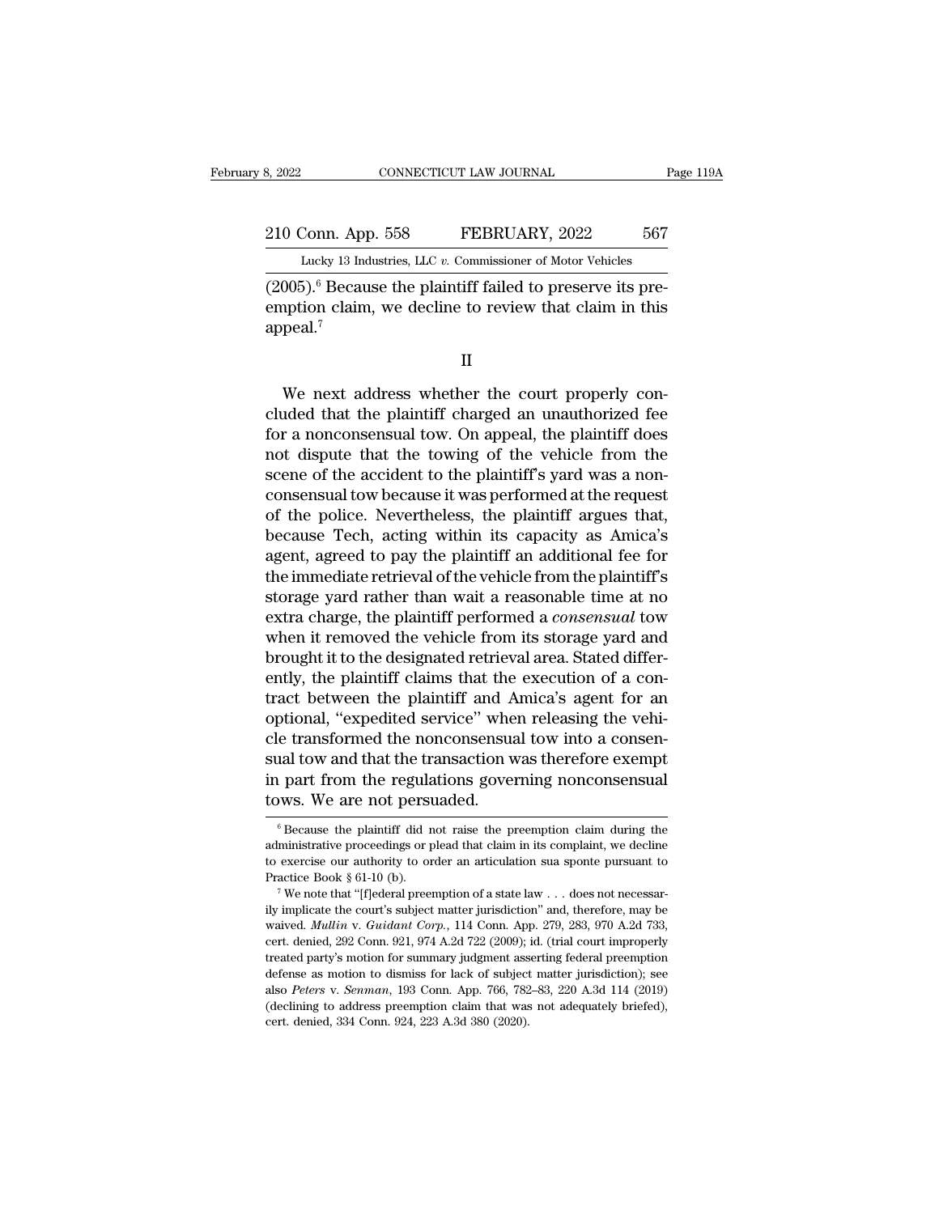(2005).[6] Because the plaintiff failed to preserve its preemption claim, we decline to review that claim in this appeal.[7]

II

We next address whether the court properly concluded that the plaintiff charged an unauthorized fee for a nonconsensual tow. On appeal, the plaintiff does not dispute that the towing of the vehicle from the scene of the accident to the plaintiff's yard was a nonconsensual tow because it was performed at the request of the police. Nevertheless, the plaintiff argues that, because Tech, acting within its capacity as Amica's agent, agreed to pay the plaintiff an additional fee for the immediate retrieval of the vehicle from the plaintiff's storage yard rather than wait a reasonable time at no extra charge, the plaintiff performed a *consensual* tow when it removed the vehicle from its storage yard and brought it to the designated retrieval area. Stated differently, the plaintiff claims that the execution of a contract between the plaintiff and Amica's agent for an optional, "expedited service" when releasing the vehicle transformed the nonconsensual tow into a consensual tow and that the transaction was therefore exempt in part from the regulations governing nonconsensual tows. We are not persuaded.

---

[6] Because the plaintiff did not raise the preemption claim during the administrative proceedings or plead that claim in its complaint, we decline to exercise our authority to order an articulation sua sponte pursuant to Practice Book § 61-10 (b).

[7] We note that "[f]ederal preemption of a state law . . . does not necessarily implicate the court's subject matter jurisdiction" and, therefore, may be waived. *Mullin* v. *Guidant Corp.*, 114 Conn. App. 279, 283, 970 A.2d 733, cert. denied, 292 Conn. 921, 974 A.2d 722 (2009); id. (trial court improperly treated party's motion for summary judgment asserting federal preemption defense as motion to dismiss for lack of subject matter jurisdiction); see also *Peters* v. *Senman*, 193 Conn. App. 766, 782–83, 220 A.3d 114 (2019) (declining to address preemption claim that was not adequately briefed), cert. denied, 334 Conn. 924, 223 A.3d 380 (2020).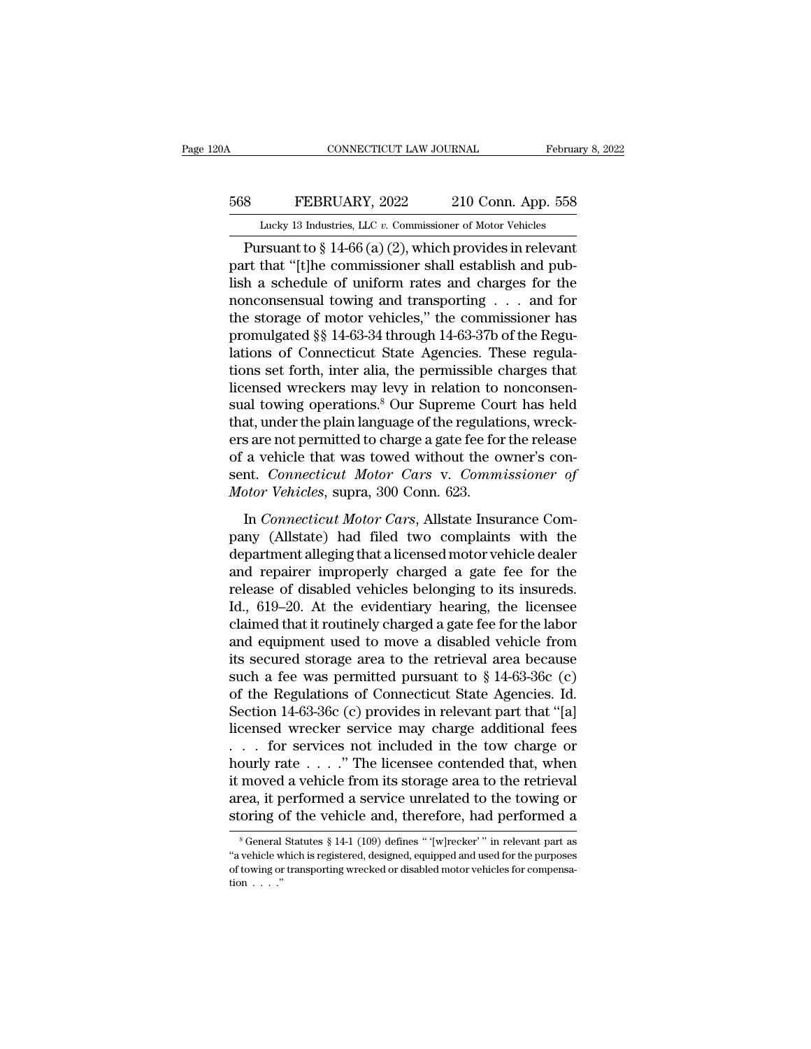Pursuant to § 14-66 (a) (2), which provides in relevant part that "[t]he commissioner shall establish and publish a schedule of uniform rates and charges for the nonconsensual towing and transporting . . . and for the storage of motor vehicles," the commissioner has promulgated §§ 14-63-34 through 14-63-37b of the Regulations of Connecticut State Agencies. These regulations set forth, inter alia, the permissible charges that licensed wreckers may levy in relation to nonconsensual towing operations.[8] Our Supreme Court has held that, under the plain language of the regulations, wreckers are not permitted to charge a gate fee for the release of a vehicle that was towed without the owner's consent. *Connecticut Motor Cars* v. *Commissioner of Motor Vehicles*, supra, 300 Conn. 623.

In *Connecticut Motor Cars*, Allstate Insurance Company (Allstate) had filed two complaints with the department alleging that a licensed motor vehicle dealer and repairer improperly charged a gate fee for the release of disabled vehicles belonging to its insureds. Id., 619–20. At the evidentiary hearing, the licensee claimed that it routinely charged a gate fee for the labor and equipment used to move a disabled vehicle from its secured storage area to the retrieval area because such a fee was permitted pursuant to § 14-63-36c (c) of the Regulations of Connecticut State Agencies. Id. Section 14-63-36c (c) provides in relevant part that "[a] licensed wrecker service may charge additional fees . . . for services not included in the tow charge or hourly rate . . . ." The licensee contended that, when it moved a vehicle from its storage area to the retrieval area, it performed a service unrelated to the towing or storing of the vehicle and, therefore, had performed a

[8] General Statutes § 14-1 (109) defines " '[w]recker' " in relevant part as "a vehicle which is registered, designed, equipped and used for the purposes of towing or transporting wrecked or disabled motor vehicles for compensation . . . ."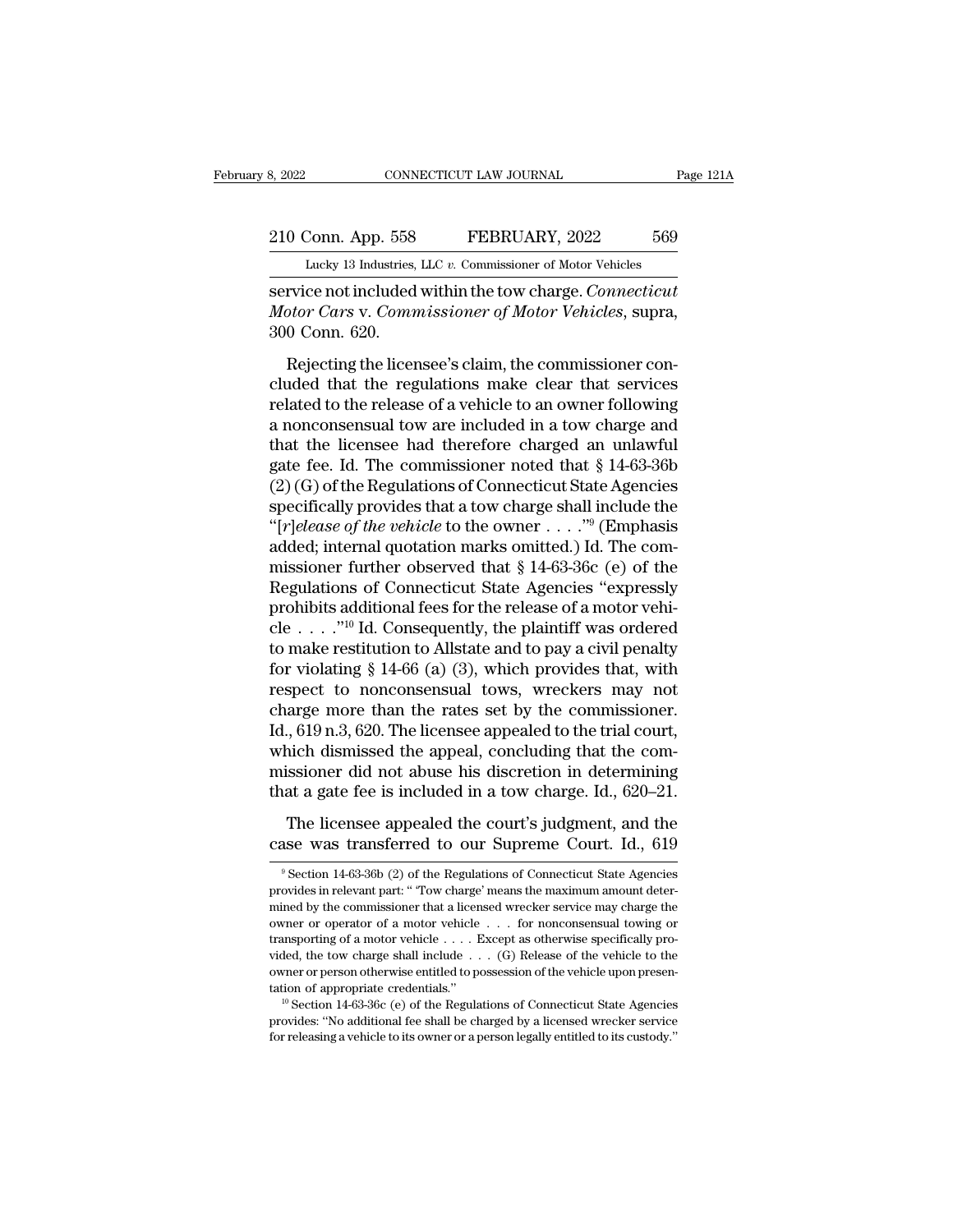service not included within the tow charge. *Connecticut Motor Cars* v. *Commissioner of Motor Vehicles*, supra, 300 Conn. 620.

Rejecting the licensee's claim, the commissioner concluded that the regulations make clear that services related to the release of a vehicle to an owner following a nonconsensual tow are included in a tow charge and that the licensee had therefore charged an unlawful gate fee. Id. The commissioner noted that § 14-63-36b (2) (G) of the Regulations of Connecticut State Agencies specifically provides that a tow charge shall include the "[*r*]*elease of the vehicle* to the owner . . . ."[9] (Emphasis added; internal quotation marks omitted.) Id. The commissioner further observed that § 14-63-36c (e) of the Regulations of Connecticut State Agencies "expressly prohibits additional fees for the release of a motor vehicle . . . ."[10] Id. Consequently, the plaintiff was ordered to make restitution to Allstate and to pay a civil penalty for violating § 14-66 (a) (3), which provides that, with respect to nonconsensual tows, wreckers may not charge more than the rates set by the commissioner. Id., 619 n.3, 620. The licensee appealed to the trial court, which dismissed the appeal, concluding that the commissioner did not abuse his discretion in determining that a gate fee is included in a tow charge. Id., 620–21.

The licensee appealed the court's judgment, and the case was transferred to our Supreme Court. Id., 619

---

[9] Section 14-63-36b (2) of the Regulations of Connecticut State Agencies provides in relevant part: " 'Tow charge' means the maximum amount determined by the commissioner that a licensed wrecker service may charge the owner or operator of a motor vehicle . . . for nonconsensual towing or transporting of a motor vehicle . . . . Except as otherwise specifically provided, the tow charge shall include . . . (G) Release of the vehicle to the owner or person otherwise entitled to possession of the vehicle upon presentation of appropriate credentials."

[10] Section 14-63-36c (e) of the Regulations of Connecticut State Agencies provides: "No additional fee shall be charged by a licensed wrecker service for releasing a vehicle to its owner or a person legally entitled to its custody."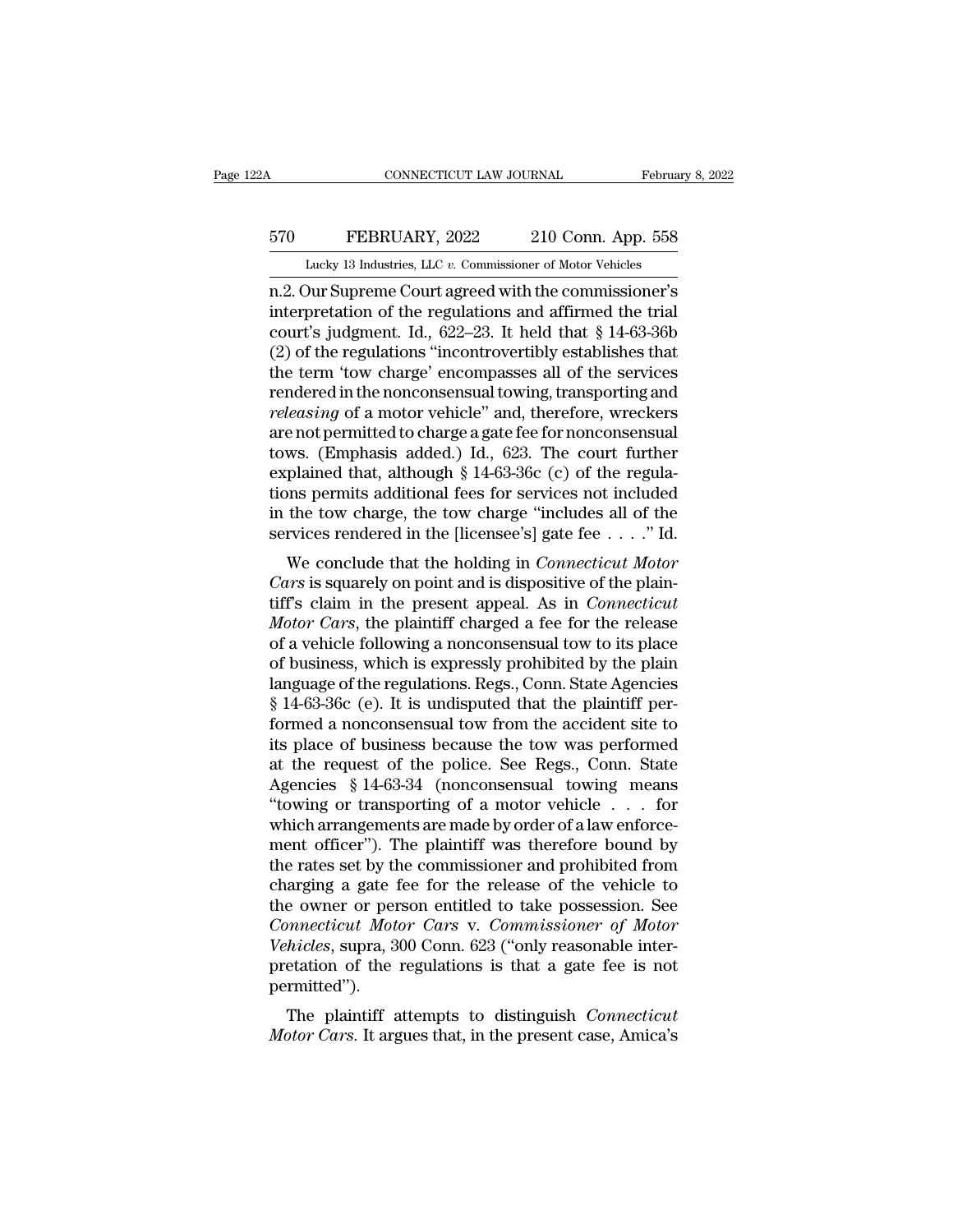n.2. Our Supreme Court agreed with the commissioner's interpretation of the regulations and affirmed the trial court's judgment. Id., 622–23. It held that § 14-63-36b (2) of the regulations "incontrovertibly establishes that the term 'tow charge' encompasses all of the services rendered in the nonconsensual towing, transporting and *releasing* of a motor vehicle" and, therefore, wreckers are not permitted to charge a gate fee for nonconsensual tows. (Emphasis added.) Id., 623. The court further explained that, although § 14-63-36c (c) of the regulations permits additional fees for services not included in the tow charge, the tow charge "includes all of the services rendered in the [licensee's] gate fee . . . ." Id.

We conclude that the holding in *Connecticut Motor Cars* is squarely on point and is dispositive of the plaintiff's claim in the present appeal. As in *Connecticut Motor Cars*, the plaintiff charged a fee for the release of a vehicle following a nonconsensual tow to its place of business, which is expressly prohibited by the plain language of the regulations. Regs., Conn. State Agencies § 14-63-36c (e). It is undisputed that the plaintiff performed a nonconsensual tow from the accident site to its place of business because the tow was performed at the request of the police. See Regs., Conn. State Agencies § 14-63-34 (nonconsensual towing means "towing or transporting of a motor vehicle . . . for which arrangements are made by order of a law enforcement officer"). The plaintiff was therefore bound by the rates set by the commissioner and prohibited from charging a gate fee for the release of the vehicle to the owner or person entitled to take possession. See *Connecticut Motor Cars* v. *Commissioner of Motor Vehicles*, supra, 300 Conn. 623 ("only reasonable interpretation of the regulations is that a gate fee is not permitted").

The plaintiff attempts to distinguish *Connecticut Motor Cars*. It argues that, in the present case, Amica's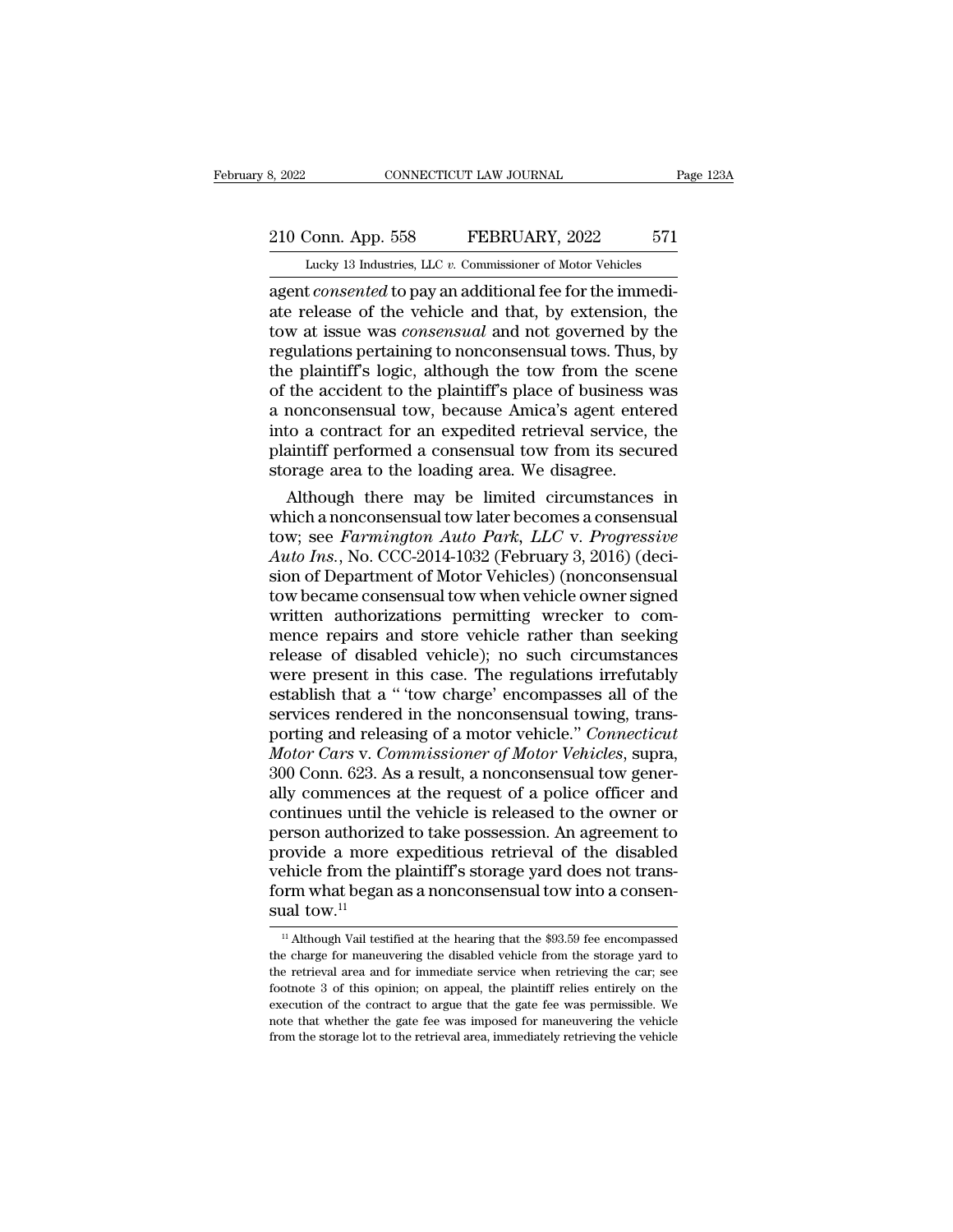agent *consented* to pay an additional fee for the immediate release of the vehicle and that, by extension, the tow at issue was *consensual* and not governed by the regulations pertaining to nonconsensual tows. Thus, by the plaintiff's logic, although the tow from the scene of the accident to the plaintiff's place of business was a nonconsensual tow, because Amica's agent entered into a contract for an expedited retrieval service, the plaintiff performed a consensual tow from its secured storage area to the loading area. We disagree.

Although there may be limited circumstances in which a nonconsensual tow later becomes a consensual tow; see *Farmington Auto Park, LLC* v. *Progressive Auto Ins.*, No. CCC-2014-1032 (February 3, 2016) (decision of Department of Motor Vehicles) (nonconsensual tow became consensual tow when vehicle owner signed written authorizations permitting wrecker to commence repairs and store vehicle rather than seeking release of disabled vehicle); no such circumstances were present in this case. The regulations irrefutably establish that a " 'tow charge' encompasses all of the services rendered in the nonconsensual towing, transporting and releasing of a motor vehicle." *Connecticut Motor Cars* v. *Commissioner of Motor Vehicles*, supra, 300 Conn. 623. As a result, a nonconsensual tow generally commences at the request of a police officer and continues until the vehicle is released to the owner or person authorized to take possession. An agreement to provide a more expeditious retrieval of the disabled vehicle from the plaintiff's storage yard does not transform what began as a nonconsensual tow into a consensual tow.[11]

[11] Although Vail testified at the hearing that the $93.59 fee encompassed the charge for maneuvering the disabled vehicle from the storage yard to the retrieval area and for immediate service when retrieving the car; see footnote 3 of this opinion; on appeal, the plaintiff relies entirely on the execution of the contract to argue that the gate fee was permissible. We note that whether the gate fee was imposed for maneuvering the vehicle from the storage lot to the retrieval area, immediately retrieving the vehicle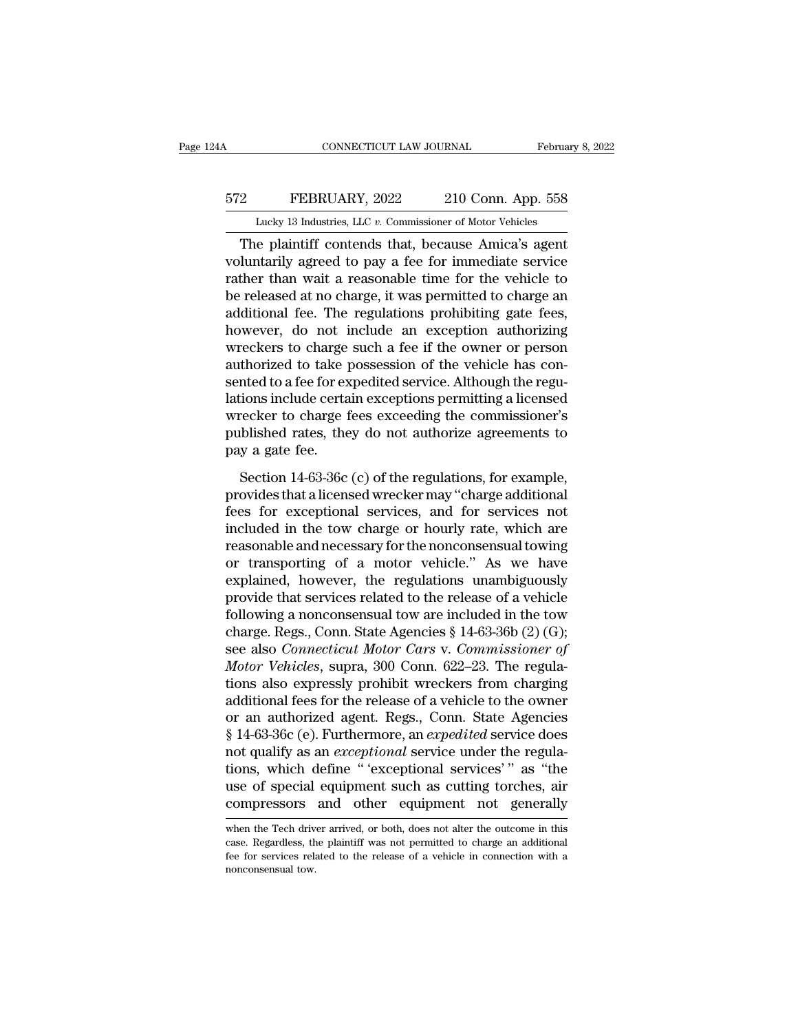The plaintiff contends that, because Amica's agent voluntarily agreed to pay a fee for immediate service rather than wait a reasonable time for the vehicle to be released at no charge, it was permitted to charge an additional fee. The regulations prohibiting gate fees, however, do not include an exception authorizing wreckers to charge such a fee if the owner or person authorized to take possession of the vehicle has consented to a fee for expedited service. Although the regulations include certain exceptions permitting a licensed wrecker to charge fees exceeding the commissioner's published rates, they do not authorize agreements to pay a gate fee.

Section 14-63-36c (c) of the regulations, for example, provides that a licensed wrecker may "charge additional fees for exceptional services, and for services not included in the tow charge or hourly rate, which are reasonable and necessary for the nonconsensual towing or transporting of a motor vehicle." As we have explained, however, the regulations unambiguously provide that services related to the release of a vehicle following a nonconsensual tow are included in the tow charge. Regs., Conn. State Agencies § 14-63-36b (2) (G); see also *Connecticut Motor Cars* v. *Commissioner of Motor Vehicles*, supra, 300 Conn. 622–23. The regulations also expressly prohibit wreckers from charging additional fees for the release of a vehicle to the owner or an authorized agent. Regs., Conn. State Agencies § 14-63-36c (e). Furthermore, an *expedited* service does not qualify as an *exceptional* service under the regulations, which define " 'exceptional services' " as "the use of special equipment such as cutting torches, air compressors and other equipment not generally

when the Tech driver arrived, or both, does not alter the outcome in this case. Regardless, the plaintiff was not permitted to charge an additional fee for services related to the release of a vehicle in connection with a nonconsensual tow.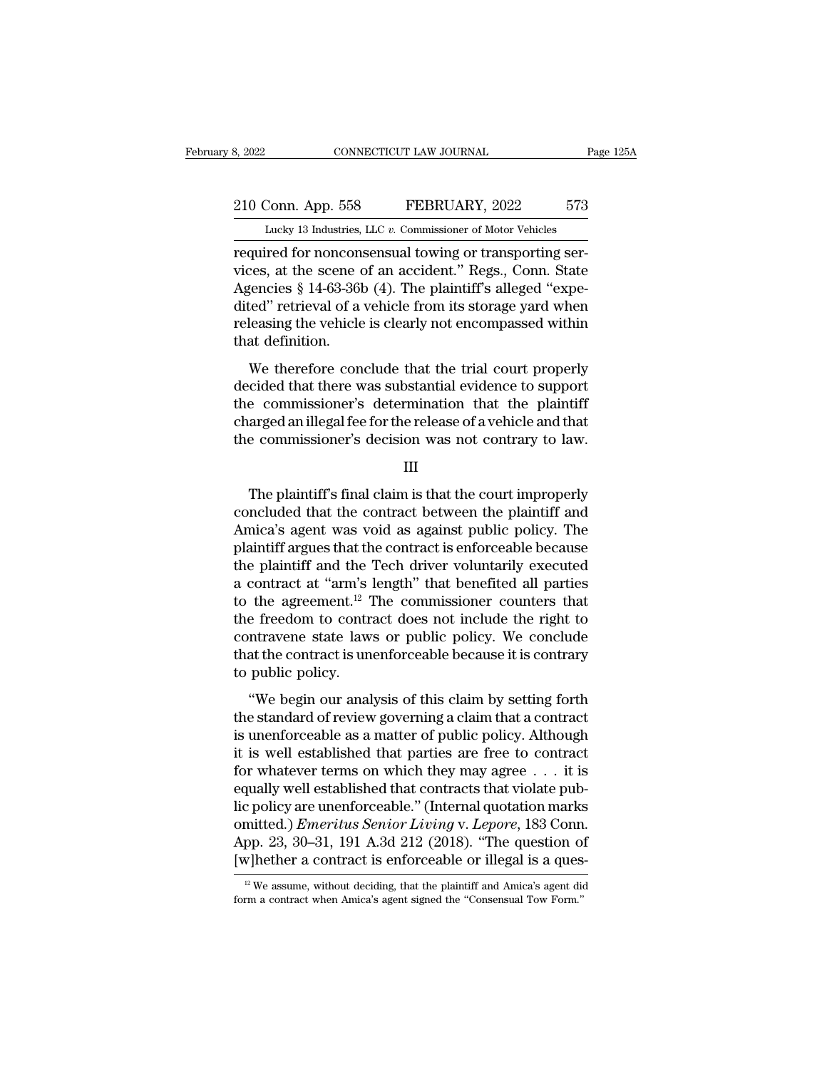required for nonconsensual towing or transporting services, at the scene of an accident." Regs., Conn. State Agencies § 14-63-36b (4). The plaintiff's alleged "expedited" retrieval of a vehicle from its storage yard when releasing the vehicle is clearly not encompassed within that definition.

We therefore conclude that the trial court properly decided that there was substantial evidence to support the commissioner's determination that the plaintiff charged an illegal fee for the release of a vehicle and that the commissioner's decision was not contrary to law.

III

The plaintiff's final claim is that the court improperly concluded that the contract between the plaintiff and Amica's agent was void as against public policy. The plaintiff argues that the contract is enforceable because the plaintiff and the Tech driver voluntarily executed a contract at "arm's length" that benefited all parties to the agreement.[12] The commissioner counters that the freedom to contract does not include the right to contravene state laws or public policy. We conclude that the contract is unenforceable because it is contrary to public policy.

"We begin our analysis of this claim by setting forth the standard of review governing a claim that a contract is unenforceable as a matter of public policy. Although it is well established that parties are free to contract for whatever terms on which they may agree . . . it is equally well established that contracts that violate public policy are unenforceable." (Internal quotation marks omitted.) *Emeritus Senior Living* v. *Lepore*, 183 Conn. App. 23, 30–31, 191 A.3d 212 (2018). "The question of [w]hether a contract is enforceable or illegal is a ques-

[12] We assume, without deciding, that the plaintiff and Amica's agent did form a contract when Amica's agent signed the "Consensual Tow Form."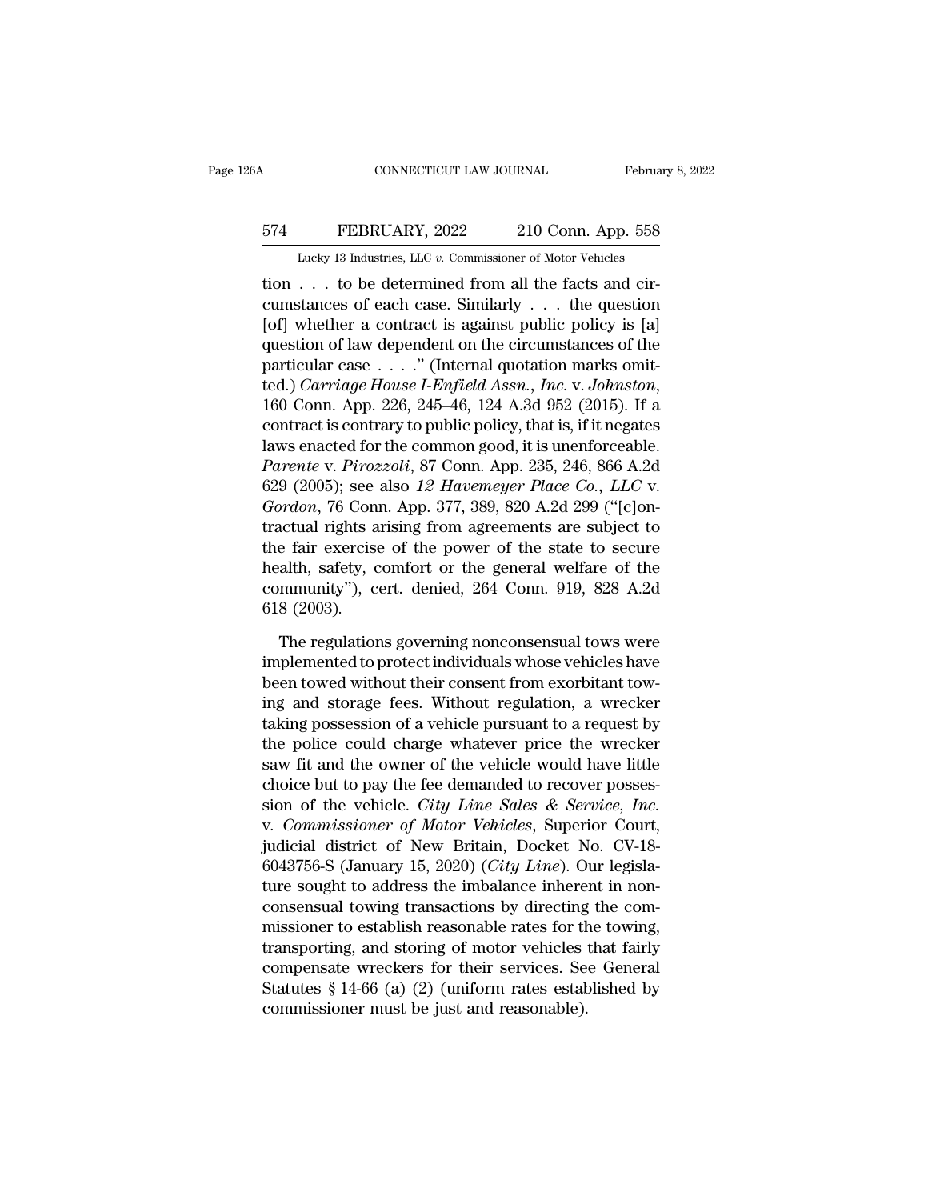tion . . . to be determined from all the facts and circumstances of each case. Similarly . . . the question [of] whether a contract is against public policy is [a] question of law dependent on the circumstances of the particular case . . . ." (Internal quotation marks omitted.) *Carriage House I-Enfield Assn., Inc.* v. *Johnston*, 160 Conn. App. 226, 245–46, 124 A.3d 952 (2015). If a contract is contrary to public policy, that is, if it negates laws enacted for the common good, it is unenforceable. *Parente* v. *Pirozzoli*, 87 Conn. App. 235, 246, 866 A.2d 629 (2005); see also *12 Havemeyer Place Co., LLC* v. *Gordon*, 76 Conn. App. 377, 389, 820 A.2d 299 ("[c]ontractual rights arising from agreements are subject to the fair exercise of the power of the state to secure health, safety, comfort or the general welfare of the community"), cert. denied, 264 Conn. 919, 828 A.2d 618 (2003).

The regulations governing nonconsensual tows were implemented to protect individuals whose vehicles have been towed without their consent from exorbitant towing and storage fees. Without regulation, a wrecker taking possession of a vehicle pursuant to a request by the police could charge whatever price the wrecker saw fit and the owner of the vehicle would have little choice but to pay the fee demanded to recover possession of the vehicle. *City Line Sales & Service, Inc.* v. *Commissioner of Motor Vehicles*, Superior Court, judicial district of New Britain, Docket No. CV-18-6043756-S (January 15, 2020) (*City Line*). Our legislature sought to address the imbalance inherent in nonconsensual towing transactions by directing the commissioner to establish reasonable rates for the towing, transporting, and storing of motor vehicles that fairly compensate wreckers for their services. See General Statutes § 14-66 (a) (2) (uniform rates established by commissioner must be just and reasonable).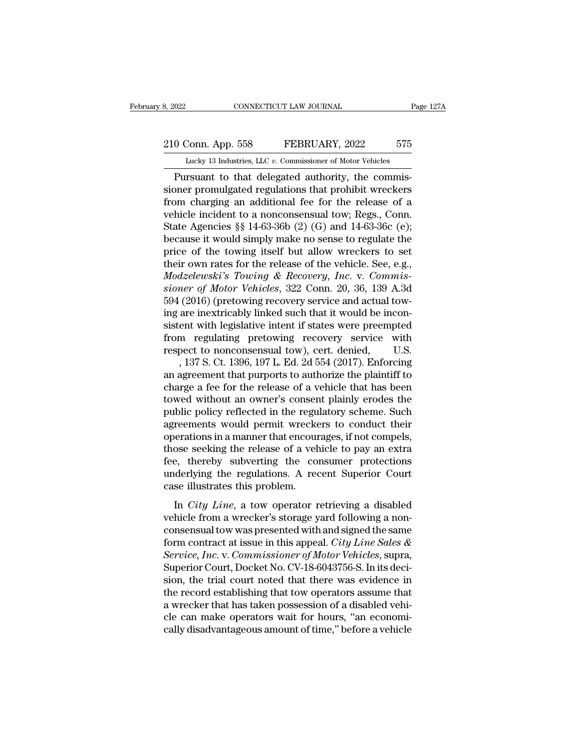Pursuant to that delegated authority, the commissioner promulgated regulations that prohibit wreckers from charging an additional fee for the release of a vehicle incident to a nonconsensual tow; Regs., Conn. State Agencies §§ 14-63-36b (2) (G) and 14-63-36c (e); because it would simply make no sense to regulate the price of the towing itself but allow wreckers to set their own rates for the release of the vehicle. See, e.g., *Modzelewski's Towing & Recovery, Inc.* v. *Commissioner of Motor Vehicles*, 322 Conn. 20, 36, 139 A.3d 594 (2016) (pretowing recovery service and actual towing are inextricably linked such that it would be inconsistent with legislative intent if states were preempted from regulating pretowing recovery service with respect to nonconsensual tow), cert. denied, U.S. , 137 S. Ct. 1396, 197 L. Ed. 2d 554 (2017). Enforcing an agreement that purports to authorize the plaintiff to charge a fee for the release of a vehicle that has been towed without an owner's consent plainly erodes the public policy reflected in the regulatory scheme. Such agreements would permit wreckers to conduct their operations in a manner that encourages, if not compels, those seeking the release of a vehicle to pay an extra fee, thereby subverting the consumer protections underlying the regulations. A recent Superior Court case illustrates this problem.

In *City Line*, a tow operator retrieving a disabled vehicle from a wrecker's storage yard following a nonconsensual tow was presented with and signed the same form contract at issue in this appeal. *City Line Sales & Service, Inc.* v. *Commissioner of Motor Vehicles*, supra, Superior Court, Docket No. CV-18-6043756-S. In its decision, the trial court noted that there was evidence in the record establishing that tow operators assume that a wrecker that has taken possession of a disabled vehicle can make operators wait for hours, "an economically disadvantageous amount of time," before a vehicle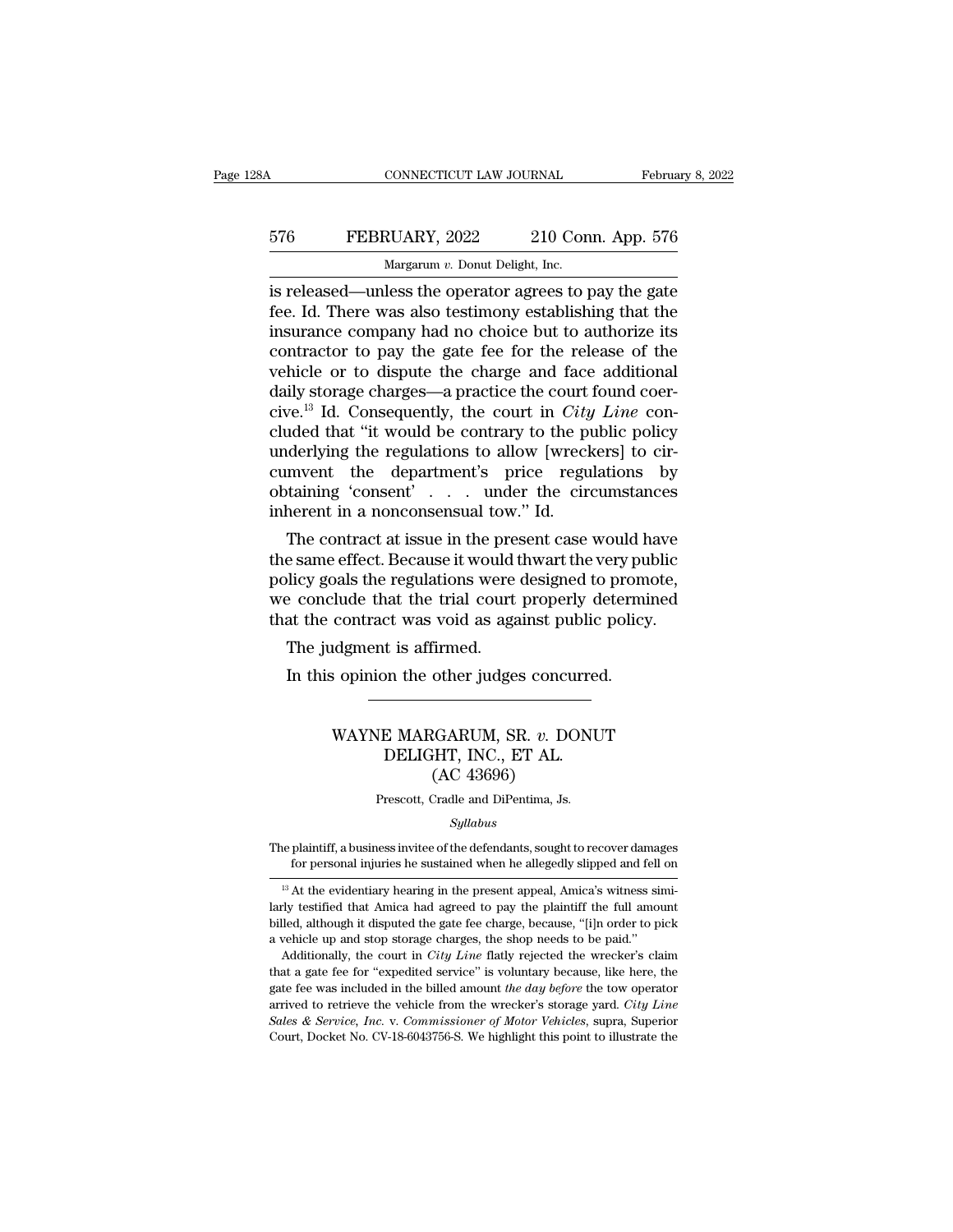is released—unless the operator agrees to pay the gate fee. Id. There was also testimony establishing that the insurance company had no choice but to authorize its contractor to pay the gate fee for the release of the vehicle or to dispute the charge and face additional daily storage charges—a practice the court found coercive.[13] Id. Consequently, the court in *City Line* concluded that "it would be contrary to the public policy underlying the regulations to allow [wreckers] to circumvent the department's price regulations by obtaining 'consent' . . . under the circumstances inherent in a nonconsensual tow." Id.

The contract at issue in the present case would have the same effect. Because it would thwart the very public policy goals the regulations were designed to promote, we conclude that the trial court properly determined that the contract was void as against public policy.

The judgment is affirmed.

In this opinion the other judges concurred.

---

## WAYNE MARGARUM, SR. *v.* DONUT DELIGHT, INC., ET AL.
## (AC 43696)

Prescott, Cradle and DiPentima, Js.

*Syllabus*

The plaintiff, a business invitee of the defendants, sought to recover damages for personal injuries he sustained when he allegedly slipped and fell on

---

[13] At the evidentiary hearing in the present appeal, Amica's witness similarly testified that Amica had agreed to pay the plaintiff the full amount billed, although it disputed the gate fee charge, because, "[i]n order to pick a vehicle up and stop storage charges, the shop needs to be paid."

Additionally, the court in *City Line* flatly rejected the wrecker's claim that a gate fee for "expedited service" is voluntary because, like here, the gate fee was included in the billed amount *the day before* the tow operator arrived to retrieve the vehicle from the wrecker's storage yard. *City Line Sales & Service, Inc.* v. *Commissioner of Motor Vehicles*, supra, Superior Court, Docket No. CV-18-6043756-S. We highlight this point to illustrate the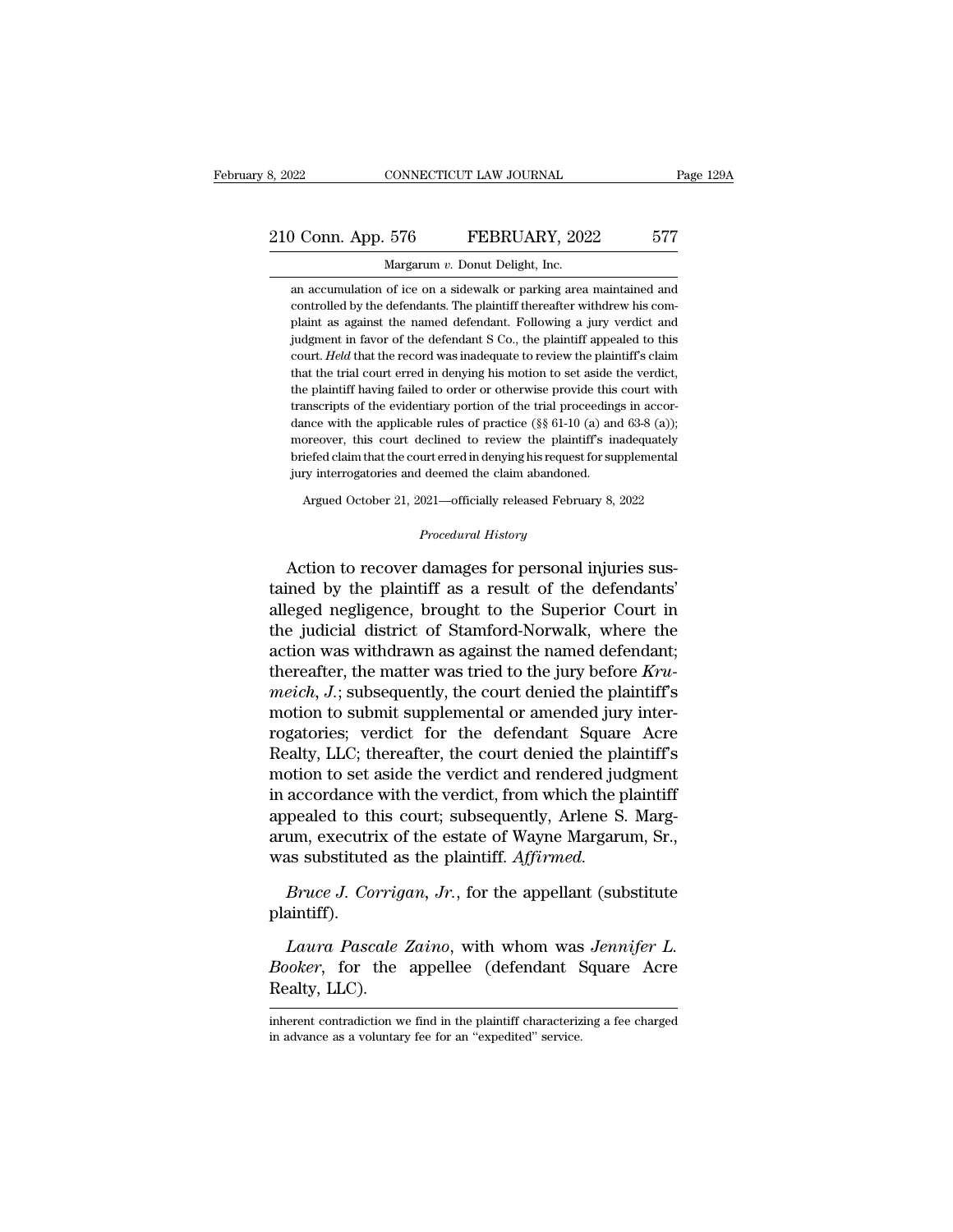an accumulation of ice on a sidewalk or parking area maintained and controlled by the defendants. The plaintiff thereafter withdrew his complaint as against the named defendant. Following a jury verdict and judgment in favor of the defendant S Co., the plaintiff appealed to this court. *Held* that the record was inadequate to review the plaintiff's claim that the trial court erred in denying his motion to set aside the verdict, the plaintiff having failed to order or otherwise provide this court with transcripts of the evidentiary portion of the trial proceedings in accordance with the applicable rules of practice (§§ 61-10 (a) and 63-8 (a)); moreover, this court declined to review the plaintiff's inadequately briefed claim that the court erred in denying his request for supplemental jury interrogatories and deemed the claim abandoned.

Argued October 21, 2021—officially released February 8, 2022

*Procedural History*

Action to recover damages for personal injuries sustained by the plaintiff as a result of the defendants' alleged negligence, brought to the Superior Court in the judicial district of Stamford-Norwalk, where the action was withdrawn as against the named defendant; thereafter, the matter was tried to the jury before *Krumeich, J.*; subsequently, the court denied the plaintiff's motion to submit supplemental or amended jury interrogatories; verdict for the defendant Square Acre Realty, LLC; thereafter, the court denied the plaintiff's motion to set aside the verdict and rendered judgment in accordance with the verdict, from which the plaintiff appealed to this court; subsequently, Arlene S. Margarum, executrix of the estate of Wayne Margarum, Sr., was substituted as the plaintiff. *Affirmed.*

*Bruce J. Corrigan, Jr.*, for the appellant (substitute plaintiff).

*Laura Pascale Zaino*, with whom was *Jennifer L. Booker*, for the appellee (defendant Square Acre Realty, LLC).

inherent contradiction we find in the plaintiff characterizing a fee charged in advance as a voluntary fee for an "expedited" service.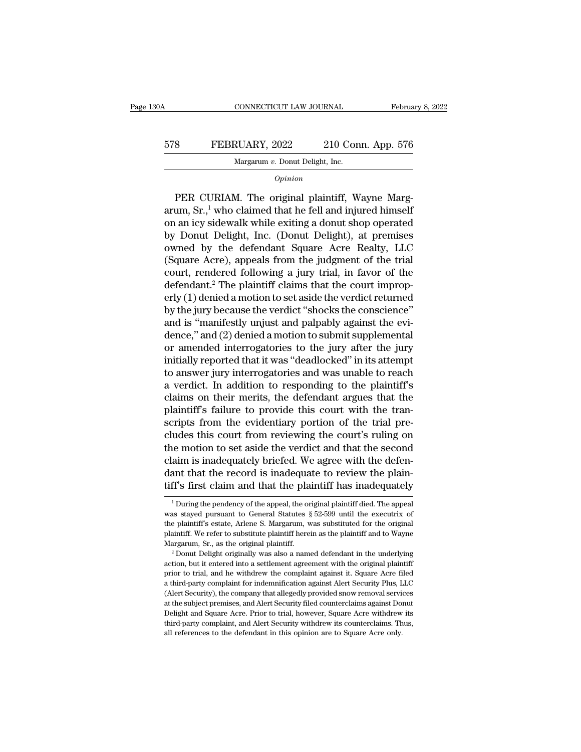Margarum *v.* Donut Delight, Inc.

*Opinion*

PER CURIAM. The original plaintiff, Wayne Margarum, Sr.,[1] who claimed that he fell and injured himself on an icy sidewalk while exiting a donut shop operated by Donut Delight, Inc. (Donut Delight), at premises owned by the defendant Square Acre Realty, LLC (Square Acre), appeals from the judgment of the trial court, rendered following a jury trial, in favor of the defendant.[2] The plaintiff claims that the court improperly (1) denied a motion to set aside the verdict returned by the jury because the verdict "shocks the conscience" and is "manifestly unjust and palpably against the evidence," and (2) denied a motion to submit supplemental or amended interrogatories to the jury after the jury initially reported that it was "deadlocked" in its attempt to answer jury interrogatories and was unable to reach a verdict. In addition to responding to the plaintiff's claims on their merits, the defendant argues that the plaintiff's failure to provide this court with the transcripts from the evidentiary portion of the trial precludes this court from reviewing the court's ruling on the motion to set aside the verdict and that the second claim is inadequately briefed. We agree with the defendant that the record is inadequate to review the plaintiff's first claim and that the plaintiff has inadequately

---

[1] During the pendency of the appeal, the original plaintiff died. The appeal was stayed pursuant to General Statutes § 52-599 until the executrix of the plaintiff's estate, Arlene S. Margarum, was substituted for the original plaintiff. We refer to substitute plaintiff herein as the plaintiff and to Wayne Margarum, Sr., as the original plaintiff.

[2] Donut Delight originally was also a named defendant in the underlying action, but it entered into a settlement agreement with the original plaintiff prior to trial, and he withdrew the complaint against it. Square Acre filed a third-party complaint for indemnification against Alert Security Plus, LLC (Alert Security), the company that allegedly provided snow removal services at the subject premises, and Alert Security filed counterclaims against Donut Delight and Square Acre. Prior to trial, however, Square Acre withdrew its third-party complaint, and Alert Security withdrew its counterclaims. Thus, all references to the defendant in this opinion are to Square Acre only.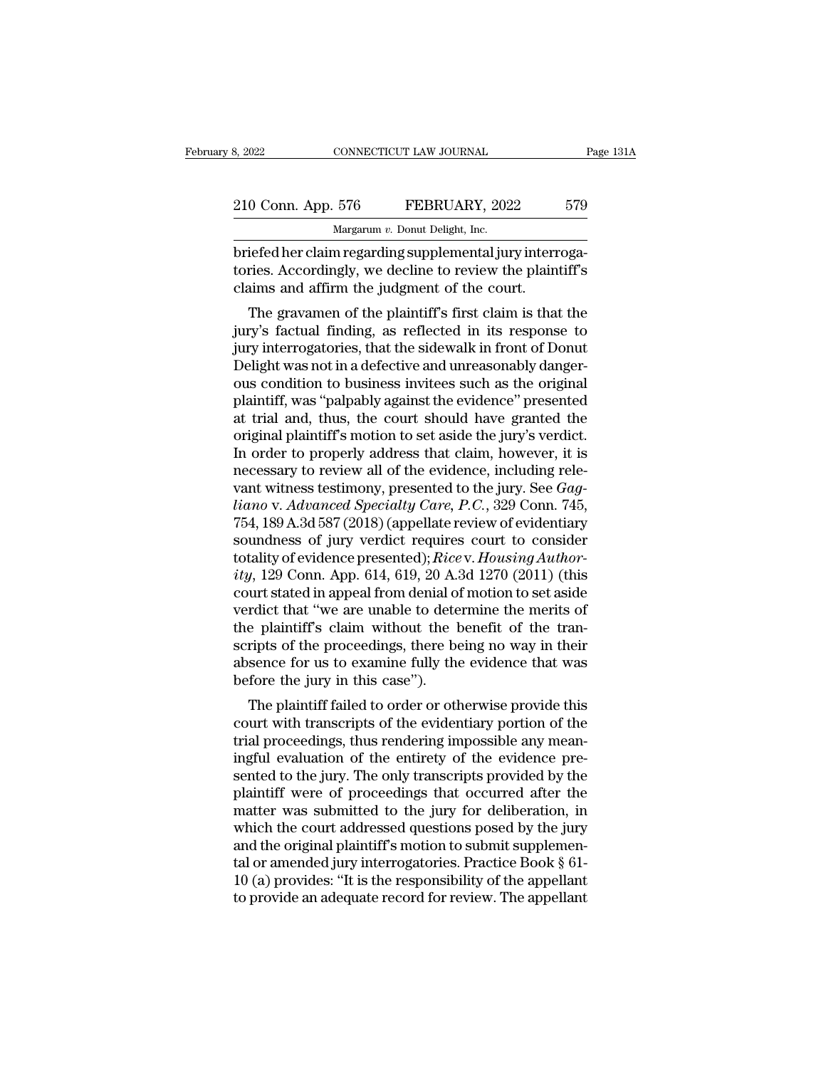briefed her claim regarding supplemental jury interrogatories. Accordingly, we decline to review the plaintiff's claims and affirm the judgment of the court.

The gravamen of the plaintiff's first claim is that the jury's factual finding, as reflected in its response to jury interrogatories, that the sidewalk in front of Donut Delight was not in a defective and unreasonably dangerous condition to business invitees such as the original plaintiff, was "palpably against the evidence" presented at trial and, thus, the court should have granted the original plaintiff's motion to set aside the jury's verdict. In order to properly address that claim, however, it is necessary to review all of the evidence, including relevant witness testimony, presented to the jury. See *Gagliano* v. *Advanced Specialty Care, P.C.*, 329 Conn. 745, 754, 189 A.3d 587 (2018) (appellate review of evidentiary soundness of jury verdict requires court to consider totality of evidence presented); *Rice* v. *Housing Authority*, 129 Conn. App. 614, 619, 20 A.3d 1270 (2011) (this court stated in appeal from denial of motion to set aside verdict that "we are unable to determine the merits of the plaintiff's claim without the benefit of the transcripts of the proceedings, there being no way in their absence for us to examine fully the evidence that was before the jury in this case").

The plaintiff failed to order or otherwise provide this court with transcripts of the evidentiary portion of the trial proceedings, thus rendering impossible any meaningful evaluation of the entirety of the evidence presented to the jury. The only transcripts provided by the plaintiff were of proceedings that occurred after the matter was submitted to the jury for deliberation, in which the court addressed questions posed by the jury and the original plaintiff's motion to submit supplemental or amended jury interrogatories. Practice Book § 61-10 (a) provides: "It is the responsibility of the appellant to provide an adequate record for review. The appellant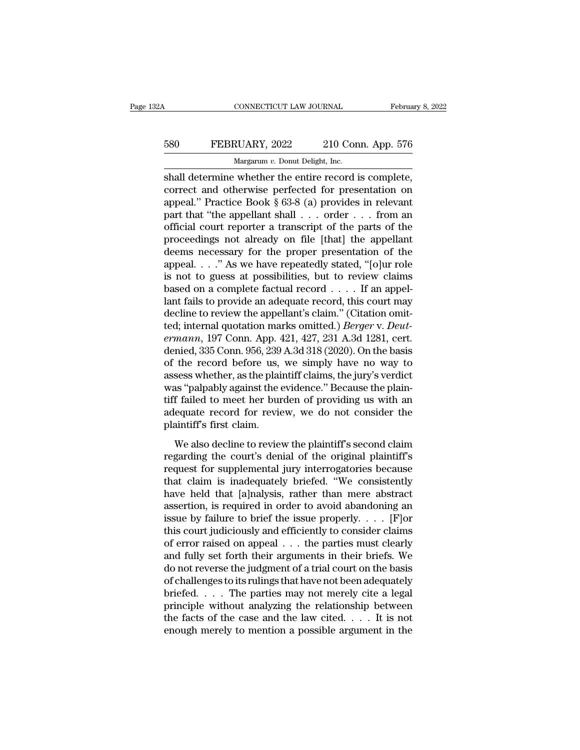shall determine whether the entire record is complete, correct and otherwise perfected for presentation on appeal." Practice Book § 63-8 (a) provides in relevant part that "the appellant shall . . . order . . . from an official court reporter a transcript of the parts of the proceedings not already on file [that] the appellant deems necessary for the proper presentation of the appeal. . . ." As we have repeatedly stated, "[o]ur role is not to guess at possibilities, but to review claims based on a complete factual record . . . . If an appellant fails to provide an adequate record, this court may decline to review the appellant's claim." (Citation omitted; internal quotation marks omitted.) *Berger* v. *Deutermann*, 197 Conn. App. 421, 427, 231 A.3d 1281, cert. denied, 335 Conn. 956, 239 A.3d 318 (2020). On the basis of the record before us, we simply have no way to assess whether, as the plaintiff claims, the jury's verdict was "palpably against the evidence." Because the plaintiff failed to meet her burden of providing us with an adequate record for review, we do not consider the plaintiff's first claim.

We also decline to review the plaintiff's second claim regarding the court's denial of the original plaintiff's request for supplemental jury interrogatories because that claim is inadequately briefed. "We consistently have held that [a]nalysis, rather than mere abstract assertion, is required in order to avoid abandoning an issue by failure to brief the issue properly. . . . [F]or this court judiciously and efficiently to consider claims of error raised on appeal . . . the parties must clearly and fully set forth their arguments in their briefs. We do not reverse the judgment of a trial court on the basis of challenges to its rulings that have not been adequately briefed. . . . The parties may not merely cite a legal principle without analyzing the relationship between the facts of the case and the law cited. . . . It is not enough merely to mention a possible argument in the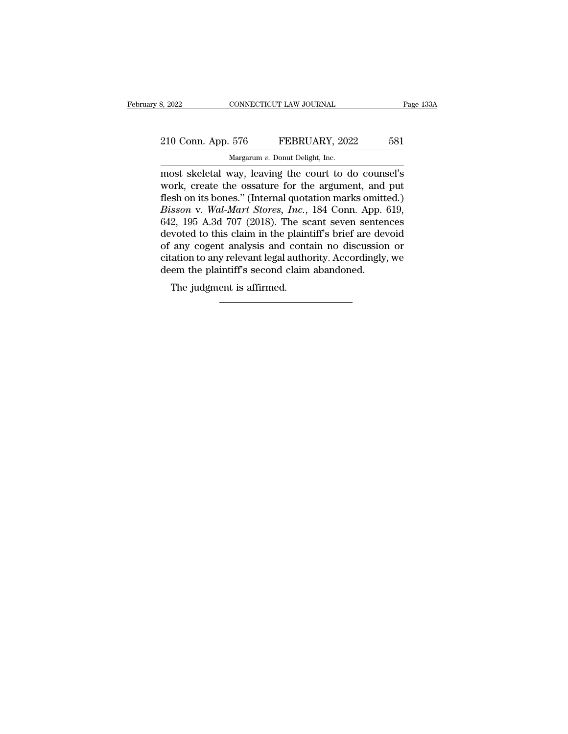most skeletal way, leaving the court to do counsel's work, create the ossature for the argument, and put flesh on its bones." (Internal quotation marks omitted.) *Bisson* v. *Wal-Mart Stores, Inc.*, 184 Conn. App. 619, 642, 195 A.3d 707 (2018). The scant seven sentences devoted to this claim in the plaintiff's brief are devoid of any cogent analysis and contain no discussion or citation to any relevant legal authority. Accordingly, we deem the plaintiff's second claim abandoned.

The judgment is affirmed.